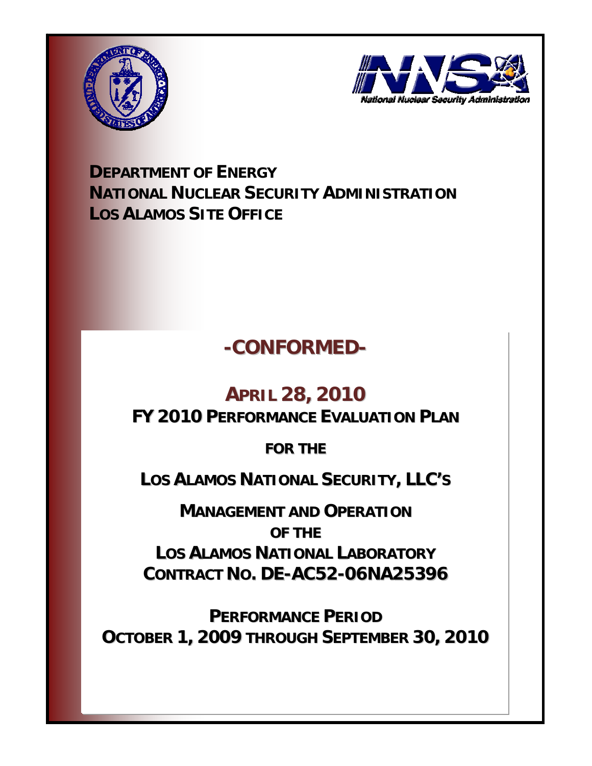**DEPARTMENT OF ENERGY**
**NATIONAL NUCLEAR SECURITY ADMINISTRATION**
**LOS ALAMOS SITE OFFICE**

# -CONFORMED-

## APRIL 28, 2010

## FY 2010 PERFORMANCE EVALUATION PLAN

**FOR THE**

**LOS ALAMOS NATIONAL SECURITY, LLC'S**

**MANAGEMENT AND OPERATION**
**OF THE**
**LOS ALAMOS NATIONAL LABORATORY**
**CONTRACT NO. DE-AC52-06NA25396**

**PERFORMANCE PERIOD**
**OCTOBER 1, 2009 THROUGH SEPTEMBER 30, 2010**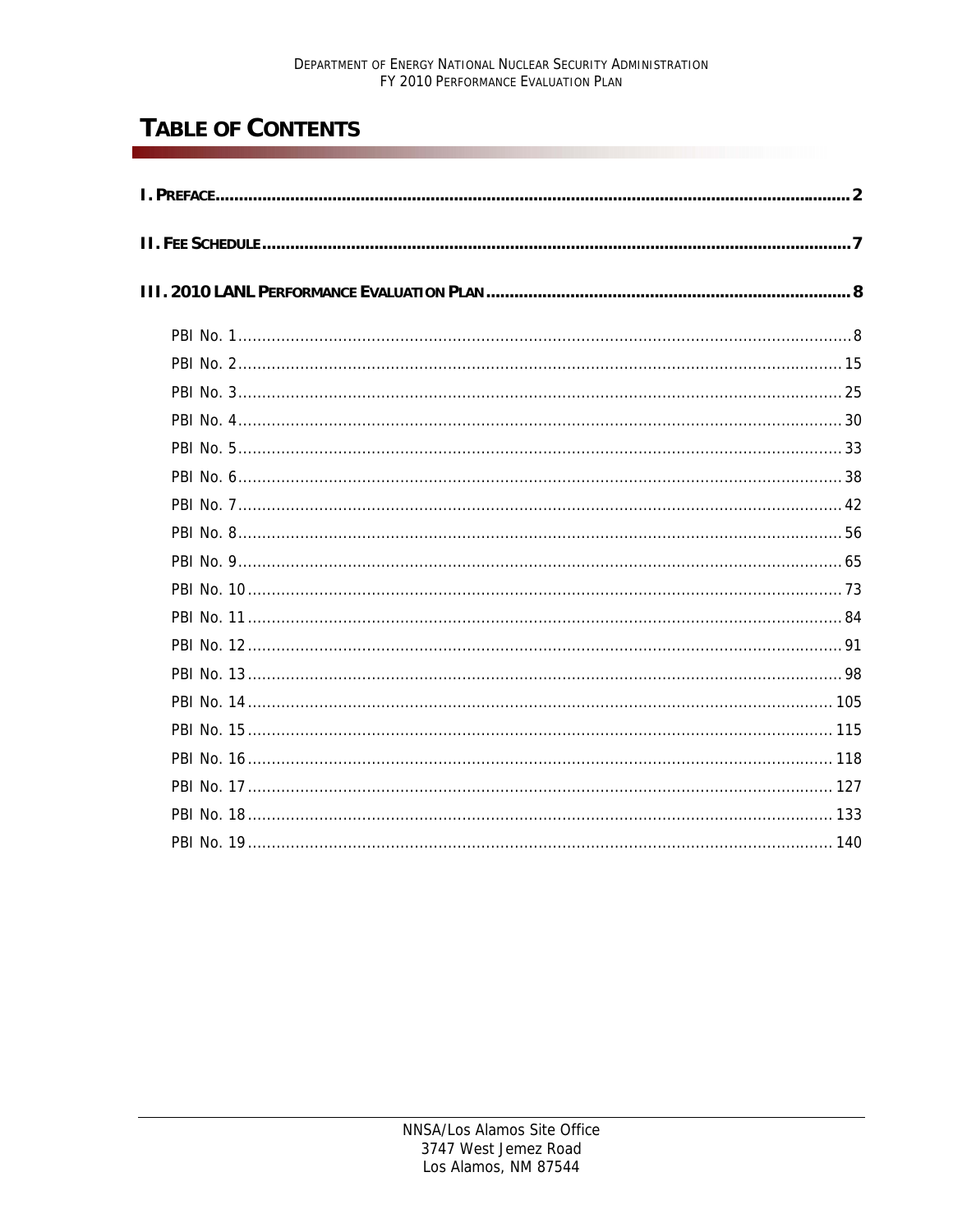# TABLE OF CONTENTS

**I. PREFACE** .......... **2**

**II. FEE SCHEDULE** .......... **7**

**III. 2010 LANL PERFORMANCE EVALUATION PLAN** .......... **8**

- PBI No. 1 .......... 8
- PBI No. 2 .......... 15
- PBI No. 3 .......... 25
- PBI No. 4 .......... 30
- PBI No. 5 .......... 33
- PBI No. 6 .......... 38
- PBI No. 7 .......... 42
- PBI No. 8 .......... 56
- PBI No. 9 .......... 65
- PBI No. 10 .......... 73
- PBI No. 11 .......... 84
- PBI No. 12 .......... 91
- PBI No. 13 .......... 98
- PBI No. 14 .......... 105
- PBI No. 15 .......... 115
- PBI No. 16 .......... 118
- PBI No. 17 .......... 127
- PBI No. 18 .......... 133
- PBI No. 19 .......... 140

NNSA/Los Alamos Site Office
3747 West Jemez Road
Los Alamos, NM 87544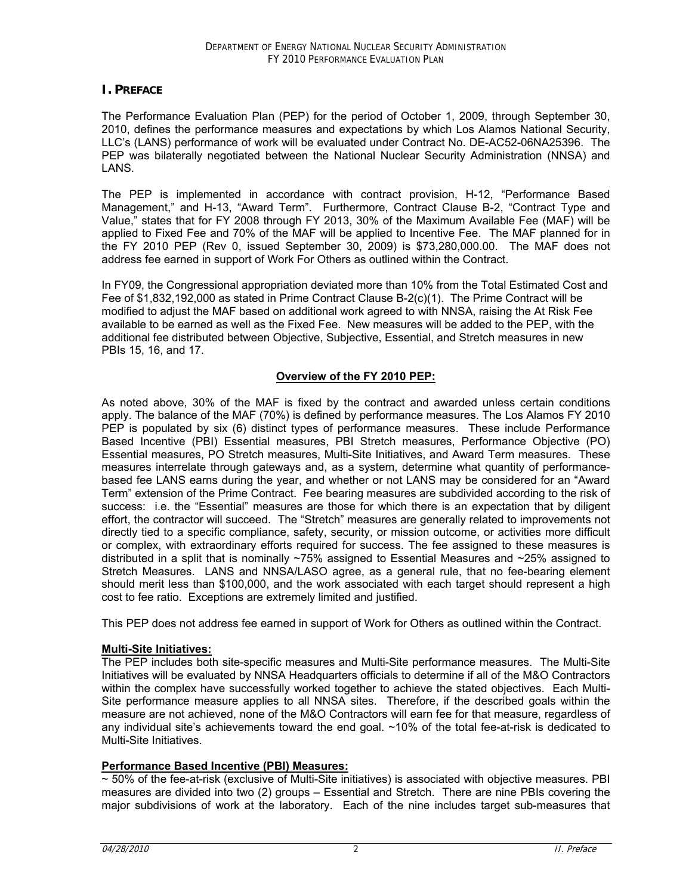## I. PREFACE

The Performance Evaluation Plan (PEP) for the period of October 1, 2009, through September 30, 2010, defines the performance measures and expectations by which Los Alamos National Security, LLC's (LANS) performance of work will be evaluated under Contract No. DE-AC52-06NA25396. The PEP was bilaterally negotiated between the National Nuclear Security Administration (NNSA) and LANS.

The PEP is implemented in accordance with contract provision, H-12, "Performance Based Management," and H-13, "Award Term". Furthermore, Contract Clause B-2, "Contract Type and Value," states that for FY 2008 through FY 2013, 30% of the Maximum Available Fee (MAF) will be applied to Fixed Fee and 70% of the MAF will be applied to Incentive Fee. The MAF planned for in the FY 2010 PEP (Rev 0, issued September 30, 2009) is $73,280,000.00. The MAF does not address fee earned in support of Work For Others as outlined within the Contract.

In FY09, the Congressional appropriation deviated more than 10% from the Total Estimated Cost and Fee of $1,832,192,000 as stated in Prime Contract Clause B-2(c)(1). The Prime Contract will be modified to adjust the MAF based on additional work agreed to with NNSA, raising the At Risk Fee available to be earned as well as the Fixed Fee. New measures will be added to the PEP, with the additional fee distributed between Objective, Subjective, Essential, and Stretch measures in new PBIs 15, 16, and 17.

**Overview of the FY 2010 PEP:**

As noted above, 30% of the MAF is fixed by the contract and awarded unless certain conditions apply. The balance of the MAF (70%) is defined by performance measures. The Los Alamos FY 2010 PEP is populated by six (6) distinct types of performance measures. These include Performance Based Incentive (PBI) Essential measures, PBI Stretch measures, Performance Objective (PO) Essential measures, PO Stretch measures, Multi-Site Initiatives, and Award Term measures. These measures interrelate through gateways and, as a system, determine what quantity of performance-based fee LANS earns during the year, and whether or not LANS may be considered for an "Award Term" extension of the Prime Contract. Fee bearing measures are subdivided according to the risk of success: i.e. the "Essential" measures are those for which there is an expectation that by diligent effort, the contractor will succeed. The "Stretch" measures are generally related to improvements not directly tied to a specific compliance, safety, security, or mission outcome, or activities more difficult or complex, with extraordinary efforts required for success. The fee assigned to these measures is distributed in a split that is nominally ~75% assigned to Essential Measures and ~25% assigned to Stretch Measures. LANS and NNSA/LASO agree, as a general rule, that no fee-bearing element should merit less than $100,000, and the work associated with each target should represent a high cost to fee ratio. Exceptions are extremely limited and justified.

This PEP does not address fee earned in support of Work for Others as outlined within the Contract.

**Multi-Site Initiatives:**

The PEP includes both site-specific measures and Multi-Site performance measures. The Multi-Site Initiatives will be evaluated by NNSA Headquarters officials to determine if all of the M&O Contractors within the complex have successfully worked together to achieve the stated objectives. Each Multi-Site performance measure applies to all NNSA sites. Therefore, if the described goals within the measure are not achieved, none of the M&O Contractors will earn fee for that measure, regardless of any individual site's achievements toward the end goal. ~10% of the total fee-at-risk is dedicated to Multi-Site Initiatives.

**Performance Based Incentive (PBI) Measures:**

~ 50% of the fee-at-risk (exclusive of Multi-Site initiatives) is associated with objective measures. PBI measures are divided into two (2) groups – Essential and Stretch. There are nine PBIs covering the major subdivisions of work at the laboratory. Each of the nine includes target sub-measures that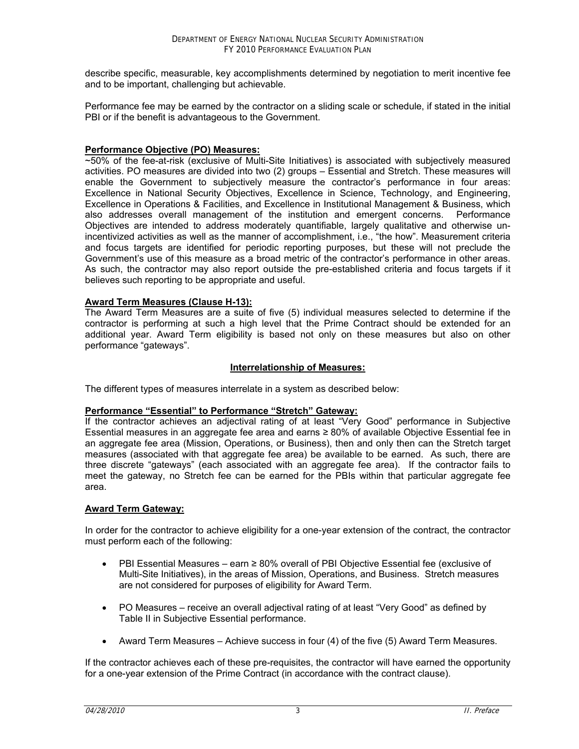describe specific, measurable, key accomplishments determined by negotiation to merit incentive fee and to be important, challenging but achievable.

Performance fee may be earned by the contractor on a sliding scale or schedule, if stated in the initial PBI or if the benefit is advantageous to the Government.

**Performance Objective (PO) Measures:**

~50% of the fee-at-risk (exclusive of Multi-Site Initiatives) is associated with subjectively measured activities. PO measures are divided into two (2) groups – Essential and Stretch. These measures will enable the Government to subjectively measure the contractor's performance in four areas: Excellence in National Security Objectives, Excellence in Science, Technology, and Engineering, Excellence in Operations & Facilities, and Excellence in Institutional Management & Business, which also addresses overall management of the institution and emergent concerns. Performance Objectives are intended to address moderately quantifiable, largely qualitative and otherwise un-incentivized activities as well as the manner of accomplishment, i.e., "the how". Measurement criteria and focus targets are identified for periodic reporting purposes, but these will not preclude the Government's use of this measure as a broad metric of the contractor's performance in other areas. As such, the contractor may also report outside the pre-established criteria and focus targets if it believes such reporting to be appropriate and useful.

**Award Term Measures (Clause H-13):**

The Award Term Measures are a suite of five (5) individual measures selected to determine if the contractor is performing at such a high level that the Prime Contract should be extended for an additional year. Award Term eligibility is based not only on these measures but also on other performance "gateways".

**Interrelationship of Measures:**

The different types of measures interrelate in a system as described below:

**Performance "Essential" to Performance "Stretch" Gateway:**

If the contractor achieves an adjectival rating of at least "Very Good" performance in Subjective Essential measures in an aggregate fee area and earns ≥ 80% of available Objective Essential fee in an aggregate fee area (Mission, Operations, or Business), then and only then can the Stretch target measures (associated with that aggregate fee area) be available to be earned. As such, there are three discrete "gateways" (each associated with an aggregate fee area). If the contractor fails to meet the gateway, no Stretch fee can be earned for the PBIs within that particular aggregate fee area.

**Award Term Gateway:**

In order for the contractor to achieve eligibility for a one-year extension of the contract, the contractor must perform each of the following:

- PBI Essential Measures – earn ≥ 80% overall of PBI Objective Essential fee (exclusive of Multi-Site Initiatives), in the areas of Mission, Operations, and Business. Stretch measures are not considered for purposes of eligibility for Award Term.
- PO Measures – receive an overall adjectival rating of at least "Very Good" as defined by Table II in Subjective Essential performance.
- Award Term Measures – Achieve success in four (4) of the five (5) Award Term Measures.

If the contractor achieves each of these pre-requisites, the contractor will have earned the opportunity for a one-year extension of the Prime Contract (in accordance with the contract clause).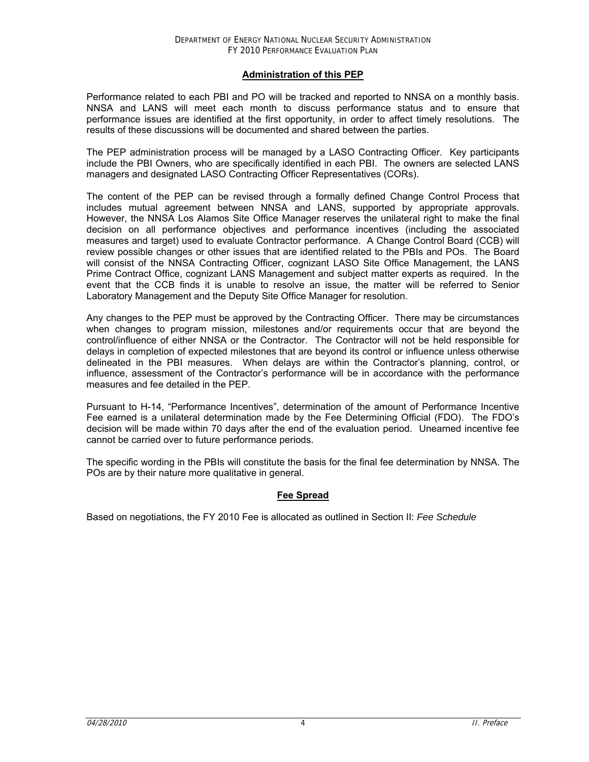## Administration of this PEP

Performance related to each PBI and PO will be tracked and reported to NNSA on a monthly basis. NNSA and LANS will meet each month to discuss performance status and to ensure that performance issues are identified at the first opportunity, in order to affect timely resolutions. The results of these discussions will be documented and shared between the parties.

The PEP administration process will be managed by a LASO Contracting Officer. Key participants include the PBI Owners, who are specifically identified in each PBI. The owners are selected LANS managers and designated LASO Contracting Officer Representatives (CORs).

The content of the PEP can be revised through a formally defined Change Control Process that includes mutual agreement between NNSA and LANS, supported by appropriate approvals. However, the NNSA Los Alamos Site Office Manager reserves the unilateral right to make the final decision on all performance objectives and performance incentives (including the associated measures and target) used to evaluate Contractor performance. A Change Control Board (CCB) will review possible changes or other issues that are identified related to the PBIs and POs. The Board will consist of the NNSA Contracting Officer, cognizant LASO Site Office Management, the LANS Prime Contract Office, cognizant LANS Management and subject matter experts as required. In the event that the CCB finds it is unable to resolve an issue, the matter will be referred to Senior Laboratory Management and the Deputy Site Office Manager for resolution.

Any changes to the PEP must be approved by the Contracting Officer. There may be circumstances when changes to program mission, milestones and/or requirements occur that are beyond the control/influence of either NNSA or the Contractor. The Contractor will not be held responsible for delays in completion of expected milestones that are beyond its control or influence unless otherwise delineated in the PBI measures. When delays are within the Contractor's planning, control, or influence, assessment of the Contractor's performance will be in accordance with the performance measures and fee detailed in the PEP.

Pursuant to H-14, "Performance Incentives", determination of the amount of Performance Incentive Fee earned is a unilateral determination made by the Fee Determining Official (FDO). The FDO's decision will be made within 70 days after the end of the evaluation period. Unearned incentive fee cannot be carried over to future performance periods.

The specific wording in the PBIs will constitute the basis for the final fee determination by NNSA. The POs are by their nature more qualitative in general.

## Fee Spread

Based on negotiations, the FY 2010 Fee is allocated as outlined in Section II: *Fee Schedule*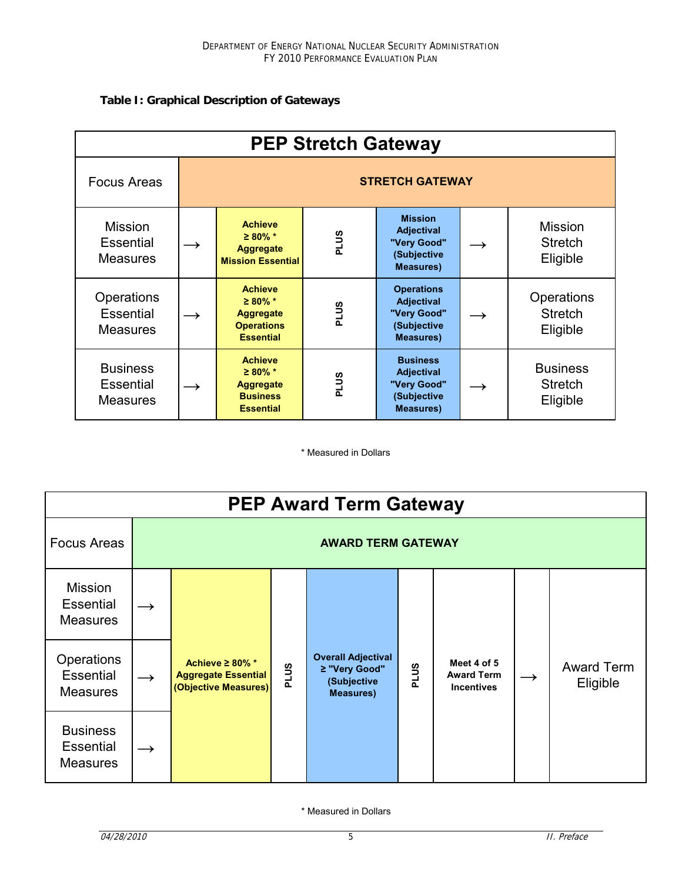**Table I: Graphical Description of Gateways**

| PEP Stretch Gateway | | | | | | |
|---|---|---|---|---|---|---|
| Focus Areas | STRETCH GATEWAY | | | | | |
| Mission Essential Measures | → | **Achieve ≥ 80% * Aggregate Mission Essential** | **PLUS** | **Mission Adjectival "Very Good" (Subjective Measures)** | → | Mission Stretch Eligible |
| Operations Essential Measures | → | **Achieve ≥ 80% * Aggregate Operations Essential** | **PLUS** | **Operations Adjectival "Very Good" (Subjective Measures)** | → | Operations Stretch Eligible |
| Business Essential Measures | → | **Achieve ≥ 80% * Aggregate Business Essential** | **PLUS** | **Business Adjectival "Very Good" (Subjective Measures)** | → | Business Stretch Eligible |

\* Measured in Dollars

| PEP Award Term Gateway | | | | | | | | |
|---|---|---|---|---|---|---|---|---|
| Focus Areas | AWARD TERM GATEWAY | | | | | | | |
| Mission Essential Measures | → | **Achieve ≥ 80% * Aggregate Essential (Objective Measures)** | **PLUS** | **Overall Adjectival ≥ "Very Good" (Subjective Measures)** | **PLUS** | **Meet 4 of 5 Award Term Incentives** | → | Award Term Eligible |
| Operations Essential Measures | → | | | | | | | |
| Business Essential Measures | → | | | | | | | |

\* Measured in Dollars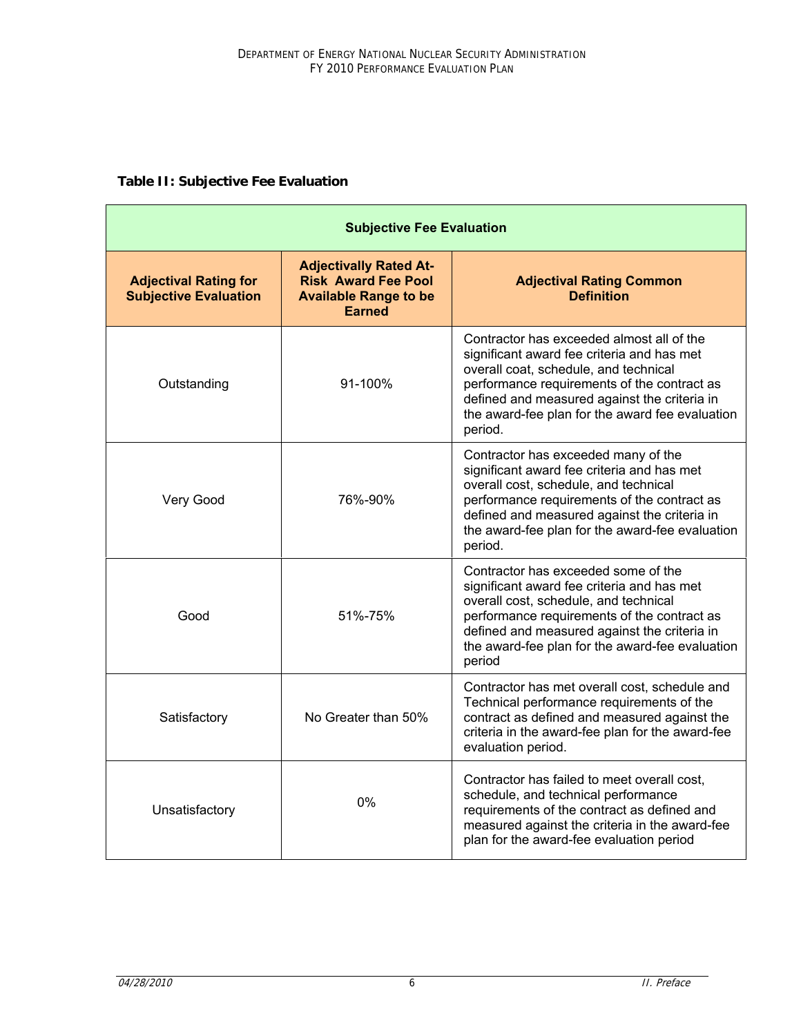**Table II: Subjective Fee Evaluation**

| Subjective Fee Evaluation | | |
|---|---|---|
| **Adjectival Rating for Subjective Evaluation** | **Adjectivally Rated At-Risk Award Fee Pool Available Range to be Earned** | **Adjectival Rating Common Definition** |
| Outstanding | 91-100% | Contractor has exceeded almost all of the significant award fee criteria and has met overall coat, schedule, and technical performance requirements of the contract as defined and measured against the criteria in the award-fee plan for the award fee evaluation period. |
| Very Good | 76%-90% | Contractor has exceeded many of the significant award fee criteria and has met overall cost, schedule, and technical performance requirements of the contract as defined and measured against the criteria in the award-fee plan for the award-fee evaluation period. |
| Good | 51%-75% | Contractor has exceeded some of the significant award fee criteria and has met overall cost, schedule, and technical performance requirements of the contract as defined and measured against the criteria in the award-fee plan for the award-fee evaluation period |
| Satisfactory | No Greater than 50% | Contractor has met overall cost, schedule and Technical performance requirements of the contract as defined and measured against the criteria in the award-fee plan for the award-fee evaluation period. |
| Unsatisfactory | 0% | Contractor has failed to meet overall cost, schedule, and technical performance requirements of the contract as defined and measured against the criteria in the award-fee plan for the award-fee evaluation period |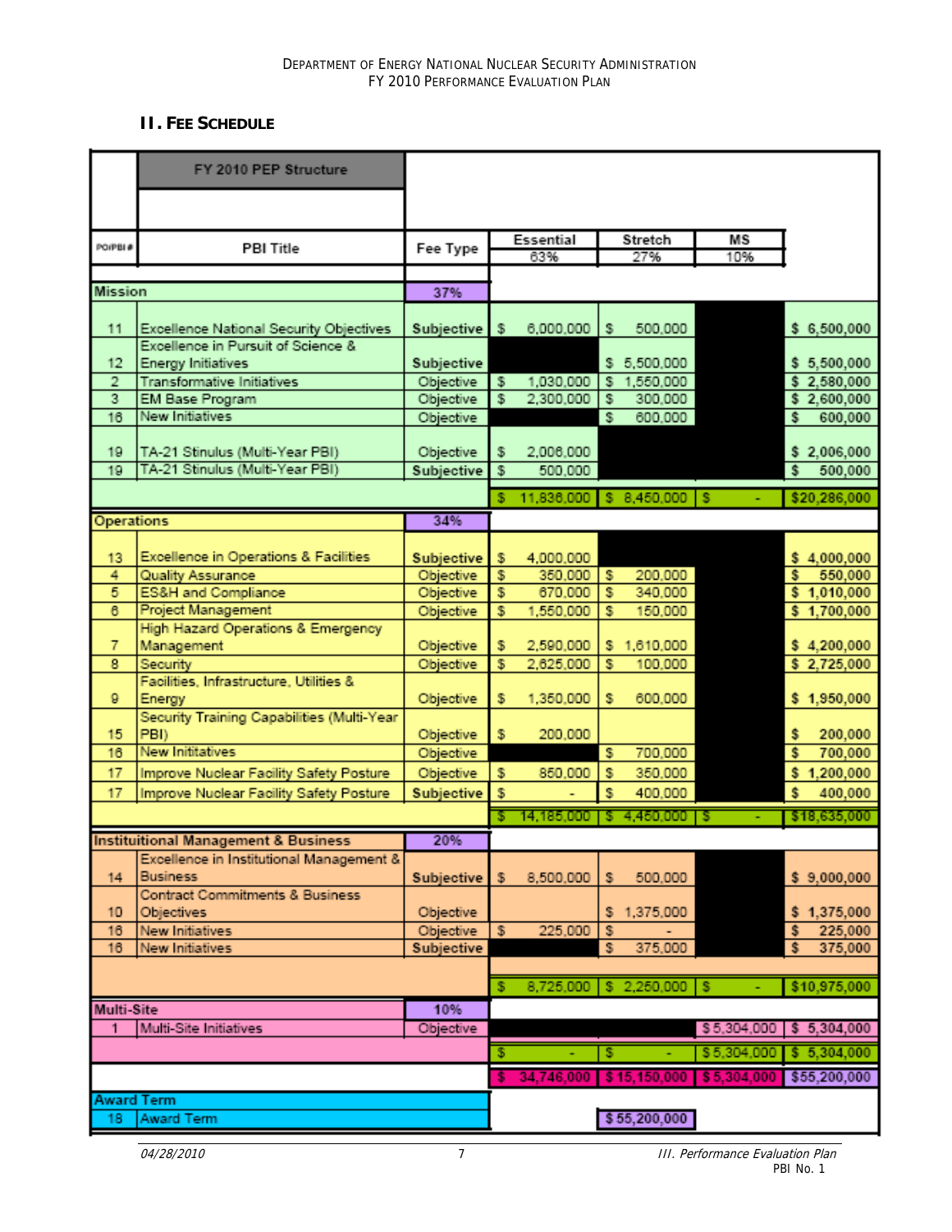## II. Fee Schedule

| PO/PBI # | PBI Title | Fee Type | Essential 63% | Stretch 27% | MS 10% | |
|---|---|---|---|---|---|---|
| | FY 2010 PEP Structure | | | | | |
| **Mission** | | 37% | | | | |
| 11 | Excellence National Security Objectives | Subjective | $ 6,000,000 | $ 500,000 | | $ 6,500,000 |
| 12 | Excellence in Pursuit of Science & Energy Initiatives | Subjective | | $ 5,500,000 | | $ 5,500,000 |
| 2 | Transformative Initiatives | Objective | $ 1,030,000 | $ 1,550,000 | | $ 2,580,000 |
| 3 | EM Base Program | Objective | $ 2,300,000 | $ 300,000 | | $ 2,600,000 |
| 16 | New Initiatives | Objective | | $ 600,000 | | $ 600,000 |
| 19 | TA-21 Stinulus (Multi-Year PBI) | Objective | $ 2,006,000 | | | $ 2,006,000 |
| 19 | TA-21 Stinulus (Multi-Year PBI) | Subjective | $ 500,000 | | | $ 500,000 |
| | | | $ 11,836,000 | $ 8,450,000 | $ - | $20,286,000 |
| **Operations** | | 34% | | | | |
| 13 | Excellence in Operations & Facilities | Subjective | $ 4,000,000 | | | $ 4,000,000 |
| 4 | Quality Assurance | Objective | $ 350,000 | $ 200,000 | | $ 550,000 |
| 5 | ES&H and Compliance | Objective | $ 670,000 | $ 340,000 | | $ 1,010,000 |
| 6 | Project Management | Objective | $ 1,550,000 | $ 150,000 | | $ 1,700,000 |
| 7 | High Hazard Operations & Emergency Management | Objective | $ 2,590,000 | $ 1,610,000 | | $ 4,200,000 |
| 8 | Security | Objective | $ 2,625,000 | $ 100,000 | | $ 2,725,000 |
| 9 | Facilities, Infrastructure, Utilities & Energy | Objective | $ 1,350,000 | $ 600,000 | | $ 1,950,000 |
| 15 | Security Training Capabilities (Multi-Year PBI) | Objective | $ 200,000 | | | $ 200,000 |
| 16 | New Inititatives | Objective | | $ 700,000 | | $ 700,000 |
| 17 | Improve Nuclear Facility Safety Posture | Objective | $ 850,000 | $ 350,000 | | $ 1,200,000 |
| 17 | Improve Nuclear Facility Safety Posture | Subjective | $ - | $ 400,000 | | $ 400,000 |
| | | | $ 14,185,000 | $ 4,450,000 | $ - | $18,635,000 |
| **Instituitional Management & Business** | | 20% | | | | |
| 14 | Excellence in Institutional Management & Business | Subjective | $ 8,500,000 | $ 500,000 | | $ 9,000,000 |
| 10 | Contract Commitments & Business Objectives | Objective | | $ 1,375,000 | | $ 1,375,000 |
| 16 | New Initiatives | Objective | $ 225,000 | $ - | | $ 225,000 |
| 16 | New Initiatives | Subjective | | $ 375,000 | | $ 375,000 |
| | | | $ 8,725,000 | $ 2,250,000 | $ - | $10,975,000 |
| **Multi-Site** | | 10% | | | | |
| 1 | Multi-Site Initiatives | Objective | | | $ 5,304,000 | $ 5,304,000 |
| | | | $ - | $ - | $ 5,304,000 | $ 5,304,000 |
| | | | $ 34,746,000 | $ 15,150,000 | $ 5,304,000 | $55,200,000 |
| **Award Term** | | | | | | |
| 18 | Award Term | | | $ 55,200,000 | | |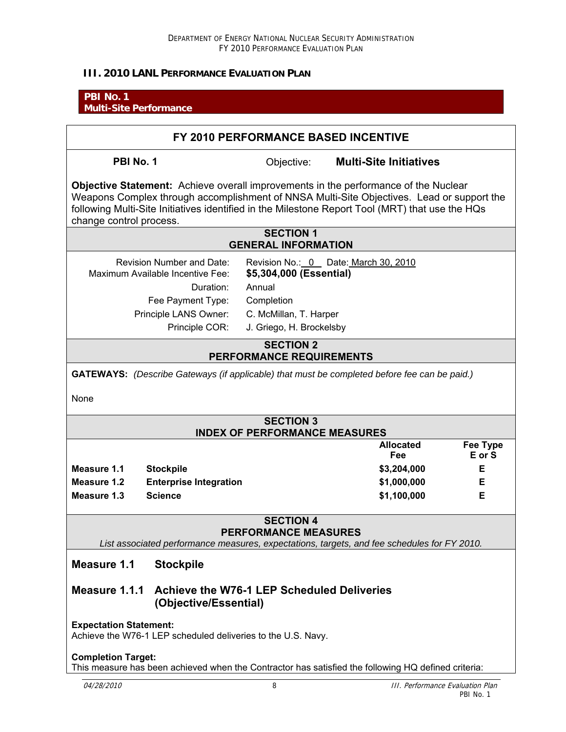## III. 2010 LANL Performance Evaluation Plan

**PBI No. 1**
**Multi-Site Performance**

## FY 2010 PERFORMANCE BASED INCENTIVE

**PBI No. 1** Objective: **Multi-Site Initiatives**

**Objective Statement:** Achieve overall improvements in the performance of the Nuclear Weapons Complex through accomplishment of NNSA Multi-Site Objectives. Lead or support the following Multi-Site Initiatives identified in the Milestone Report Tool (MRT) that use the HQs change control process.

### SECTION 1
### GENERAL INFORMATION

| | |
|---|---|
| Revision Number and Date: | Revision No.: 0 Date: March 30, 2010 |
| Maximum Available Incentive Fee: | **$5,304,000 (Essential)** |
| Duration: | Annual |
| Fee Payment Type: | Completion |
| Principle LANS Owner: | C. McMillan, T. Harper |
| Principle COR: | J. Griego, H. Brockelsby |

### SECTION 2
### PERFORMANCE REQUIREMENTS

**GATEWAYS:** *(Describe Gateways (if applicable) that must be completed before fee can be paid.)*

None

### SECTION 3
### INDEX OF PERFORMANCE MEASURES

| | | Allocated Fee | Fee Type E or S |
|---|---|---|---|
| **Measure 1.1** | **Stockpile** | **$3,204,000** | **E** |
| **Measure 1.2** | **Enterprise Integration** | **$1,000,000** | **E** |
| **Measure 1.3** | **Science** | **$1,100,000** | **E** |

### SECTION 4
### PERFORMANCE MEASURES

*List associated performance measures, expectations, targets, and fee schedules for FY 2010.*

### Measure 1.1 Stockpile

### Measure 1.1.1 Achieve the W76-1 LEP Scheduled Deliveries (Objective/Essential)

**Expectation Statement:**
Achieve the W76-1 LEP scheduled deliveries to the U.S. Navy.

**Completion Target:**
This measure has been achieved when the Contractor has satisfied the following HQ defined criteria: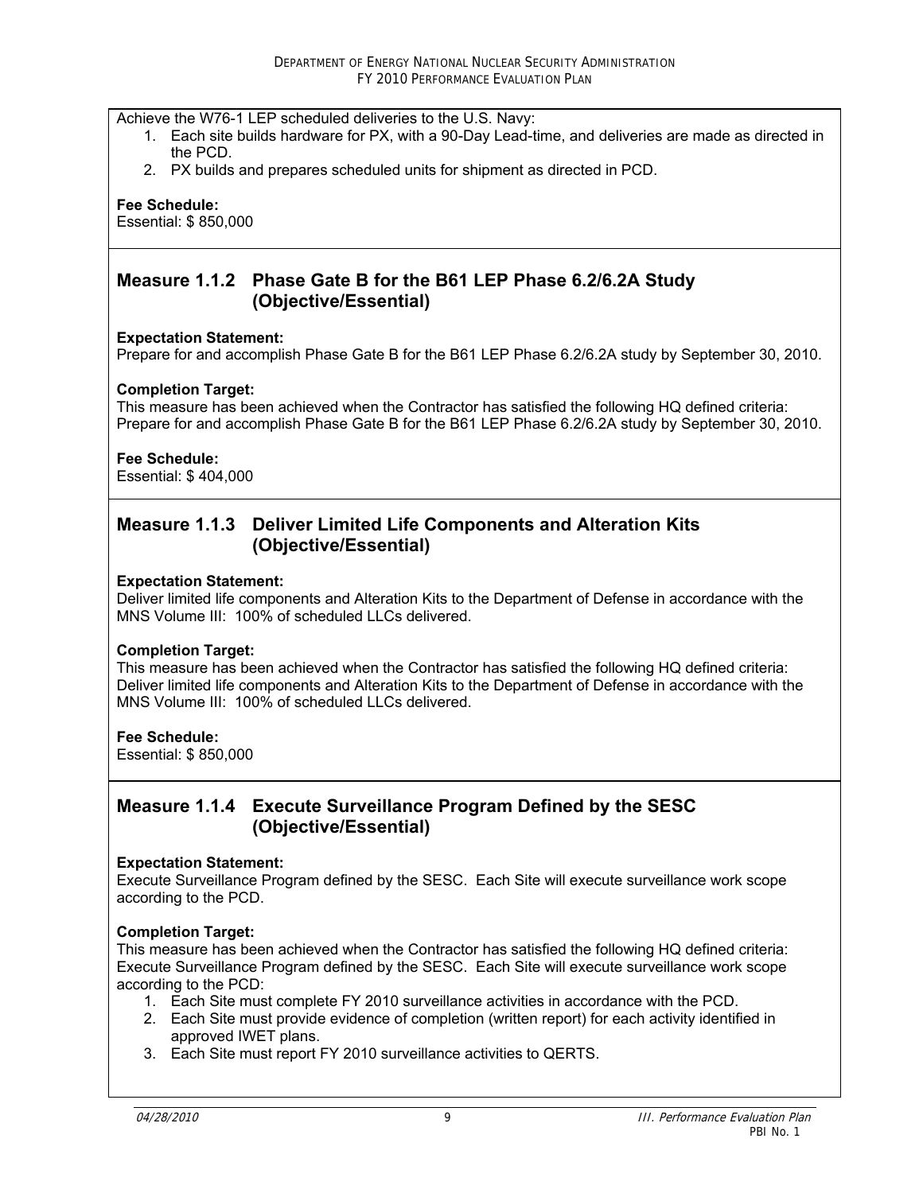Achieve the W76-1 LEP scheduled deliveries to the U.S. Navy:

1. Each site builds hardware for PX, with a 90-Day Lead-time, and deliveries are made as directed in the PCD.
2. PX builds and prepares scheduled units for shipment as directed in PCD.

**Fee Schedule:**
Essential: $ 850,000

## Measure 1.1.2 Phase Gate B for the B61 LEP Phase 6.2/6.2A Study (Objective/Essential)

**Expectation Statement:**
Prepare for and accomplish Phase Gate B for the B61 LEP Phase 6.2/6.2A study by September 30, 2010.

**Completion Target:**
This measure has been achieved when the Contractor has satisfied the following HQ defined criteria: Prepare for and accomplish Phase Gate B for the B61 LEP Phase 6.2/6.2A study by September 30, 2010.

**Fee Schedule:**
Essential: $ 404,000

## Measure 1.1.3 Deliver Limited Life Components and Alteration Kits (Objective/Essential)

**Expectation Statement:**
Deliver limited life components and Alteration Kits to the Department of Defense in accordance with the MNS Volume III: 100% of scheduled LLCs delivered.

**Completion Target:**
This measure has been achieved when the Contractor has satisfied the following HQ defined criteria: Deliver limited life components and Alteration Kits to the Department of Defense in accordance with the MNS Volume III: 100% of scheduled LLCs delivered.

**Fee Schedule:**
Essential: $ 850,000

## Measure 1.1.4 Execute Surveillance Program Defined by the SESC (Objective/Essential)

**Expectation Statement:**
Execute Surveillance Program defined by the SESC. Each Site will execute surveillance work scope according to the PCD.

**Completion Target:**
This measure has been achieved when the Contractor has satisfied the following HQ defined criteria: Execute Surveillance Program defined by the SESC. Each Site will execute surveillance work scope according to the PCD:

1. Each Site must complete FY 2010 surveillance activities in accordance with the PCD.
2. Each Site must provide evidence of completion (written report) for each activity identified in approved IWET plans.
3. Each Site must report FY 2010 surveillance activities to QERTS.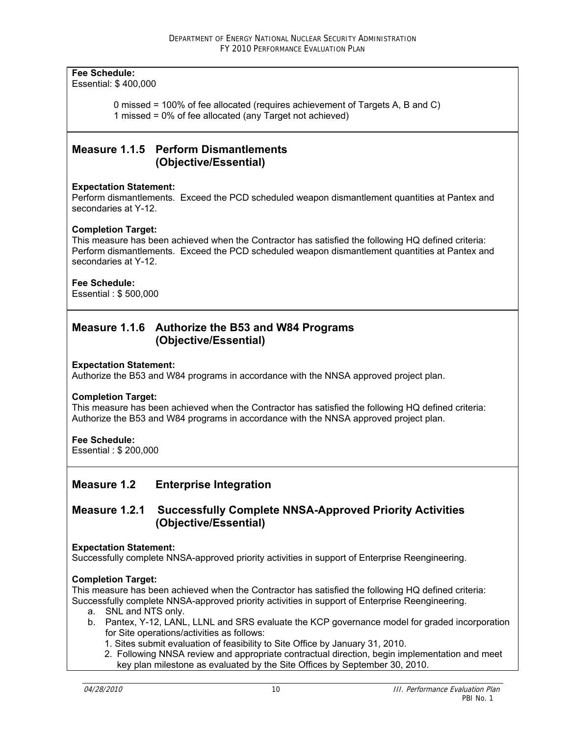**Fee Schedule:**
Essential: $ 400,000

0 missed = 100% of fee allocated (requires achievement of Targets A, B and C)
1 missed = 0% of fee allocated (any Target not achieved)

## Measure 1.1.5 Perform Dismantlements (Objective/Essential)

**Expectation Statement:**
Perform dismantlements. Exceed the PCD scheduled weapon dismantlement quantities at Pantex and secondaries at Y-12.

**Completion Target:**
This measure has been achieved when the Contractor has satisfied the following HQ defined criteria: Perform dismantlements. Exceed the PCD scheduled weapon dismantlement quantities at Pantex and secondaries at Y-12.

**Fee Schedule:**
Essential : $ 500,000

## Measure 1.1.6 Authorize the B53 and W84 Programs (Objective/Essential)

**Expectation Statement:**
Authorize the B53 and W84 programs in accordance with the NNSA approved project plan.

**Completion Target:**
This measure has been achieved when the Contractor has satisfied the following HQ defined criteria: Authorize the B53 and W84 programs in accordance with the NNSA approved project plan.

**Fee Schedule:**
Essential : $ 200,000

## Measure 1.2 Enterprise Integration

## Measure 1.2.1 Successfully Complete NNSA-Approved Priority Activities (Objective/Essential)

**Expectation Statement:**
Successfully complete NNSA-approved priority activities in support of Enterprise Reengineering.

**Completion Target:**
This measure has been achieved when the Contractor has satisfied the following HQ defined criteria: Successfully complete NNSA-approved priority activities in support of Enterprise Reengineering.

a. SNL and NTS only.
b. Pantex, Y-12, LANL, LLNL and SRS evaluate the KCP governance model for graded incorporation for Site operations/activities as follows:
   1. Sites submit evaluation of feasibility to Site Office by January 31, 2010.
   2. Following NNSA review and appropriate contractual direction, begin implementation and meet key plan milestone as evaluated by the Site Offices by September 30, 2010.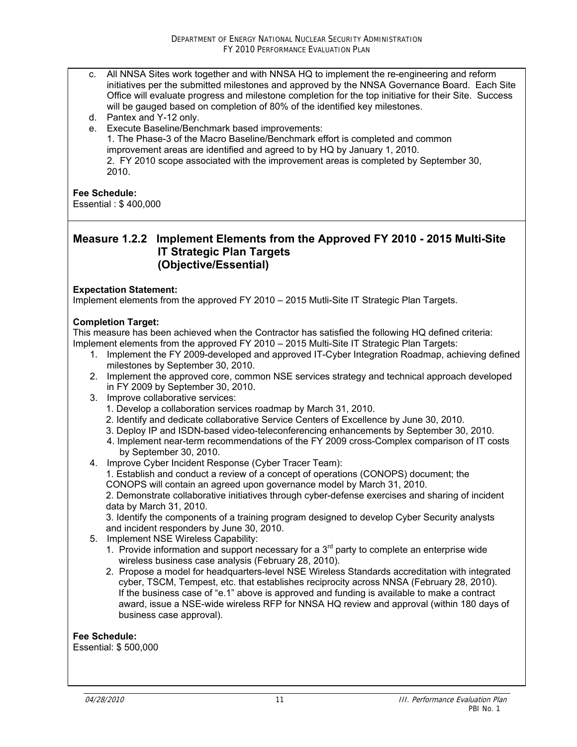c. All NNSA Sites work together and with NNSA HQ to implement the re-engineering and reform initiatives per the submitted milestones and approved by the NNSA Governance Board. Each Site Office will evaluate progress and milestone completion for the top initiative for their Site. Success will be gauged based on completion of 80% of the identified key milestones.

d. Pantex and Y-12 only.

e. Execute Baseline/Benchmark based improvements:
   1. The Phase-3 of the Macro Baseline/Benchmark effort is completed and common improvement areas are identified and agreed to by HQ by January 1, 2010.
   2. FY 2010 scope associated with the improvement areas is completed by September 30, 2010.

**Fee Schedule:**
Essential : $ 400,000

## Measure 1.2.2 Implement Elements from the Approved FY 2010 - 2015 Multi-Site IT Strategic Plan Targets (Objective/Essential)

**Expectation Statement:**
Implement elements from the approved FY 2010 – 2015 Mutli-Site IT Strategic Plan Targets.

**Completion Target:**
This measure has been achieved when the Contractor has satisfied the following HQ defined criteria: Implement elements from the approved FY 2010 – 2015 Multi-Site IT Strategic Plan Targets:

1. Implement the FY 2009-developed and approved IT-Cyber Integration Roadmap, achieving defined milestones by September 30, 2010.
2. Implement the approved core, common NSE services strategy and technical approach developed in FY 2009 by September 30, 2010.
3. Improve collaborative services:
   1. Develop a collaboration services roadmap by March 31, 2010.
   2. Identify and dedicate collaborative Service Centers of Excellence by June 30, 2010.
   3. Deploy IP and ISDN-based video-teleconferencing enhancements by September 30, 2010.
   4. Implement near-term recommendations of the FY 2009 cross-Complex comparison of IT costs by September 30, 2010.
4. Improve Cyber Incident Response (Cyber Tracer Team):
   1. Establish and conduct a review of a concept of operations (CONOPS) document; the CONOPS will contain an agreed upon governance model by March 31, 2010.
   2. Demonstrate collaborative initiatives through cyber-defense exercises and sharing of incident data by March 31, 2010.
   3. Identify the components of a training program designed to develop Cyber Security analysts and incident responders by June 30, 2010.
5. Implement NSE Wireless Capability:
   1. Provide information and support necessary for a 3rd party to complete an enterprise wide wireless business case analysis (February 28, 2010).
   2. Propose a model for headquarters-level NSE Wireless Standards accreditation with integrated cyber, TSCM, Tempest, etc. that establishes reciprocity across NNSA (February 28, 2010). If the business case of "e.1" above is approved and funding is available to make a contract award, issue a NSE-wide wireless RFP for NNSA HQ review and approval (within 180 days of business case approval).

**Fee Schedule:**
Essential: $ 500,000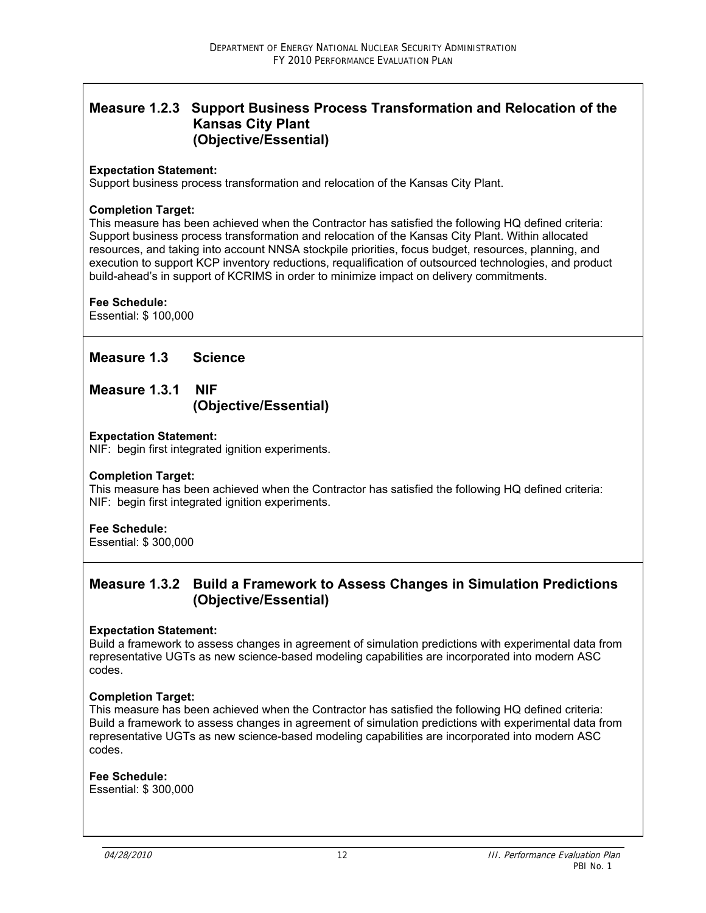## Measure 1.2.3 Support Business Process Transformation and Relocation of the Kansas City Plant (Objective/Essential)

**Expectation Statement:**
Support business process transformation and relocation of the Kansas City Plant.

**Completion Target:**
This measure has been achieved when the Contractor has satisfied the following HQ defined criteria: Support business process transformation and relocation of the Kansas City Plant. Within allocated resources, and taking into account NNSA stockpile priorities, focus budget, resources, planning, and execution to support KCP inventory reductions, requalification of outsourced technologies, and product build-ahead's in support of KCRIMS in order to minimize impact on delivery commitments.

**Fee Schedule:**
Essential: $ 100,000

## Measure 1.3 Science

## Measure 1.3.1 NIF (Objective/Essential)

**Expectation Statement:**
NIF: begin first integrated ignition experiments.

**Completion Target:**
This measure has been achieved when the Contractor has satisfied the following HQ defined criteria: NIF: begin first integrated ignition experiments.

**Fee Schedule:**
Essential: $ 300,000

## Measure 1.3.2 Build a Framework to Assess Changes in Simulation Predictions (Objective/Essential)

**Expectation Statement:**
Build a framework to assess changes in agreement of simulation predictions with experimental data from representative UGTs as new science-based modeling capabilities are incorporated into modern ASC codes.

**Completion Target:**
This measure has been achieved when the Contractor has satisfied the following HQ defined criteria: Build a framework to assess changes in agreement of simulation predictions with experimental data from representative UGTs as new science-based modeling capabilities are incorporated into modern ASC codes.

**Fee Schedule:**
Essential: $ 300,000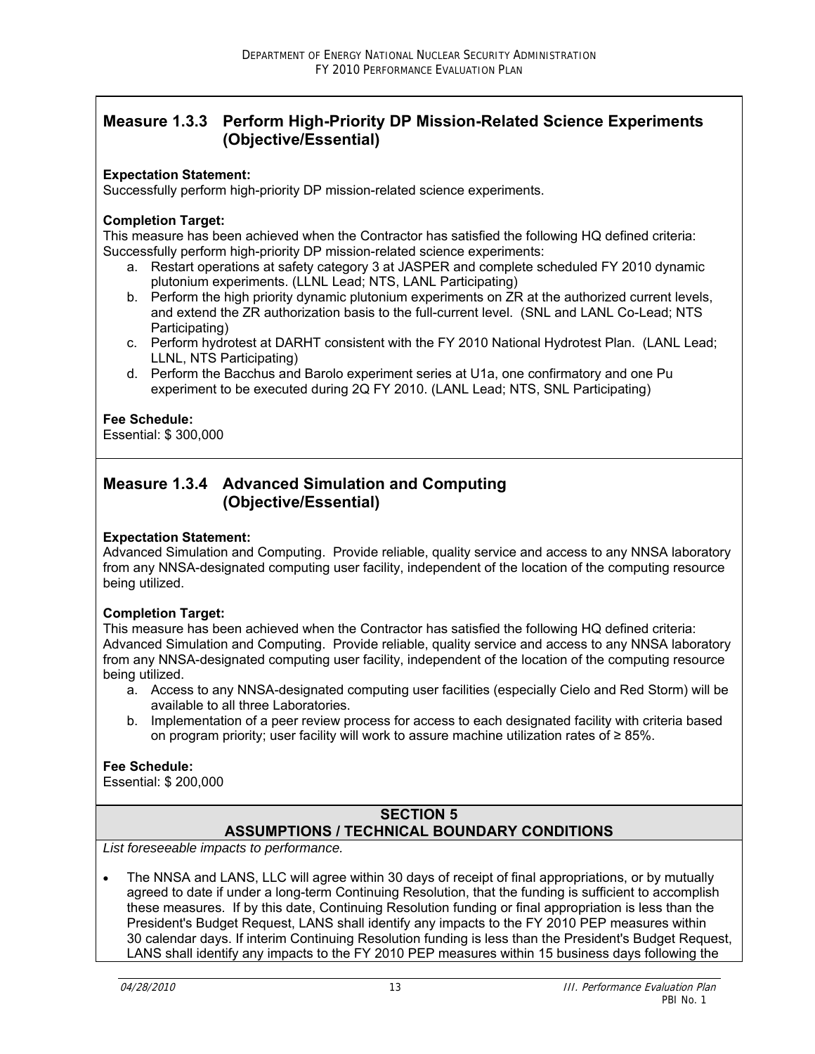## Measure 1.3.3 Perform High-Priority DP Mission-Related Science Experiments (Objective/Essential)

**Expectation Statement:**
Successfully perform high-priority DP mission-related science experiments.

**Completion Target:**
This measure has been achieved when the Contractor has satisfied the following HQ defined criteria: Successfully perform high-priority DP mission-related science experiments:

a. Restart operations at safety category 3 at JASPER and complete scheduled FY 2010 dynamic plutonium experiments. (LLNL Lead; NTS, LANL Participating)
b. Perform the high priority dynamic plutonium experiments on ZR at the authorized current levels, and extend the ZR authorization basis to the full-current level. (SNL and LANL Co-Lead; NTS Participating)
c. Perform hydrotest at DARHT consistent with the FY 2010 National Hydrotest Plan. (LANL Lead; LLNL, NTS Participating)
d. Perform the Bacchus and Barolo experiment series at U1a, one confirmatory and one Pu experiment to be executed during 2Q FY 2010. (LANL Lead; NTS, SNL Participating)

**Fee Schedule:**
Essential: $ 300,000

## Measure 1.3.4 Advanced Simulation and Computing (Objective/Essential)

**Expectation Statement:**
Advanced Simulation and Computing. Provide reliable, quality service and access to any NNSA laboratory from any NNSA-designated computing user facility, independent of the location of the computing resource being utilized.

**Completion Target:**
This measure has been achieved when the Contractor has satisfied the following HQ defined criteria: Advanced Simulation and Computing. Provide reliable, quality service and access to any NNSA laboratory from any NNSA-designated computing user facility, independent of the location of the computing resource being utilized.

a. Access to any NNSA-designated computing user facilities (especially Cielo and Red Storm) will be available to all three Laboratories.
b. Implementation of a peer review process for access to each designated facility with criteria based on program priority; user facility will work to assure machine utilization rates of ≥ 85%.

**Fee Schedule:**
Essential: $ 200,000

## SECTION 5
## ASSUMPTIONS / TECHNICAL BOUNDARY CONDITIONS

*List foreseeable impacts to performance.*

- The NNSA and LANS, LLC will agree within 30 days of receipt of final appropriations, or by mutually agreed to date if under a long-term Continuing Resolution, that the funding is sufficient to accomplish these measures. If by this date, Continuing Resolution funding or final appropriation is less than the President's Budget Request, LANS shall identify any impacts to the FY 2010 PEP measures within 30 calendar days. If interim Continuing Resolution funding is less than the President's Budget Request, LANS shall identify any impacts to the FY 2010 PEP measures within 15 business days following the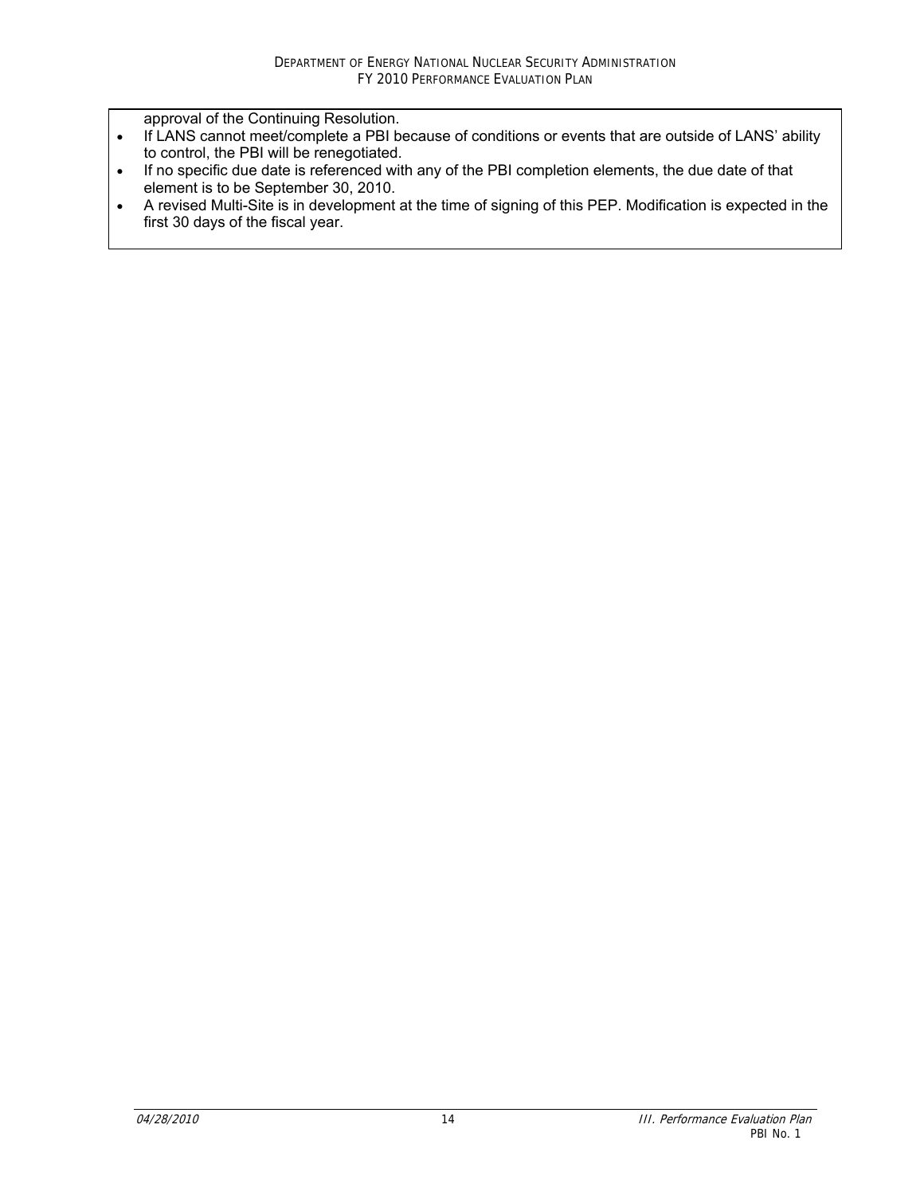approval of the Continuing Resolution.

- If LANS cannot meet/complete a PBI because of conditions or events that are outside of LANS' ability to control, the PBI will be renegotiated.
- If no specific due date is referenced with any of the PBI completion elements, the due date of that element is to be September 30, 2010.
- A revised Multi-Site is in development at the time of signing of this PEP. Modification is expected in the first 30 days of the fiscal year.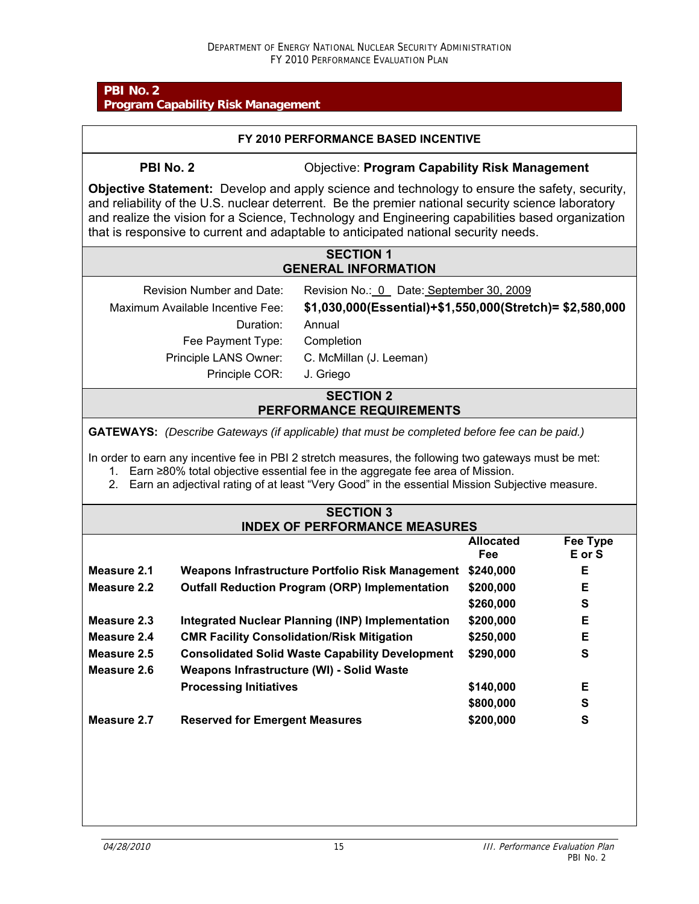## PBI No. 2
## Program Capability Risk Management

### FY 2010 PERFORMANCE BASED INCENTIVE

**PBI No. 2** Objective: **Program Capability Risk Management**

**Objective Statement:** Develop and apply science and technology to ensure the safety, security, and reliability of the U.S. nuclear deterrent. Be the premier national security science laboratory and realize the vision for a Science, Technology and Engineering capabilities based organization that is responsive to current and adaptable to anticipated national security needs.

### SECTION 1
### GENERAL INFORMATION

| | |
|---|---|
| Revision Number and Date: | Revision No.: 0 Date: September 30, 2009 |
| Maximum Available Incentive Fee: | **$1,030,000(Essential)+$1,550,000(Stretch)= $2,580,000** |
| Duration: | Annual |
| Fee Payment Type: | Completion |
| Principle LANS Owner: | C. McMillan (J. Leeman) |
| Principle COR: | J. Griego |

### SECTION 2
### PERFORMANCE REQUIREMENTS

**GATEWAYS:** *(Describe Gateways (if applicable) that must be completed before fee can be paid.)*

In order to earn any incentive fee in PBI 2 stretch measures, the following two gateways must be met:

1. Earn ≥80% total objective essential fee in the aggregate fee area of Mission.
2. Earn an adjectival rating of at least "Very Good" in the essential Mission Subjective measure.

### SECTION 3
### INDEX OF PERFORMANCE MEASURES

| | | Allocated Fee | Fee Type E or S |
|---|---|---|---|
| **Measure 2.1** | **Weapons Infrastructure Portfolio Risk Management** | **$240,000** | **E** |
| **Measure 2.2** | **Outfall Reduction Program (ORP) Implementation** | **$200,000** | **E** |
| | | **$260,000** | **S** |
| **Measure 2.3** | **Integrated Nuclear Planning (INP) Implementation** | **$200,000** | **E** |
| **Measure 2.4** | **CMR Facility Consolidation/Risk Mitigation** | **$250,000** | **E** |
| **Measure 2.5** | **Consolidated Solid Waste Capability Development** | **$290,000** | **S** |
| **Measure 2.6** | **Weapons Infrastructure (WI) - Solid Waste Processing Initiatives** | **$140,000** | **E** |
| | | **$800,000** | **S** |
| **Measure 2.7** | **Reserved for Emergent Measures** | **$200,000** | **S** |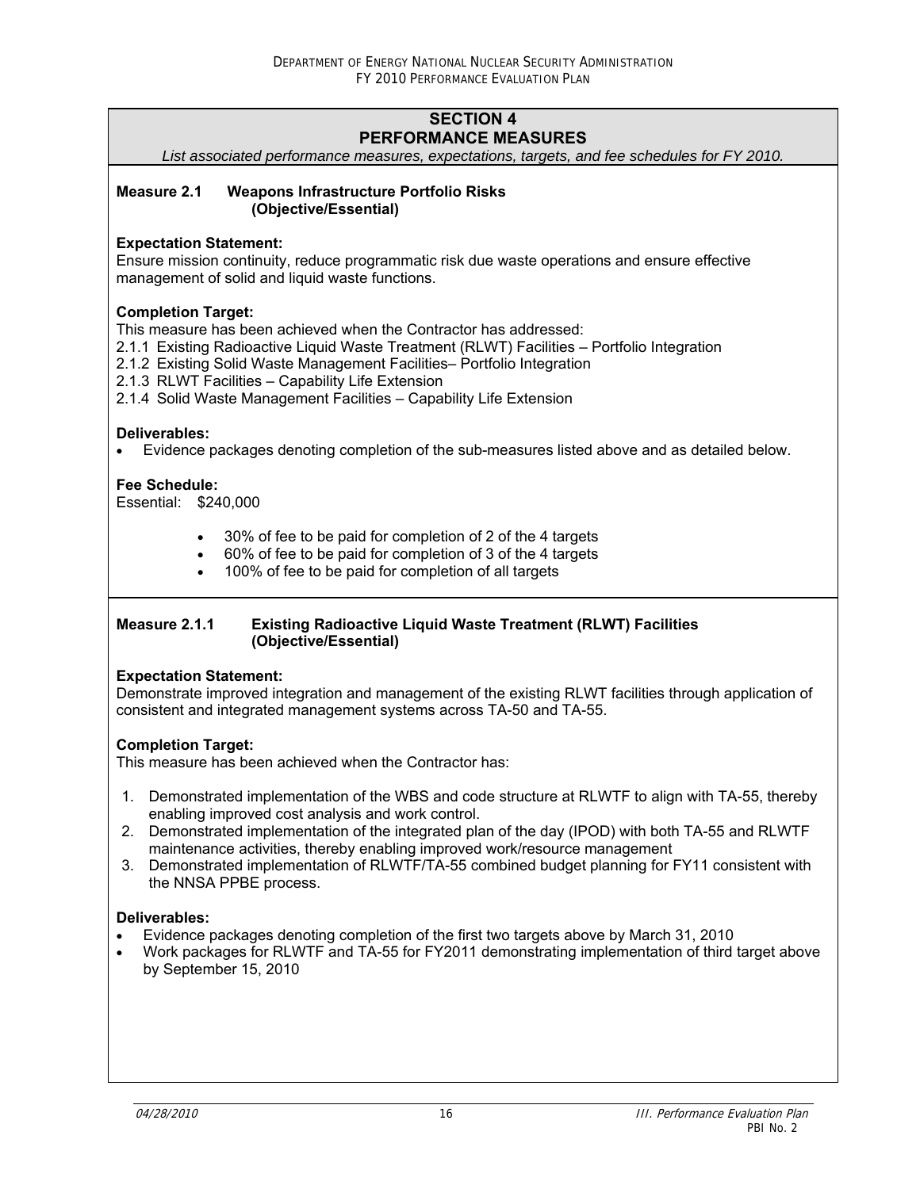## SECTION 4
## PERFORMANCE MEASURES

*List associated performance measures, expectations, targets, and fee schedules for FY 2010.*

**Measure 2.1 Weapons Infrastructure Portfolio Risks (Objective/Essential)**

**Expectation Statement:**
Ensure mission continuity, reduce programmatic risk due waste operations and ensure effective management of solid and liquid waste functions.

**Completion Target:**
This measure has been achieved when the Contractor has addressed:
2.1.1 Existing Radioactive Liquid Waste Treatment (RLWT) Facilities – Portfolio Integration
2.1.2 Existing Solid Waste Management Facilities– Portfolio Integration
2.1.3 RLWT Facilities – Capability Life Extension
2.1.4 Solid Waste Management Facilities – Capability Life Extension

**Deliverables:**

- Evidence packages denoting completion of the sub-measures listed above and as detailed below.

**Fee Schedule:**
Essential: $240,000

- 30% of fee to be paid for completion of 2 of the 4 targets
- 60% of fee to be paid for completion of 3 of the 4 targets
- 100% of fee to be paid for completion of all targets

**Measure 2.1.1 Existing Radioactive Liquid Waste Treatment (RLWT) Facilities (Objective/Essential)**

**Expectation Statement:**
Demonstrate improved integration and management of the existing RLWT facilities through application of consistent and integrated management systems across TA-50 and TA-55.

**Completion Target:**
This measure has been achieved when the Contractor has:

1. Demonstrated implementation of the WBS and code structure at RLWTF to align with TA-55, thereby enabling improved cost analysis and work control.
2. Demonstrated implementation of the integrated plan of the day (IPOD) with both TA-55 and RLWTF maintenance activities, thereby enabling improved work/resource management
3. Demonstrated implementation of RLWTF/TA-55 combined budget planning for FY11 consistent with the NNSA PPBE process.

**Deliverables:**

- Evidence packages denoting completion of the first two targets above by March 31, 2010
- Work packages for RLWTF and TA-55 for FY2011 demonstrating implementation of third target above by September 15, 2010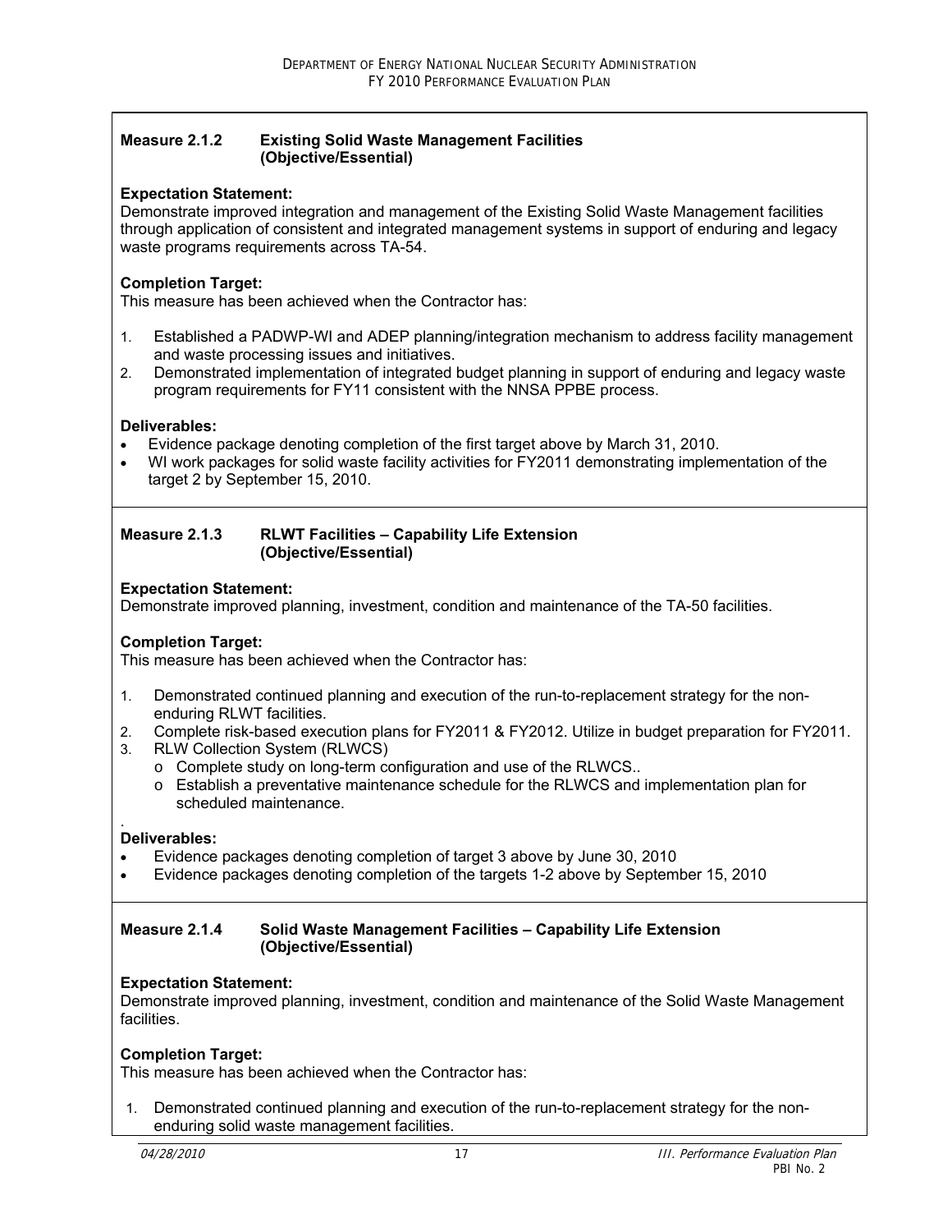## Measure 2.1.2 Existing Solid Waste Management Facilities (Objective/Essential)

**Expectation Statement:**
Demonstrate improved integration and management of the Existing Solid Waste Management facilities through application of consistent and integrated management systems in support of enduring and legacy waste programs requirements across TA-54.

**Completion Target:**
This measure has been achieved when the Contractor has:

1. Established a PADWP-WI and ADEP planning/integration mechanism to address facility management and waste processing issues and initiatives.
2. Demonstrated implementation of integrated budget planning in support of enduring and legacy waste program requirements for FY11 consistent with the NNSA PPBE process.

**Deliverables:**

- Evidence package denoting completion of the first target above by March 31, 2010.
- WI work packages for solid waste facility activities for FY2011 demonstrating implementation of the target 2 by September 15, 2010.

## Measure 2.1.3 RLWT Facilities – Capability Life Extension (Objective/Essential)

**Expectation Statement:**
Demonstrate improved planning, investment, condition and maintenance of the TA-50 facilities.

**Completion Target:**
This measure has been achieved when the Contractor has:

1. Demonstrated continued planning and execution of the run-to-replacement strategy for the non-enduring RLWT facilities.
2. Complete risk-based execution plans for FY2011 & FY2012. Utilize in budget preparation for FY2011.
3. RLW Collection System (RLWCS)
   - Complete study on long-term configuration and use of the RLWCS..
   - Establish a preventative maintenance schedule for the RLWCS and implementation plan for scheduled maintenance.

.
**Deliverables:**

- Evidence packages denoting completion of target 3 above by June 30, 2010
- Evidence packages denoting completion of the targets 1-2 above by September 15, 2010

## Measure 2.1.4 Solid Waste Management Facilities – Capability Life Extension (Objective/Essential)

**Expectation Statement:**
Demonstrate improved planning, investment, condition and maintenance of the Solid Waste Management facilities.

**Completion Target:**
This measure has been achieved when the Contractor has:

1. Demonstrated continued planning and execution of the run-to-replacement strategy for the non-enduring solid waste management facilities.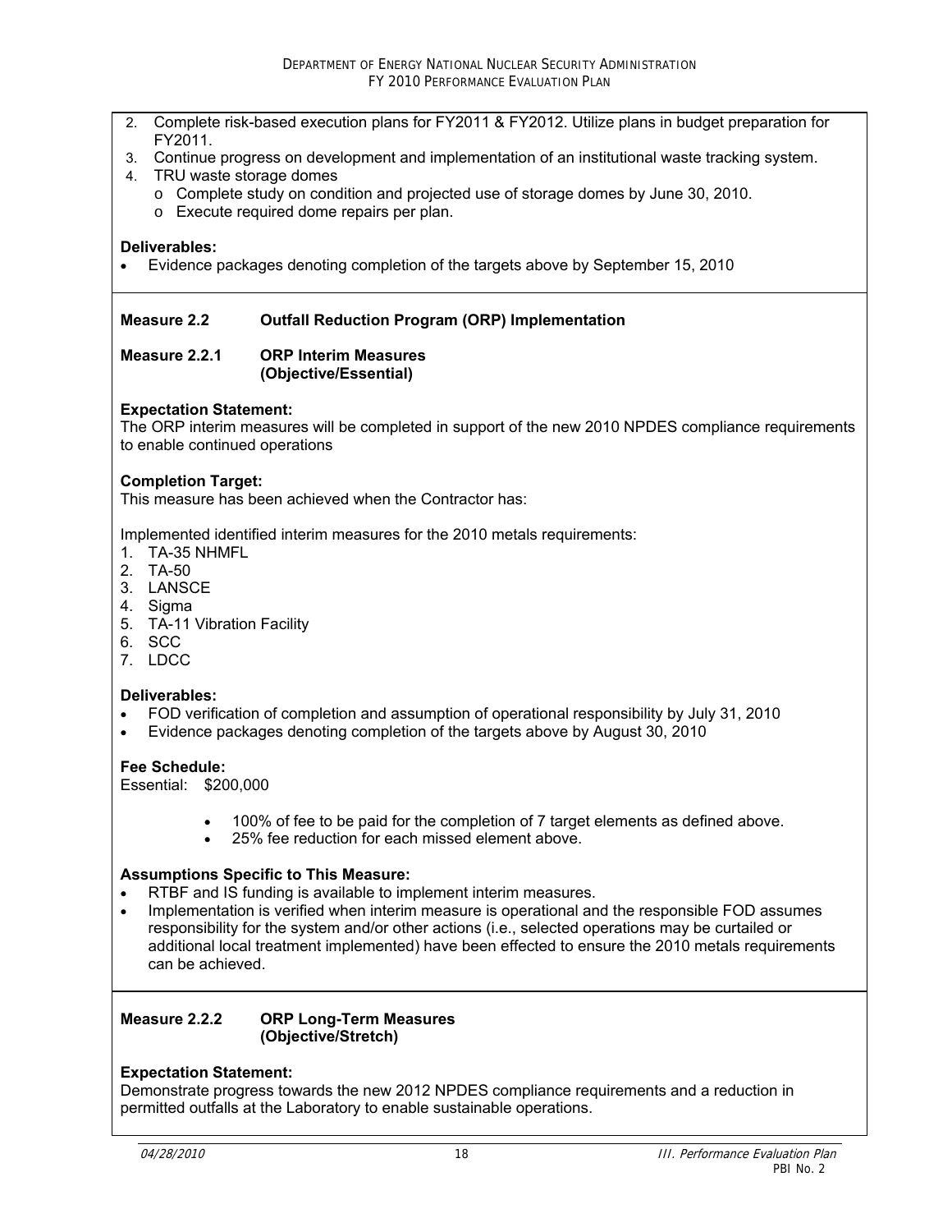2. Complete risk-based execution plans for FY2011 & FY2012. Utilize plans in budget preparation for FY2011.
3. Continue progress on development and implementation of an institutional waste tracking system.
4. TRU waste storage domes
   - Complete study on condition and projected use of storage domes by June 30, 2010.
   - Execute required dome repairs per plan.

**Deliverables:**

- Evidence packages denoting completion of the targets above by September 15, 2010

**Measure 2.2 Outfall Reduction Program (ORP) Implementation**

**Measure 2.2.1 ORP Interim Measures (Objective/Essential)**

**Expectation Statement:**
The ORP interim measures will be completed in support of the new 2010 NPDES compliance requirements to enable continued operations

**Completion Target:**
This measure has been achieved when the Contractor has:

Implemented identified interim measures for the 2010 metals requirements:

1. TA-35 NHMFL
2. TA-50
3. LANSCE
4. Sigma
5. TA-11 Vibration Facility
6. SCC
7. LDCC

**Deliverables:**

- FOD verification of completion and assumption of operational responsibility by July 31, 2010
- Evidence packages denoting completion of the targets above by August 30, 2010

**Fee Schedule:**
Essential: $200,000

- 100% of fee to be paid for the completion of 7 target elements as defined above.
- 25% fee reduction for each missed element above.

**Assumptions Specific to This Measure:**

- RTBF and IS funding is available to implement interim measures.
- Implementation is verified when interim measure is operational and the responsible FOD assumes responsibility for the system and/or other actions (i.e., selected operations may be curtailed or additional local treatment implemented) have been effected to ensure the 2010 metals requirements can be achieved.

**Measure 2.2.2 ORP Long-Term Measures (Objective/Stretch)**

**Expectation Statement:**
Demonstrate progress towards the new 2012 NPDES compliance requirements and a reduction in permitted outfalls at the Laboratory to enable sustainable operations.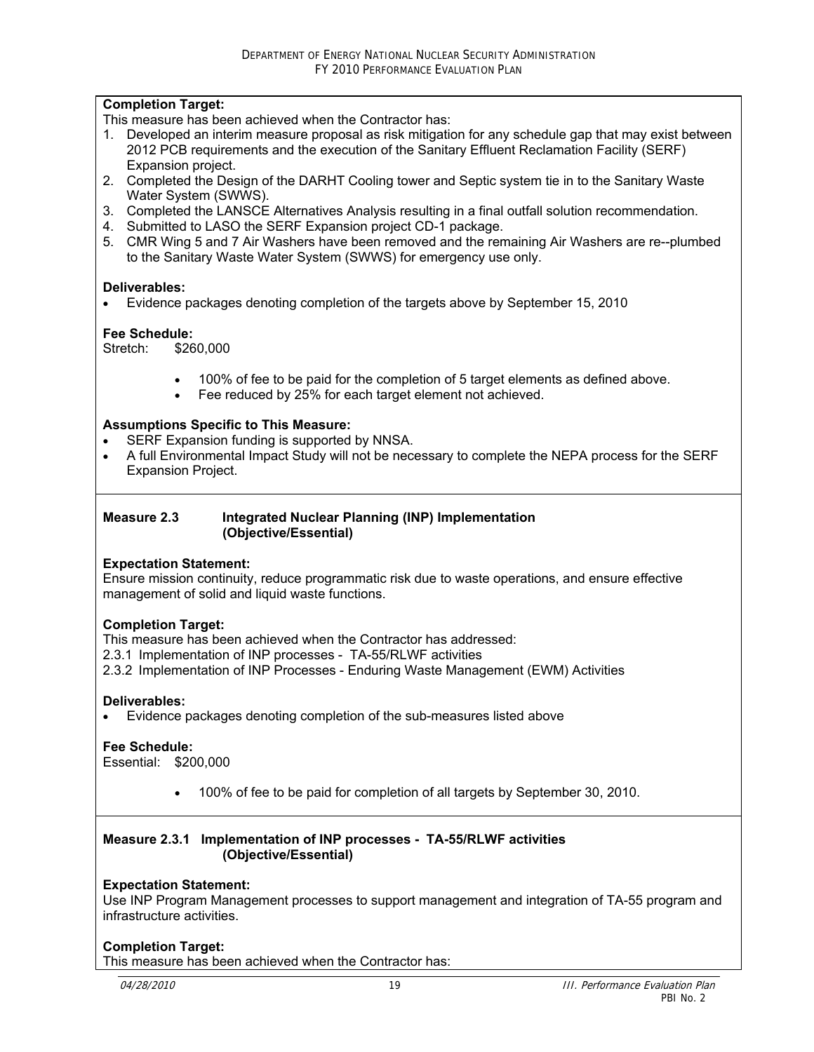**Completion Target:**

This measure has been achieved when the Contractor has:

1. Developed an interim measure proposal as risk mitigation for any schedule gap that may exist between 2012 PCB requirements and the execution of the Sanitary Effluent Reclamation Facility (SERF) Expansion project.
2. Completed the Design of the DARHT Cooling tower and Septic system tie in to the Sanitary Waste Water System (SWWS).
3. Completed the LANSCE Alternatives Analysis resulting in a final outfall solution recommendation.
4. Submitted to LASO the SERF Expansion project CD-1 package.
5. CMR Wing 5 and 7 Air Washers have been removed and the remaining Air Washers are re--plumbed to the Sanitary Waste Water System (SWWS) for emergency use only.

**Deliverables:**

- Evidence packages denoting completion of the targets above by September 15, 2010

**Fee Schedule:**

Stretch: $260,000

- 100% of fee to be paid for the completion of 5 target elements as defined above.
- Fee reduced by 25% for each target element not achieved.

**Assumptions Specific to This Measure:**

- SERF Expansion funding is supported by NNSA.
- A full Environmental Impact Study will not be necessary to complete the NEPA process for the SERF Expansion Project.

**Measure 2.3 Integrated Nuclear Planning (INP) Implementation (Objective/Essential)**

**Expectation Statement:**

Ensure mission continuity, reduce programmatic risk due to waste operations, and ensure effective management of solid and liquid waste functions.

**Completion Target:**

This measure has been achieved when the Contractor has addressed:

2.3.1 Implementation of INP processes - TA-55/RLWF activities

2.3.2 Implementation of INP Processes - Enduring Waste Management (EWM) Activities

**Deliverables:**

- Evidence packages denoting completion of the sub-measures listed above

**Fee Schedule:**

Essential: $200,000

- 100% of fee to be paid for completion of all targets by September 30, 2010.

**Measure 2.3.1 Implementation of INP processes - TA-55/RLWF activities (Objective/Essential)**

**Expectation Statement:**

Use INP Program Management processes to support management and integration of TA-55 program and infrastructure activities.

**Completion Target:**

This measure has been achieved when the Contractor has: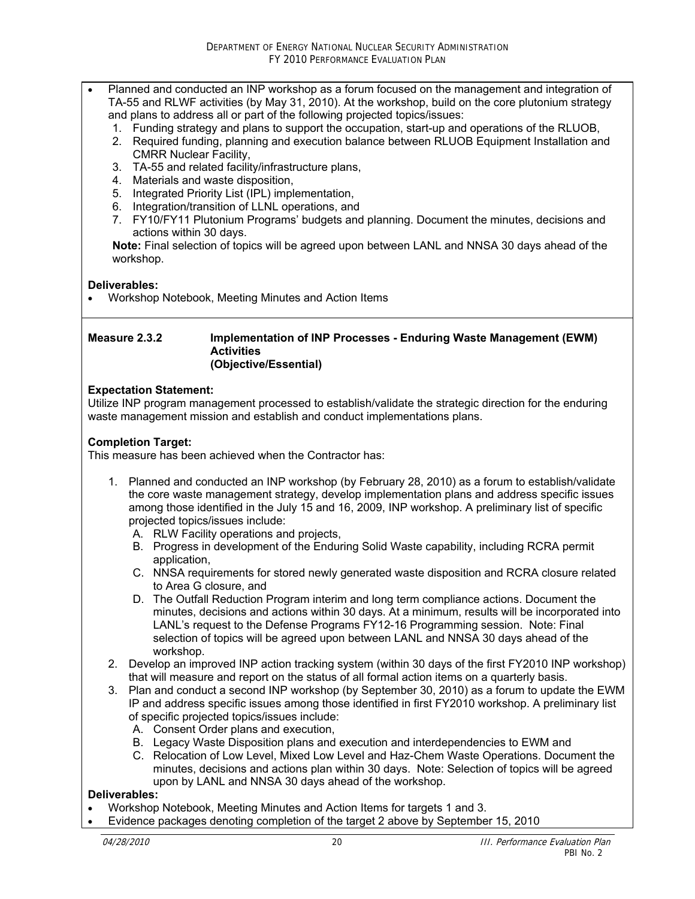- Planned and conducted an INP workshop as a forum focused on the management and integration of TA-55 and RLWF activities (by May 31, 2010). At the workshop, build on the core plutonium strategy and plans to address all or part of the following projected topics/issues:
  1. Funding strategy and plans to support the occupation, start-up and operations of the RLUOB,
  2. Required funding, planning and execution balance between RLUOB Equipment Installation and CMRR Nuclear Facility,
  3. TA-55 and related facility/infrastructure plans,
  4. Materials and waste disposition,
  5. Integrated Priority List (IPL) implementation,
  6. Integration/transition of LLNL operations, and
  7. FY10/FY11 Plutonium Programs' budgets and planning. Document the minutes, decisions and actions within 30 days.

  **Note:** Final selection of topics will be agreed upon between LANL and NNSA 30 days ahead of the workshop.

**Deliverables:**

- Workshop Notebook, Meeting Minutes and Action Items

**Measure 2.3.2 Implementation of INP Processes - Enduring Waste Management (EWM) Activities (Objective/Essential)**

**Expectation Statement:**
Utilize INP program management processed to establish/validate the strategic direction for the enduring waste management mission and establish and conduct implementations plans.

**Completion Target:**
This measure has been achieved when the Contractor has:

1. Planned and conducted an INP workshop (by February 28, 2010) as a forum to establish/validate the core waste management strategy, develop implementation plans and address specific issues among those identified in the July 15 and 16, 2009, INP workshop. A preliminary list of specific projected topics/issues include:
   A. RLW Facility operations and projects,
   B. Progress in development of the Enduring Solid Waste capability, including RCRA permit application,
   C. NNSA requirements for stored newly generated waste disposition and RCRA closure related to Area G closure, and
   D. The Outfall Reduction Program interim and long term compliance actions. Document the minutes, decisions and actions within 30 days. At a minimum, results will be incorporated into LANL's request to the Defense Programs FY12-16 Programming session. Note: Final selection of topics will be agreed upon between LANL and NNSA 30 days ahead of the workshop.
2. Develop an improved INP action tracking system (within 30 days of the first FY2010 INP workshop) that will measure and report on the status of all formal action items on a quarterly basis.
3. Plan and conduct a second INP workshop (by September 30, 2010) as a forum to update the EWM IP and address specific issues among those identified in first FY2010 workshop. A preliminary list of specific projected topics/issues include:
   A. Consent Order plans and execution,
   B. Legacy Waste Disposition plans and execution and interdependencies to EWM and
   C. Relocation of Low Level, Mixed Low Level and Haz-Chem Waste Operations. Document the minutes, decisions and actions plan within 30 days. Note: Selection of topics will be agreed upon by LANL and NNSA 30 days ahead of the workshop.

**Deliverables:**

- Workshop Notebook, Meeting Minutes and Action Items for targets 1 and 3.
- Evidence packages denoting completion of the target 2 above by September 15, 2010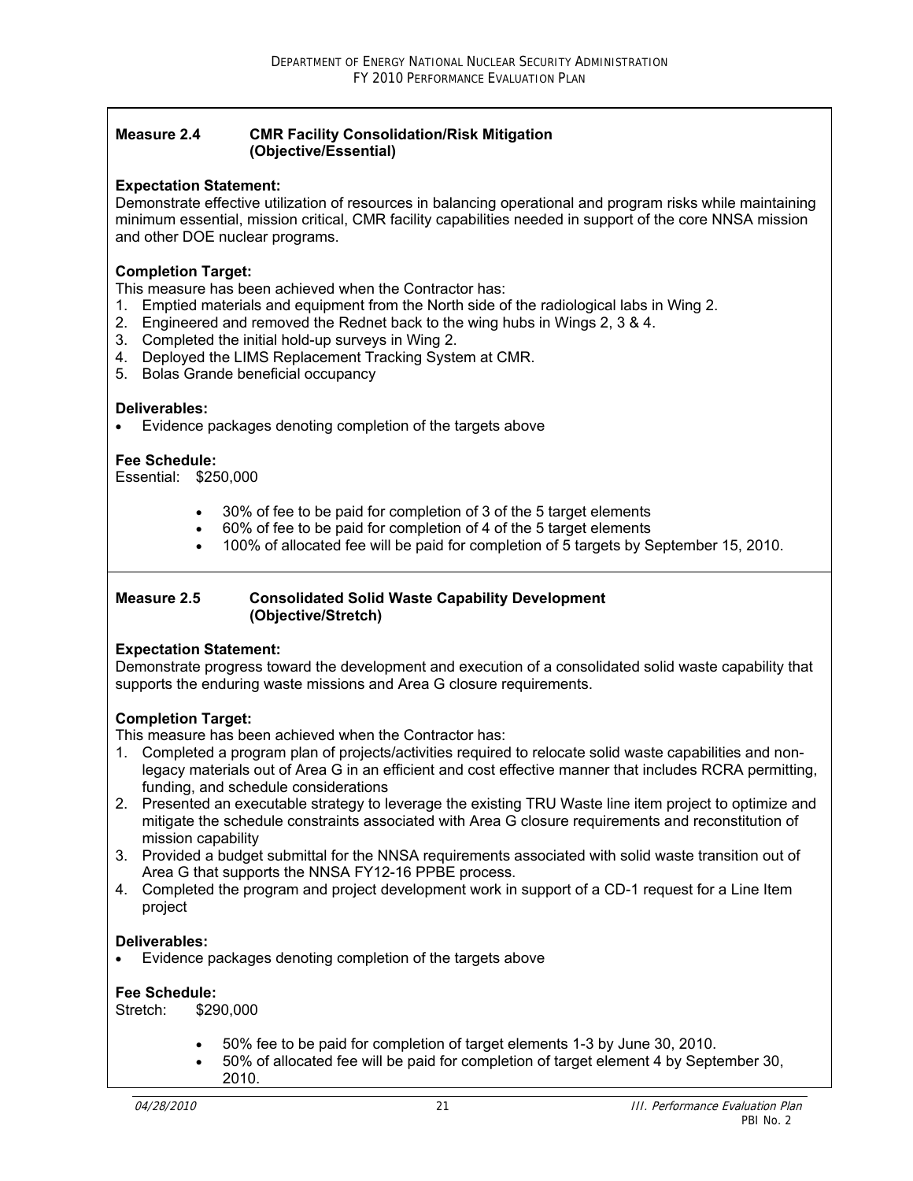## Measure 2.4 CMR Facility Consolidation/Risk Mitigation (Objective/Essential)

**Expectation Statement:**
Demonstrate effective utilization of resources in balancing operational and program risks while maintaining minimum essential, mission critical, CMR facility capabilities needed in support of the core NNSA mission and other DOE nuclear programs.

**Completion Target:**
This measure has been achieved when the Contractor has:

1. Emptied materials and equipment from the North side of the radiological labs in Wing 2.
2. Engineered and removed the Rednet back to the wing hubs in Wings 2, 3 & 4.
3. Completed the initial hold-up surveys in Wing 2.
4. Deployed the LIMS Replacement Tracking System at CMR.
5. Bolas Grande beneficial occupancy

**Deliverables:**

- Evidence packages denoting completion of the targets above

**Fee Schedule:**
Essential: $250,000

- 30% of fee to be paid for completion of 3 of the 5 target elements
- 60% of fee to be paid for completion of 4 of the 5 target elements
- 100% of allocated fee will be paid for completion of 5 targets by September 15, 2010.

## Measure 2.5 Consolidated Solid Waste Capability Development (Objective/Stretch)

**Expectation Statement:**
Demonstrate progress toward the development and execution of a consolidated solid waste capability that supports the enduring waste missions and Area G closure requirements.

**Completion Target:**
This measure has been achieved when the Contractor has:

1. Completed a program plan of projects/activities required to relocate solid waste capabilities and non-legacy materials out of Area G in an efficient and cost effective manner that includes RCRA permitting, funding, and schedule considerations
2. Presented an executable strategy to leverage the existing TRU Waste line item project to optimize and mitigate the schedule constraints associated with Area G closure requirements and reconstitution of mission capability
3. Provided a budget submittal for the NNSA requirements associated with solid waste transition out of Area G that supports the NNSA FY12-16 PPBE process.
4. Completed the program and project development work in support of a CD-1 request for a Line Item project

**Deliverables:**

- Evidence packages denoting completion of the targets above

**Fee Schedule:**
Stretch: $290,000

- 50% fee to be paid for completion of target elements 1-3 by June 30, 2010.
- 50% of allocated fee will be paid for completion of target element 4 by September 30, 2010.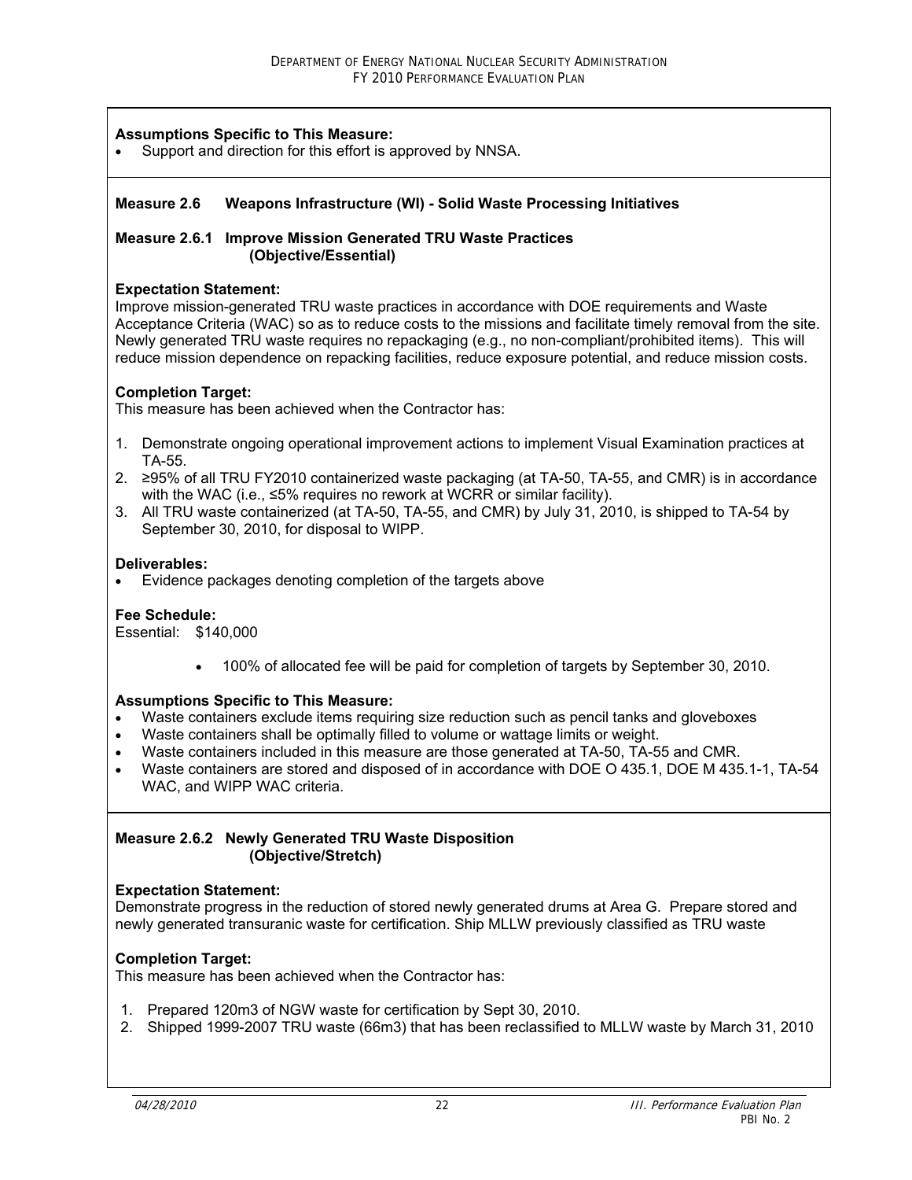**Assumptions Specific to This Measure:**

- Support and direction for this effort is approved by NNSA.

**Measure 2.6 Weapons Infrastructure (WI) - Solid Waste Processing Initiatives**

**Measure 2.6.1 Improve Mission Generated TRU Waste Practices (Objective/Essential)**

**Expectation Statement:**

Improve mission-generated TRU waste practices in accordance with DOE requirements and Waste Acceptance Criteria (WAC) so as to reduce costs to the missions and facilitate timely removal from the site. Newly generated TRU waste requires no repackaging (e.g., no non-compliant/prohibited items). This will reduce mission dependence on repacking facilities, reduce exposure potential, and reduce mission costs.

**Completion Target:**

This measure has been achieved when the Contractor has:

1. Demonstrate ongoing operational improvement actions to implement Visual Examination practices at TA-55.
2. ≥95% of all TRU FY2010 containerized waste packaging (at TA-50, TA-55, and CMR) is in accordance with the WAC (i.e., ≤5% requires no rework at WCRR or similar facility).
3. All TRU waste containerized (at TA-50, TA-55, and CMR) by July 31, 2010, is shipped to TA-54 by September 30, 2010, for disposal to WIPP.

**Deliverables:**

- Evidence packages denoting completion of the targets above

**Fee Schedule:**

Essential: $140,000

- 100% of allocated fee will be paid for completion of targets by September 30, 2010.

**Assumptions Specific to This Measure:**

- Waste containers exclude items requiring size reduction such as pencil tanks and gloveboxes
- Waste containers shall be optimally filled to volume or wattage limits or weight.
- Waste containers included in this measure are those generated at TA-50, TA-55 and CMR.
- Waste containers are stored and disposed of in accordance with DOE O 435.1, DOE M 435.1-1, TA-54 WAC, and WIPP WAC criteria.

**Measure 2.6.2 Newly Generated TRU Waste Disposition (Objective/Stretch)**

**Expectation Statement:**

Demonstrate progress in the reduction of stored newly generated drums at Area G. Prepare stored and newly generated transuranic waste for certification. Ship MLLW previously classified as TRU waste

**Completion Target:**

This measure has been achieved when the Contractor has:

1. Prepared 120m3 of NGW waste for certification by Sept 30, 2010.
2. Shipped 1999-2007 TRU waste (66m3) that has been reclassified to MLLW waste by March 31, 2010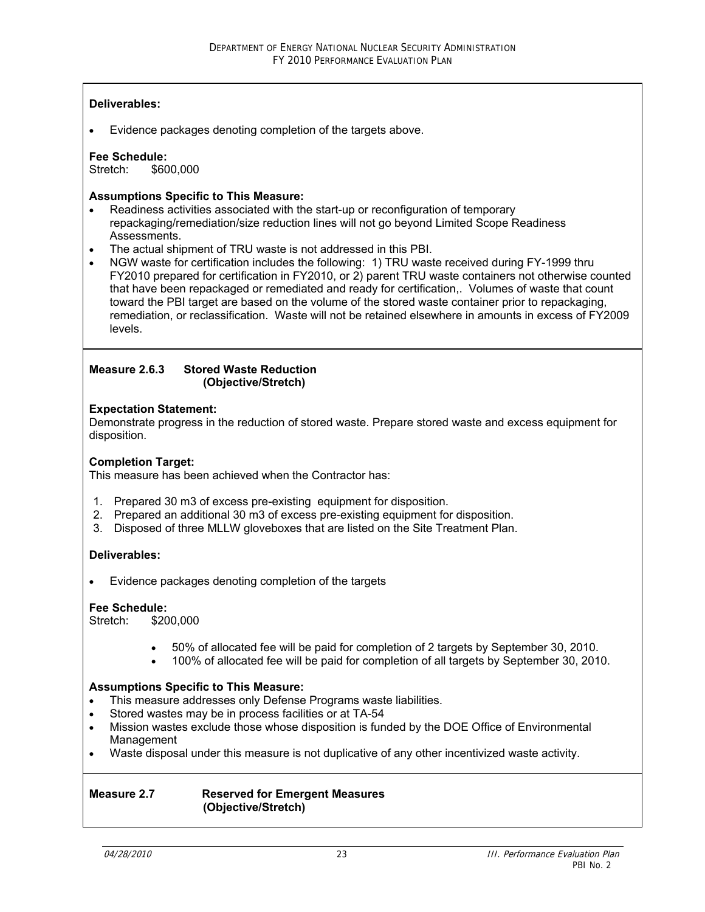**Deliverables:**

- Evidence packages denoting completion of the targets above.

**Fee Schedule:**
Stretch: $600,000

**Assumptions Specific to This Measure:**

- Readiness activities associated with the start-up or reconfiguration of temporary repackaging/remediation/size reduction lines will not go beyond Limited Scope Readiness Assessments.
- The actual shipment of TRU waste is not addressed in this PBI.
- NGW waste for certification includes the following: 1) TRU waste received during FY-1999 thru FY2010 prepared for certification in FY2010, or 2) parent TRU waste containers not otherwise counted that have been repackaged or remediated and ready for certification,. Volumes of waste that count toward the PBI target are based on the volume of the stored waste container prior to repackaging, remediation, or reclassification. Waste will not be retained elsewhere in amounts in excess of FY2009 levels.

**Measure 2.6.3 Stored Waste Reduction (Objective/Stretch)**

**Expectation Statement:**
Demonstrate progress in the reduction of stored waste. Prepare stored waste and excess equipment for disposition.

**Completion Target:**
This measure has been achieved when the Contractor has:

1. Prepared 30 m3 of excess pre-existing equipment for disposition.
2. Prepared an additional 30 m3 of excess pre-existing equipment for disposition.
3. Disposed of three MLLW gloveboxes that are listed on the Site Treatment Plan.

**Deliverables:**

- Evidence packages denoting completion of the targets

**Fee Schedule:**
Stretch: $200,000

- 50% of allocated fee will be paid for completion of 2 targets by September 30, 2010.
- 100% of allocated fee will be paid for completion of all targets by September 30, 2010.

**Assumptions Specific to This Measure:**

- This measure addresses only Defense Programs waste liabilities.
- Stored wastes may be in process facilities or at TA-54
- Mission wastes exclude those whose disposition is funded by the DOE Office of Environmental Management
- Waste disposal under this measure is not duplicative of any other incentivized waste activity.

**Measure 2.7 Reserved for Emergent Measures (Objective/Stretch)**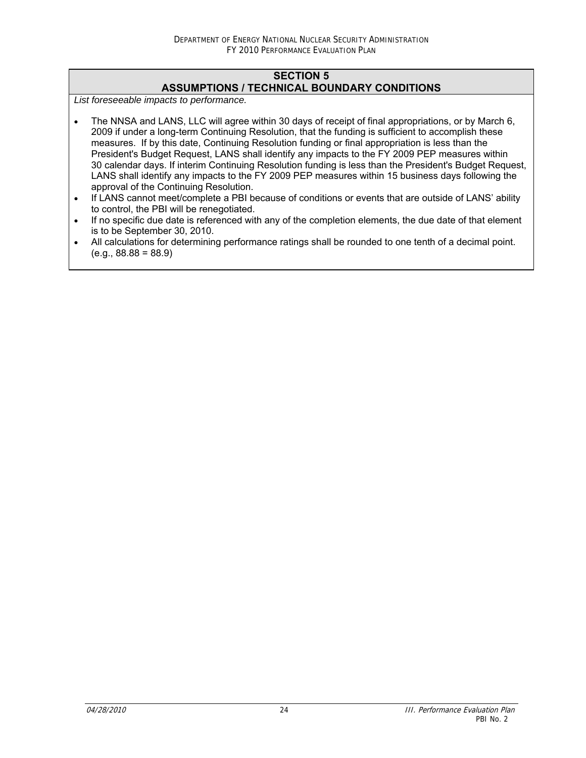## SECTION 5
## ASSUMPTIONS / TECHNICAL BOUNDARY CONDITIONS

*List foreseeable impacts to performance.*

- The NNSA and LANS, LLC will agree within 30 days of receipt of final appropriations, or by March 6, 2009 if under a long-term Continuing Resolution, that the funding is sufficient to accomplish these measures. If by this date, Continuing Resolution funding or final appropriation is less than the President's Budget Request, LANS shall identify any impacts to the FY 2009 PEP measures within 30 calendar days. If interim Continuing Resolution funding is less than the President's Budget Request, LANS shall identify any impacts to the FY 2009 PEP measures within 15 business days following the approval of the Continuing Resolution.
- If LANS cannot meet/complete a PBI because of conditions or events that are outside of LANS' ability to control, the PBI will be renegotiated.
- If no specific due date is referenced with any of the completion elements, the due date of that element is to be September 30, 2010.
- All calculations for determining performance ratings shall be rounded to one tenth of a decimal point. (e.g., 88.88 = 88.9)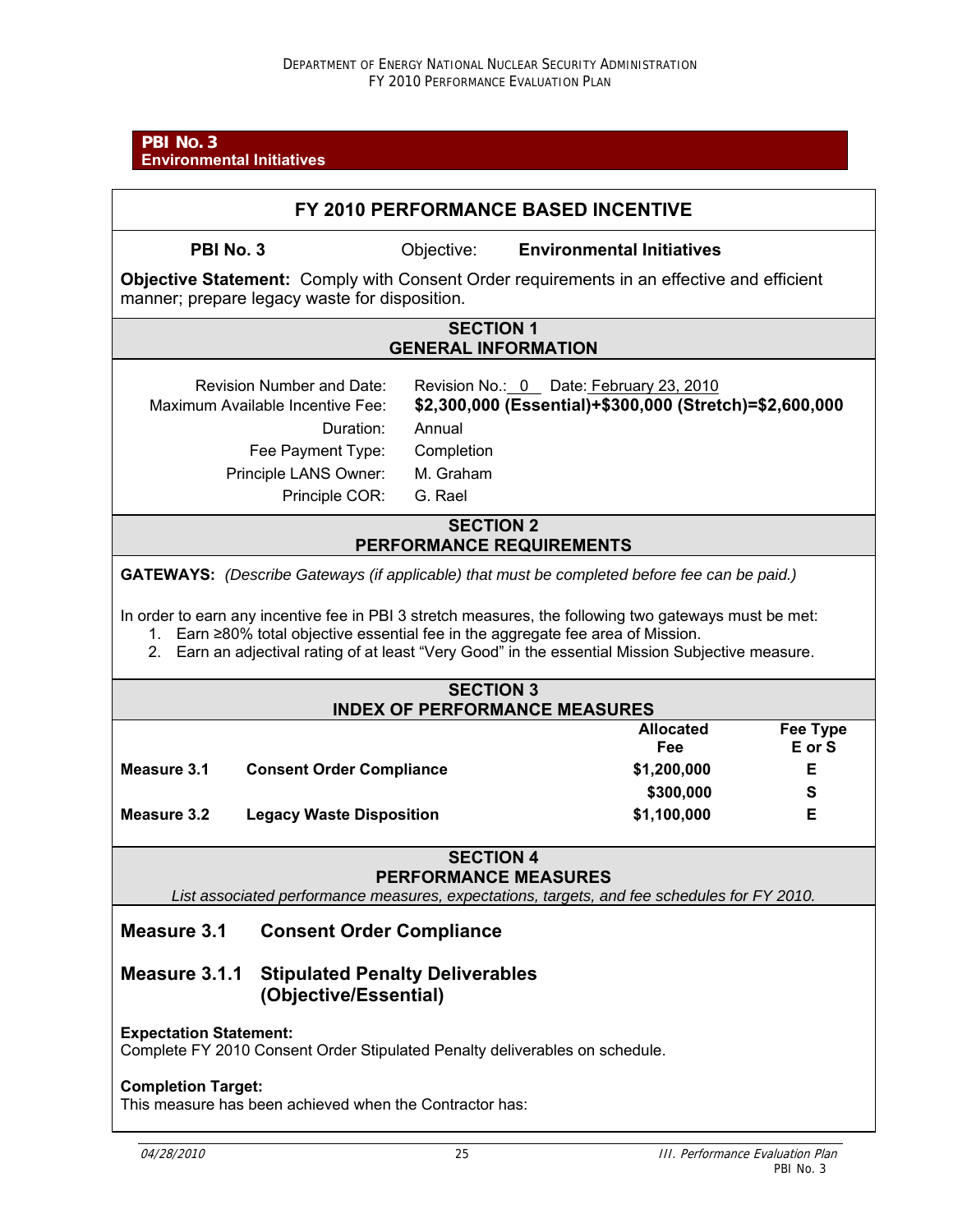## PBI No. 3
## Environmental Initiatives

### FY 2010 PERFORMANCE BASED INCENTIVE

**PBI No. 3** Objective: **Environmental Initiatives**

**Objective Statement:** Comply with Consent Order requirements in an effective and efficient manner; prepare legacy waste for disposition.

### SECTION 1
### GENERAL INFORMATION

| | |
|---|---|
| Revision Number and Date: | Revision No.: 0 Date: February 23, 2010 |
| Maximum Available Incentive Fee: | **$2,300,000 (Essential)+$300,000 (Stretch)=$2,600,000** |
| Duration: | Annual |
| Fee Payment Type: | Completion |
| Principle LANS Owner: | M. Graham |
| Principle COR: | G. Rael |

### SECTION 2
### PERFORMANCE REQUIREMENTS

**GATEWAYS:** *(Describe Gateways (if applicable) that must be completed before fee can be paid.)*

In order to earn any incentive fee in PBI 3 stretch measures, the following two gateways must be met:

1. Earn ≥80% total objective essential fee in the aggregate fee area of Mission.
2. Earn an adjectival rating of at least "Very Good" in the essential Mission Subjective measure.

### SECTION 3
### INDEX OF PERFORMANCE MEASURES

| | | Allocated Fee | Fee Type E or S |
|---|---|---|---|
| **Measure 3.1** | **Consent Order Compliance** | **$1,200,000** | **E** |
| | | **$300,000** | **S** |
| **Measure 3.2** | **Legacy Waste Disposition** | **$1,100,000** | **E** |

### SECTION 4
### PERFORMANCE MEASURES

*List associated performance measures, expectations, targets, and fee schedules for FY 2010.*

## Measure 3.1 Consent Order Compliance

## Measure 3.1.1 Stipulated Penalty Deliverables (Objective/Essential)

**Expectation Statement:**
Complete FY 2010 Consent Order Stipulated Penalty deliverables on schedule.

**Completion Target:**
This measure has been achieved when the Contractor has: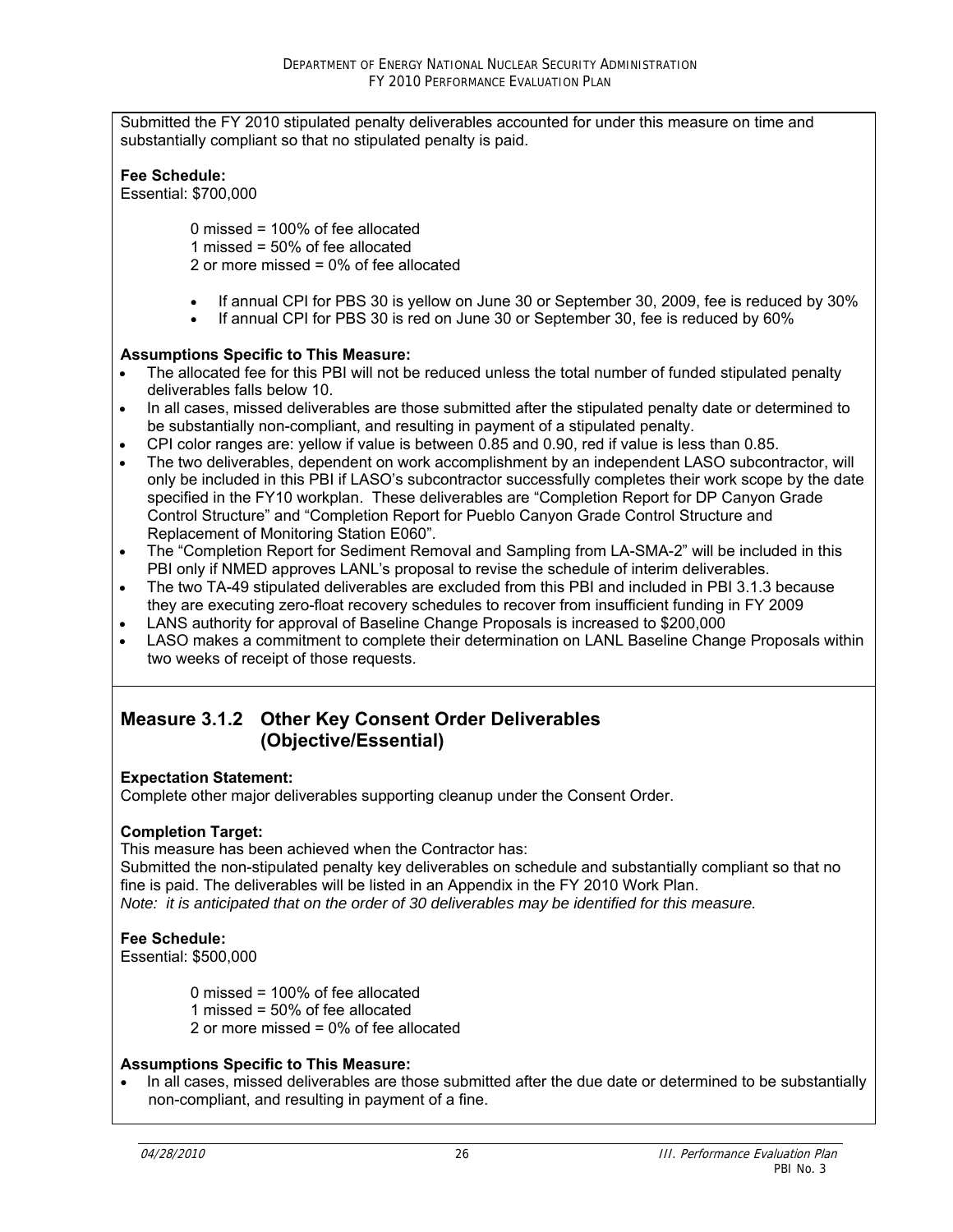Submitted the FY 2010 stipulated penalty deliverables accounted for under this measure on time and substantially compliant so that no stipulated penalty is paid.

**Fee Schedule:**
Essential: $700,000

0 missed = 100% of fee allocated
1 missed = 50% of fee allocated
2 or more missed = 0% of fee allocated

- If annual CPI for PBS 30 is yellow on June 30 or September 30, 2009, fee is reduced by 30%
- If annual CPI for PBS 30 is red on June 30 or September 30, fee is reduced by 60%

**Assumptions Specific to This Measure:**

- The allocated fee for this PBI will not be reduced unless the total number of funded stipulated penalty deliverables falls below 10.
- In all cases, missed deliverables are those submitted after the stipulated penalty date or determined to be substantially non-compliant, and resulting in payment of a stipulated penalty.
- CPI color ranges are: yellow if value is between 0.85 and 0.90, red if value is less than 0.85.
- The two deliverables, dependent on work accomplishment by an independent LASO subcontractor, will only be included in this PBI if LASO's subcontractor successfully completes their work scope by the date specified in the FY10 workplan. These deliverables are "Completion Report for DP Canyon Grade Control Structure" and "Completion Report for Pueblo Canyon Grade Control Structure and Replacement of Monitoring Station E060".
- The "Completion Report for Sediment Removal and Sampling from LA-SMA-2" will be included in this PBI only if NMED approves LANL's proposal to revise the schedule of interim deliverables.
- The two TA-49 stipulated deliverables are excluded from this PBI and included in PBI 3.1.3 because they are executing zero-float recovery schedules to recover from insufficient funding in FY 2009
- LANS authority for approval of Baseline Change Proposals is increased to $200,000
- LASO makes a commitment to complete their determination on LANL Baseline Change Proposals within two weeks of receipt of those requests.

## Measure 3.1.2 Other Key Consent Order Deliverables (Objective/Essential)

**Expectation Statement:**
Complete other major deliverables supporting cleanup under the Consent Order.

**Completion Target:**
This measure has been achieved when the Contractor has:
Submitted the non-stipulated penalty key deliverables on schedule and substantially compliant so that no fine is paid. The deliverables will be listed in an Appendix in the FY 2010 Work Plan.
*Note: it is anticipated that on the order of 30 deliverables may be identified for this measure.*

**Fee Schedule:**
Essential: $500,000

0 missed = 100% of fee allocated
1 missed = 50% of fee allocated
2 or more missed = 0% of fee allocated

**Assumptions Specific to This Measure:**

- In all cases, missed deliverables are those submitted after the due date or determined to be substantially non-compliant, and resulting in payment of a fine.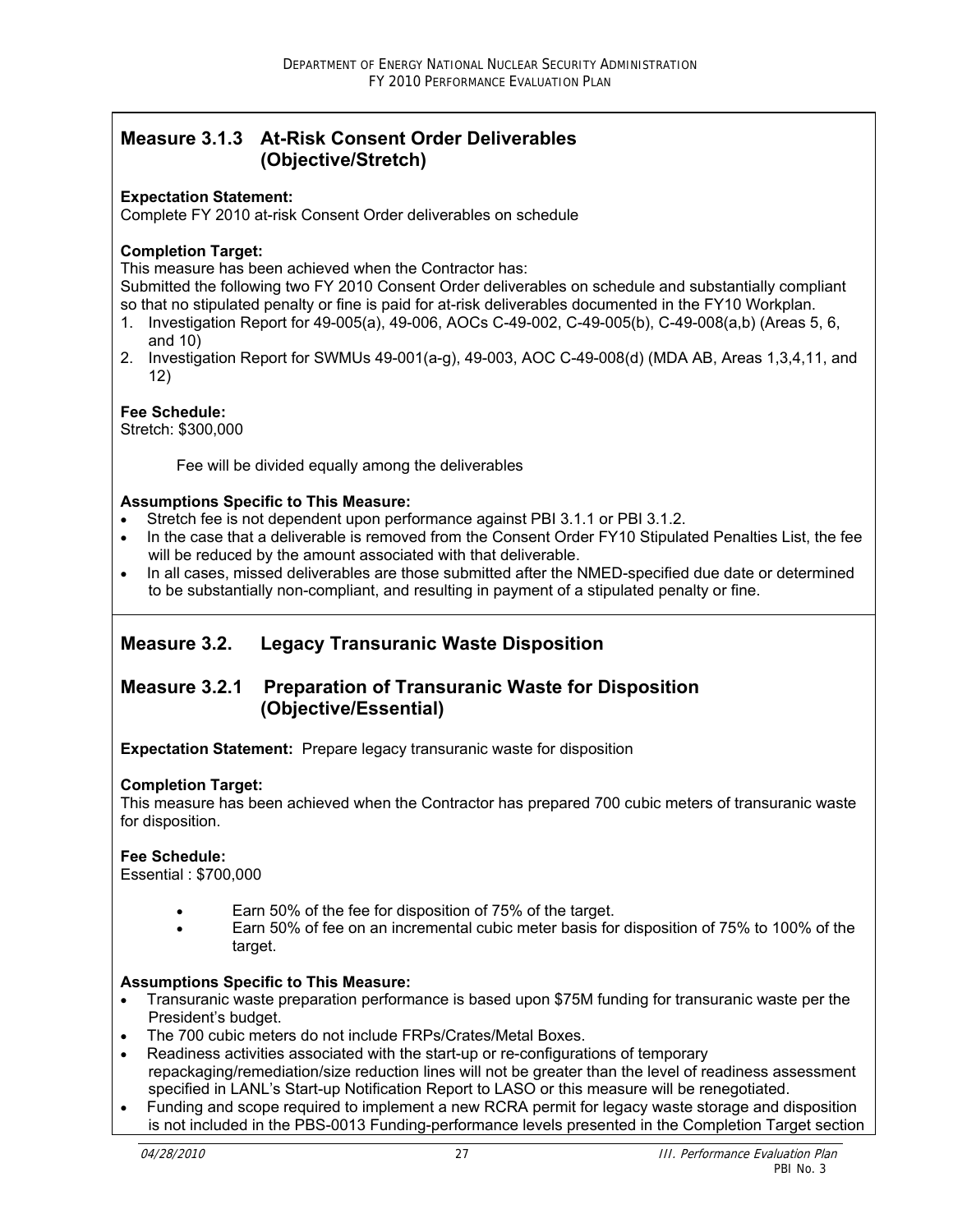## Measure 3.1.3 At-Risk Consent Order Deliverables (Objective/Stretch)

**Expectation Statement:**
Complete FY 2010 at-risk Consent Order deliverables on schedule

**Completion Target:**
This measure has been achieved when the Contractor has:
Submitted the following two FY 2010 Consent Order deliverables on schedule and substantially compliant so that no stipulated penalty or fine is paid for at-risk deliverables documented in the FY10 Workplan.

1. Investigation Report for 49-005(a), 49-006, AOCs C-49-002, C-49-005(b), C-49-008(a,b) (Areas 5, 6, and 10)
2. Investigation Report for SWMUs 49-001(a-g), 49-003, AOC C-49-008(d) (MDA AB, Areas 1,3,4,11, and 12)

**Fee Schedule:**
Stretch: $300,000

Fee will be divided equally among the deliverables

**Assumptions Specific to This Measure:**

- Stretch fee is not dependent upon performance against PBI 3.1.1 or PBI 3.1.2.
- In the case that a deliverable is removed from the Consent Order FY10 Stipulated Penalties List, the fee will be reduced by the amount associated with that deliverable.
- In all cases, missed deliverables are those submitted after the NMED-specified due date or determined to be substantially non-compliant, and resulting in payment of a stipulated penalty or fine.

## Measure 3.2. Legacy Transuranic Waste Disposition

## Measure 3.2.1 Preparation of Transuranic Waste for Disposition (Objective/Essential)

**Expectation Statement:** Prepare legacy transuranic waste for disposition

**Completion Target:**
This measure has been achieved when the Contractor has prepared 700 cubic meters of transuranic waste for disposition.

**Fee Schedule:**
Essential : $700,000

- Earn 50% of the fee for disposition of 75% of the target.
- Earn 50% of fee on an incremental cubic meter basis for disposition of 75% to 100% of the target.

**Assumptions Specific to This Measure:**

- Transuranic waste preparation performance is based upon $75M funding for transuranic waste per the President's budget.
- The 700 cubic meters do not include FRPs/Crates/Metal Boxes.
- Readiness activities associated with the start-up or re-configurations of temporary repackaging/remediation/size reduction lines will not be greater than the level of readiness assessment specified in LANL's Start-up Notification Report to LASO or this measure will be renegotiated.
- Funding and scope required to implement a new RCRA permit for legacy waste storage and disposition is not included in the PBS-0013 Funding-performance levels presented in the Completion Target section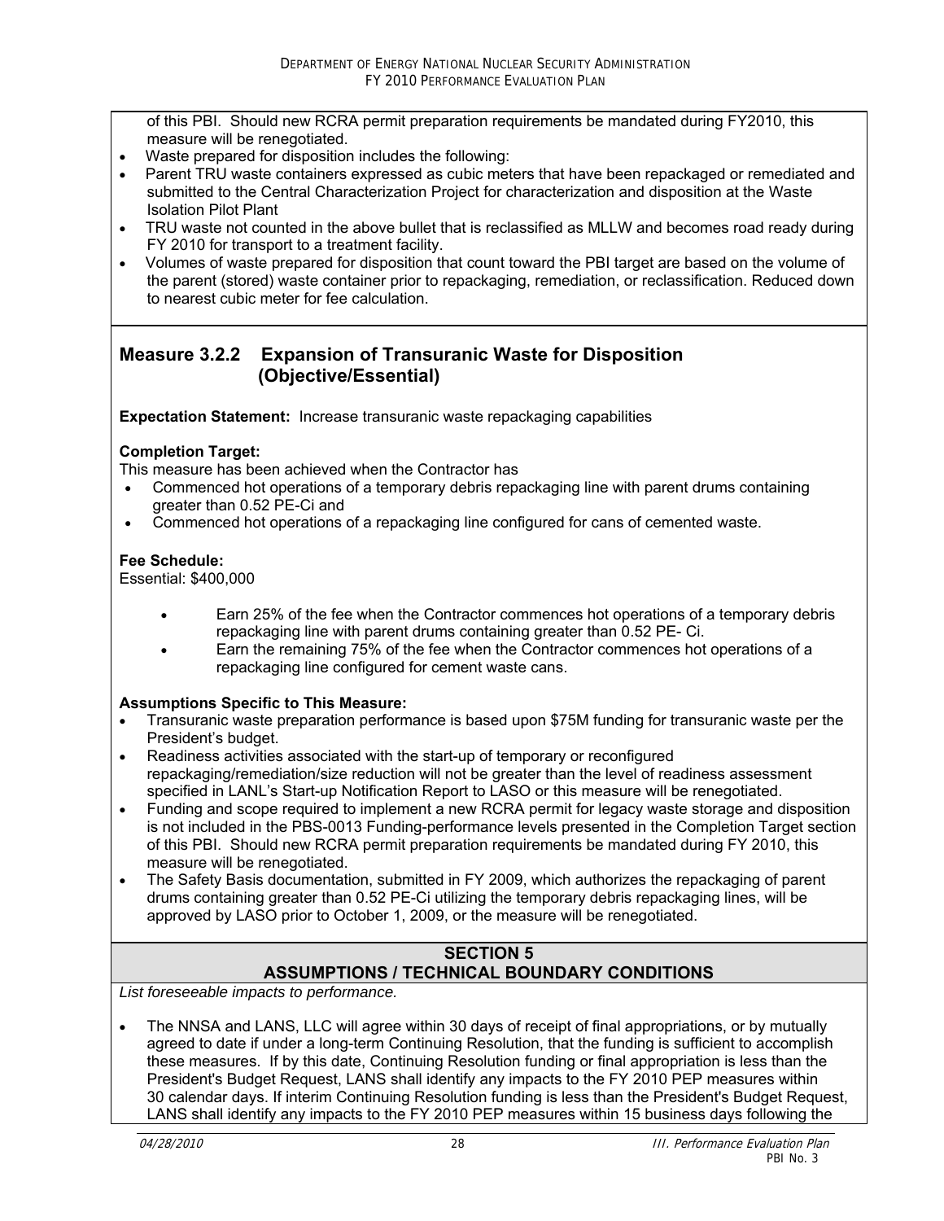of this PBI. Should new RCRA permit preparation requirements be mandated during FY2010, this measure will be renegotiated.

- Waste prepared for disposition includes the following:
- Parent TRU waste containers expressed as cubic meters that have been repackaged or remediated and submitted to the Central Characterization Project for characterization and disposition at the Waste Isolation Pilot Plant
- TRU waste not counted in the above bullet that is reclassified as MLLW and becomes road ready during FY 2010 for transport to a treatment facility.
- Volumes of waste prepared for disposition that count toward the PBI target are based on the volume of the parent (stored) waste container prior to repackaging, remediation, or reclassification. Reduced down to nearest cubic meter for fee calculation.

## Measure 3.2.2 Expansion of Transuranic Waste for Disposition (Objective/Essential)

**Expectation Statement:** Increase transuranic waste repackaging capabilities

**Completion Target:**

This measure has been achieved when the Contractor has

- Commenced hot operations of a temporary debris repackaging line with parent drums containing greater than 0.52 PE-Ci and
- Commenced hot operations of a repackaging line configured for cans of cemented waste.

**Fee Schedule:**

Essential: $400,000

- Earn 25% of the fee when the Contractor commences hot operations of a temporary debris repackaging line with parent drums containing greater than 0.52 PE- Ci.
- Earn the remaining 75% of the fee when the Contractor commences hot operations of a repackaging line configured for cement waste cans.

**Assumptions Specific to This Measure:**

- Transuranic waste preparation performance is based upon $75M funding for transuranic waste per the President's budget.
- Readiness activities associated with the start-up of temporary or reconfigured repackaging/remediation/size reduction will not be greater than the level of readiness assessment specified in LANL's Start-up Notification Report to LASO or this measure will be renegotiated.
- Funding and scope required to implement a new RCRA permit for legacy waste storage and disposition is not included in the PBS-0013 Funding-performance levels presented in the Completion Target section of this PBI. Should new RCRA permit preparation requirements be mandated during FY 2010, this measure will be renegotiated.
- The Safety Basis documentation, submitted in FY 2009, which authorizes the repackaging of parent drums containing greater than 0.52 PE-Ci utilizing the temporary debris repackaging lines, will be approved by LASO prior to October 1, 2009, or the measure will be renegotiated.

## SECTION 5
## ASSUMPTIONS / TECHNICAL BOUNDARY CONDITIONS

*List foreseeable impacts to performance.*

- The NNSA and LANS, LLC will agree within 30 days of receipt of final appropriations, or by mutually agreed to date if under a long-term Continuing Resolution, that the funding is sufficient to accomplish these measures. If by this date, Continuing Resolution funding or final appropriation is less than the President's Budget Request, LANS shall identify any impacts to the FY 2010 PEP measures within 30 calendar days. If interim Continuing Resolution funding is less than the President's Budget Request, LANS shall identify any impacts to the FY 2010 PEP measures within 15 business days following the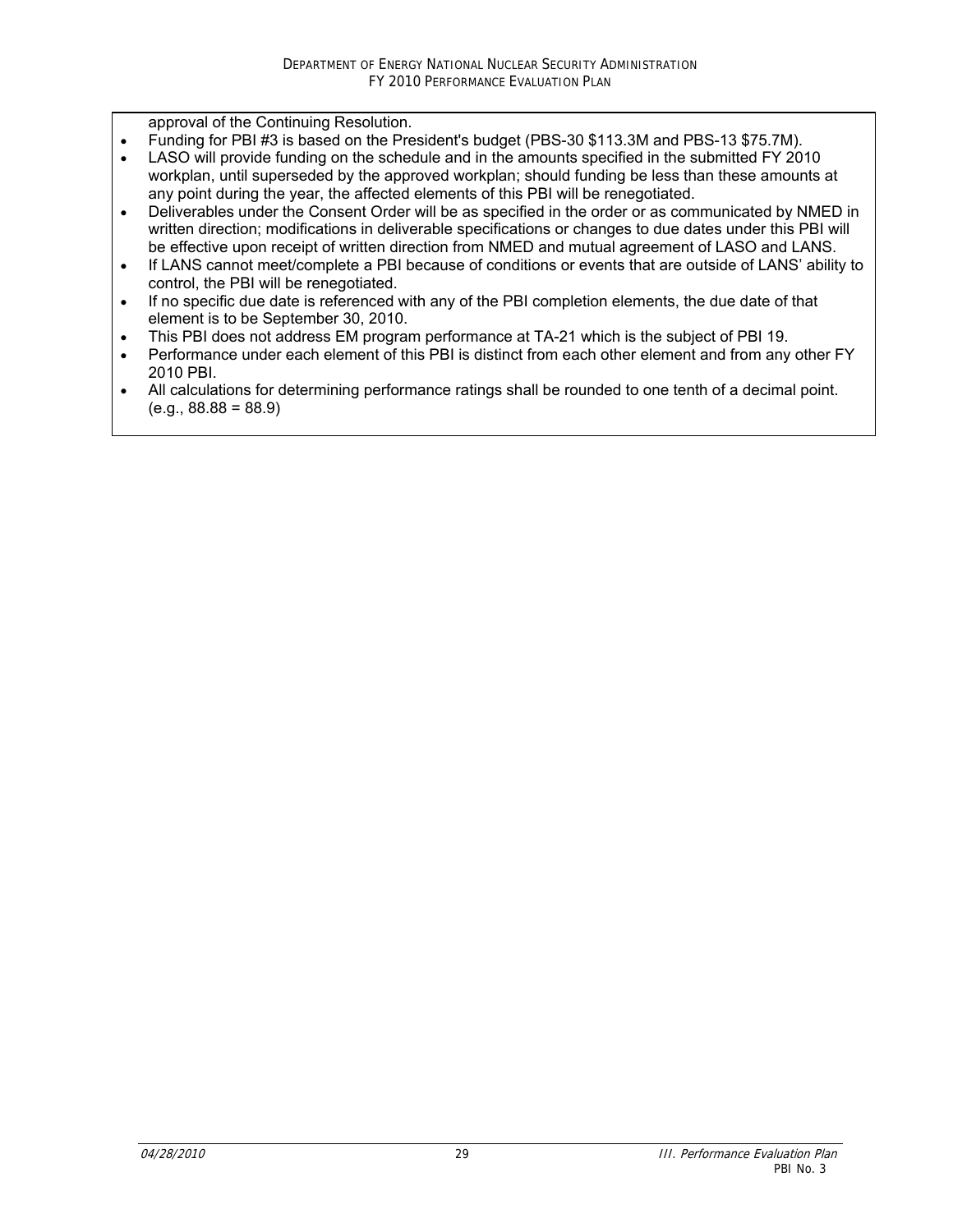approval of the Continuing Resolution.

- Funding for PBI #3 is based on the President's budget (PBS-30 $113.3M and PBS-13 $75.7M).
- LASO will provide funding on the schedule and in the amounts specified in the submitted FY 2010 workplan, until superseded by the approved workplan; should funding be less than these amounts at any point during the year, the affected elements of this PBI will be renegotiated.
- Deliverables under the Consent Order will be as specified in the order or as communicated by NMED in written direction; modifications in deliverable specifications or changes to due dates under this PBI will be effective upon receipt of written direction from NMED and mutual agreement of LASO and LANS.
- If LANS cannot meet/complete a PBI because of conditions or events that are outside of LANS' ability to control, the PBI will be renegotiated.
- If no specific due date is referenced with any of the PBI completion elements, the due date of that element is to be September 30, 2010.
- This PBI does not address EM program performance at TA-21 which is the subject of PBI 19.
- Performance under each element of this PBI is distinct from each other element and from any other FY 2010 PBI.
- All calculations for determining performance ratings shall be rounded to one tenth of a decimal point. (e.g., 88.88 = 88.9)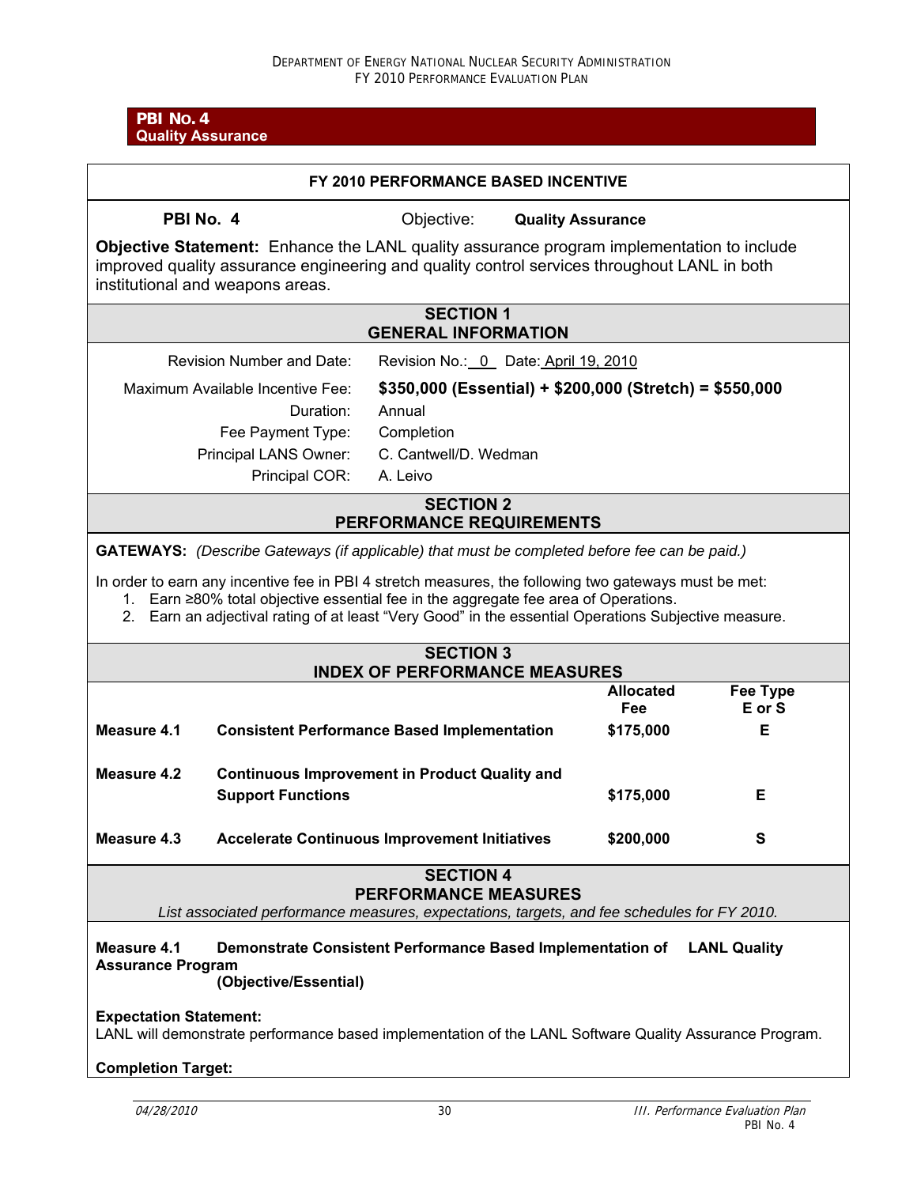## PBI No. 4
## Quality Assurance

### FY 2010 PERFORMANCE BASED INCENTIVE

**PBI No. 4** Objective: **Quality Assurance**

**Objective Statement:** Enhance the LANL quality assurance program implementation to include improved quality assurance engineering and quality control services throughout LANL in both institutional and weapons areas.

### SECTION 1
### GENERAL INFORMATION

| | |
|---|---|
| Revision Number and Date: | Revision No.: 0 Date: April 19, 2010 |
| Maximum Available Incentive Fee: | **$350,000 (Essential) + $200,000 (Stretch) = $550,000** |
| Duration: | Annual |
| Fee Payment Type: | Completion |
| Principal LANS Owner: | C. Cantwell/D. Wedman |
| Principal COR: | A. Leivo |

### SECTION 2
### PERFORMANCE REQUIREMENTS

**GATEWAYS:** *(Describe Gateways (if applicable) that must be completed before fee can be paid.)*

In order to earn any incentive fee in PBI 4 stretch measures, the following two gateways must be met:

1. Earn ≥80% total objective essential fee in the aggregate fee area of Operations.
2. Earn an adjectival rating of at least "Very Good" in the essential Operations Subjective measure.

### SECTION 3
### INDEX OF PERFORMANCE MEASURES

| | | Allocated Fee | Fee Type E or S |
|---|---|---|---|
| **Measure 4.1** | **Consistent Performance Based Implementation** | **$175,000** | **E** |
| **Measure 4.2** | **Continuous Improvement in Product Quality and Support Functions** | **$175,000** | **E** |
| **Measure 4.3** | **Accelerate Continuous Improvement Initiatives** | **$200,000** | **S** |

### SECTION 4
### PERFORMANCE MEASURES

*List associated performance measures, expectations, targets, and fee schedules for FY 2010.*

**Measure 4.1 Demonstrate Consistent Performance Based Implementation of LANL Quality Assurance Program**
**(Objective/Essential)**

**Expectation Statement:**
LANL will demonstrate performance based implementation of the LANL Software Quality Assurance Program.

**Completion Target:**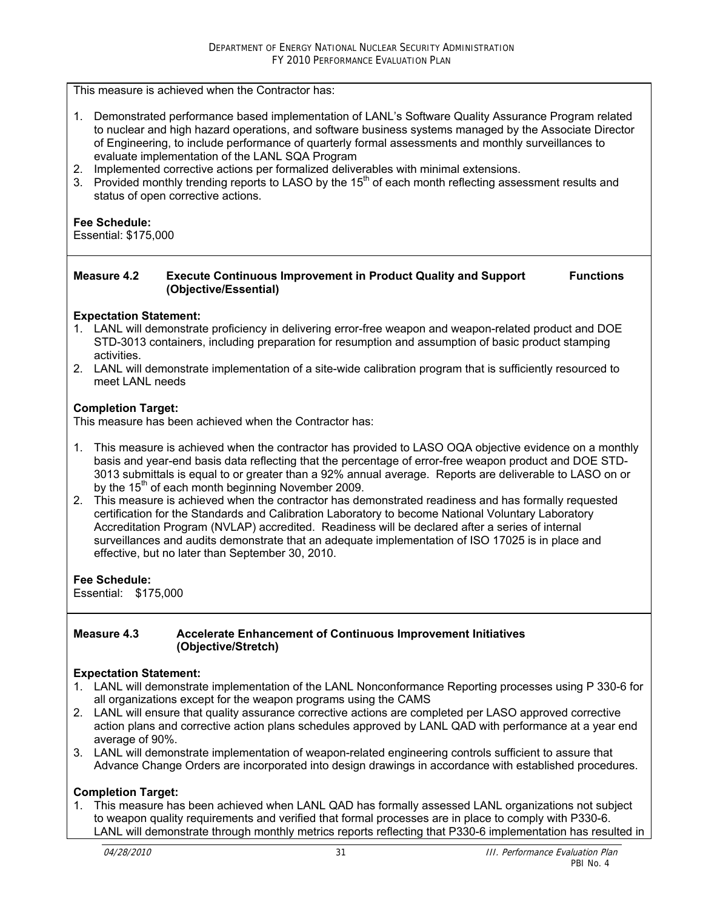This measure is achieved when the Contractor has:

1. Demonstrated performance based implementation of LANL's Software Quality Assurance Program related to nuclear and high hazard operations, and software business systems managed by the Associate Director of Engineering, to include performance of quarterly formal assessments and monthly surveillances to evaluate implementation of the LANL SQA Program
2. Implemented corrective actions per formalized deliverables with minimal extensions.
3. Provided monthly trending reports to LASO by the 15th of each month reflecting assessment results and status of open corrective actions.

**Fee Schedule:**
Essential: $175,000

**Measure 4.2 Execute Continuous Improvement in Product Quality and Support Functions (Objective/Essential)**

**Expectation Statement:**

1. LANL will demonstrate proficiency in delivering error-free weapon and weapon-related product and DOE STD-3013 containers, including preparation for resumption and assumption of basic product stamping activities.
2. LANL will demonstrate implementation of a site-wide calibration program that is sufficiently resourced to meet LANL needs

**Completion Target:**
This measure has been achieved when the Contractor has:

1. This measure is achieved when the contractor has provided to LASO OQA objective evidence on a monthly basis and year-end basis data reflecting that the percentage of error-free weapon product and DOE STD-3013 submittals is equal to or greater than a 92% annual average. Reports are deliverable to LASO on or by the 15th of each month beginning November 2009.
2. This measure is achieved when the contractor has demonstrated readiness and has formally requested certification for the Standards and Calibration Laboratory to become National Voluntary Laboratory Accreditation Program (NVLAP) accredited. Readiness will be declared after a series of internal surveillances and audits demonstrate that an adequate implementation of ISO 17025 is in place and effective, but no later than September 30, 2010.

**Fee Schedule:**
Essential: $175,000

**Measure 4.3 Accelerate Enhancement of Continuous Improvement Initiatives (Objective/Stretch)**

**Expectation Statement:**

1. LANL will demonstrate implementation of the LANL Nonconformance Reporting processes using P 330-6 for all organizations except for the weapon programs using the CAMS
2. LANL will ensure that quality assurance corrective actions are completed per LASO approved corrective action plans and corrective action plans schedules approved by LANL QAD with performance at a year end average of 90%.
3. LANL will demonstrate implementation of weapon-related engineering controls sufficient to assure that Advance Change Orders are incorporated into design drawings in accordance with established procedures.

**Completion Target:**

1. This measure has been achieved when LANL QAD has formally assessed LANL organizations not subject to weapon quality requirements and verified that formal processes are in place to comply with P330-6. LANL will demonstrate through monthly metrics reports reflecting that P330-6 implementation has resulted in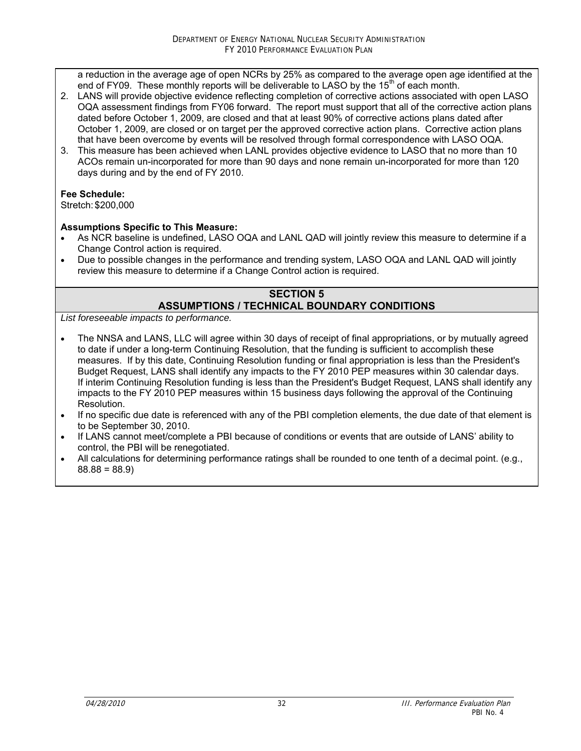a reduction in the average age of open NCRs by 25% as compared to the average open age identified at the end of FY09. These monthly reports will be deliverable to LASO by the 15th of each month.

2. LANS will provide objective evidence reflecting completion of corrective actions associated with open LASO OQA assessment findings from FY06 forward. The report must support that all of the corrective action plans dated before October 1, 2009, are closed and that at least 90% of corrective actions plans dated after October 1, 2009, are closed or on target per the approved corrective action plans. Corrective action plans that have been overcome by events will be resolved through formal correspondence with LASO OQA.
3. This measure has been achieved when LANL provides objective evidence to LASO that no more than 10 ACOs remain un-incorporated for more than 90 days and none remain un-incorporated for more than 120 days during and by the end of FY 2010.

**Fee Schedule:**
Stretch: $200,000

**Assumptions Specific to This Measure:**

- As NCR baseline is undefined, LASO OQA and LANL QAD will jointly review this measure to determine if a Change Control action is required.
- Due to possible changes in the performance and trending system, LASO OQA and LANL QAD will jointly review this measure to determine if a Change Control action is required.

## SECTION 5
## ASSUMPTIONS / TECHNICAL BOUNDARY CONDITIONS

*List foreseeable impacts to performance.*

- The NNSA and LANS, LLC will agree within 30 days of receipt of final appropriations, or by mutually agreed to date if under a long-term Continuing Resolution, that the funding is sufficient to accomplish these measures. If by this date, Continuing Resolution funding or final appropriation is less than the President's Budget Request, LANS shall identify any impacts to the FY 2010 PEP measures within 30 calendar days. If interim Continuing Resolution funding is less than the President's Budget Request, LANS shall identify any impacts to the FY 2010 PEP measures within 15 business days following the approval of the Continuing Resolution.
- If no specific due date is referenced with any of the PBI completion elements, the due date of that element is to be September 30, 2010.
- If LANS cannot meet/complete a PBI because of conditions or events that are outside of LANS' ability to control, the PBI will be renegotiated.
- All calculations for determining performance ratings shall be rounded to one tenth of a decimal point. (e.g., 88.88 = 88.9)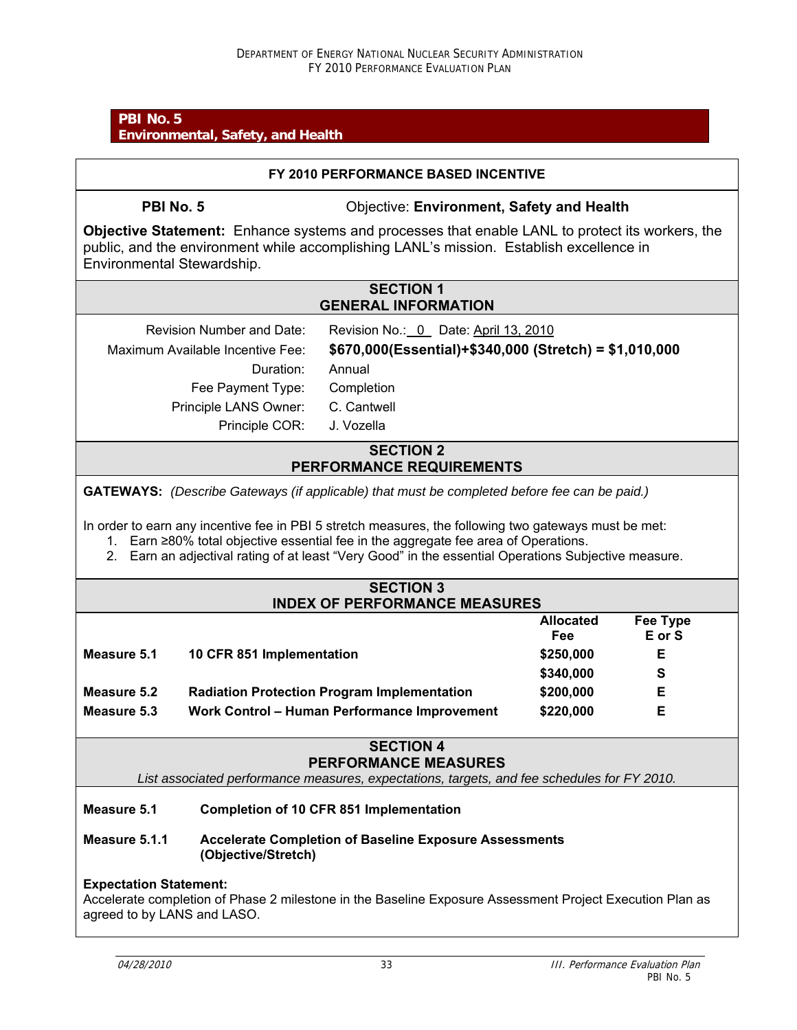## PBI No. 5
## Environmental, Safety, and Health

**FY 2010 PERFORMANCE BASED INCENTIVE**

**PBI No. 5** Objective: **Environment, Safety and Health**

**Objective Statement:** Enhance systems and processes that enable LANL to protect its workers, the public, and the environment while accomplishing LANL's mission. Establish excellence in Environmental Stewardship.

### SECTION 1
### GENERAL INFORMATION

| | |
|---|---|
| Revision Number and Date: | Revision No.: 0 Date: April 13, 2010 |
| Maximum Available Incentive Fee: | **$670,000(Essential)+$340,000 (Stretch) = $1,010,000** |
| Duration: | Annual |
| Fee Payment Type: | Completion |
| Principle LANS Owner: | C. Cantwell |
| Principle COR: | J. Vozella |

### SECTION 2
### PERFORMANCE REQUIREMENTS

**GATEWAYS:** *(Describe Gateways (if applicable) that must be completed before fee can be paid.)*

In order to earn any incentive fee in PBI 5 stretch measures, the following two gateways must be met:

1. Earn ≥80% total objective essential fee in the aggregate fee area of Operations.
2. Earn an adjectival rating of at least "Very Good" in the essential Operations Subjective measure.

### SECTION 3
### INDEX OF PERFORMANCE MEASURES

| | | Allocated Fee | Fee Type E or S |
|---|---|---|---|
| **Measure 5.1** | **10 CFR 851 Implementation** | **$250,000** | **E** |
| | | **$340,000** | **S** |
| **Measure 5.2** | **Radiation Protection Program Implementation** | **$200,000** | **E** |
| **Measure 5.3** | **Work Control – Human Performance Improvement** | **$220,000** | **E** |

### SECTION 4
### PERFORMANCE MEASURES

*List associated performance measures, expectations, targets, and fee schedules for FY 2010.*

**Measure 5.1** **Completion of 10 CFR 851 Implementation**

**Measure 5.1.1** **Accelerate Completion of Baseline Exposure Assessments (Objective/Stretch)**

**Expectation Statement:**
Accelerate completion of Phase 2 milestone in the Baseline Exposure Assessment Project Execution Plan as agreed to by LANS and LASO.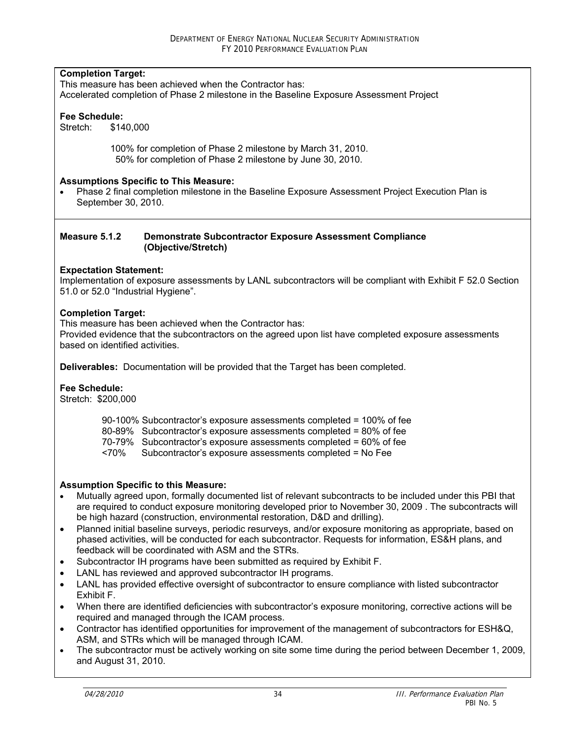**Completion Target:**
This measure has been achieved when the Contractor has:
Accelerated completion of Phase 2 milestone in the Baseline Exposure Assessment Project

**Fee Schedule:**
Stretch: $140,000

100% for completion of Phase 2 milestone by March 31, 2010.
50% for completion of Phase 2 milestone by June 30, 2010.

**Assumptions Specific to This Measure:**

- Phase 2 final completion milestone in the Baseline Exposure Assessment Project Execution Plan is September 30, 2010.

**Measure 5.1.2 Demonstrate Subcontractor Exposure Assessment Compliance (Objective/Stretch)**

**Expectation Statement:**
Implementation of exposure assessments by LANL subcontractors will be compliant with Exhibit F 52.0 Section 51.0 or 52.0 "Industrial Hygiene".

**Completion Target:**
This measure has been achieved when the Contractor has:
Provided evidence that the subcontractors on the agreed upon list have completed exposure assessments based on identified activities.

**Deliverables:** Documentation will be provided that the Target has been completed.

**Fee Schedule:**
Stretch: $200,000

90-100% Subcontractor's exposure assessments completed = 100% of fee
80-89% Subcontractor's exposure assessments completed = 80% of fee
70-79% Subcontractor's exposure assessments completed = 60% of fee
<70% Subcontractor's exposure assessments completed = No Fee

**Assumption Specific to this Measure:**

- Mutually agreed upon, formally documented list of relevant subcontracts to be included under this PBI that are required to conduct exposure monitoring developed prior to November 30, 2009 . The subcontracts will be high hazard (construction, environmental restoration, D&D and drilling).
- Planned initial baseline surveys, periodic resurveys, and/or exposure monitoring as appropriate, based on phased activities, will be conducted for each subcontractor. Requests for information, ES&H plans, and feedback will be coordinated with ASM and the STRs.
- Subcontractor IH programs have been submitted as required by Exhibit F.
- LANL has reviewed and approved subcontractor IH programs.
- LANL has provided effective oversight of subcontractor to ensure compliance with listed subcontractor Exhibit F.
- When there are identified deficiencies with subcontractor's exposure monitoring, corrective actions will be required and managed through the ICAM process.
- Contractor has identified opportunities for improvement of the management of subcontractors for ESH&Q, ASM, and STRs which will be managed through ICAM.
- The subcontractor must be actively working on site some time during the period between December 1, 2009, and August 31, 2010.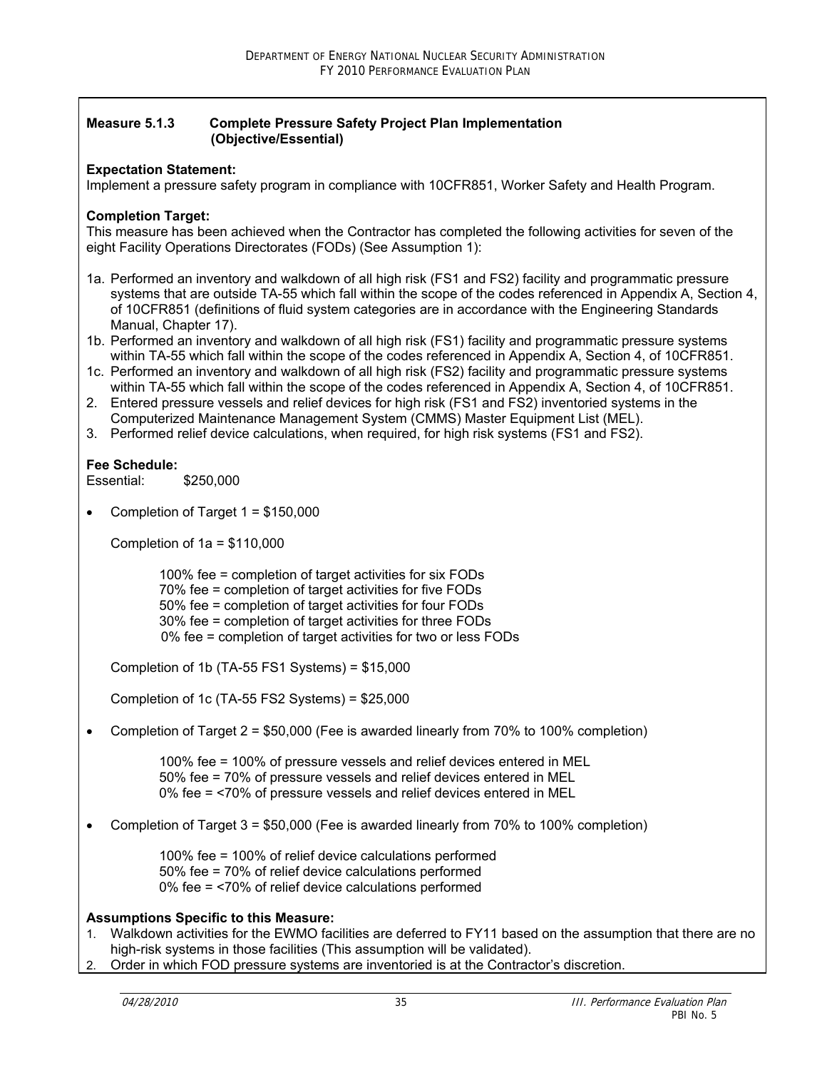**Measure 5.1.3 Complete Pressure Safety Project Plan Implementation (Objective/Essential)**

**Expectation Statement:**
Implement a pressure safety program in compliance with 10CFR851, Worker Safety and Health Program.

**Completion Target:**
This measure has been achieved when the Contractor has completed the following activities for seven of the eight Facility Operations Directorates (FODs) (See Assumption 1):

1a. Performed an inventory and walkdown of all high risk (FS1 and FS2) facility and programmatic pressure systems that are outside TA-55 which fall within the scope of the codes referenced in Appendix A, Section 4, of 10CFR851 (definitions of fluid system categories are in accordance with the Engineering Standards Manual, Chapter 17).

1b. Performed an inventory and walkdown of all high risk (FS1) facility and programmatic pressure systems within TA-55 which fall within the scope of the codes referenced in Appendix A, Section 4, of 10CFR851.

1c. Performed an inventory and walkdown of all high risk (FS2) facility and programmatic pressure systems within TA-55 which fall within the scope of the codes referenced in Appendix A, Section 4, of 10CFR851.

2. Entered pressure vessels and relief devices for high risk (FS1 and FS2) inventoried systems in the Computerized Maintenance Management System (CMMS) Master Equipment List (MEL).

3. Performed relief device calculations, when required, for high risk systems (FS1 and FS2).

**Fee Schedule:**
Essential: $250,000

- Completion of Target 1 = $150,000

  Completion of 1a = $110,000

  100% fee = completion of target activities for six FODs
  70% fee = completion of target activities for five FODs
  50% fee = completion of target activities for four FODs
  30% fee = completion of target activities for three FODs
  0% fee = completion of target activities for two or less FODs

  Completion of 1b (TA-55 FS1 Systems) = $15,000

  Completion of 1c (TA-55 FS2 Systems) = $25,000

- Completion of Target 2 = $50,000 (Fee is awarded linearly from 70% to 100% completion)

  100% fee = 100% of pressure vessels and relief devices entered in MEL
  50% fee = 70% of pressure vessels and relief devices entered in MEL
  0% fee = <70% of pressure vessels and relief devices entered in MEL

- Completion of Target 3 = $50,000 (Fee is awarded linearly from 70% to 100% completion)

  100% fee = 100% of relief device calculations performed
  50% fee = 70% of relief device calculations performed
  0% fee = <70% of relief device calculations performed

**Assumptions Specific to this Measure:**

1. Walkdown activities for the EWMO facilities are deferred to FY11 based on the assumption that there are no high-risk systems in those facilities (This assumption will be validated).
2. Order in which FOD pressure systems are inventoried is at the Contractor's discretion.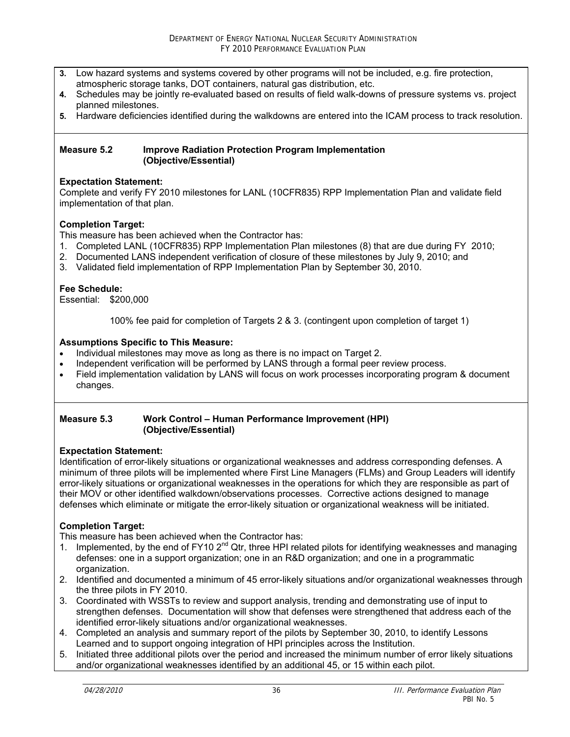3. Low hazard systems and systems covered by other programs will not be included, e.g. fire protection, atmospheric storage tanks, DOT containers, natural gas distribution, etc.
4. Schedules may be jointly re-evaluated based on results of field walk-downs of pressure systems vs. project planned milestones.
5. Hardware deficiencies identified during the walkdowns are entered into the ICAM process to track resolution.

**Measure 5.2 Improve Radiation Protection Program Implementation (Objective/Essential)**

**Expectation Statement:**
Complete and verify FY 2010 milestones for LANL (10CFR835) RPP Implementation Plan and validate field implementation of that plan.

**Completion Target:**
This measure has been achieved when the Contractor has:
1. Completed LANL (10CFR835) RPP Implementation Plan milestones (8) that are due during FY 2010;
2. Documented LANS independent verification of closure of these milestones by July 9, 2010; and
3. Validated field implementation of RPP Implementation Plan by September 30, 2010.

**Fee Schedule:**
Essential: $200,000

100% fee paid for completion of Targets 2 & 3. (contingent upon completion of target 1)

**Assumptions Specific to This Measure:**
- Individual milestones may move as long as there is no impact on Target 2.
- Independent verification will be performed by LANS through a formal peer review process.
- Field implementation validation by LANS will focus on work processes incorporating program & document changes.

**Measure 5.3 Work Control – Human Performance Improvement (HPI) (Objective/Essential)**

**Expectation Statement:**
Identification of error-likely situations or organizational weaknesses and address corresponding defenses. A minimum of three pilots will be implemented where First Line Managers (FLMs) and Group Leaders will identify error-likely situations or organizational weaknesses in the operations for which they are responsible as part of their MOV or other identified walkdown/observations processes. Corrective actions designed to manage defenses which eliminate or mitigate the error-likely situation or organizational weakness will be initiated.

**Completion Target:**
This measure has been achieved when the Contractor has:
1. Implemented, by the end of FY10 2nd Qtr, three HPI related pilots for identifying weaknesses and managing defenses: one in a support organization; one in an R&D organization; and one in a programmatic organization.
2. Identified and documented a minimum of 45 error-likely situations and/or organizational weaknesses through the three pilots in FY 2010.
3. Coordinated with WSSTs to review and support analysis, trending and demonstrating use of input to strengthen defenses. Documentation will show that defenses were strengthened that address each of the identified error-likely situations and/or organizational weaknesses.
4. Completed an analysis and summary report of the pilots by September 30, 2010, to identify Lessons Learned and to support ongoing integration of HPI principles across the Institution.
5. Initiated three additional pilots over the period and increased the minimum number of error likely situations and/or organizational weaknesses identified by an additional 45, or 15 within each pilot.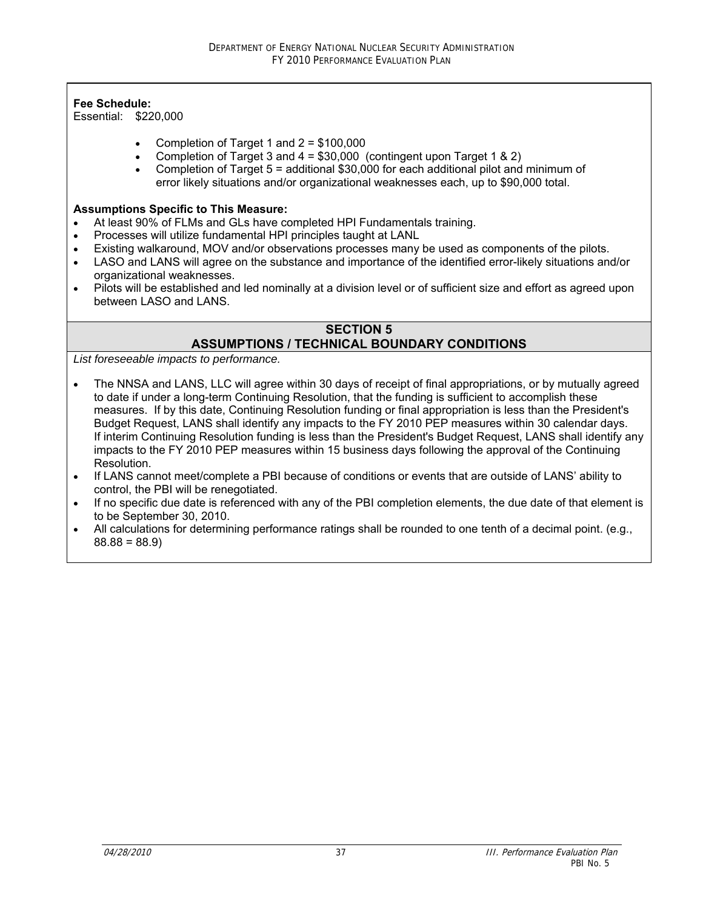**Fee Schedule:**
Essential: $220,000

- Completion of Target 1 and 2 = $100,000
- Completion of Target 3 and 4 = $30,000 (contingent upon Target 1 & 2)
- Completion of Target 5 = additional $30,000 for each additional pilot and minimum of error likely situations and/or organizational weaknesses each, up to $90,000 total.

**Assumptions Specific to This Measure:**

- At least 90% of FLMs and GLs have completed HPI Fundamentals training.
- Processes will utilize fundamental HPI principles taught at LANL
- Existing walkaround, MOV and/or observations processes many be used as components of the pilots.
- LASO and LANS will agree on the substance and importance of the identified error-likely situations and/or organizational weaknesses.
- Pilots will be established and led nominally at a division level or of sufficient size and effort as agreed upon between LASO and LANS.

## SECTION 5
## ASSUMPTIONS / TECHNICAL BOUNDARY CONDITIONS

*List foreseeable impacts to performance.*

- The NNSA and LANS, LLC will agree within 30 days of receipt of final appropriations, or by mutually agreed to date if under a long-term Continuing Resolution, that the funding is sufficient to accomplish these measures. If by this date, Continuing Resolution funding or final appropriation is less than the President's Budget Request, LANS shall identify any impacts to the FY 2010 PEP measures within 30 calendar days. If interim Continuing Resolution funding is less than the President's Budget Request, LANS shall identify any impacts to the FY 2010 PEP measures within 15 business days following the approval of the Continuing Resolution.
- If LANS cannot meet/complete a PBI because of conditions or events that are outside of LANS' ability to control, the PBI will be renegotiated.
- If no specific due date is referenced with any of the PBI completion elements, the due date of that element is to be September 30, 2010.
- All calculations for determining performance ratings shall be rounded to one tenth of a decimal point. (e.g., 88.88 = 88.9)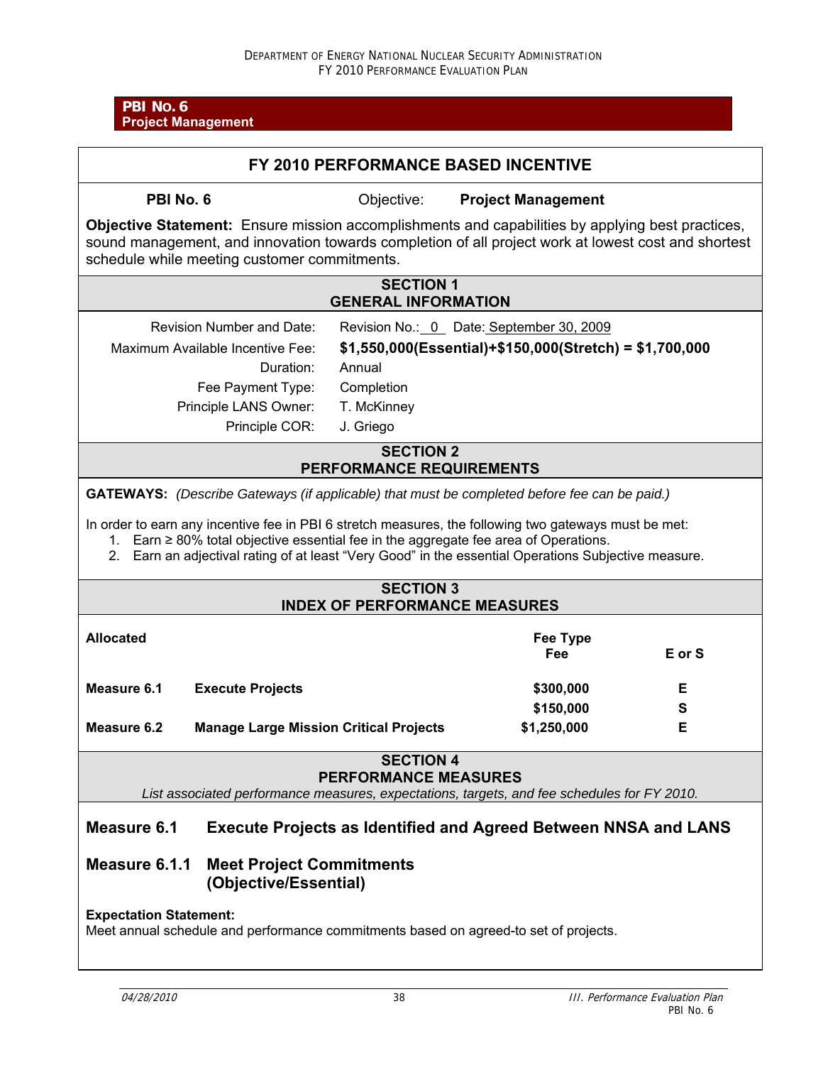**PBI No. 6**
**Project Management**

## FY 2010 PERFORMANCE BASED INCENTIVE

**PBI No. 6** Objective: **Project Management**

**Objective Statement:** Ensure mission accomplishments and capabilities by applying best practices, sound management, and innovation towards completion of all project work at lowest cost and shortest schedule while meeting customer commitments.

### SECTION 1 GENERAL INFORMATION

| | |
|---|---|
| Revision Number and Date: | Revision No.: 0 Date: September 30, 2009 |
| Maximum Available Incentive Fee: | **$1,550,000(Essential)+$150,000(Stretch) = $1,700,000** |
| Duration: | Annual |
| Fee Payment Type: | Completion |
| Principle LANS Owner: | T. McKinney |
| Principle COR: | J. Griego |

### SECTION 2 PERFORMANCE REQUIREMENTS

**GATEWAYS:** *(Describe Gateways (if applicable) that must be completed before fee can be paid.)*

In order to earn any incentive fee in PBI 6 stretch measures, the following two gateways must be met:

1. Earn ≥ 80% total objective essential fee in the aggregate fee area of Operations.
2. Earn an adjectival rating of at least "Very Good" in the essential Operations Subjective measure.

### SECTION 3 INDEX OF PERFORMANCE MEASURES

| Allocated | | Fee Type Fee | E or S |
|---|---|---|---|
| **Measure 6.1** | **Execute Projects** | **$300,000** | **E** |
| | | **$150,000** | **S** |
| **Measure 6.2** | **Manage Large Mission Critical Projects** | **$1,250,000** | **E** |

### SECTION 4 PERFORMANCE MEASURES

*List associated performance measures, expectations, targets, and fee schedules for FY 2010.*

## Measure 6.1 Execute Projects as Identified and Agreed Between NNSA and LANS

## Measure 6.1.1 Meet Project Commitments (Objective/Essential)

**Expectation Statement:**
Meet annual schedule and performance commitments based on agreed-to set of projects.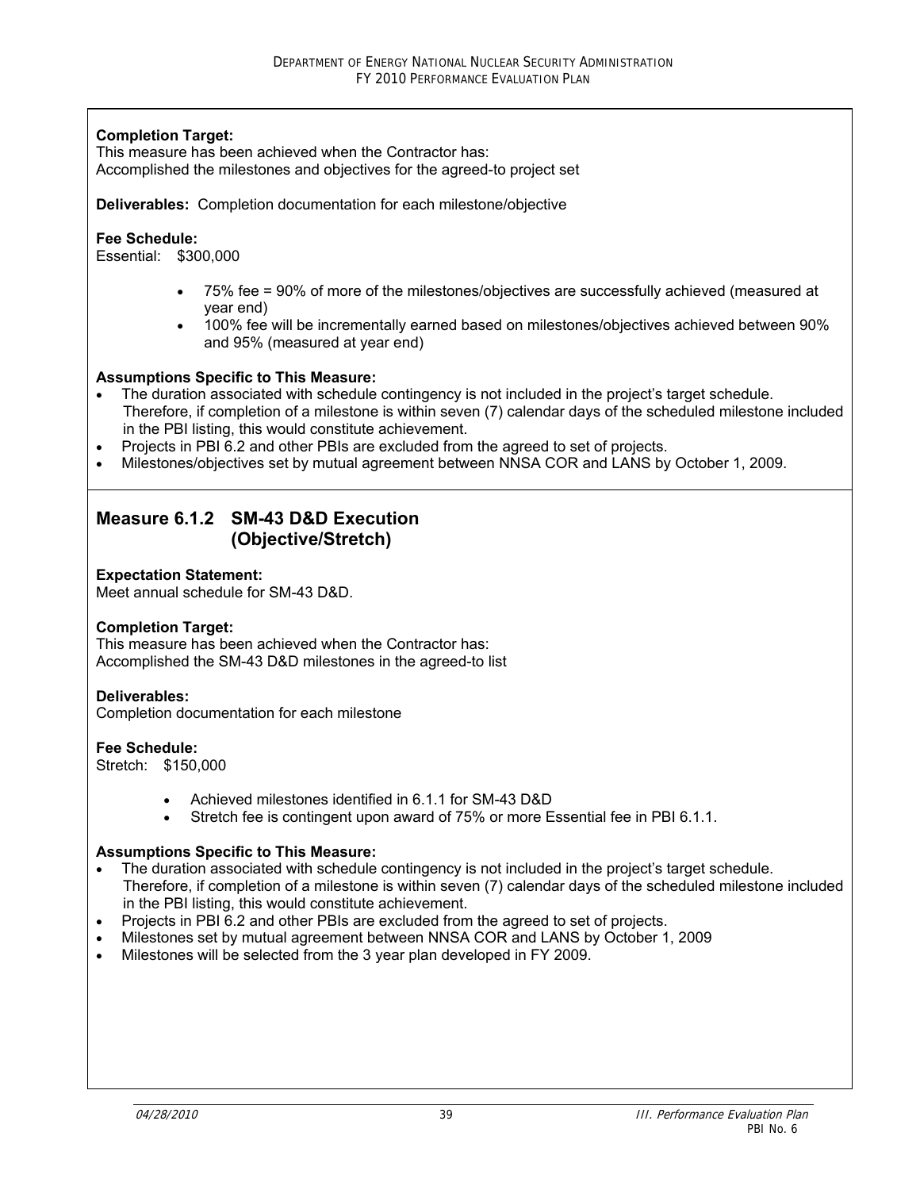**Completion Target:**
This measure has been achieved when the Contractor has:
Accomplished the milestones and objectives for the agreed-to project set

**Deliverables:** Completion documentation for each milestone/objective

**Fee Schedule:**
Essential: $300,000

- 75% fee = 90% of more of the milestones/objectives are successfully achieved (measured at year end)
- 100% fee will be incrementally earned based on milestones/objectives achieved between 90% and 95% (measured at year end)

**Assumptions Specific to This Measure:**

- The duration associated with schedule contingency is not included in the project's target schedule. Therefore, if completion of a milestone is within seven (7) calendar days of the scheduled milestone included in the PBI listing, this would constitute achievement.
- Projects in PBI 6.2 and other PBIs are excluded from the agreed to set of projects.
- Milestones/objectives set by mutual agreement between NNSA COR and LANS by October 1, 2009.

## Measure 6.1.2 SM-43 D&D Execution (Objective/Stretch)

**Expectation Statement:**
Meet annual schedule for SM-43 D&D.

**Completion Target:**
This measure has been achieved when the Contractor has:
Accomplished the SM-43 D&D milestones in the agreed-to list

**Deliverables:**
Completion documentation for each milestone

**Fee Schedule:**
Stretch: $150,000

- Achieved milestones identified in 6.1.1 for SM-43 D&D
- Stretch fee is contingent upon award of 75% or more Essential fee in PBI 6.1.1.

**Assumptions Specific to This Measure:**

- The duration associated with schedule contingency is not included in the project's target schedule. Therefore, if completion of a milestone is within seven (7) calendar days of the scheduled milestone included in the PBI listing, this would constitute achievement.
- Projects in PBI 6.2 and other PBIs are excluded from the agreed to set of projects.
- Milestones set by mutual agreement between NNSA COR and LANS by October 1, 2009
- Milestones will be selected from the 3 year plan developed in FY 2009.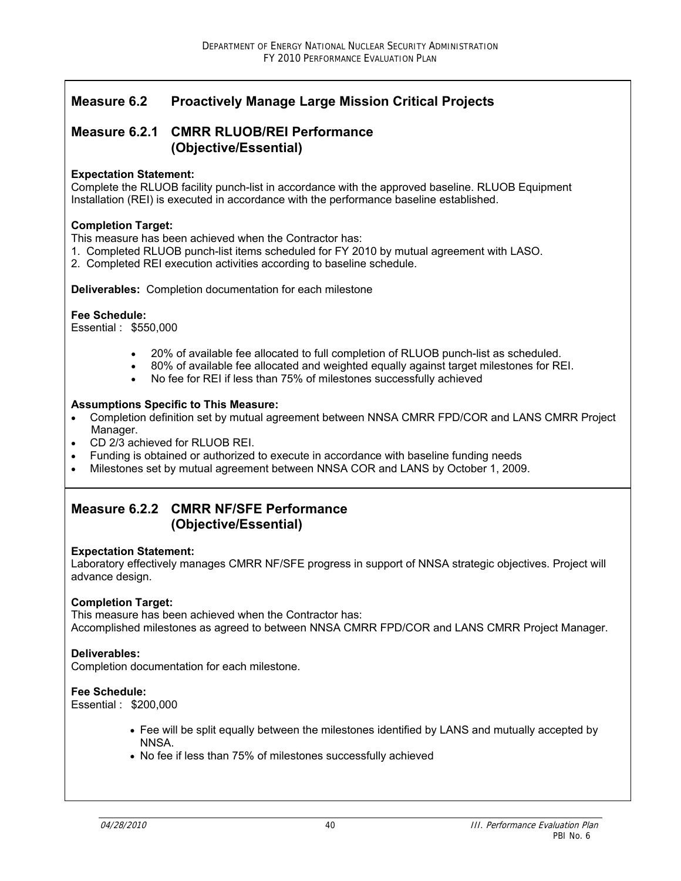## Measure 6.2 Proactively Manage Large Mission Critical Projects

## Measure 6.2.1 CMRR RLUOB/REI Performance (Objective/Essential)

**Expectation Statement:**
Complete the RLUOB facility punch-list in accordance with the approved baseline. RLUOB Equipment Installation (REI) is executed in accordance with the performance baseline established.

**Completion Target:**
This measure has been achieved when the Contractor has:
1. Completed RLUOB punch-list items scheduled for FY 2010 by mutual agreement with LASO.
2. Completed REI execution activities according to baseline schedule.

**Deliverables:** Completion documentation for each milestone

**Fee Schedule:**
Essential : $550,000

- 20% of available fee allocated to full completion of RLUOB punch-list as scheduled.
- 80% of available fee allocated and weighted equally against target milestones for REI.
- No fee for REI if less than 75% of milestones successfully achieved

**Assumptions Specific to This Measure:**
- Completion definition set by mutual agreement between NNSA CMRR FPD/COR and LANS CMRR Project Manager.
- CD 2/3 achieved for RLUOB REI.
- Funding is obtained or authorized to execute in accordance with baseline funding needs
- Milestones set by mutual agreement between NNSA COR and LANS by October 1, 2009.

## Measure 6.2.2 CMRR NF/SFE Performance (Objective/Essential)

**Expectation Statement:**
Laboratory effectively manages CMRR NF/SFE progress in support of NNSA strategic objectives. Project will advance design.

**Completion Target:**
This measure has been achieved when the Contractor has:
Accomplished milestones as agreed to between NNSA CMRR FPD/COR and LANS CMRR Project Manager.

**Deliverables:**
Completion documentation for each milestone.

**Fee Schedule:**
Essential : $200,000

- Fee will be split equally between the milestones identified by LANS and mutually accepted by NNSA.
- No fee if less than 75% of milestones successfully achieved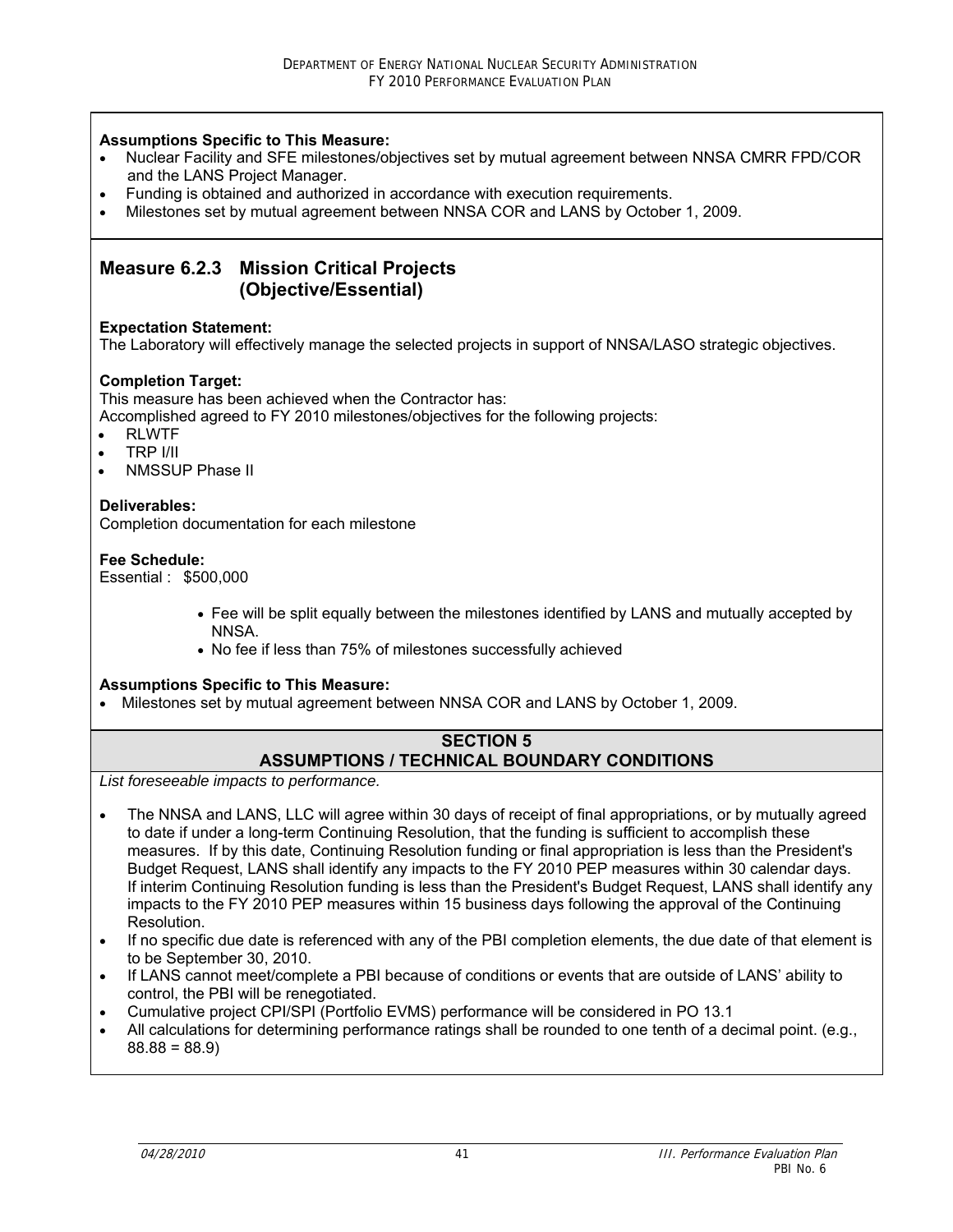**Assumptions Specific to This Measure:**

- Nuclear Facility and SFE milestones/objectives set by mutual agreement between NNSA CMRR FPD/COR and the LANS Project Manager.
- Funding is obtained and authorized in accordance with execution requirements.
- Milestones set by mutual agreement between NNSA COR and LANS by October 1, 2009.

## Measure 6.2.3 Mission Critical Projects (Objective/Essential)

**Expectation Statement:**
The Laboratory will effectively manage the selected projects in support of NNSA/LASO strategic objectives.

**Completion Target:**
This measure has been achieved when the Contractor has:
Accomplished agreed to FY 2010 milestones/objectives for the following projects:

- RLWTF
- TRP I/II
- NMSSUP Phase II

**Deliverables:**
Completion documentation for each milestone

**Fee Schedule:**
Essential : $500,000

- Fee will be split equally between the milestones identified by LANS and mutually accepted by NNSA.
- No fee if less than 75% of milestones successfully achieved

**Assumptions Specific to This Measure:**

- Milestones set by mutual agreement between NNSA COR and LANS by October 1, 2009.

## SECTION 5 ASSUMPTIONS / TECHNICAL BOUNDARY CONDITIONS

*List foreseeable impacts to performance.*

- The NNSA and LANS, LLC will agree within 30 days of receipt of final appropriations, or by mutually agreed to date if under a long-term Continuing Resolution, that the funding is sufficient to accomplish these measures. If by this date, Continuing Resolution funding or final appropriation is less than the President's Budget Request, LANS shall identify any impacts to the FY 2010 PEP measures within 30 calendar days. If interim Continuing Resolution funding is less than the President's Budget Request, LANS shall identify any impacts to the FY 2010 PEP measures within 15 business days following the approval of the Continuing Resolution.
- If no specific due date is referenced with any of the PBI completion elements, the due date of that element is to be September 30, 2010.
- If LANS cannot meet/complete a PBI because of conditions or events that are outside of LANS' ability to control, the PBI will be renegotiated.
- Cumulative project CPI/SPI (Portfolio EVMS) performance will be considered in PO 13.1
- All calculations for determining performance ratings shall be rounded to one tenth of a decimal point. (e.g., 88.88 = 88.9)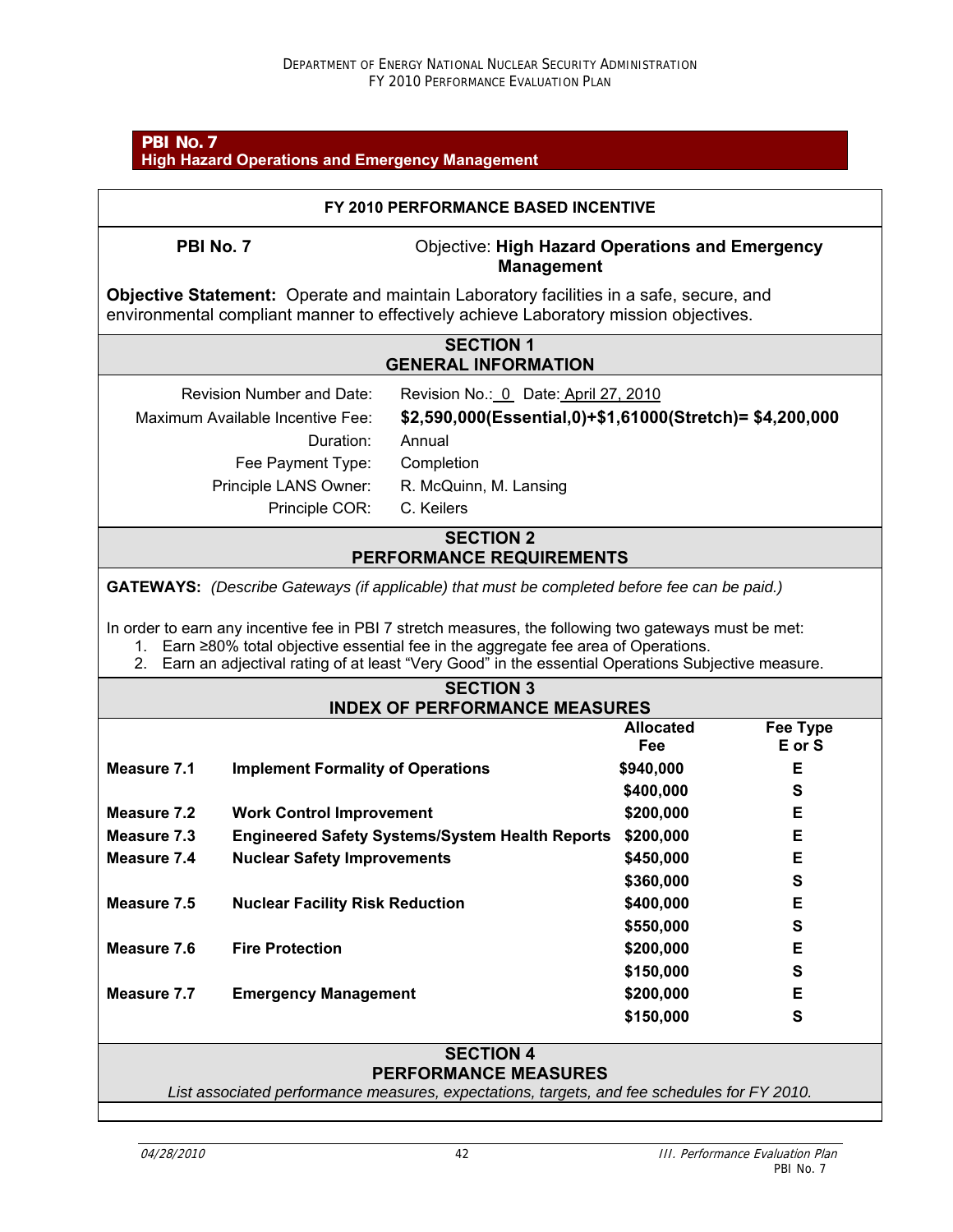## PBI No. 7
### High Hazard Operations and Emergency Management

**FY 2010 PERFORMANCE BASED INCENTIVE**

**PBI No. 7** — Objective: **High Hazard Operations and Emergency Management**

**Objective Statement:** Operate and maintain Laboratory facilities in a safe, secure, and environmental compliant manner to effectively achieve Laboratory mission objectives.

**SECTION 1**
**GENERAL INFORMATION**

| | |
|---|---|
| Revision Number and Date: | Revision No.: 0 Date: April 27, 2010 |
| Maximum Available Incentive Fee: | **$2,590,000(Essential,0)+$1,61000(Stretch)= $4,200,000** |
| Duration: | Annual |
| Fee Payment Type: | Completion |
| Principle LANS Owner: | R. McQuinn, M. Lansing |
| Principle COR: | C. Keilers |

**SECTION 2**
**PERFORMANCE REQUIREMENTS**

**GATEWAYS:** *(Describe Gateways (if applicable) that must be completed before fee can be paid.)*

In order to earn any incentive fee in PBI 7 stretch measures, the following two gateways must be met:

1. Earn ≥80% total objective essential fee in the aggregate fee area of Operations.
2. Earn an adjectival rating of at least "Very Good" in the essential Operations Subjective measure.

**SECTION 3**
**INDEX OF PERFORMANCE MEASURES**

| | | Allocated Fee | Fee Type E or S |
|---|---|---|---|
| **Measure 7.1** | **Implement Formality of Operations** | **$940,000** | **E** |
| | | **$400,000** | **S** |
| **Measure 7.2** | **Work Control Improvement** | **$200,000** | **E** |
| **Measure 7.3** | **Engineered Safety Systems/System Health Reports** | **$200,000** | **E** |
| **Measure 7.4** | **Nuclear Safety Improvements** | **$450,000** | **E** |
| | | **$360,000** | **S** |
| **Measure 7.5** | **Nuclear Facility Risk Reduction** | **$400,000** | **E** |
| | | **$550,000** | **S** |
| **Measure 7.6** | **Fire Protection** | **$200,000** | **E** |
| | | **$150,000** | **S** |
| **Measure 7.7** | **Emergency Management** | **$200,000** | **E** |
| | | **$150,000** | **S** |

**SECTION 4**
**PERFORMANCE MEASURES**

*List associated performance measures, expectations, targets, and fee schedules for FY 2010.*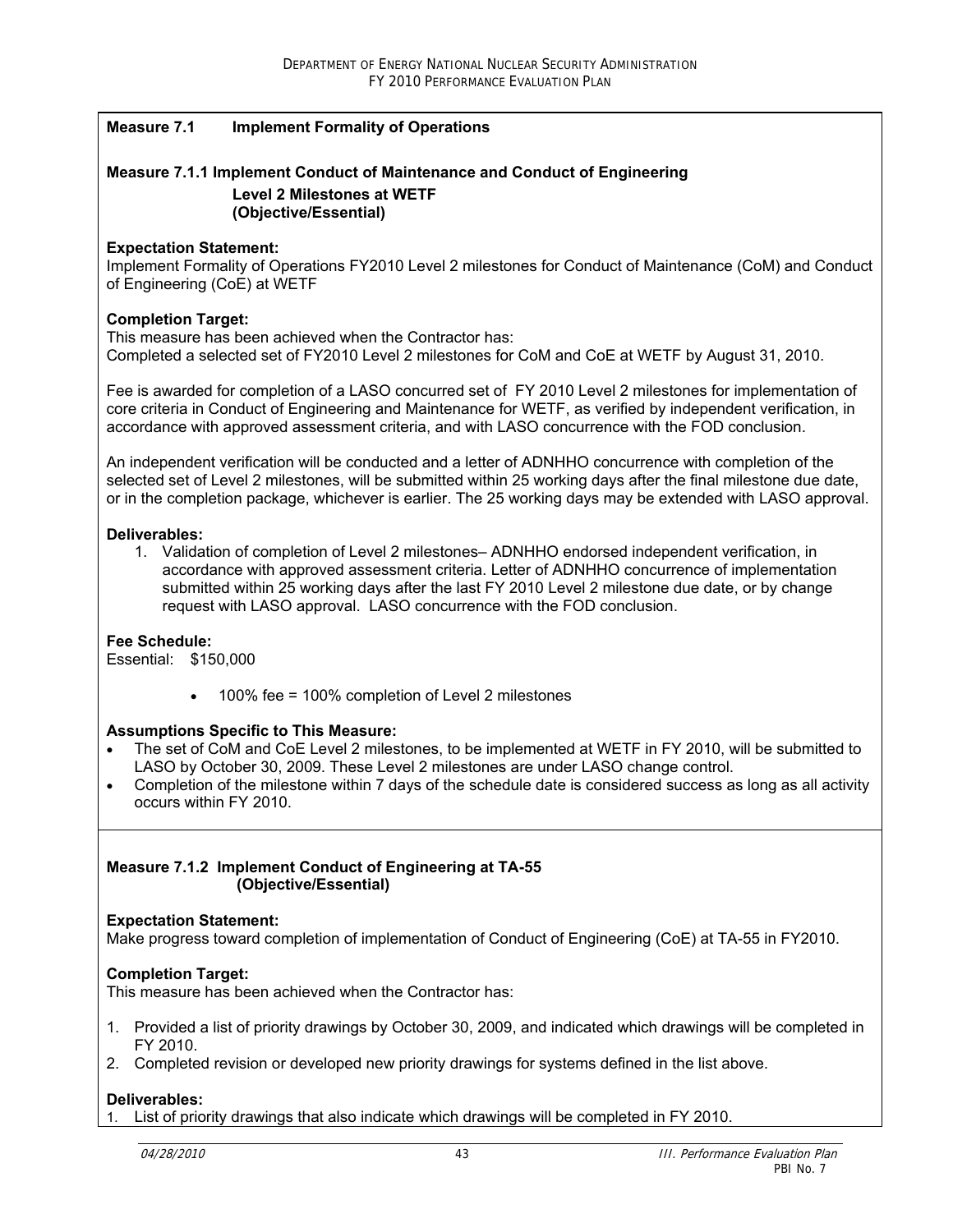**Measure 7.1 Implement Formality of Operations**

**Measure 7.1.1 Implement Conduct of Maintenance and Conduct of Engineering Level 2 Milestones at WETF (Objective/Essential)**

**Expectation Statement:**
Implement Formality of Operations FY2010 Level 2 milestones for Conduct of Maintenance (CoM) and Conduct of Engineering (CoE) at WETF

**Completion Target:**
This measure has been achieved when the Contractor has:
Completed a selected set of FY2010 Level 2 milestones for CoM and CoE at WETF by August 31, 2010.

Fee is awarded for completion of a LASO concurred set of FY 2010 Level 2 milestones for implementation of core criteria in Conduct of Engineering and Maintenance for WETF, as verified by independent verification, in accordance with approved assessment criteria, and with LASO concurrence with the FOD conclusion.

An independent verification will be conducted and a letter of ADNHHO concurrence with completion of the selected set of Level 2 milestones, will be submitted within 25 working days after the final milestone due date, or in the completion package, whichever is earlier. The 25 working days may be extended with LASO approval.

**Deliverables:**

1. Validation of completion of Level 2 milestones– ADNHHO endorsed independent verification, in accordance with approved assessment criteria. Letter of ADNHHO concurrence of implementation submitted within 25 working days after the last FY 2010 Level 2 milestone due date, or by change request with LASO approval. LASO concurrence with the FOD conclusion.

**Fee Schedule:**
Essential: $150,000

- 100% fee = 100% completion of Level 2 milestones

**Assumptions Specific to This Measure:**

- The set of CoM and CoE Level 2 milestones, to be implemented at WETF in FY 2010, will be submitted to LASO by October 30, 2009. These Level 2 milestones are under LASO change control.
- Completion of the milestone within 7 days of the schedule date is considered success as long as all activity occurs within FY 2010.

**Measure 7.1.2 Implement Conduct of Engineering at TA-55 (Objective/Essential)**

**Expectation Statement:**
Make progress toward completion of implementation of Conduct of Engineering (CoE) at TA-55 in FY2010.

**Completion Target:**
This measure has been achieved when the Contractor has:

1. Provided a list of priority drawings by October 30, 2009, and indicated which drawings will be completed in FY 2010.
2. Completed revision or developed new priority drawings for systems defined in the list above.

**Deliverables:**

1. List of priority drawings that also indicate which drawings will be completed in FY 2010.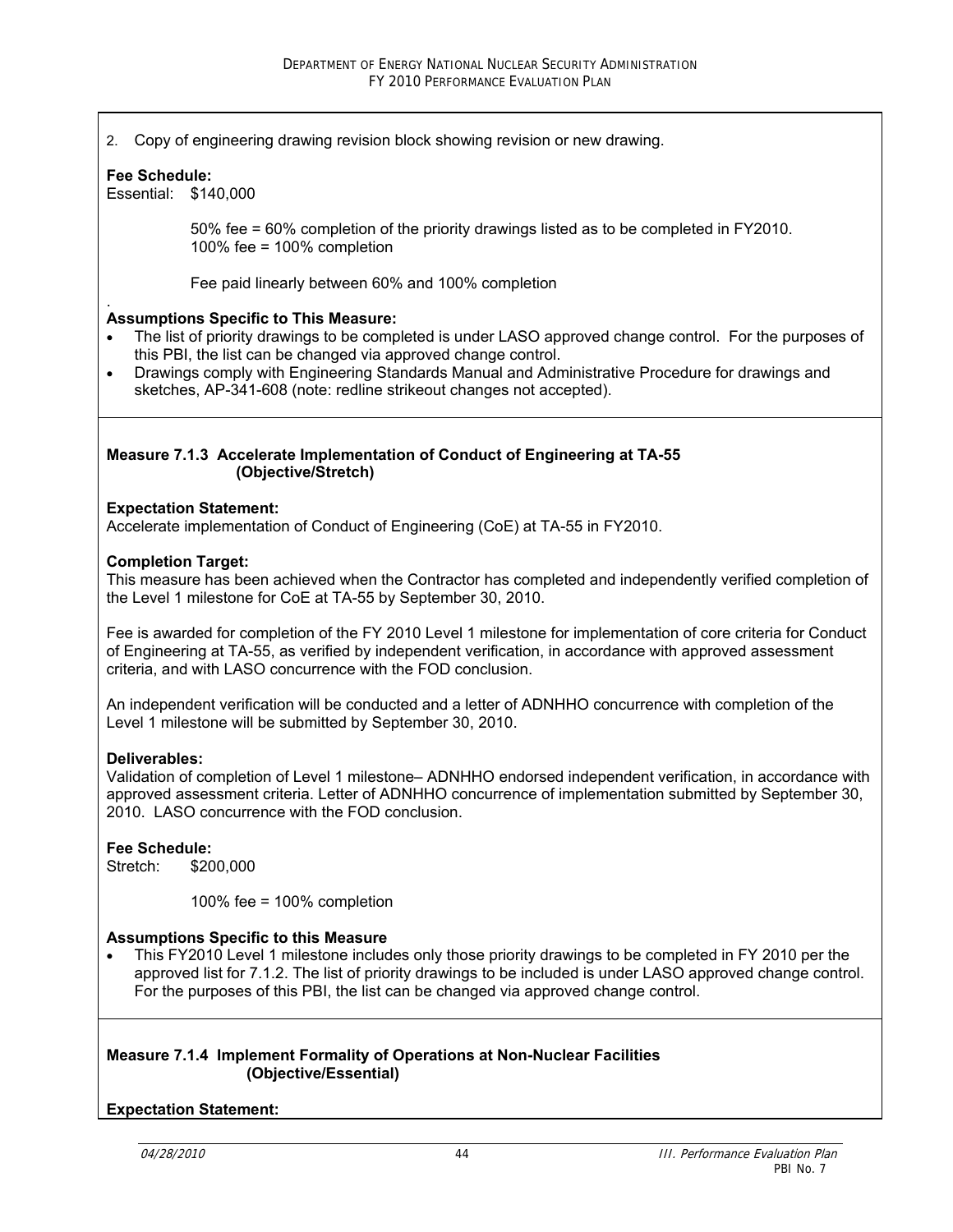2. Copy of engineering drawing revision block showing revision or new drawing.

**Fee Schedule:**
Essential: $140,000

50% fee = 60% completion of the priority drawings listed as to be completed in FY2010.
100% fee = 100% completion

Fee paid linearly between 60% and 100% completion

.
**Assumptions Specific to This Measure:**

- The list of priority drawings to be completed is under LASO approved change control. For the purposes of this PBI, the list can be changed via approved change control.
- Drawings comply with Engineering Standards Manual and Administrative Procedure for drawings and sketches, AP-341-608 (note: redline strikeout changes not accepted).

**Measure 7.1.3 Accelerate Implementation of Conduct of Engineering at TA-55 (Objective/Stretch)**

**Expectation Statement:**
Accelerate implementation of Conduct of Engineering (CoE) at TA-55 in FY2010.

**Completion Target:**
This measure has been achieved when the Contractor has completed and independently verified completion of the Level 1 milestone for CoE at TA-55 by September 30, 2010.

Fee is awarded for completion of the FY 2010 Level 1 milestone for implementation of core criteria for Conduct of Engineering at TA-55, as verified by independent verification, in accordance with approved assessment criteria, and with LASO concurrence with the FOD conclusion.

An independent verification will be conducted and a letter of ADNHHO concurrence with completion of the Level 1 milestone will be submitted by September 30, 2010.

**Deliverables:**
Validation of completion of Level 1 milestone– ADNHHO endorsed independent verification, in accordance with approved assessment criteria. Letter of ADNHHO concurrence of implementation submitted by September 30, 2010. LASO concurrence with the FOD conclusion.

**Fee Schedule:**
Stretch: $200,000

100% fee = 100% completion

**Assumptions Specific to this Measure**

- This FY2010 Level 1 milestone includes only those priority drawings to be completed in FY 2010 per the approved list for 7.1.2. The list of priority drawings to be included is under LASO approved change control. For the purposes of this PBI, the list can be changed via approved change control.

**Measure 7.1.4 Implement Formality of Operations at Non-Nuclear Facilities (Objective/Essential)**

**Expectation Statement:**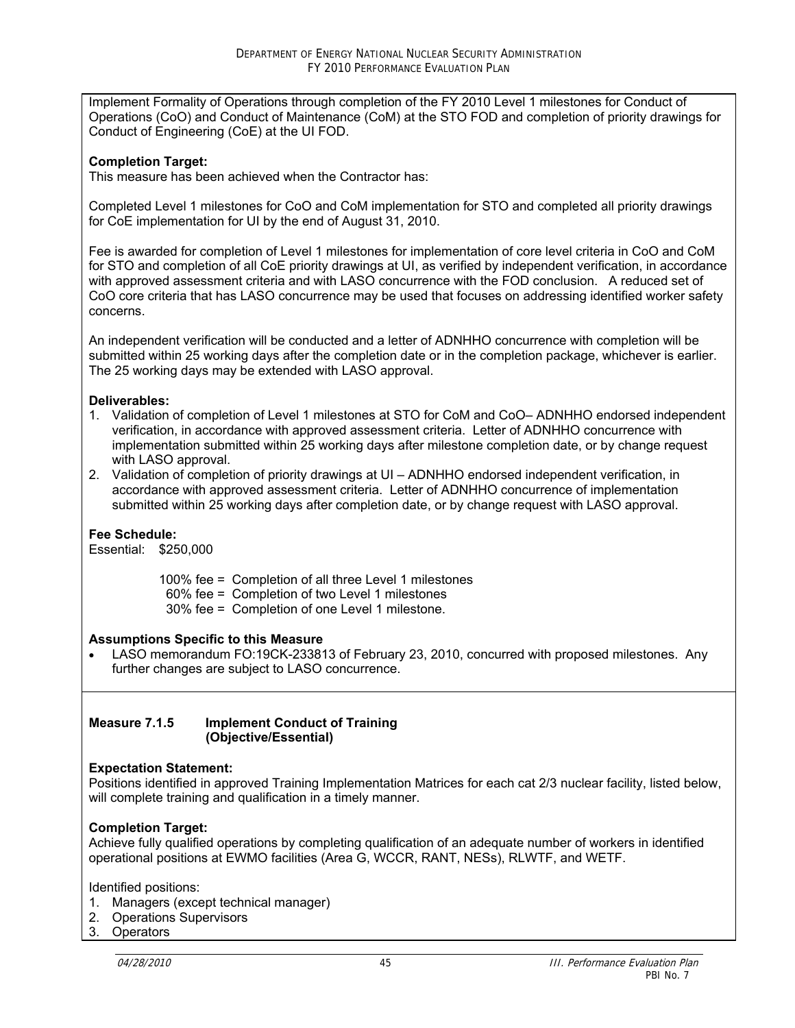Implement Formality of Operations through completion of the FY 2010 Level 1 milestones for Conduct of Operations (CoO) and Conduct of Maintenance (CoM) at the STO FOD and completion of priority drawings for Conduct of Engineering (CoE) at the UI FOD.

**Completion Target:**
This measure has been achieved when the Contractor has:

Completed Level 1 milestones for CoO and CoM implementation for STO and completed all priority drawings for CoE implementation for UI by the end of August 31, 2010.

Fee is awarded for completion of Level 1 milestones for implementation of core level criteria in CoO and CoM for STO and completion of all CoE priority drawings at UI, as verified by independent verification, in accordance with approved assessment criteria and with LASO concurrence with the FOD conclusion. A reduced set of CoO core criteria that has LASO concurrence may be used that focuses on addressing identified worker safety concerns.

An independent verification will be conducted and a letter of ADNHHO concurrence with completion will be submitted within 25 working days after the completion date or in the completion package, whichever is earlier. The 25 working days may be extended with LASO approval.

**Deliverables:**

1. Validation of completion of Level 1 milestones at STO for CoM and CoO– ADNHHO endorsed independent verification, in accordance with approved assessment criteria. Letter of ADNHHO concurrence with implementation submitted within 25 working days after milestone completion date, or by change request with LASO approval.
2. Validation of completion of priority drawings at UI – ADNHHO endorsed independent verification, in accordance with approved assessment criteria. Letter of ADNHHO concurrence of implementation submitted within 25 working days after completion date, or by change request with LASO approval.

**Fee Schedule:**
Essential: $250,000

100% fee = Completion of all three Level 1 milestones
60% fee = Completion of two Level 1 milestones
30% fee = Completion of one Level 1 milestone.

**Assumptions Specific to this Measure**

- LASO memorandum FO:19CK-233813 of February 23, 2010, concurred with proposed milestones. Any further changes are subject to LASO concurrence.

**Measure 7.1.5 Implement Conduct of Training (Objective/Essential)**

**Expectation Statement:**
Positions identified in approved Training Implementation Matrices for each cat 2/3 nuclear facility, listed below, will complete training and qualification in a timely manner.

**Completion Target:**
Achieve fully qualified operations by completing qualification of an adequate number of workers in identified operational positions at EWMO facilities (Area G, WCCR, RANT, NESs), RLWTF, and WETF.

Identified positions:

1. Managers (except technical manager)
2. Operations Supervisors
3. Operators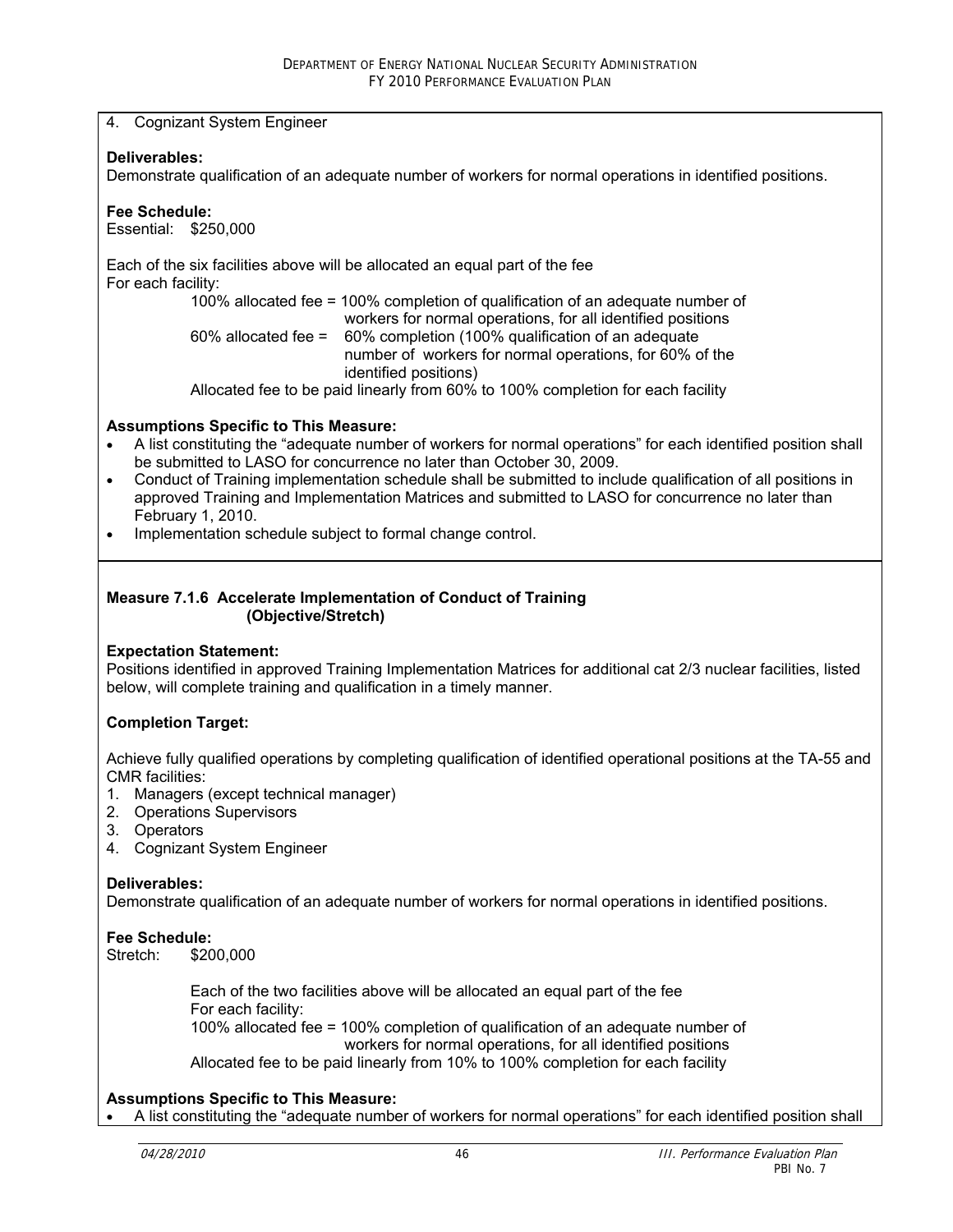4. Cognizant System Engineer

**Deliverables:**
Demonstrate qualification of an adequate number of workers for normal operations in identified positions.

**Fee Schedule:**
Essential: $250,000

Each of the six facilities above will be allocated an equal part of the fee
For each facility:

100% allocated fee = 100% completion of qualification of an adequate number of workers for normal operations, for all identified positions
60% allocated fee = 60% completion (100% qualification of an adequate number of workers for normal operations, for 60% of the identified positions)
Allocated fee to be paid linearly from 60% to 100% completion for each facility

**Assumptions Specific to This Measure:**

- A list constituting the "adequate number of workers for normal operations" for each identified position shall be submitted to LASO for concurrence no later than October 30, 2009.
- Conduct of Training implementation schedule shall be submitted to include qualification of all positions in approved Training and Implementation Matrices and submitted to LASO for concurrence no later than February 1, 2010.
- Implementation schedule subject to formal change control.

### Measure 7.1.6 Accelerate Implementation of Conduct of Training (Objective/Stretch)

**Expectation Statement:**
Positions identified in approved Training Implementation Matrices for additional cat 2/3 nuclear facilities, listed below, will complete training and qualification in a timely manner.

**Completion Target:**

Achieve fully qualified operations by completing qualification of identified operational positions at the TA-55 and CMR facilities:

1. Managers (except technical manager)
2. Operations Supervisors
3. Operators
4. Cognizant System Engineer

**Deliverables:**
Demonstrate qualification of an adequate number of workers for normal operations in identified positions.

**Fee Schedule:**
Stretch: $200,000

Each of the two facilities above will be allocated an equal part of the fee
For each facility:
100% allocated fee = 100% completion of qualification of an adequate number of workers for normal operations, for all identified positions
Allocated fee to be paid linearly from 10% to 100% completion for each facility

**Assumptions Specific to This Measure:**

- A list constituting the "adequate number of workers for normal operations" for each identified position shall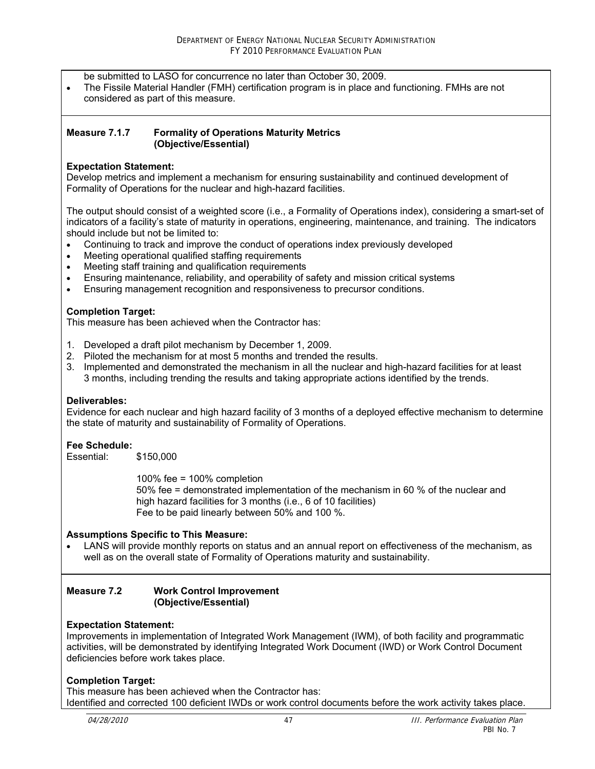be submitted to LASO for concurrence no later than October 30, 2009.

- The Fissile Material Handler (FMH) certification program is in place and functioning. FMHs are not considered as part of this measure.

**Measure 7.1.7 Formality of Operations Maturity Metrics (Objective/Essential)**

**Expectation Statement:**
Develop metrics and implement a mechanism for ensuring sustainability and continued development of Formality of Operations for the nuclear and high-hazard facilities.

The output should consist of a weighted score (i.e., a Formality of Operations index), considering a smart-set of indicators of a facility's state of maturity in operations, engineering, maintenance, and training. The indicators should include but not be limited to:

- Continuing to track and improve the conduct of operations index previously developed
- Meeting operational qualified staffing requirements
- Meeting staff training and qualification requirements
- Ensuring maintenance, reliability, and operability of safety and mission critical systems
- Ensuring management recognition and responsiveness to precursor conditions.

**Completion Target:**
This measure has been achieved when the Contractor has:

1. Developed a draft pilot mechanism by December 1, 2009.
2. Piloted the mechanism for at most 5 months and trended the results.
3. Implemented and demonstrated the mechanism in all the nuclear and high-hazard facilities for at least 3 months, including trending the results and taking appropriate actions identified by the trends.

**Deliverables:**
Evidence for each nuclear and high hazard facility of 3 months of a deployed effective mechanism to determine the state of maturity and sustainability of Formality of Operations.

**Fee Schedule:**
Essential: $150,000

100% fee = 100% completion
50% fee = demonstrated implementation of the mechanism in 60 % of the nuclear and high hazard facilities for 3 months (i.e., 6 of 10 facilities)
Fee to be paid linearly between 50% and 100 %.

**Assumptions Specific to This Measure:**

- LANS will provide monthly reports on status and an annual report on effectiveness of the mechanism, as well as on the overall state of Formality of Operations maturity and sustainability.

**Measure 7.2 Work Control Improvement (Objective/Essential)**

**Expectation Statement:**
Improvements in implementation of Integrated Work Management (IWM), of both facility and programmatic activities, will be demonstrated by identifying Integrated Work Document (IWD) or Work Control Document deficiencies before work takes place.

**Completion Target:**
This measure has been achieved when the Contractor has:
Identified and corrected 100 deficient IWDs or work control documents before the work activity takes place.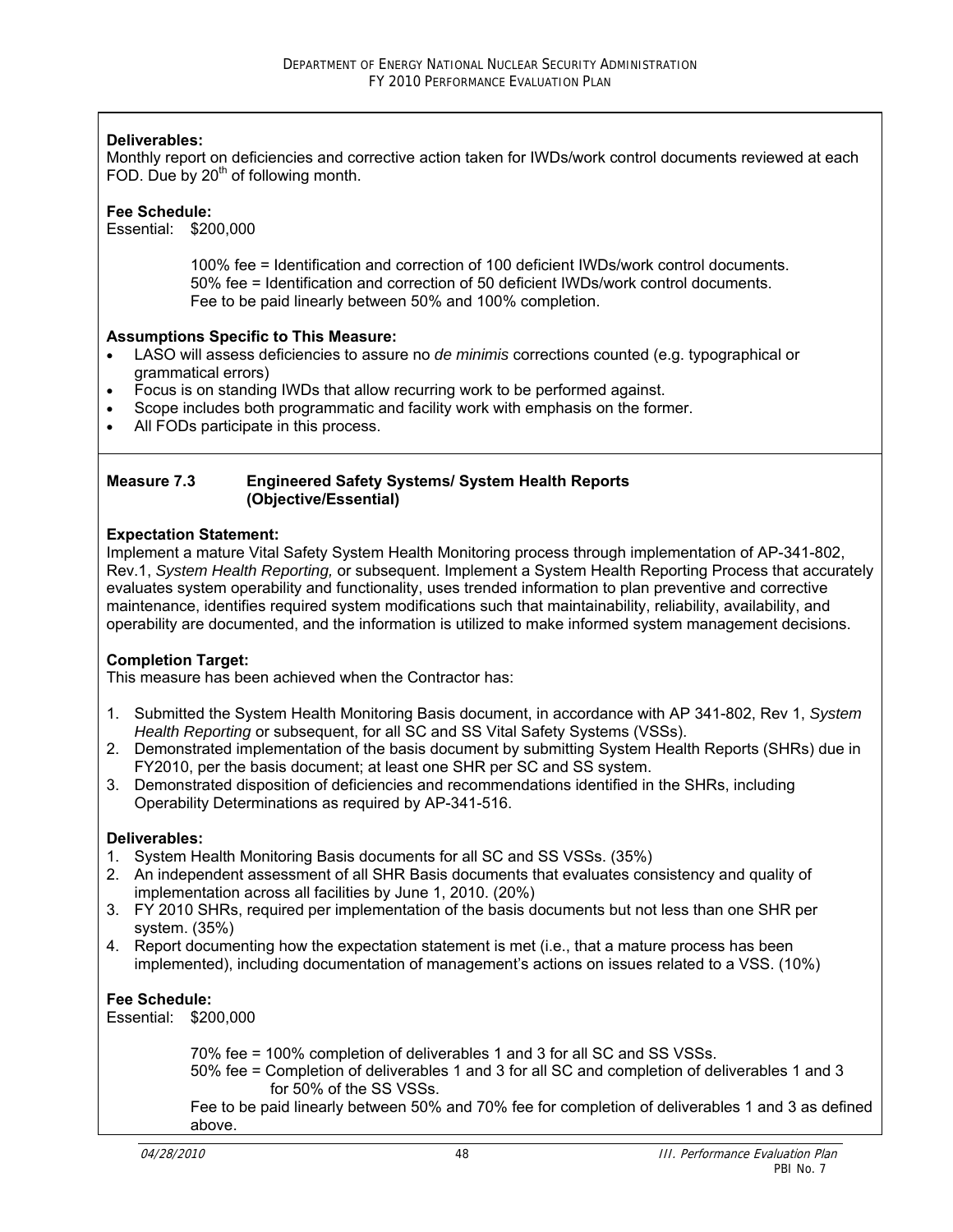**Deliverables:**
Monthly report on deficiencies and corrective action taken for IWDs/work control documents reviewed at each FOD. Due by 20th of following month.

**Fee Schedule:**
Essential: $200,000

100% fee = Identification and correction of 100 deficient IWDs/work control documents.
50% fee = Identification and correction of 50 deficient IWDs/work control documents.
Fee to be paid linearly between 50% and 100% completion.

**Assumptions Specific to This Measure:**

- LASO will assess deficiencies to assure no *de minimis* corrections counted (e.g. typographical or grammatical errors)
- Focus is on standing IWDs that allow recurring work to be performed against.
- Scope includes both programmatic and facility work with emphasis on the former.
- All FODs participate in this process.

**Measure 7.3 Engineered Safety Systems/ System Health Reports (Objective/Essential)**

**Expectation Statement:**
Implement a mature Vital Safety System Health Monitoring process through implementation of AP-341-802, Rev.1, *System Health Reporting,* or subsequent. Implement a System Health Reporting Process that accurately evaluates system operability and functionality, uses trended information to plan preventive and corrective maintenance, identifies required system modifications such that maintainability, reliability, availability, and operability are documented, and the information is utilized to make informed system management decisions.

**Completion Target:**
This measure has been achieved when the Contractor has:

1. Submitted the System Health Monitoring Basis document, in accordance with AP 341-802, Rev 1, *System Health Reporting* or subsequent, for all SC and SS Vital Safety Systems (VSSs).
2. Demonstrated implementation of the basis document by submitting System Health Reports (SHRs) due in FY2010, per the basis document; at least one SHR per SC and SS system.
3. Demonstrated disposition of deficiencies and recommendations identified in the SHRs, including Operability Determinations as required by AP-341-516.

**Deliverables:**

1. System Health Monitoring Basis documents for all SC and SS VSSs. (35%)
2. An independent assessment of all SHR Basis documents that evaluates consistency and quality of implementation across all facilities by June 1, 2010. (20%)
3. FY 2010 SHRs, required per implementation of the basis documents but not less than one SHR per system. (35%)
4. Report documenting how the expectation statement is met (i.e., that a mature process has been implemented), including documentation of management's actions on issues related to a VSS. (10%)

**Fee Schedule:**
Essential: $200,000

70% fee = 100% completion of deliverables 1 and 3 for all SC and SS VSSs.
50% fee = Completion of deliverables 1 and 3 for all SC and completion of deliverables 1 and 3 for 50% of the SS VSSs.
Fee to be paid linearly between 50% and 70% fee for completion of deliverables 1 and 3 as defined above.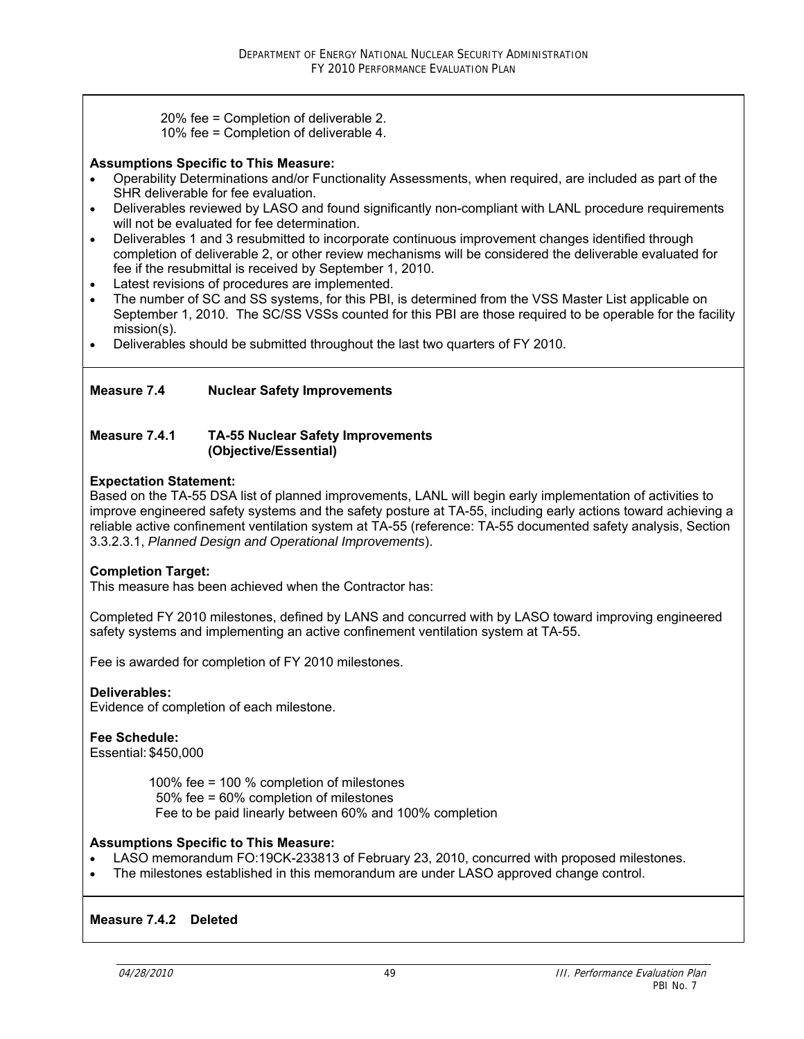20% fee = Completion of deliverable 2.
10% fee = Completion of deliverable 4.

**Assumptions Specific to This Measure:**

- Operability Determinations and/or Functionality Assessments, when required, are included as part of the SHR deliverable for fee evaluation.
- Deliverables reviewed by LASO and found significantly non-compliant with LANL procedure requirements will not be evaluated for fee determination.
- Deliverables 1 and 3 resubmitted to incorporate continuous improvement changes identified through completion of deliverable 2, or other review mechanisms will be considered the deliverable evaluated for fee if the resubmittal is received by September 1, 2010.
- Latest revisions of procedures are implemented.
- The number of SC and SS systems, for this PBI, is determined from the VSS Master List applicable on September 1, 2010. The SC/SS VSSs counted for this PBI are those required to be operable for the facility mission(s).
- Deliverables should be submitted throughout the last two quarters of FY 2010.

## Measure 7.4 Nuclear Safety Improvements

### Measure 7.4.1 TA-55 Nuclear Safety Improvements (Objective/Essential)

**Expectation Statement:**
Based on the TA-55 DSA list of planned improvements, LANL will begin early implementation of activities to improve engineered safety systems and the safety posture at TA-55, including early actions toward achieving a reliable active confinement ventilation system at TA-55 (reference: TA-55 documented safety analysis, Section 3.3.2.3.1, *Planned Design and Operational Improvements*).

**Completion Target:**
This measure has been achieved when the Contractor has:

Completed FY 2010 milestones, defined by LANS and concurred with by LASO toward improving engineered safety systems and implementing an active confinement ventilation system at TA-55.

Fee is awarded for completion of FY 2010 milestones.

**Deliverables:**
Evidence of completion of each milestone.

**Fee Schedule:**
Essential: $450,000

100% fee = 100 % completion of milestones
50% fee = 60% completion of milestones
Fee to be paid linearly between 60% and 100% completion

**Assumptions Specific to This Measure:**

- LASO memorandum FO:19CK-233813 of February 23, 2010, concurred with proposed milestones.
- The milestones established in this memorandum are under LASO approved change control.

### Measure 7.4.2 Deleted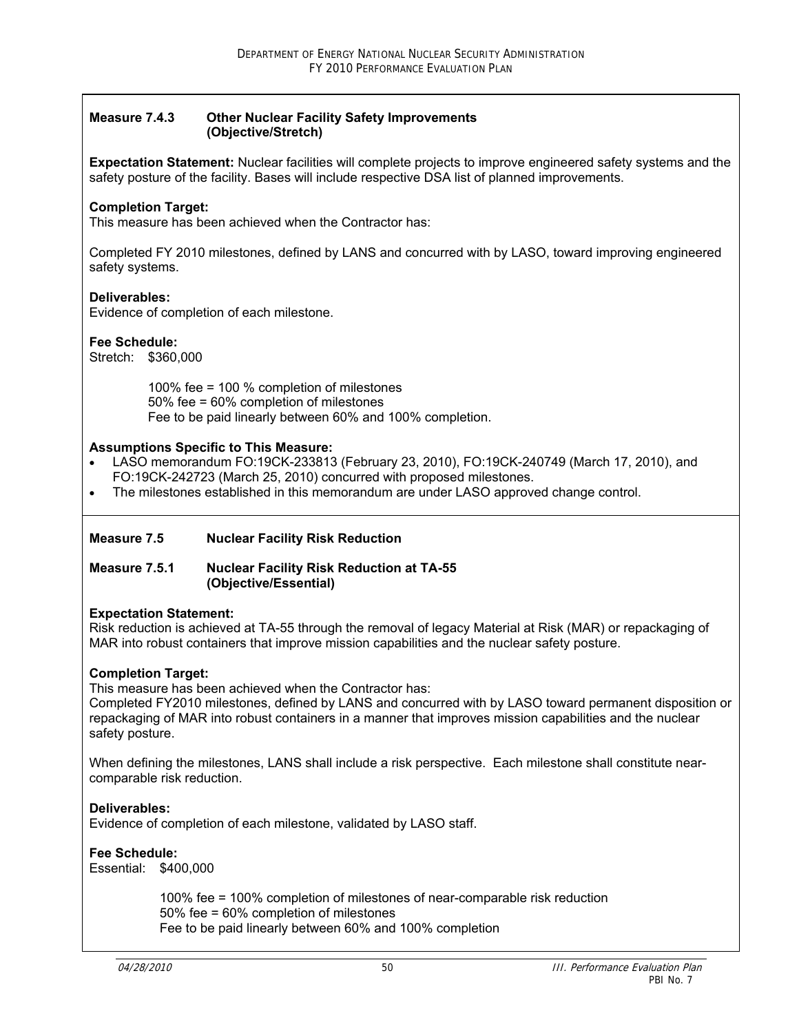**Measure 7.4.3 Other Nuclear Facility Safety Improvements (Objective/Stretch)**

**Expectation Statement:** Nuclear facilities will complete projects to improve engineered safety systems and the safety posture of the facility. Bases will include respective DSA list of planned improvements.

**Completion Target:**
This measure has been achieved when the Contractor has:

Completed FY 2010 milestones, defined by LANS and concurred with by LASO, toward improving engineered safety systems.

**Deliverables:**
Evidence of completion of each milestone.

**Fee Schedule:**
Stretch: $360,000

100% fee = 100 % completion of milestones
50% fee = 60% completion of milestones
Fee to be paid linearly between 60% and 100% completion.

**Assumptions Specific to This Measure:**

- LASO memorandum FO:19CK-233813 (February 23, 2010), FO:19CK-240749 (March 17, 2010), and FO:19CK-242723 (March 25, 2010) concurred with proposed milestones.
- The milestones established in this memorandum are under LASO approved change control.

**Measure 7.5 Nuclear Facility Risk Reduction**

**Measure 7.5.1 Nuclear Facility Risk Reduction at TA-55 (Objective/Essential)**

**Expectation Statement:**
Risk reduction is achieved at TA-55 through the removal of legacy Material at Risk (MAR) or repackaging of MAR into robust containers that improve mission capabilities and the nuclear safety posture.

**Completion Target:**
This measure has been achieved when the Contractor has:
Completed FY2010 milestones, defined by LANS and concurred with by LASO toward permanent disposition or repackaging of MAR into robust containers in a manner that improves mission capabilities and the nuclear safety posture.

When defining the milestones, LANS shall include a risk perspective. Each milestone shall constitute near-comparable risk reduction.

**Deliverables:**
Evidence of completion of each milestone, validated by LASO staff.

**Fee Schedule:**
Essential: $400,000

100% fee = 100% completion of milestones of near-comparable risk reduction
50% fee = 60% completion of milestones
Fee to be paid linearly between 60% and 100% completion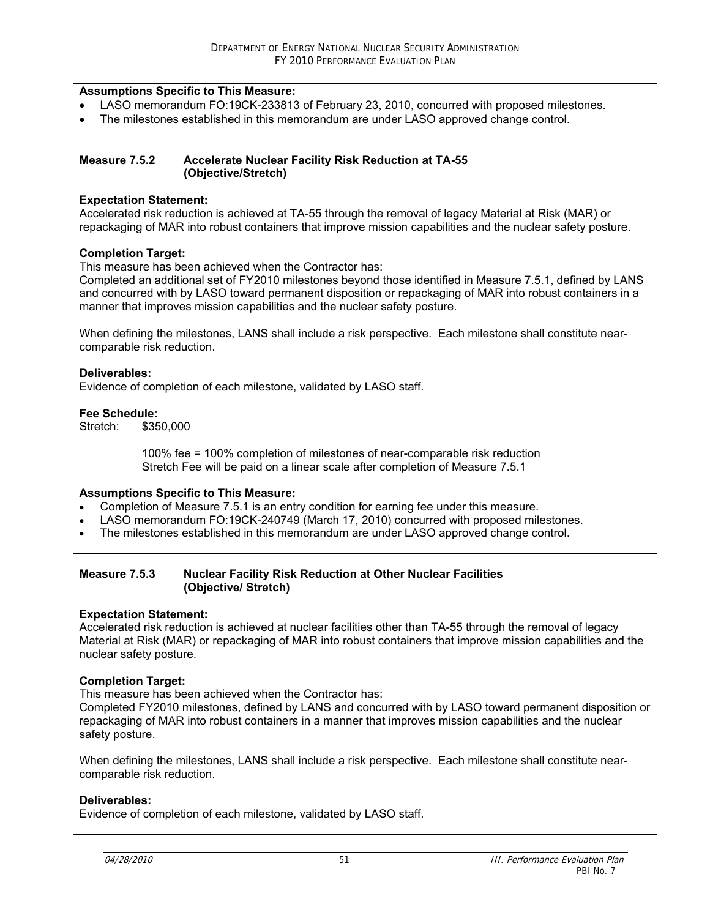**Assumptions Specific to This Measure:**

- LASO memorandum FO:19CK-233813 of February 23, 2010, concurred with proposed milestones.
- The milestones established in this memorandum are under LASO approved change control.

### Measure 7.5.2 Accelerate Nuclear Facility Risk Reduction at TA-55 (Objective/Stretch)

**Expectation Statement:**
Accelerated risk reduction is achieved at TA-55 through the removal of legacy Material at Risk (MAR) or repackaging of MAR into robust containers that improve mission capabilities and the nuclear safety posture.

**Completion Target:**
This measure has been achieved when the Contractor has:
Completed an additional set of FY2010 milestones beyond those identified in Measure 7.5.1, defined by LANS and concurred with by LASO toward permanent disposition or repackaging of MAR into robust containers in a manner that improves mission capabilities and the nuclear safety posture.

When defining the milestones, LANS shall include a risk perspective. Each milestone shall constitute near-comparable risk reduction.

**Deliverables:**
Evidence of completion of each milestone, validated by LASO staff.

**Fee Schedule:**
Stretch: $350,000

100% fee = 100% completion of milestones of near-comparable risk reduction
Stretch Fee will be paid on a linear scale after completion of Measure 7.5.1

**Assumptions Specific to This Measure:**

- Completion of Measure 7.5.1 is an entry condition for earning fee under this measure.
- LASO memorandum FO:19CK-240749 (March 17, 2010) concurred with proposed milestones.
- The milestones established in this memorandum are under LASO approved change control.

### Measure 7.5.3 Nuclear Facility Risk Reduction at Other Nuclear Facilities (Objective/ Stretch)

**Expectation Statement:**
Accelerated risk reduction is achieved at nuclear facilities other than TA-55 through the removal of legacy Material at Risk (MAR) or repackaging of MAR into robust containers that improve mission capabilities and the nuclear safety posture.

**Completion Target:**
This measure has been achieved when the Contractor has:
Completed FY2010 milestones, defined by LANS and concurred with by LASO toward permanent disposition or repackaging of MAR into robust containers in a manner that improves mission capabilities and the nuclear safety posture.

When defining the milestones, LANS shall include a risk perspective. Each milestone shall constitute near-comparable risk reduction.

**Deliverables:**
Evidence of completion of each milestone, validated by LASO staff.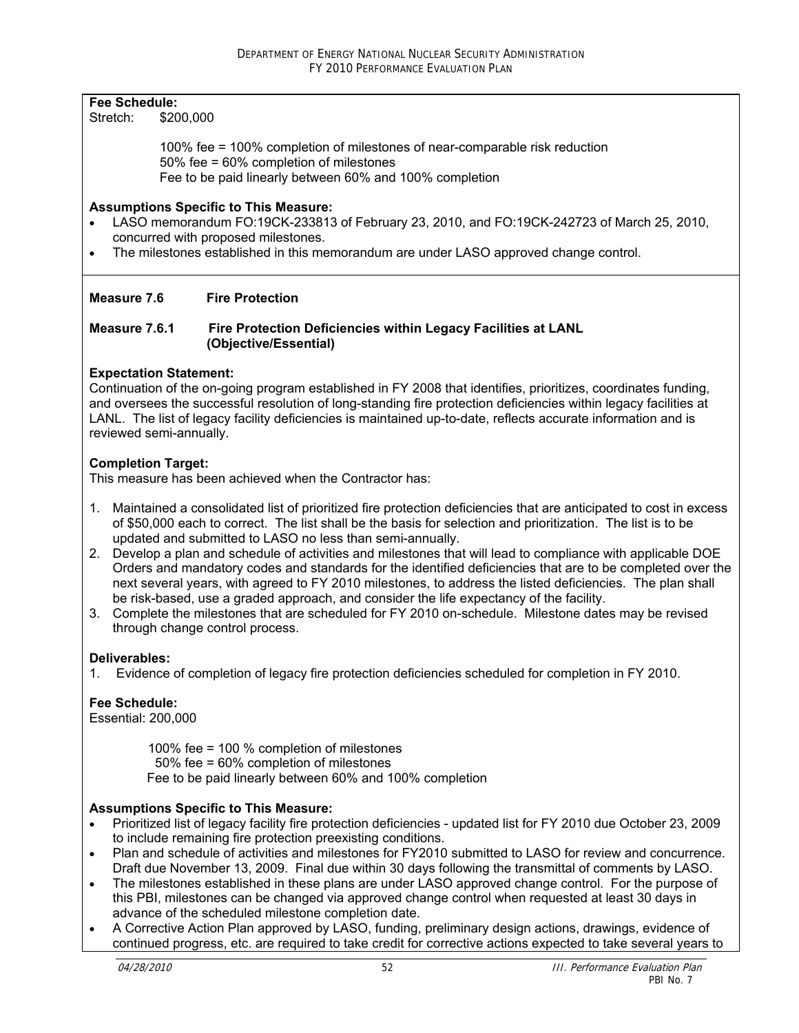**Fee Schedule:**

Stretch: $200,000

100% fee = 100% completion of milestones of near-comparable risk reduction
50% fee = 60% completion of milestones
Fee to be paid linearly between 60% and 100% completion

**Assumptions Specific to This Measure:**

- LASO memorandum FO:19CK-233813 of February 23, 2010, and FO:19CK-242723 of March 25, 2010, concurred with proposed milestones.
- The milestones established in this memorandum are under LASO approved change control.

**Measure 7.6 Fire Protection**

**Measure 7.6.1 Fire Protection Deficiencies within Legacy Facilities at LANL (Objective/Essential)**

**Expectation Statement:**

Continuation of the on-going program established in FY 2008 that identifies, prioritizes, coordinates funding, and oversees the successful resolution of long-standing fire protection deficiencies within legacy facilities at LANL. The list of legacy facility deficiencies is maintained up-to-date, reflects accurate information and is reviewed semi-annually.

**Completion Target:**

This measure has been achieved when the Contractor has:

1. Maintained a consolidated list of prioritized fire protection deficiencies that are anticipated to cost in excess of $50,000 each to correct. The list shall be the basis for selection and prioritization. The list is to be updated and submitted to LASO no less than semi-annually.
2. Develop a plan and schedule of activities and milestones that will lead to compliance with applicable DOE Orders and mandatory codes and standards for the identified deficiencies that are to be completed over the next several years, with agreed to FY 2010 milestones, to address the listed deficiencies. The plan shall be risk-based, use a graded approach, and consider the life expectancy of the facility.
3. Complete the milestones that are scheduled for FY 2010 on-schedule. Milestone dates may be revised through change control process.

**Deliverables:**

1. Evidence of completion of legacy fire protection deficiencies scheduled for completion in FY 2010.

**Fee Schedule:**

Essential: 200,000

100% fee = 100 % completion of milestones
50% fee = 60% completion of milestones
Fee to be paid linearly between 60% and 100% completion

**Assumptions Specific to This Measure:**

- Prioritized list of legacy facility fire protection deficiencies - updated list for FY 2010 due October 23, 2009 to include remaining fire protection preexisting conditions.
- Plan and schedule of activities and milestones for FY2010 submitted to LASO for review and concurrence. Draft due November 13, 2009. Final due within 30 days following the transmittal of comments by LASO.
- The milestones established in these plans are under LASO approved change control. For the purpose of this PBI, milestones can be changed via approved change control when requested at least 30 days in advance of the scheduled milestone completion date.
- A Corrective Action Plan approved by LASO, funding, preliminary design actions, drawings, evidence of continued progress, etc. are required to take credit for corrective actions expected to take several years to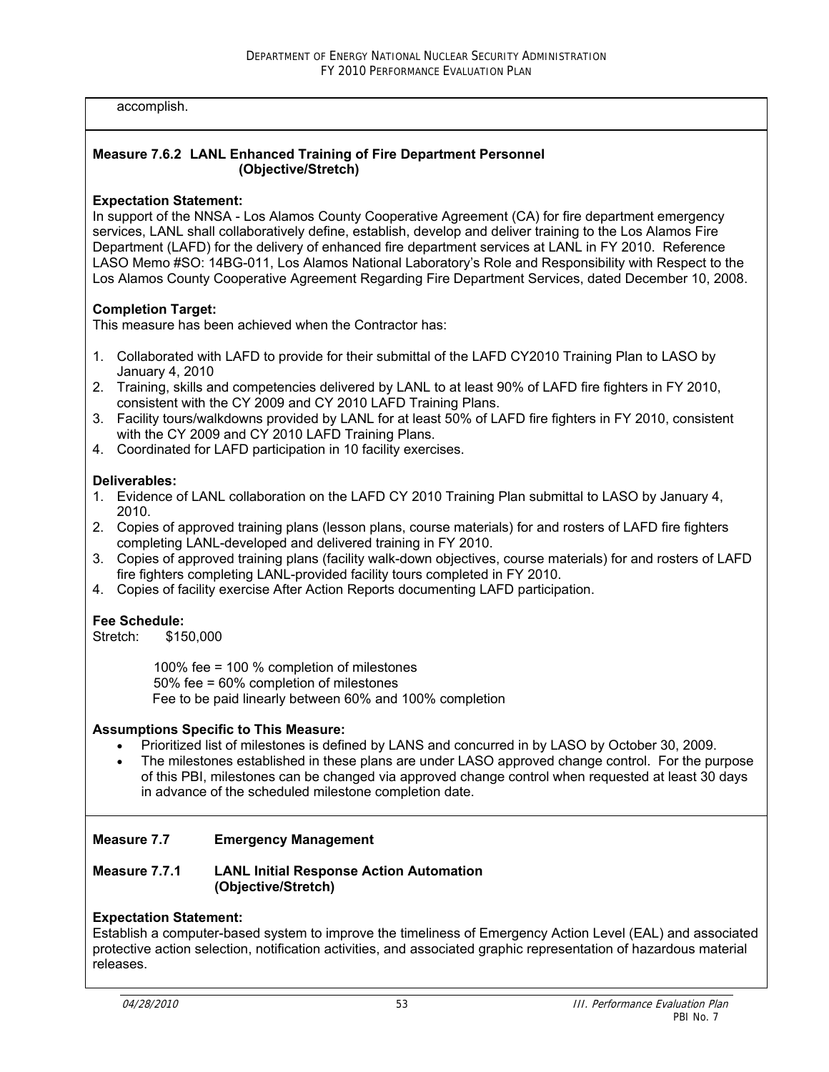accomplish.

**Measure 7.6.2 LANL Enhanced Training of Fire Department Personnel (Objective/Stretch)**

**Expectation Statement:**
In support of the NNSA - Los Alamos County Cooperative Agreement (CA) for fire department emergency services, LANL shall collaboratively define, establish, develop and deliver training to the Los Alamos Fire Department (LAFD) for the delivery of enhanced fire department services at LANL in FY 2010. Reference LASO Memo #SO: 14BG-011, Los Alamos National Laboratory's Role and Responsibility with Respect to the Los Alamos County Cooperative Agreement Regarding Fire Department Services, dated December 10, 2008.

**Completion Target:**
This measure has been achieved when the Contractor has:

1. Collaborated with LAFD to provide for their submittal of the LAFD CY2010 Training Plan to LASO by January 4, 2010
2. Training, skills and competencies delivered by LANL to at least 90% of LAFD fire fighters in FY 2010, consistent with the CY 2009 and CY 2010 LAFD Training Plans.
3. Facility tours/walkdowns provided by LANL for at least 50% of LAFD fire fighters in FY 2010, consistent with the CY 2009 and CY 2010 LAFD Training Plans.
4. Coordinated for LAFD participation in 10 facility exercises.

**Deliverables:**
1. Evidence of LANL collaboration on the LAFD CY 2010 Training Plan submittal to LASO by January 4, 2010.
2. Copies of approved training plans (lesson plans, course materials) for and rosters of LAFD fire fighters completing LANL-developed and delivered training in FY 2010.
3. Copies of approved training plans (facility walk-down objectives, course materials) for and rosters of LAFD fire fighters completing LANL-provided facility tours completed in FY 2010.
4. Copies of facility exercise After Action Reports documenting LAFD participation.

**Fee Schedule:**
Stretch: $150,000

100% fee = 100 % completion of milestones
50% fee = 60% completion of milestones
Fee to be paid linearly between 60% and 100% completion

**Assumptions Specific to This Measure:**
- Prioritized list of milestones is defined by LANS and concurred in by LASO by October 30, 2009.
- The milestones established in these plans are under LASO approved change control. For the purpose of this PBI, milestones can be changed via approved change control when requested at least 30 days in advance of the scheduled milestone completion date.

**Measure 7.7 Emergency Management**

**Measure 7.7.1 LANL Initial Response Action Automation (Objective/Stretch)**

**Expectation Statement:**
Establish a computer-based system to improve the timeliness of Emergency Action Level (EAL) and associated protective action selection, notification activities, and associated graphic representation of hazardous material releases.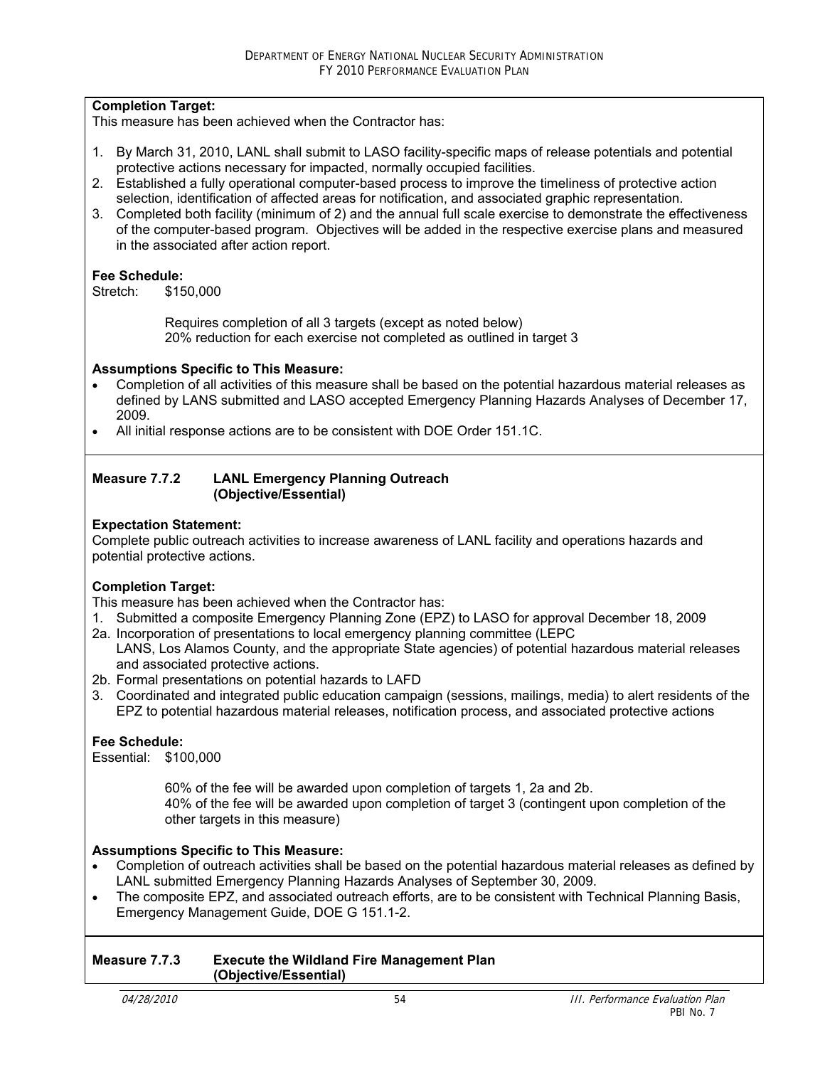**Completion Target:**
This measure has been achieved when the Contractor has:

1. By March 31, 2010, LANL shall submit to LASO facility-specific maps of release potentials and potential protective actions necessary for impacted, normally occupied facilities.
2. Established a fully operational computer-based process to improve the timeliness of protective action selection, identification of affected areas for notification, and associated graphic representation.
3. Completed both facility (minimum of 2) and the annual full scale exercise to demonstrate the effectiveness of the computer-based program. Objectives will be added in the respective exercise plans and measured in the associated after action report.

**Fee Schedule:**
Stretch: $150,000

Requires completion of all 3 targets (except as noted below)
20% reduction for each exercise not completed as outlined in target 3

**Assumptions Specific to This Measure:**
- Completion of all activities of this measure shall be based on the potential hazardous material releases as defined by LANS submitted and LASO accepted Emergency Planning Hazards Analyses of December 17, 2009.
- All initial response actions are to be consistent with DOE Order 151.1C.

**Measure 7.7.2 LANL Emergency Planning Outreach (Objective/Essential)**

**Expectation Statement:**
Complete public outreach activities to increase awareness of LANL facility and operations hazards and potential protective actions.

**Completion Target:**
This measure has been achieved when the Contractor has:

1. Submitted a composite Emergency Planning Zone (EPZ) to LASO for approval December 18, 2009

2a. Incorporation of presentations to local emergency planning committee (LEPC LANS, Los Alamos County, and the appropriate State agencies) of potential hazardous material releases and associated protective actions.

2b. Formal presentations on potential hazards to LAFD

3. Coordinated and integrated public education campaign (sessions, mailings, media) to alert residents of the EPZ to potential hazardous material releases, notification process, and associated protective actions

**Fee Schedule:**
Essential: $100,000

60% of the fee will be awarded upon completion of targets 1, 2a and 2b.
40% of the fee will be awarded upon completion of target 3 (contingent upon completion of the other targets in this measure)

**Assumptions Specific to This Measure:**
- Completion of outreach activities shall be based on the potential hazardous material releases as defined by LANL submitted Emergency Planning Hazards Analyses of September 30, 2009.
- The composite EPZ, and associated outreach efforts, are to be consistent with Technical Planning Basis, Emergency Management Guide, DOE G 151.1-2.

**Measure 7.7.3 Execute the Wildland Fire Management Plan (Objective/Essential)**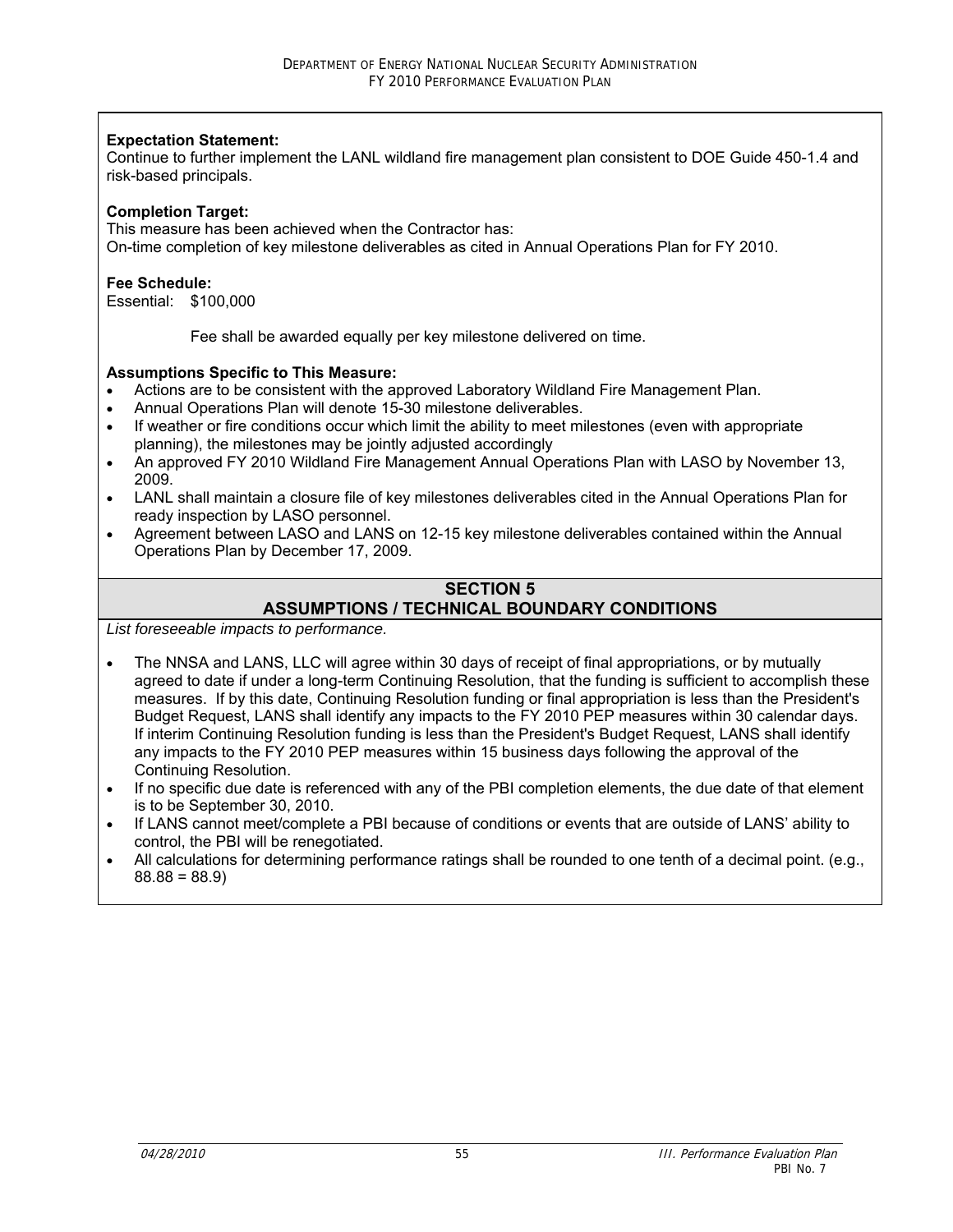**Expectation Statement:**
Continue to further implement the LANL wildland fire management plan consistent to DOE Guide 450-1.4 and risk-based principals.

**Completion Target:**
This measure has been achieved when the Contractor has:
On-time completion of key milestone deliverables as cited in Annual Operations Plan for FY 2010.

**Fee Schedule:**
Essential: $100,000

Fee shall be awarded equally per key milestone delivered on time.

**Assumptions Specific to This Measure:**

- Actions are to be consistent with the approved Laboratory Wildland Fire Management Plan.
- Annual Operations Plan will denote 15-30 milestone deliverables.
- If weather or fire conditions occur which limit the ability to meet milestones (even with appropriate planning), the milestones may be jointly adjusted accordingly
- An approved FY 2010 Wildland Fire Management Annual Operations Plan with LASO by November 13, 2009.
- LANL shall maintain a closure file of key milestones deliverables cited in the Annual Operations Plan for ready inspection by LASO personnel.
- Agreement between LASO and LANS on 12-15 key milestone deliverables contained within the Annual Operations Plan by December 17, 2009.

## SECTION 5
## ASSUMPTIONS / TECHNICAL BOUNDARY CONDITIONS

*List foreseeable impacts to performance.*

- The NNSA and LANS, LLC will agree within 30 days of receipt of final appropriations, or by mutually agreed to date if under a long-term Continuing Resolution, that the funding is sufficient to accomplish these measures. If by this date, Continuing Resolution funding or final appropriation is less than the President's Budget Request, LANS shall identify any impacts to the FY 2010 PEP measures within 30 calendar days. If interim Continuing Resolution funding is less than the President's Budget Request, LANS shall identify any impacts to the FY 2010 PEP measures within 15 business days following the approval of the Continuing Resolution.
- If no specific due date is referenced with any of the PBI completion elements, the due date of that element is to be September 30, 2010.
- If LANS cannot meet/complete a PBI because of conditions or events that are outside of LANS' ability to control, the PBI will be renegotiated.
- All calculations for determining performance ratings shall be rounded to one tenth of a decimal point. (e.g., 88.88 = 88.9)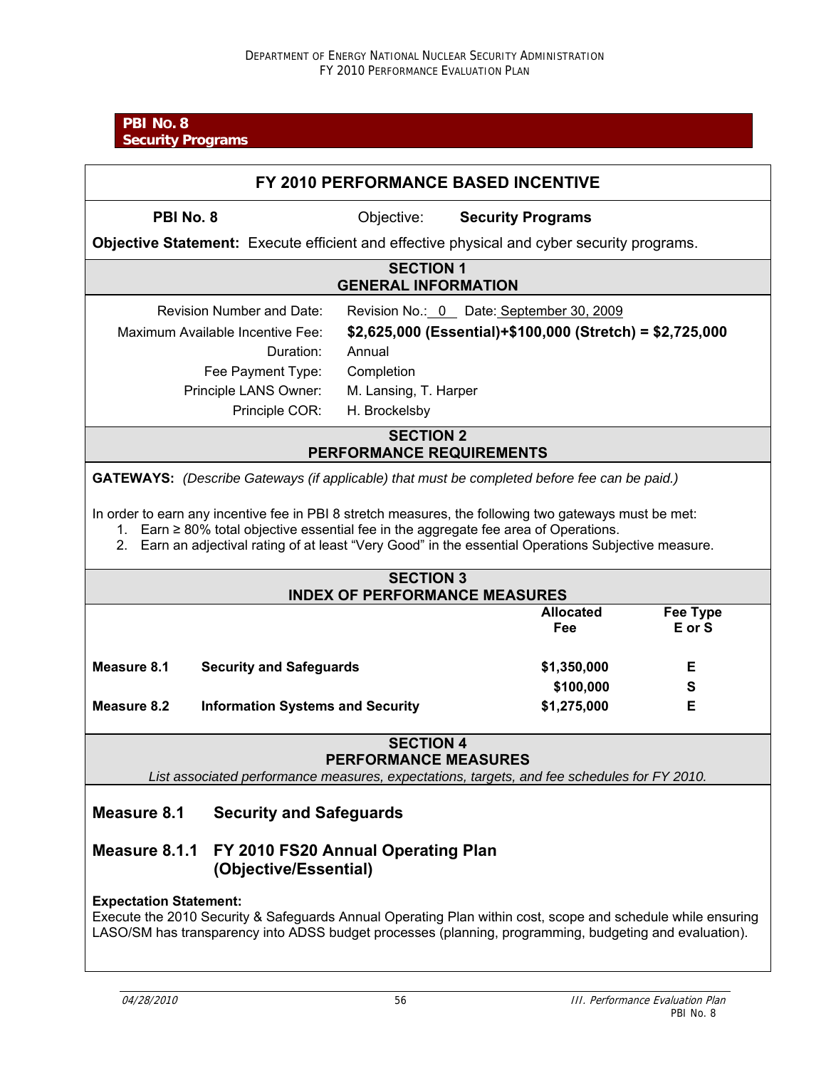**PBI No. 8**
**Security Programs**

## FY 2010 PERFORMANCE BASED INCENTIVE

**PBI No. 8** Objective: **Security Programs**

**Objective Statement:** Execute efficient and effective physical and cyber security programs.

### SECTION 1
### GENERAL INFORMATION

| | |
|---|---|
| Revision Number and Date: | Revision No.: 0 Date: September 30, 2009 |
| Maximum Available Incentive Fee: | **$2,625,000 (Essential)+$100,000 (Stretch) = $2,725,000** |
| Duration: | Annual |
| Fee Payment Type: | Completion |
| Principle LANS Owner: | M. Lansing, T. Harper |
| Principle COR: | H. Brockelsby |

### SECTION 2
### PERFORMANCE REQUIREMENTS

**GATEWAYS:** *(Describe Gateways (if applicable) that must be completed before fee can be paid.)*

In order to earn any incentive fee in PBI 8 stretch measures, the following two gateways must be met:

1. Earn ≥ 80% total objective essential fee in the aggregate fee area of Operations.
2. Earn an adjectival rating of at least "Very Good" in the essential Operations Subjective measure.

### SECTION 3
### INDEX OF PERFORMANCE MEASURES

| | | Allocated Fee | Fee Type E or S |
|---|---|---|---|
| **Measure 8.1** | **Security and Safeguards** | **$1,350,000** | **E** |
| | | **$100,000** | **S** |
| **Measure 8.2** | **Information Systems and Security** | **$1,275,000** | **E** |

### SECTION 4
### PERFORMANCE MEASURES

*List associated performance measures, expectations, targets, and fee schedules for FY 2010.*

## Measure 8.1 Security and Safeguards

## Measure 8.1.1 FY 2010 FS20 Annual Operating Plan (Objective/Essential)

**Expectation Statement:**
Execute the 2010 Security & Safeguards Annual Operating Plan within cost, scope and schedule while ensuring LASO/SM has transparency into ADSS budget processes (planning, programming, budgeting and evaluation).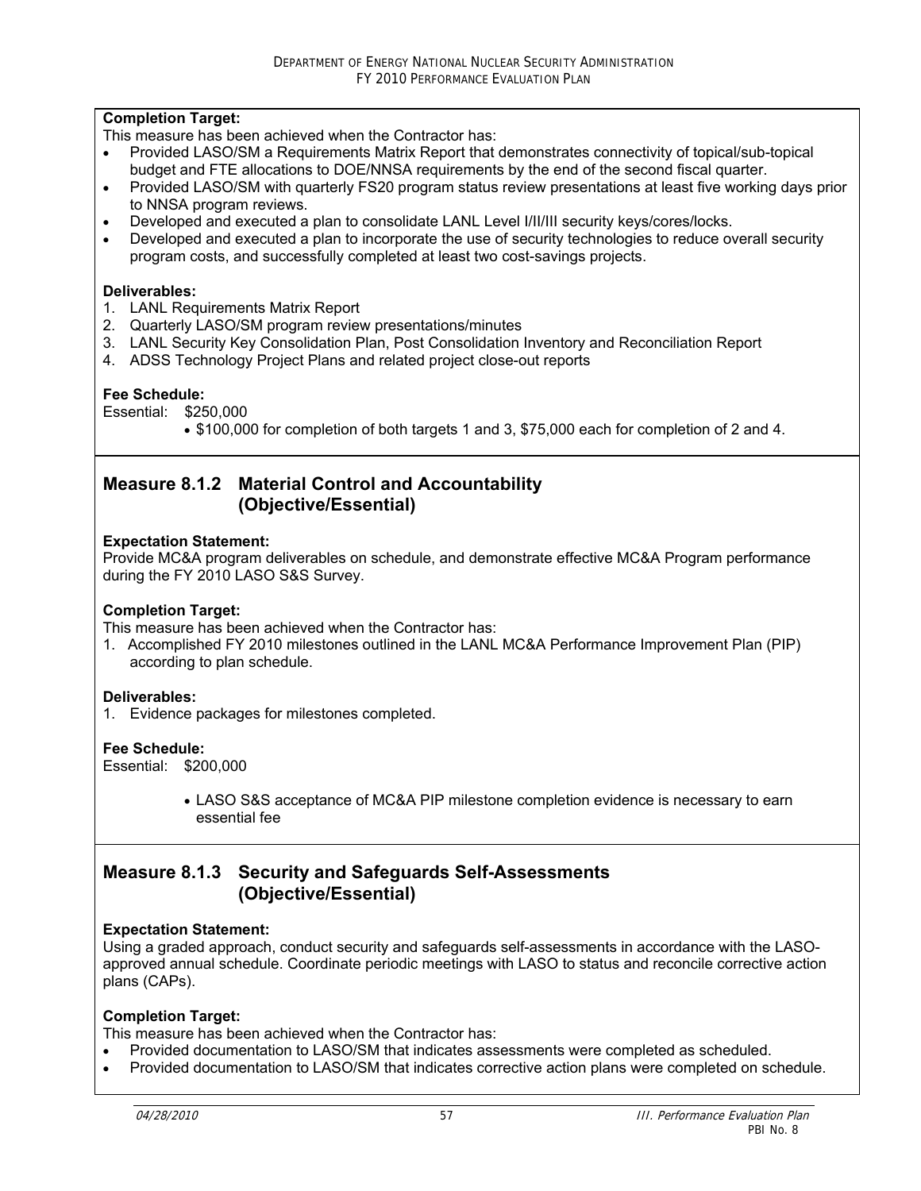**Completion Target:**

This measure has been achieved when the Contractor has:

- Provided LASO/SM a Requirements Matrix Report that demonstrates connectivity of topical/sub-topical budget and FTE allocations to DOE/NNSA requirements by the end of the second fiscal quarter.
- Provided LASO/SM with quarterly FS20 program status review presentations at least five working days prior to NNSA program reviews.
- Developed and executed a plan to consolidate LANL Level I/II/III security keys/cores/locks.
- Developed and executed a plan to incorporate the use of security technologies to reduce overall security program costs, and successfully completed at least two cost-savings projects.

**Deliverables:**

1. LANL Requirements Matrix Report
2. Quarterly LASO/SM program review presentations/minutes
3. LANL Security Key Consolidation Plan, Post Consolidation Inventory and Reconciliation Report
4. ADSS Technology Project Plans and related project close-out reports

**Fee Schedule:**

Essential: $250,000

- $100,000 for completion of both targets 1 and 3, $75,000 each for completion of 2 and 4.

## Measure 8.1.2 Material Control and Accountability (Objective/Essential)

**Expectation Statement:**

Provide MC&A program deliverables on schedule, and demonstrate effective MC&A Program performance during the FY 2010 LASO S&S Survey.

**Completion Target:**

This measure has been achieved when the Contractor has:

1. Accomplished FY 2010 milestones outlined in the LANL MC&A Performance Improvement Plan (PIP) according to plan schedule.

**Deliverables:**

1. Evidence packages for milestones completed.

**Fee Schedule:**

Essential: $200,000

- LASO S&S acceptance of MC&A PIP milestone completion evidence is necessary to earn essential fee

## Measure 8.1.3 Security and Safeguards Self-Assessments (Objective/Essential)

**Expectation Statement:**

Using a graded approach, conduct security and safeguards self-assessments in accordance with the LASO-approved annual schedule. Coordinate periodic meetings with LASO to status and reconcile corrective action plans (CAPs).

**Completion Target:**

This measure has been achieved when the Contractor has:

- Provided documentation to LASO/SM that indicates assessments were completed as scheduled.
- Provided documentation to LASO/SM that indicates corrective action plans were completed on schedule.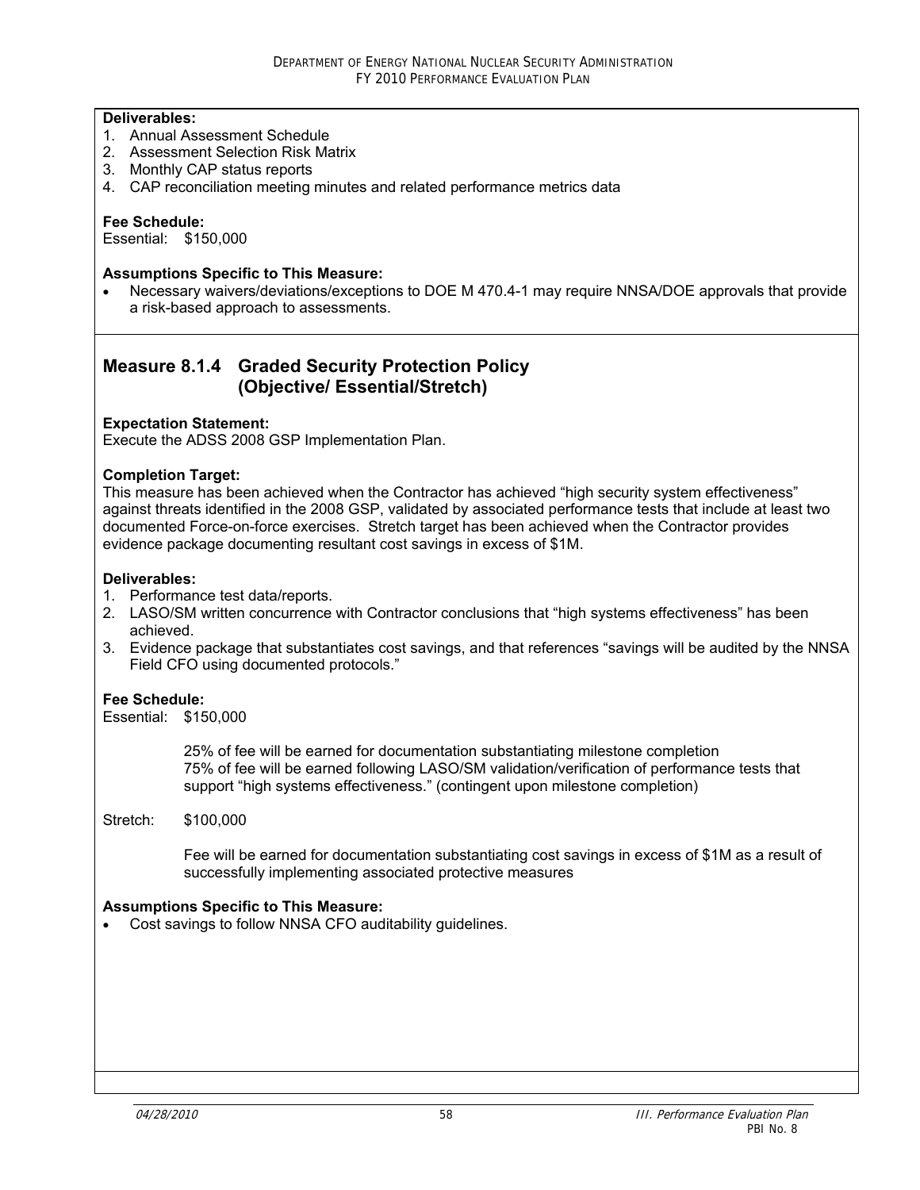**Deliverables:**

1. Annual Assessment Schedule
2. Assessment Selection Risk Matrix
3. Monthly CAP status reports
4. CAP reconciliation meeting minutes and related performance metrics data

**Fee Schedule:**

Essential: $150,000

**Assumptions Specific to This Measure:**

- Necessary waivers/deviations/exceptions to DOE M 470.4-1 may require NNSA/DOE approvals that provide a risk-based approach to assessments.

## Measure 8.1.4 Graded Security Protection Policy (Objective/ Essential/Stretch)

**Expectation Statement:**

Execute the ADSS 2008 GSP Implementation Plan.

**Completion Target:**

This measure has been achieved when the Contractor has achieved "high security system effectiveness" against threats identified in the 2008 GSP, validated by associated performance tests that include at least two documented Force-on-force exercises. Stretch target has been achieved when the Contractor provides evidence package documenting resultant cost savings in excess of $1M.

**Deliverables:**

1. Performance test data/reports.
2. LASO/SM written concurrence with Contractor conclusions that "high systems effectiveness" has been achieved.
3. Evidence package that substantiates cost savings, and that references "savings will be audited by the NNSA Field CFO using documented protocols."

**Fee Schedule:**

Essential: $150,000

25% of fee will be earned for documentation substantiating milestone completion
75% of fee will be earned following LASO/SM validation/verification of performance tests that support "high systems effectiveness." (contingent upon milestone completion)

Stretch: $100,000

Fee will be earned for documentation substantiating cost savings in excess of $1M as a result of successfully implementing associated protective measures

**Assumptions Specific to This Measure:**

- Cost savings to follow NNSA CFO auditability guidelines.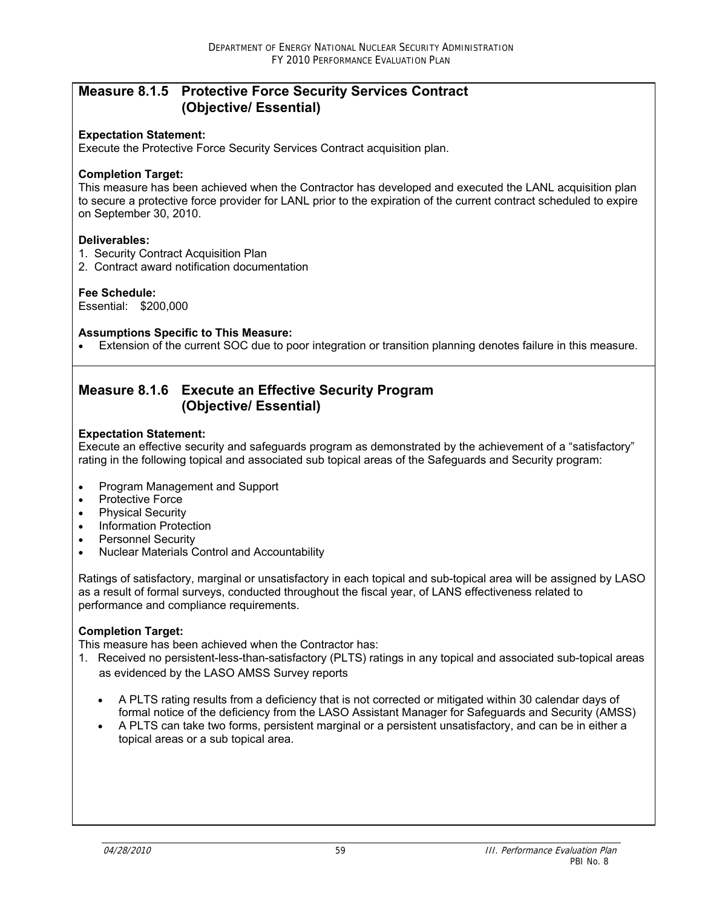## Measure 8.1.5 Protective Force Security Services Contract (Objective/ Essential)

**Expectation Statement:**
Execute the Protective Force Security Services Contract acquisition plan.

**Completion Target:**
This measure has been achieved when the Contractor has developed and executed the LANL acquisition plan to secure a protective force provider for LANL prior to the expiration of the current contract scheduled to expire on September 30, 2010.

**Deliverables:**
1. Security Contract Acquisition Plan
2. Contract award notification documentation

**Fee Schedule:**
Essential: $200,000

**Assumptions Specific to This Measure:**
- Extension of the current SOC due to poor integration or transition planning denotes failure in this measure.

## Measure 8.1.6 Execute an Effective Security Program (Objective/ Essential)

**Expectation Statement:**
Execute an effective security and safeguards program as demonstrated by the achievement of a "satisfactory" rating in the following topical and associated sub topical areas of the Safeguards and Security program:

- Program Management and Support
- Protective Force
- Physical Security
- Information Protection
- Personnel Security
- Nuclear Materials Control and Accountability

Ratings of satisfactory, marginal or unsatisfactory in each topical and sub-topical area will be assigned by LASO as a result of formal surveys, conducted throughout the fiscal year, of LANS effectiveness related to performance and compliance requirements.

**Completion Target:**
This measure has been achieved when the Contractor has:

1. Received no persistent-less-than-satisfactory (PLTS) ratings in any topical and associated sub-topical areas as evidenced by the LASO AMSS Survey reports
   - A PLTS rating results from a deficiency that is not corrected or mitigated within 30 calendar days of formal notice of the deficiency from the LASO Assistant Manager for Safeguards and Security (AMSS)
   - A PLTS can take two forms, persistent marginal or a persistent unsatisfactory, and can be in either a topical areas or a sub topical area.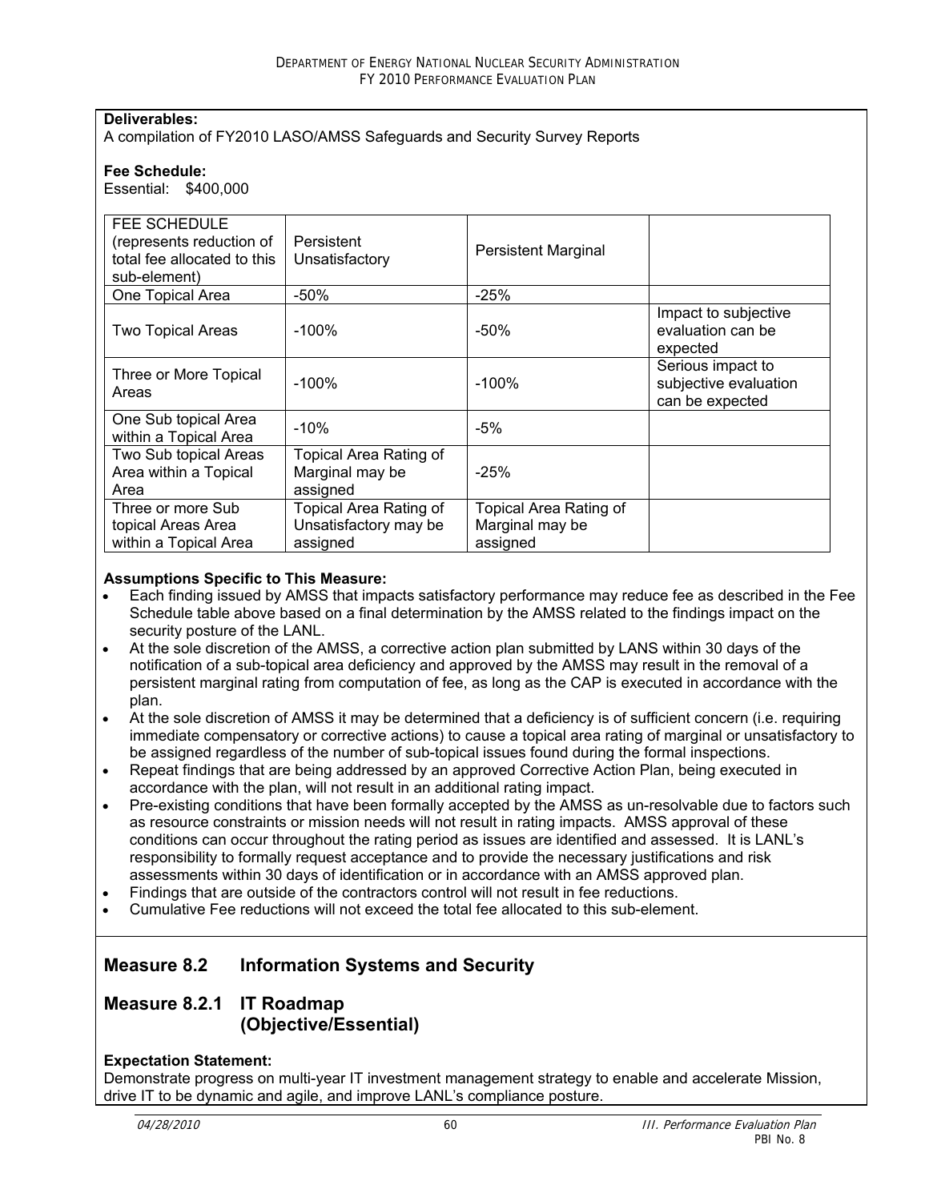**Deliverables:**
A compilation of FY2010 LASO/AMSS Safeguards and Security Survey Reports

**Fee Schedule:**
Essential: $400,000

| FEE SCHEDULE (represents reduction of total fee allocated to this sub-element) | Persistent Unsatisfactory | Persistent Marginal | |
|---|---|---|---|
| One Topical Area | -50% | -25% | |
| Two Topical Areas | -100% | -50% | Impact to subjective evaluation can be expected |
| Three or More Topical Areas | -100% | -100% | Serious impact to subjective evaluation can be expected |
| One Sub topical Area within a Topical Area | -10% | -5% | |
| Two Sub topical Areas Area within a Topical Area | Topical Area Rating of Marginal may be assigned | -25% | |
| Three or more Sub topical Areas Area within a Topical Area | Topical Area Rating of Unsatisfactory may be assigned | Topical Area Rating of Marginal may be assigned | |

**Assumptions Specific to This Measure:**

- Each finding issued by AMSS that impacts satisfactory performance may reduce fee as described in the Fee Schedule table above based on a final determination by the AMSS related to the findings impact on the security posture of the LANL.
- At the sole discretion of the AMSS, a corrective action plan submitted by LANS within 30 days of the notification of a sub-topical area deficiency and approved by the AMSS may result in the removal of a persistent marginal rating from computation of fee, as long as the CAP is executed in accordance with the plan.
- At the sole discretion of AMSS it may be determined that a deficiency is of sufficient concern (i.e. requiring immediate compensatory or corrective actions) to cause a topical area rating of marginal or unsatisfactory to be assigned regardless of the number of sub-topical issues found during the formal inspections.
- Repeat findings that are being addressed by an approved Corrective Action Plan, being executed in accordance with the plan, will not result in an additional rating impact.
- Pre-existing conditions that have been formally accepted by the AMSS as un-resolvable due to factors such as resource constraints or mission needs will not result in rating impacts. AMSS approval of these conditions can occur throughout the rating period as issues are identified and assessed. It is LANL's responsibility to formally request acceptance and to provide the necessary justifications and risk assessments within 30 days of identification or in accordance with an AMSS approved plan.
- Findings that are outside of the contractors control will not result in fee reductions.
- Cumulative Fee reductions will not exceed the total fee allocated to this sub-element.

## Measure 8.2 Information Systems and Security

## Measure 8.2.1 IT Roadmap (Objective/Essential)

**Expectation Statement:**
Demonstrate progress on multi-year IT investment management strategy to enable and accelerate Mission, drive IT to be dynamic and agile, and improve LANL's compliance posture.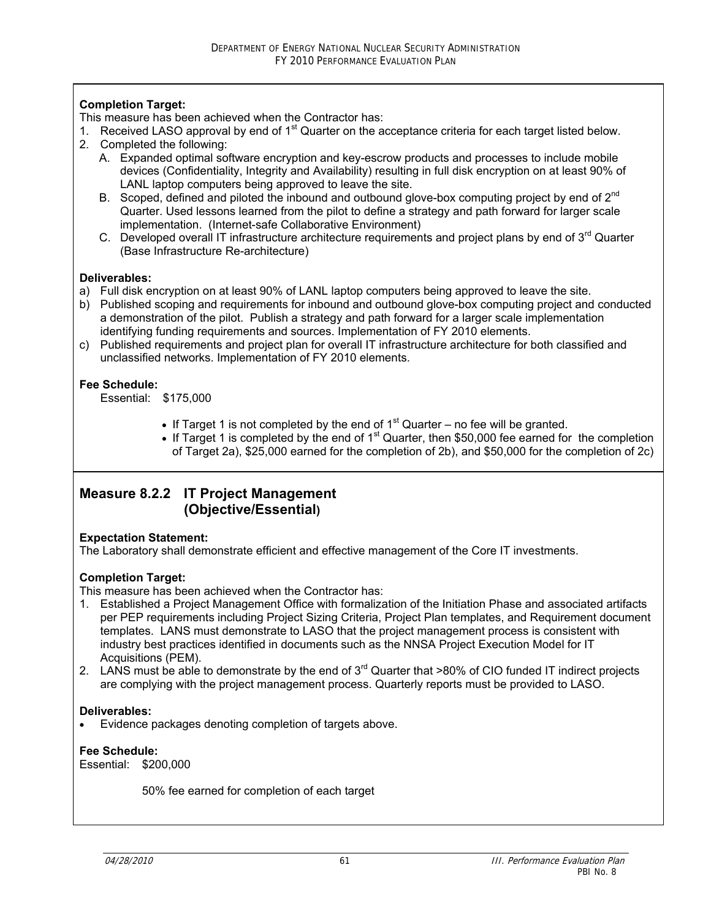**Completion Target:**

This measure has been achieved when the Contractor has:

1. Received LASO approval by end of 1st Quarter on the acceptance criteria for each target listed below.
2. Completed the following:
   A. Expanded optimal software encryption and key-escrow products and processes to include mobile devices (Confidentiality, Integrity and Availability) resulting in full disk encryption on at least 90% of LANL laptop computers being approved to leave the site.
   B. Scoped, defined and piloted the inbound and outbound glove-box computing project by end of 2nd Quarter. Used lessons learned from the pilot to define a strategy and path forward for larger scale implementation. (Internet-safe Collaborative Environment)
   C. Developed overall IT infrastructure architecture requirements and project plans by end of 3rd Quarter (Base Infrastructure Re-architecture)

**Deliverables:**

a) Full disk encryption on at least 90% of LANL laptop computers being approved to leave the site.
b) Published scoping and requirements for inbound and outbound glove-box computing project and conducted a demonstration of the pilot. Publish a strategy and path forward for a larger scale implementation identifying funding requirements and sources. Implementation of FY 2010 elements.
c) Published requirements and project plan for overall IT infrastructure architecture for both classified and unclassified networks. Implementation of FY 2010 elements.

**Fee Schedule:**

Essential: $175,000

- If Target 1 is not completed by the end of 1st Quarter – no fee will be granted.
- If Target 1 is completed by the end of 1st Quarter, then $50,000 fee earned for the completion of Target 2a), $25,000 earned for the completion of 2b), and $50,000 for the completion of 2c)

## Measure 8.2.2 IT Project Management (Objective/Essential)

**Expectation Statement:**

The Laboratory shall demonstrate efficient and effective management of the Core IT investments.

**Completion Target:**

This measure has been achieved when the Contractor has:

1. Established a Project Management Office with formalization of the Initiation Phase and associated artifacts per PEP requirements including Project Sizing Criteria, Project Plan templates, and Requirement document templates. LANS must demonstrate to LASO that the project management process is consistent with industry best practices identified in documents such as the NNSA Project Execution Model for IT Acquisitions (PEM).
2. LANS must be able to demonstrate by the end of 3rd Quarter that >80% of CIO funded IT indirect projects are complying with the project management process. Quarterly reports must be provided to LASO.

**Deliverables:**

- Evidence packages denoting completion of targets above.

**Fee Schedule:**

Essential: $200,000

50% fee earned for completion of each target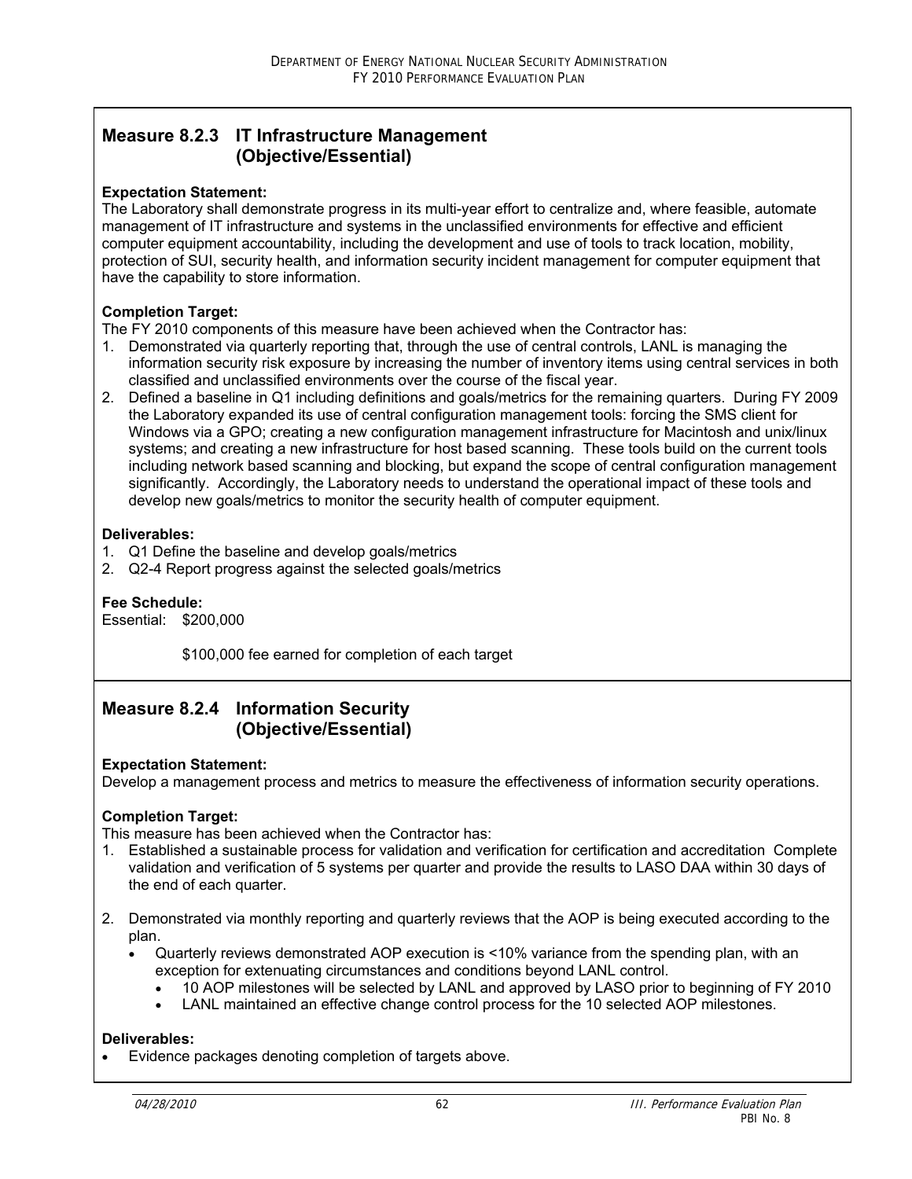## Measure 8.2.3 IT Infrastructure Management (Objective/Essential)

**Expectation Statement:**
The Laboratory shall demonstrate progress in its multi-year effort to centralize and, where feasible, automate management of IT infrastructure and systems in the unclassified environments for effective and efficient computer equipment accountability, including the development and use of tools to track location, mobility, protection of SUI, security health, and information security incident management for computer equipment that have the capability to store information.

**Completion Target:**
The FY 2010 components of this measure have been achieved when the Contractor has:

1. Demonstrated via quarterly reporting that, through the use of central controls, LANL is managing the information security risk exposure by increasing the number of inventory items using central services in both classified and unclassified environments over the course of the fiscal year.
2. Defined a baseline in Q1 including definitions and goals/metrics for the remaining quarters. During FY 2009 the Laboratory expanded its use of central configuration management tools: forcing the SMS client for Windows via a GPO; creating a new configuration management infrastructure for Macintosh and unix/linux systems; and creating a new infrastructure for host based scanning. These tools build on the current tools including network based scanning and blocking, but expand the scope of central configuration management significantly. Accordingly, the Laboratory needs to understand the operational impact of these tools and develop new goals/metrics to monitor the security health of computer equipment.

**Deliverables:**

1. Q1 Define the baseline and develop goals/metrics
2. Q2-4 Report progress against the selected goals/metrics

**Fee Schedule:**
Essential: $200,000

$100,000 fee earned for completion of each target

## Measure 8.2.4 Information Security (Objective/Essential)

**Expectation Statement:**
Develop a management process and metrics to measure the effectiveness of information security operations.

**Completion Target:**
This measure has been achieved when the Contractor has:

1. Established a sustainable process for validation and verification for certification and accreditation Complete validation and verification of 5 systems per quarter and provide the results to LASO DAA within 30 days of the end of each quarter.

2. Demonstrated via monthly reporting and quarterly reviews that the AOP is being executed according to the plan.
   - Quarterly reviews demonstrated AOP execution is <10% variance from the spending plan, with an exception for extenuating circumstances and conditions beyond LANL control.
     - 10 AOP milestones will be selected by LANL and approved by LASO prior to beginning of FY 2010
     - LANL maintained an effective change control process for the 10 selected AOP milestones.

**Deliverables:**

- Evidence packages denoting completion of targets above.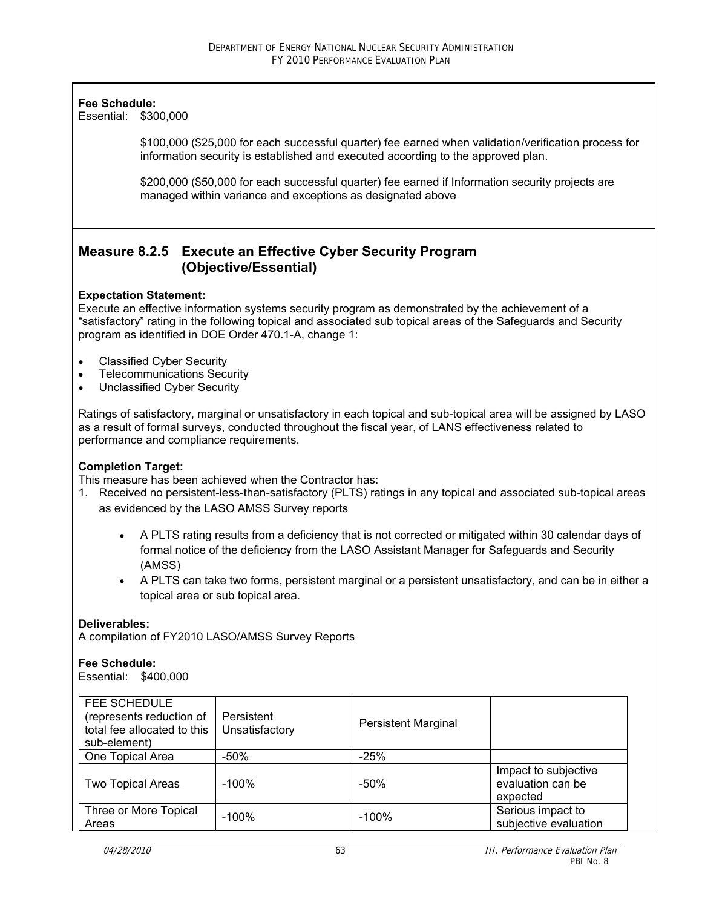**Fee Schedule:**
Essential: $300,000

$100,000 ($25,000 for each successful quarter) fee earned when validation/verification process for information security is established and executed according to the approved plan.

$200,000 ($50,000 for each successful quarter) fee earned if Information security projects are managed within variance and exceptions as designated above

## Measure 8.2.5 Execute an Effective Cyber Security Program (Objective/Essential)

**Expectation Statement:**
Execute an effective information systems security program as demonstrated by the achievement of a "satisfactory" rating in the following topical and associated sub topical areas of the Safeguards and Security program as identified in DOE Order 470.1-A, change 1:

- Classified Cyber Security
- Telecommunications Security
- Unclassified Cyber Security

Ratings of satisfactory, marginal or unsatisfactory in each topical and sub-topical area will be assigned by LASO as a result of formal surveys, conducted throughout the fiscal year, of LANS effectiveness related to performance and compliance requirements.

**Completion Target:**
This measure has been achieved when the Contractor has:

1. Received no persistent-less-than-satisfactory (PLTS) ratings in any topical and associated sub-topical areas as evidenced by the LASO AMSS Survey reports
    - A PLTS rating results from a deficiency that is not corrected or mitigated within 30 calendar days of formal notice of the deficiency from the LASO Assistant Manager for Safeguards and Security (AMSS)
    - A PLTS can take two forms, persistent marginal or a persistent unsatisfactory, and can be in either a topical area or sub topical area.

**Deliverables:**
A compilation of FY2010 LASO/AMSS Survey Reports

**Fee Schedule:**
Essential: $400,000

| FEE SCHEDULE (represents reduction of total fee allocated to this sub-element) | Persistent Unsatisfactory | Persistent Marginal | |
|---|---|---|---|
| One Topical Area | -50% | -25% | |
| Two Topical Areas | -100% | -50% | Impact to subjective evaluation can be expected |
| Three or More Topical Areas | -100% | -100% | Serious impact to subjective evaluation |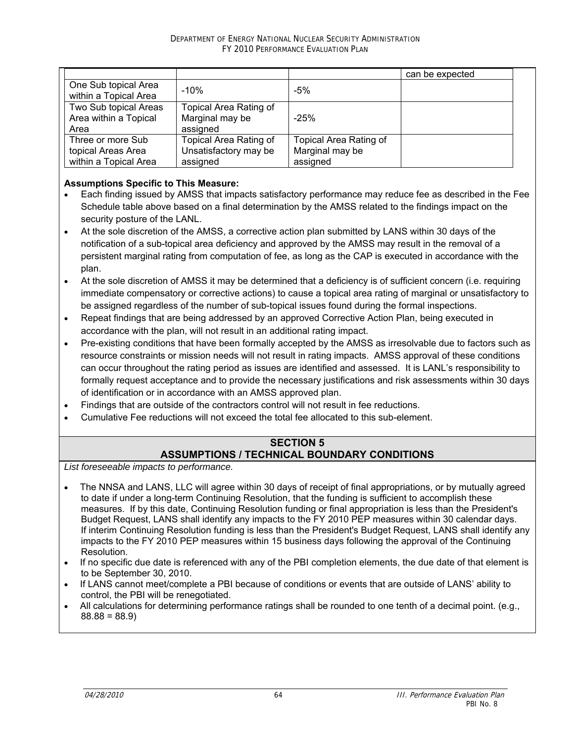| | | | |
|---|---|---|---|
| | | | can be expected |
| One Sub topical Area within a Topical Area | -10% | -5% | |
| Two Sub topical Areas Area within a Topical Area | Topical Area Rating of Marginal may be assigned | -25% | |
| Three or more Sub topical Areas Area within a Topical Area | Topical Area Rating of Unsatisfactory may be assigned | Topical Area Rating of Marginal may be assigned | |

**Assumptions Specific to This Measure:**

- Each finding issued by AMSS that impacts satisfactory performance may reduce fee as described in the Fee Schedule table above based on a final determination by the AMSS related to the findings impact on the security posture of the LANL.
- At the sole discretion of the AMSS, a corrective action plan submitted by LANS within 30 days of the notification of a sub-topical area deficiency and approved by the AMSS may result in the removal of a persistent marginal rating from computation of fee, as long as the CAP is executed in accordance with the plan.
- At the sole discretion of AMSS it may be determined that a deficiency is of sufficient concern (i.e. requiring immediate compensatory or corrective actions) to cause a topical area rating of marginal or unsatisfactory to be assigned regardless of the number of sub-topical issues found during the formal inspections.
- Repeat findings that are being addressed by an approved Corrective Action Plan, being executed in accordance with the plan, will not result in an additional rating impact.
- Pre-existing conditions that have been formally accepted by the AMSS as irresolvable due to factors such as resource constraints or mission needs will not result in rating impacts. AMSS approval of these conditions can occur throughout the rating period as issues are identified and assessed. It is LANL's responsibility to formally request acceptance and to provide the necessary justifications and risk assessments within 30 days of identification or in accordance with an AMSS approved plan.
- Findings that are outside of the contractors control will not result in fee reductions.
- Cumulative Fee reductions will not exceed the total fee allocated to this sub-element.

## SECTION 5
## ASSUMPTIONS / TECHNICAL BOUNDARY CONDITIONS

*List foreseeable impacts to performance.*

- The NNSA and LANS, LLC will agree within 30 days of receipt of final appropriations, or by mutually agreed to date if under a long-term Continuing Resolution, that the funding is sufficient to accomplish these measures. If by this date, Continuing Resolution funding or final appropriation is less than the President's Budget Request, LANS shall identify any impacts to the FY 2010 PEP measures within 30 calendar days. If interim Continuing Resolution funding is less than the President's Budget Request, LANS shall identify any impacts to the FY 2010 PEP measures within 15 business days following the approval of the Continuing Resolution.
- If no specific due date is referenced with any of the PBI completion elements, the due date of that element is to be September 30, 2010.
- If LANS cannot meet/complete a PBI because of conditions or events that are outside of LANS' ability to control, the PBI will be renegotiated.
- All calculations for determining performance ratings shall be rounded to one tenth of a decimal point. (e.g., 88.88 = 88.9)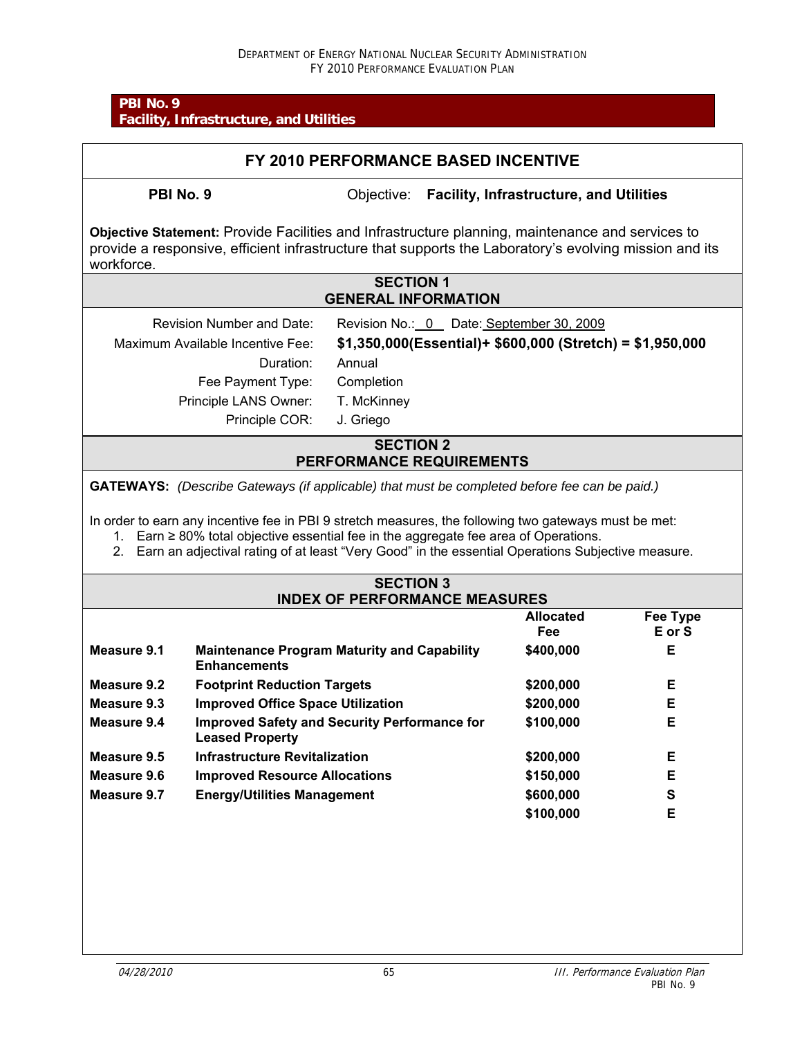**PBI No. 9**
**Facility, Infrastructure, and Utilities**

## FY 2010 PERFORMANCE BASED INCENTIVE

**PBI No. 9** Objective: **Facility, Infrastructure, and Utilities**

**Objective Statement:** Provide Facilities and Infrastructure planning, maintenance and services to provide a responsive, efficient infrastructure that supports the Laboratory's evolving mission and its workforce.

### SECTION 1
### GENERAL INFORMATION

| | |
|---|---|
| Revision Number and Date: | Revision No.: 0 Date: September 30, 2009 |
| Maximum Available Incentive Fee: | **$1,350,000(Essential)+ $600,000 (Stretch) = $1,950,000** |
| Duration: | Annual |
| Fee Payment Type: | Completion |
| Principle LANS Owner: | T. McKinney |
| Principle COR: | J. Griego |

### SECTION 2
### PERFORMANCE REQUIREMENTS

**GATEWAYS:** *(Describe Gateways (if applicable) that must be completed before fee can be paid.)*

In order to earn any incentive fee in PBI 9 stretch measures, the following two gateways must be met:

1. Earn ≥ 80% total objective essential fee in the aggregate fee area of Operations.
2. Earn an adjectival rating of at least "Very Good" in the essential Operations Subjective measure.

### SECTION 3
### INDEX OF PERFORMANCE MEASURES

| | | Allocated Fee | Fee Type E or S |
|---|---|---|---|
| **Measure 9.1** | **Maintenance Program Maturity and Capability Enhancements** | **$400,000** | **E** |
| **Measure 9.2** | **Footprint Reduction Targets** | **$200,000** | **E** |
| **Measure 9.3** | **Improved Office Space Utilization** | **$200,000** | **E** |
| **Measure 9.4** | **Improved Safety and Security Performance for Leased Property** | **$100,000** | **E** |
| **Measure 9.5** | **Infrastructure Revitalization** | **$200,000** | **E** |
| **Measure 9.6** | **Improved Resource Allocations** | **$150,000** | **E** |
| **Measure 9.7** | **Energy/Utilities Management** | **$600,000** | **S** |
| | | **$100,000** | **E** |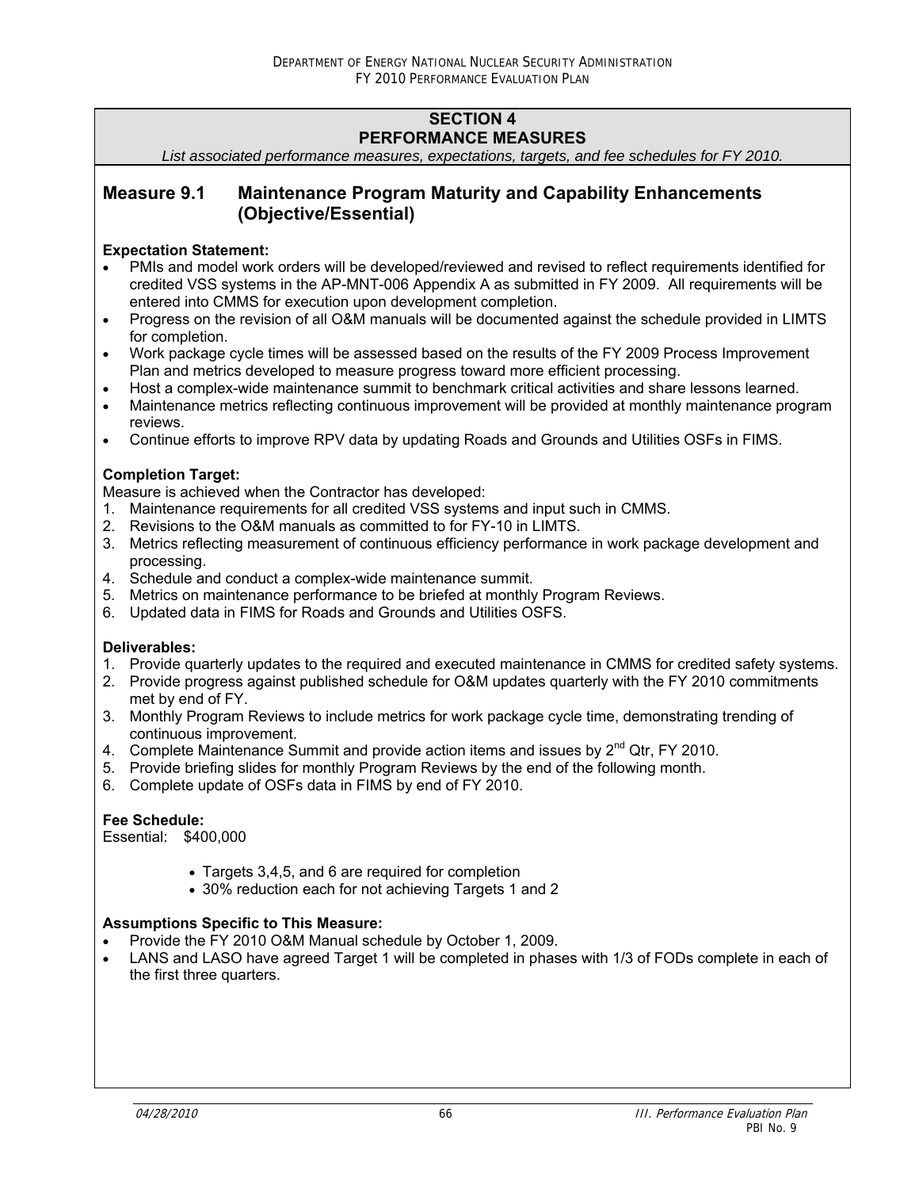## SECTION 4
## PERFORMANCE MEASURES

*List associated performance measures, expectations, targets, and fee schedules for FY 2010.*

## Measure 9.1 Maintenance Program Maturity and Capability Enhancements (Objective/Essential)

**Expectation Statement:**

- PMIs and model work orders will be developed/reviewed and revised to reflect requirements identified for credited VSS systems in the AP-MNT-006 Appendix A as submitted in FY 2009. All requirements will be entered into CMMS for execution upon development completion.
- Progress on the revision of all O&M manuals will be documented against the schedule provided in LIMTS for completion.
- Work package cycle times will be assessed based on the results of the FY 2009 Process Improvement Plan and metrics developed to measure progress toward more efficient processing.
- Host a complex-wide maintenance summit to benchmark critical activities and share lessons learned.
- Maintenance metrics reflecting continuous improvement will be provided at monthly maintenance program reviews.
- Continue efforts to improve RPV data by updating Roads and Grounds and Utilities OSFs in FIMS.

**Completion Target:**

Measure is achieved when the Contractor has developed:

1. Maintenance requirements for all credited VSS systems and input such in CMMS.
2. Revisions to the O&M manuals as committed to for FY-10 in LIMTS.
3. Metrics reflecting measurement of continuous efficiency performance in work package development and processing.
4. Schedule and conduct a complex-wide maintenance summit.
5. Metrics on maintenance performance to be briefed at monthly Program Reviews.
6. Updated data in FIMS for Roads and Grounds and Utilities OSFS.

**Deliverables:**

1. Provide quarterly updates to the required and executed maintenance in CMMS for credited safety systems.
2. Provide progress against published schedule for O&M updates quarterly with the FY 2010 commitments met by end of FY.
3. Monthly Program Reviews to include metrics for work package cycle time, demonstrating trending of continuous improvement.
4. Complete Maintenance Summit and provide action items and issues by 2nd Qtr, FY 2010.
5. Provide briefing slides for monthly Program Reviews by the end of the following month.
6. Complete update of OSFs data in FIMS by end of FY 2010.

**Fee Schedule:**

Essential: $400,000

- Targets 3,4,5, and 6 are required for completion
- 30% reduction each for not achieving Targets 1 and 2

**Assumptions Specific to This Measure:**

- Provide the FY 2010 O&M Manual schedule by October 1, 2009.
- LANS and LASO have agreed Target 1 will be completed in phases with 1/3 of FODs complete in each of the first three quarters.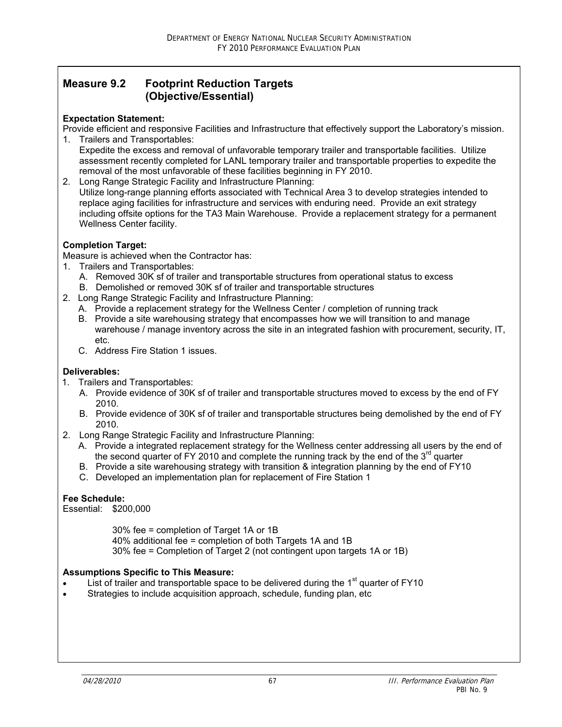## Measure 9.2 Footprint Reduction Targets (Objective/Essential)

**Expectation Statement:**

Provide efficient and responsive Facilities and Infrastructure that effectively support the Laboratory's mission.

1. Trailers and Transportables:
   Expedite the excess and removal of unfavorable temporary trailer and transportable facilities. Utilize assessment recently completed for LANL temporary trailer and transportable properties to expedite the removal of the most unfavorable of these facilities beginning in FY 2010.
2. Long Range Strategic Facility and Infrastructure Planning:
   Utilize long-range planning efforts associated with Technical Area 3 to develop strategies intended to replace aging facilities for infrastructure and services with enduring need. Provide an exit strategy including offsite options for the TA3 Main Warehouse. Provide a replacement strategy for a permanent Wellness Center facility.

**Completion Target:**

Measure is achieved when the Contractor has:

1. Trailers and Transportables:
   A. Removed 30K sf of trailer and transportable structures from operational status to excess
   B. Demolished or removed 30K sf of trailer and transportable structures
2. Long Range Strategic Facility and Infrastructure Planning:
   A. Provide a replacement strategy for the Wellness Center / completion of running track
   B. Provide a site warehousing strategy that encompasses how we will transition to and manage warehouse / manage inventory across the site in an integrated fashion with procurement, security, IT, etc.
   C. Address Fire Station 1 issues.

**Deliverables:**

1. Trailers and Transportables:
   A. Provide evidence of 30K sf of trailer and transportable structures moved to excess by the end of FY 2010.
   B. Provide evidence of 30K sf of trailer and transportable structures being demolished by the end of FY 2010.
2. Long Range Strategic Facility and Infrastructure Planning:
   A. Provide a integrated replacement strategy for the Wellness center addressing all users by the end of the second quarter of FY 2010 and complete the running track by the end of the 3rd quarter
   B. Provide a site warehousing strategy with transition & integration planning by the end of FY10
   C. Developed an implementation plan for replacement of Fire Station 1

**Fee Schedule:**

Essential: $200,000

30% fee = completion of Target 1A or 1B
40% additional fee = completion of both Targets 1A and 1B
30% fee = Completion of Target 2 (not contingent upon targets 1A or 1B)

**Assumptions Specific to This Measure:**

- List of trailer and transportable space to be delivered during the 1st quarter of FY10
- Strategies to include acquisition approach, schedule, funding plan, etc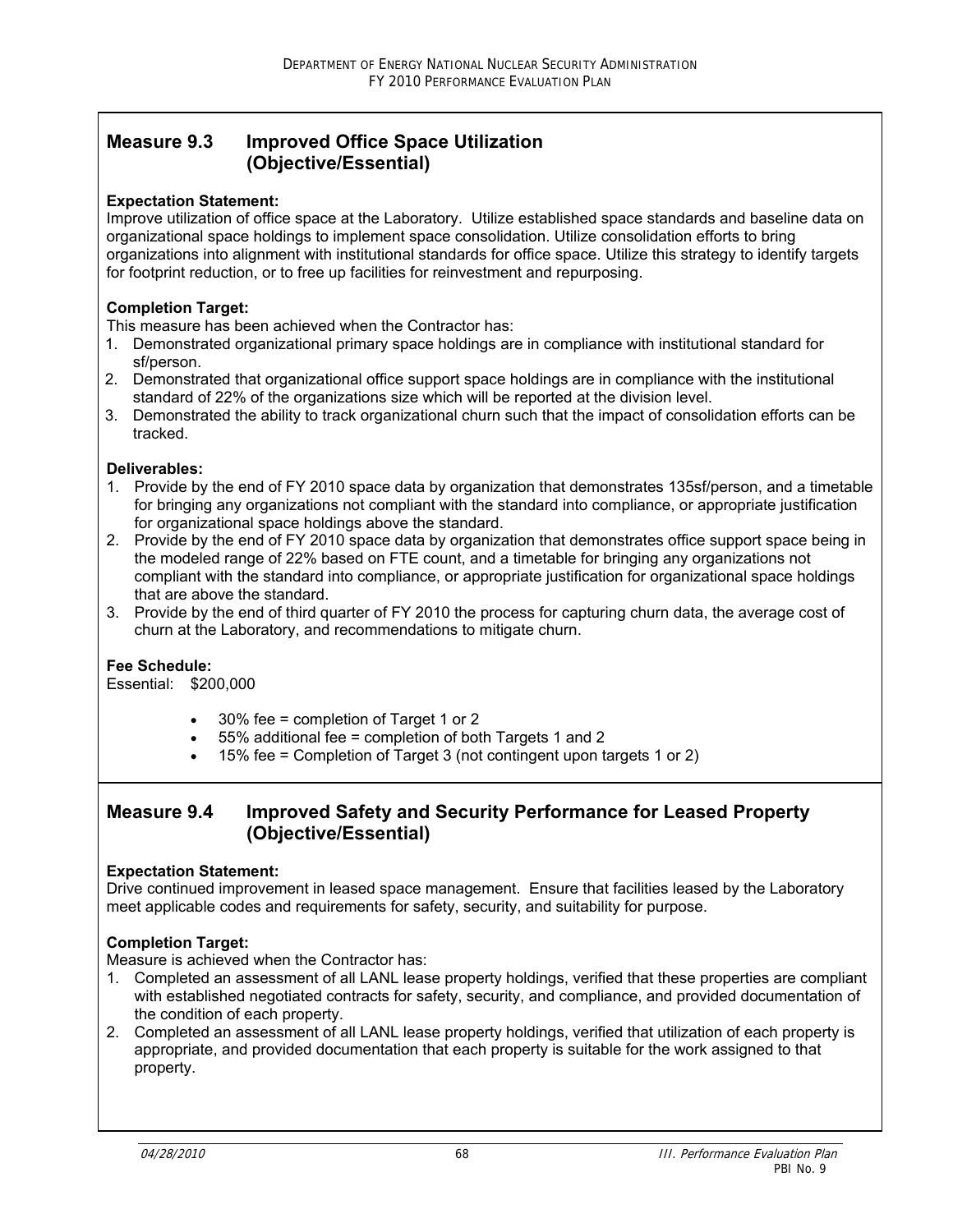## Measure 9.3 Improved Office Space Utilization (Objective/Essential)

**Expectation Statement:**
Improve utilization of office space at the Laboratory. Utilize established space standards and baseline data on organizational space holdings to implement space consolidation. Utilize consolidation efforts to bring organizations into alignment with institutional standards for office space. Utilize this strategy to identify targets for footprint reduction, or to free up facilities for reinvestment and repurposing.

**Completion Target:**
This measure has been achieved when the Contractor has:
1. Demonstrated organizational primary space holdings are in compliance with institutional standard for sf/person.
2. Demonstrated that organizational office support space holdings are in compliance with the institutional standard of 22% of the organizations size which will be reported at the division level.
3. Demonstrated the ability to track organizational churn such that the impact of consolidation efforts can be tracked.

**Deliverables:**
1. Provide by the end of FY 2010 space data by organization that demonstrates 135sf/person, and a timetable for bringing any organizations not compliant with the standard into compliance, or appropriate justification for organizational space holdings above the standard.
2. Provide by the end of FY 2010 space data by organization that demonstrates office support space being in the modeled range of 22% based on FTE count, and a timetable for bringing any organizations not compliant with the standard into compliance, or appropriate justification for organizational space holdings that are above the standard.
3. Provide by the end of third quarter of FY 2010 the process for capturing churn data, the average cost of churn at the Laboratory, and recommendations to mitigate churn.

**Fee Schedule:**
Essential: $200,000

- 30% fee = completion of Target 1 or 2
- 55% additional fee = completion of both Targets 1 and 2
- 15% fee = Completion of Target 3 (not contingent upon targets 1 or 2)

## Measure 9.4 Improved Safety and Security Performance for Leased Property (Objective/Essential)

**Expectation Statement:**
Drive continued improvement in leased space management. Ensure that facilities leased by the Laboratory meet applicable codes and requirements for safety, security, and suitability for purpose.

**Completion Target:**
Measure is achieved when the Contractor has:
1. Completed an assessment of all LANL lease property holdings, verified that these properties are compliant with established negotiated contracts for safety, security, and compliance, and provided documentation of the condition of each property.
2. Completed an assessment of all LANL lease property holdings, verified that utilization of each property is appropriate, and provided documentation that each property is suitable for the work assigned to that property.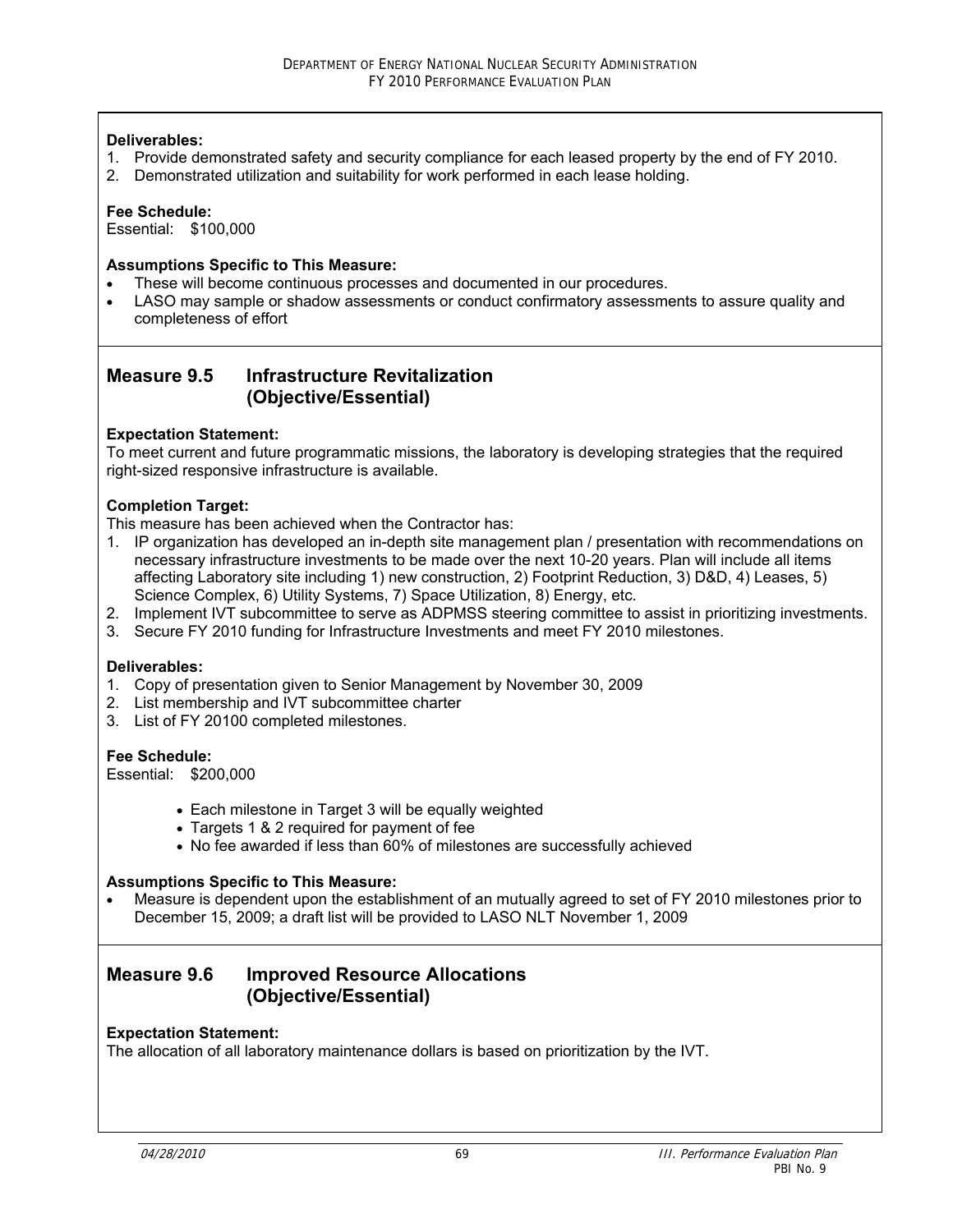**Deliverables:**

1. Provide demonstrated safety and security compliance for each leased property by the end of FY 2010.
2. Demonstrated utilization and suitability for work performed in each lease holding.

**Fee Schedule:**
Essential: $100,000

**Assumptions Specific to This Measure:**

- These will become continuous processes and documented in our procedures.
- LASO may sample or shadow assessments or conduct confirmatory assessments to assure quality and completeness of effort

## Measure 9.5 Infrastructure Revitalization (Objective/Essential)

**Expectation Statement:**
To meet current and future programmatic missions, the laboratory is developing strategies that the required right-sized responsive infrastructure is available.

**Completion Target:**
This measure has been achieved when the Contractor has:

1. IP organization has developed an in-depth site management plan / presentation with recommendations on necessary infrastructure investments to be made over the next 10-20 years. Plan will include all items affecting Laboratory site including 1) new construction, 2) Footprint Reduction, 3) D&D, 4) Leases, 5) Science Complex, 6) Utility Systems, 7) Space Utilization, 8) Energy, etc.
2. Implement IVT subcommittee to serve as ADPMSS steering committee to assist in prioritizing investments.
3. Secure FY 2010 funding for Infrastructure Investments and meet FY 2010 milestones.

**Deliverables:**

1. Copy of presentation given to Senior Management by November 30, 2009
2. List membership and IVT subcommittee charter
3. List of FY 20100 completed milestones.

**Fee Schedule:**
Essential: $200,000

- Each milestone in Target 3 will be equally weighted
- Targets 1 & 2 required for payment of fee
- No fee awarded if less than 60% of milestones are successfully achieved

**Assumptions Specific to This Measure:**

- Measure is dependent upon the establishment of an mutually agreed to set of FY 2010 milestones prior to December 15, 2009; a draft list will be provided to LASO NLT November 1, 2009

## Measure 9.6 Improved Resource Allocations (Objective/Essential)

**Expectation Statement:**
The allocation of all laboratory maintenance dollars is based on prioritization by the IVT.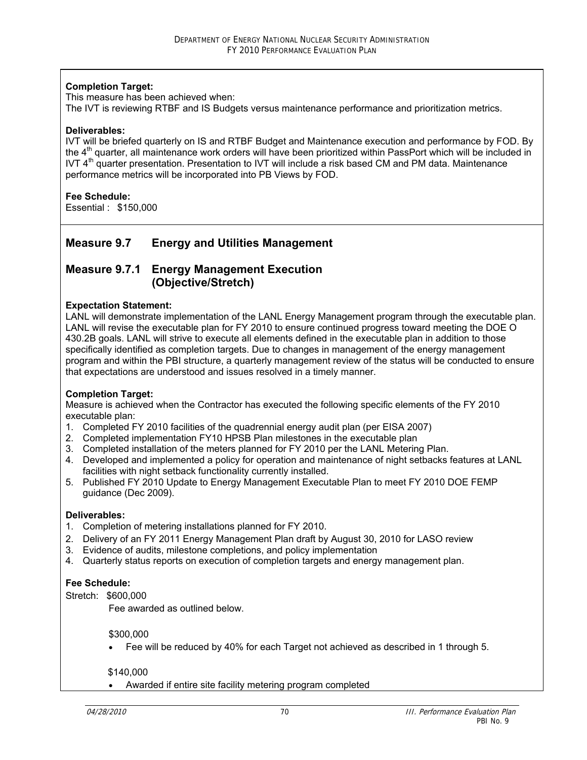**Completion Target:**
This measure has been achieved when:
The IVT is reviewing RTBF and IS Budgets versus maintenance performance and prioritization metrics.

**Deliverables:**
IVT will be briefed quarterly on IS and RTBF Budget and Maintenance execution and performance by FOD. By the 4th quarter, all maintenance work orders will have been prioritized within PassPort which will be included in IVT 4th quarter presentation. Presentation to IVT will include a risk based CM and PM data. Maintenance performance metrics will be incorporated into PB Views by FOD.

**Fee Schedule:**
Essential : $150,000

## Measure 9.7 Energy and Utilities Management

## Measure 9.7.1 Energy Management Execution (Objective/Stretch)

**Expectation Statement:**
LANL will demonstrate implementation of the LANL Energy Management program through the executable plan. LANL will revise the executable plan for FY 2010 to ensure continued progress toward meeting the DOE O 430.2B goals. LANL will strive to execute all elements defined in the executable plan in addition to those specifically identified as completion targets. Due to changes in management of the energy management program and within the PBI structure, a quarterly management review of the status will be conducted to ensure that expectations are understood and issues resolved in a timely manner.

**Completion Target:**
Measure is achieved when the Contractor has executed the following specific elements of the FY 2010 executable plan:

1. Completed FY 2010 facilities of the quadrennial energy audit plan (per EISA 2007)
2. Completed implementation FY10 HPSB Plan milestones in the executable plan
3. Completed installation of the meters planned for FY 2010 per the LANL Metering Plan.
4. Developed and implemented a policy for operation and maintenance of night setbacks features at LANL facilities with night setback functionality currently installed.
5. Published FY 2010 Update to Energy Management Executable Plan to meet FY 2010 DOE FEMP guidance (Dec 2009).

**Deliverables:**

1. Completion of metering installations planned for FY 2010.
2. Delivery of an FY 2011 Energy Management Plan draft by August 30, 2010 for LASO review
3. Evidence of audits, milestone completions, and policy implementation
4. Quarterly status reports on execution of completion targets and energy management plan.

**Fee Schedule:**
Stretch: $600,000

Fee awarded as outlined below.

$300,000

- Fee will be reduced by 40% for each Target not achieved as described in 1 through 5.

$140,000

- Awarded if entire site facility metering program completed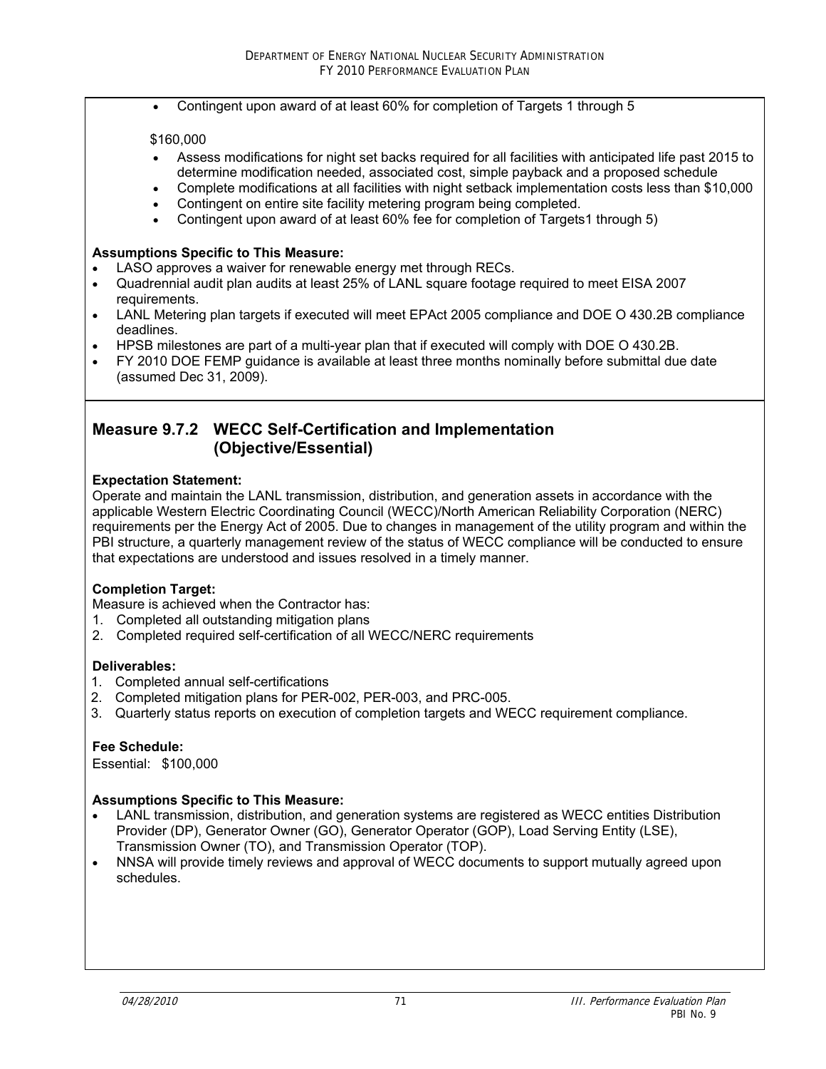- Contingent upon award of at least 60% for completion of Targets 1 through 5

$160,000

- Assess modifications for night set backs required for all facilities with anticipated life past 2015 to determine modification needed, associated cost, simple payback and a proposed schedule
- Complete modifications at all facilities with night setback implementation costs less than $10,000
- Contingent on entire site facility metering program being completed.
- Contingent upon award of at least 60% fee for completion of Targets1 through 5)

**Assumptions Specific to This Measure:**

- LASO approves a waiver for renewable energy met through RECs.
- Quadrennial audit plan audits at least 25% of LANL square footage required to meet EISA 2007 requirements.
- LANL Metering plan targets if executed will meet EPAct 2005 compliance and DOE O 430.2B compliance deadlines.
- HPSB milestones are part of a multi-year plan that if executed will comply with DOE O 430.2B.
- FY 2010 DOE FEMP guidance is available at least three months nominally before submittal due date (assumed Dec 31, 2009).

## Measure 9.7.2 WECC Self-Certification and Implementation (Objective/Essential)

**Expectation Statement:**
Operate and maintain the LANL transmission, distribution, and generation assets in accordance with the applicable Western Electric Coordinating Council (WECC)/North American Reliability Corporation (NERC) requirements per the Energy Act of 2005. Due to changes in management of the utility program and within the PBI structure, a quarterly management review of the status of WECC compliance will be conducted to ensure that expectations are understood and issues resolved in a timely manner.

**Completion Target:**
Measure is achieved when the Contractor has:

1. Completed all outstanding mitigation plans
2. Completed required self-certification of all WECC/NERC requirements

**Deliverables:**

1. Completed annual self-certifications
2. Completed mitigation plans for PER-002, PER-003, and PRC-005.
3. Quarterly status reports on execution of completion targets and WECC requirement compliance.

**Fee Schedule:**
Essential: $100,000

**Assumptions Specific to This Measure:**

- LANL transmission, distribution, and generation systems are registered as WECC entities Distribution Provider (DP), Generator Owner (GO), Generator Operator (GOP), Load Serving Entity (LSE), Transmission Owner (TO), and Transmission Operator (TOP).
- NNSA will provide timely reviews and approval of WECC documents to support mutually agreed upon schedules.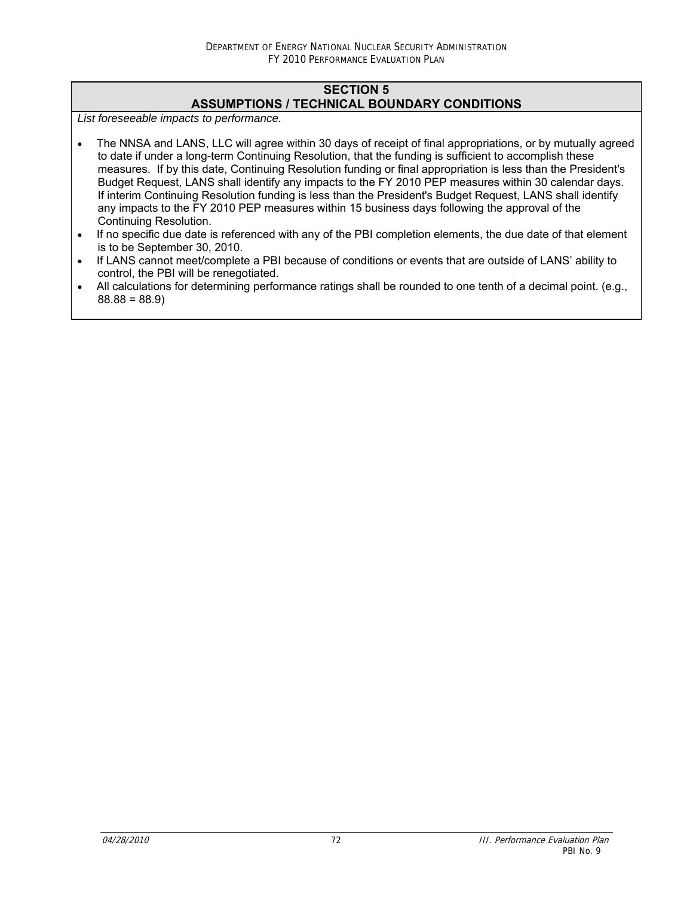## SECTION 5
## ASSUMPTIONS / TECHNICAL BOUNDARY CONDITIONS

*List foreseeable impacts to performance.*

- The NNSA and LANS, LLC will agree within 30 days of receipt of final appropriations, or by mutually agreed to date if under a long-term Continuing Resolution, that the funding is sufficient to accomplish these measures. If by this date, Continuing Resolution funding or final appropriation is less than the President's Budget Request, LANS shall identify any impacts to the FY 2010 PEP measures within 30 calendar days. If interim Continuing Resolution funding is less than the President's Budget Request, LANS shall identify any impacts to the FY 2010 PEP measures within 15 business days following the approval of the Continuing Resolution.
- If no specific due date is referenced with any of the PBI completion elements, the due date of that element is to be September 30, 2010.
- If LANS cannot meet/complete a PBI because of conditions or events that are outside of LANS' ability to control, the PBI will be renegotiated.
- All calculations for determining performance ratings shall be rounded to one tenth of a decimal point. (e.g., 88.88 = 88.9)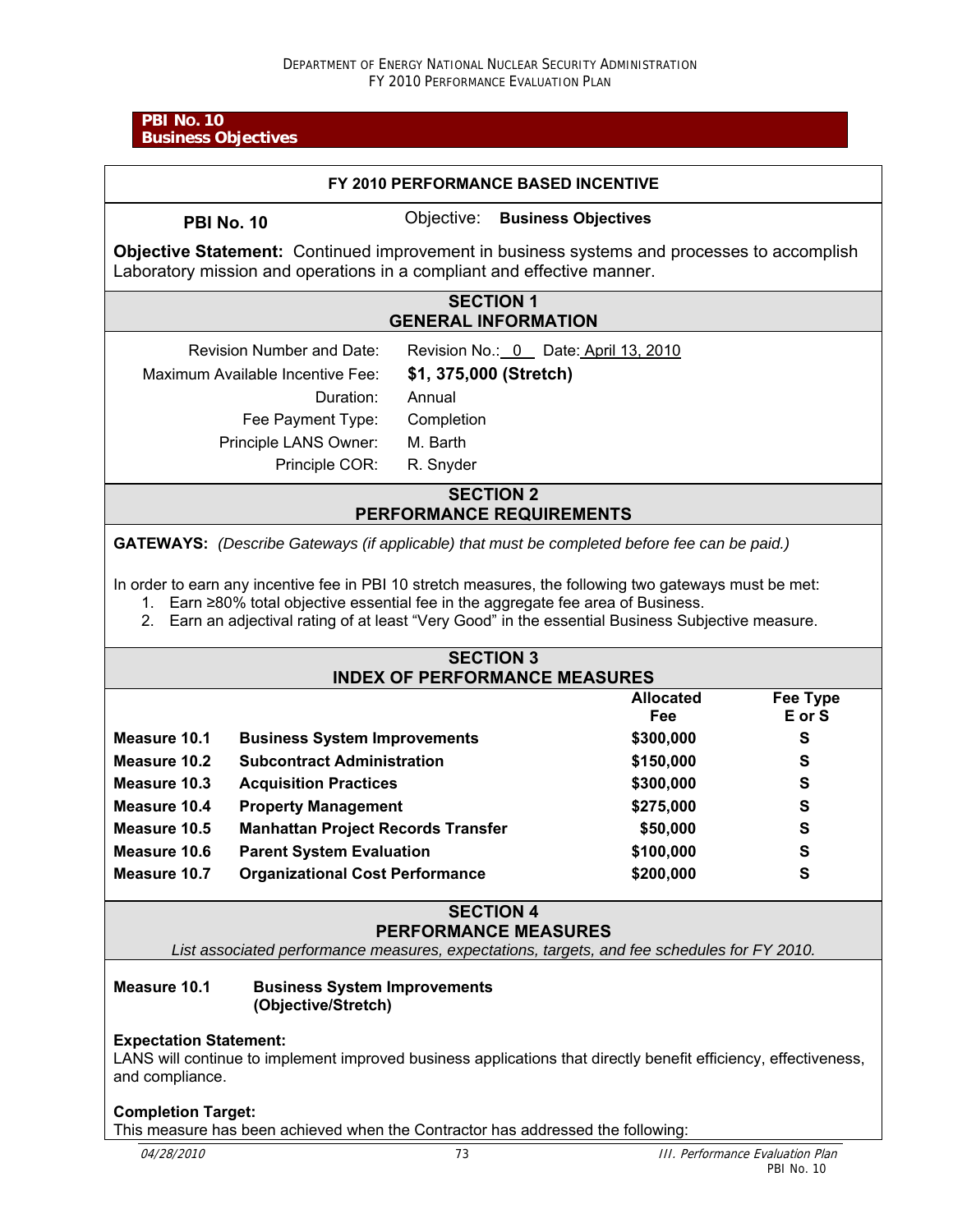**PBI No. 10**
**Business Objectives**

### FY 2010 PERFORMANCE BASED INCENTIVE

**PBI No. 10** Objective: **Business Objectives**

**Objective Statement:** Continued improvement in business systems and processes to accomplish Laboratory mission and operations in a compliant and effective manner.

### SECTION 1
### GENERAL INFORMATION

| | |
|---|---|
| Revision Number and Date: | Revision No.: 0 Date: April 13, 2010 |
| Maximum Available Incentive Fee: | **$1, 375,000 (Stretch)** |
| Duration: | Annual |
| Fee Payment Type: | Completion |
| Principle LANS Owner: | M. Barth |
| Principle COR: | R. Snyder |

### SECTION 2
### PERFORMANCE REQUIREMENTS

**GATEWAYS:** *(Describe Gateways (if applicable) that must be completed before fee can be paid.)*

In order to earn any incentive fee in PBI 10 stretch measures, the following two gateways must be met:

1. Earn ≥80% total objective essential fee in the aggregate fee area of Business.
2. Earn an adjectival rating of at least "Very Good" in the essential Business Subjective measure.

### SECTION 3
### INDEX OF PERFORMANCE MEASURES

| | | Allocated Fee | Fee Type E or S |
|---|---|---|---|
| **Measure 10.1** | **Business System Improvements** | **$300,000** | **S** |
| **Measure 10.2** | **Subcontract Administration** | **$150,000** | **S** |
| **Measure 10.3** | **Acquisition Practices** | **$300,000** | **S** |
| **Measure 10.4** | **Property Management** | **$275,000** | **S** |
| **Measure 10.5** | **Manhattan Project Records Transfer** | **$50,000** | **S** |
| **Measure 10.6** | **Parent System Evaluation** | **$100,000** | **S** |
| **Measure 10.7** | **Organizational Cost Performance** | **$200,000** | **S** |

### SECTION 4
### PERFORMANCE MEASURES

*List associated performance measures, expectations, targets, and fee schedules for FY 2010.*

**Measure 10.1 Business System Improvements (Objective/Stretch)**

**Expectation Statement:**
LANS will continue to implement improved business applications that directly benefit efficiency, effectiveness, and compliance.

**Completion Target:**
This measure has been achieved when the Contractor has addressed the following: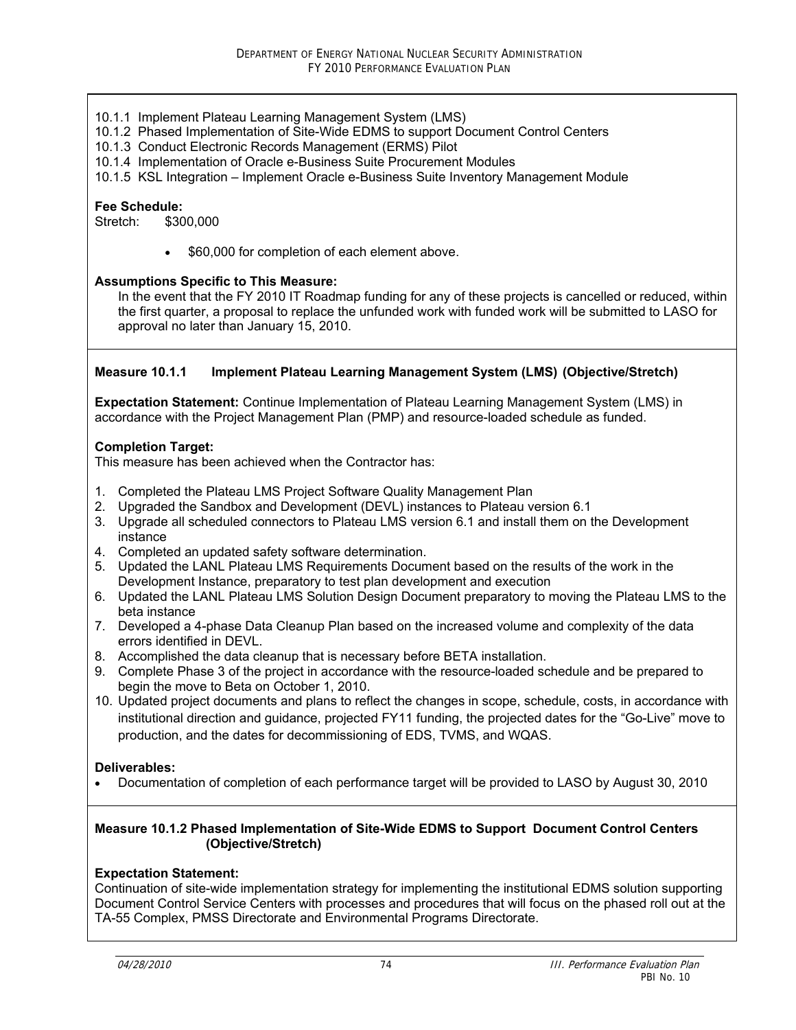10.1.1 Implement Plateau Learning Management System (LMS)
10.1.2 Phased Implementation of Site-Wide EDMS to support Document Control Centers
10.1.3 Conduct Electronic Records Management (ERMS) Pilot
10.1.4 Implementation of Oracle e-Business Suite Procurement Modules
10.1.5 KSL Integration – Implement Oracle e-Business Suite Inventory Management Module

**Fee Schedule:**
Stretch: $300,000

- $60,000 for completion of each element above.

**Assumptions Specific to This Measure:**
In the event that the FY 2010 IT Roadmap funding for any of these projects is cancelled or reduced, within the first quarter, a proposal to replace the unfunded work with funded work will be submitted to LASO for approval no later than January 15, 2010.

**Measure 10.1.1 Implement Plateau Learning Management System (LMS) (Objective/Stretch)**

**Expectation Statement:** Continue Implementation of Plateau Learning Management System (LMS) in accordance with the Project Management Plan (PMP) and resource-loaded schedule as funded.

**Completion Target:**
This measure has been achieved when the Contractor has:

1. Completed the Plateau LMS Project Software Quality Management Plan
2. Upgraded the Sandbox and Development (DEVL) instances to Plateau version 6.1
3. Upgrade all scheduled connectors to Plateau LMS version 6.1 and install them on the Development instance
4. Completed an updated safety software determination.
5. Updated the LANL Plateau LMS Requirements Document based on the results of the work in the Development Instance, preparatory to test plan development and execution
6. Updated the LANL Plateau LMS Solution Design Document preparatory to moving the Plateau LMS to the beta instance
7. Developed a 4-phase Data Cleanup Plan based on the increased volume and complexity of the data errors identified in DEVL.
8. Accomplished the data cleanup that is necessary before BETA installation.
9. Complete Phase 3 of the project in accordance with the resource-loaded schedule and be prepared to begin the move to Beta on October 1, 2010.
10. Updated project documents and plans to reflect the changes in scope, schedule, costs, in accordance with institutional direction and guidance, projected FY11 funding, the projected dates for the "Go-Live" move to production, and the dates for decommissioning of EDS, TVMS, and WQAS.

**Deliverables:**

- Documentation of completion of each performance target will be provided to LASO by August 30, 2010

**Measure 10.1.2 Phased Implementation of Site-Wide EDMS to Support Document Control Centers (Objective/Stretch)**

**Expectation Statement:**
Continuation of site-wide implementation strategy for implementing the institutional EDMS solution supporting Document Control Service Centers with processes and procedures that will focus on the phased roll out at the TA-55 Complex, PMSS Directorate and Environmental Programs Directorate.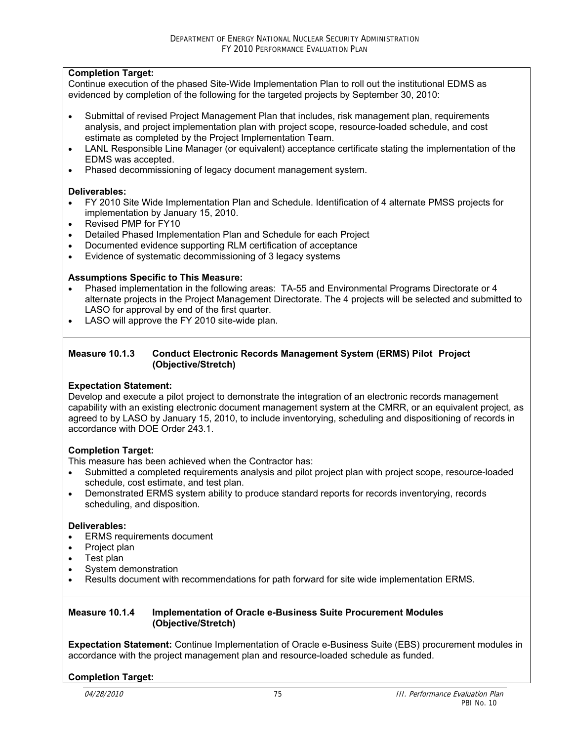**Completion Target:**
Continue execution of the phased Site-Wide Implementation Plan to roll out the institutional EDMS as evidenced by completion of the following for the targeted projects by September 30, 2010:

- Submittal of revised Project Management Plan that includes, risk management plan, requirements analysis, and project implementation plan with project scope, resource-loaded schedule, and cost estimate as completed by the Project Implementation Team.
- LANL Responsible Line Manager (or equivalent) acceptance certificate stating the implementation of the EDMS was accepted.
- Phased decommissioning of legacy document management system.

**Deliverables:**

- FY 2010 Site Wide Implementation Plan and Schedule. Identification of 4 alternate PMSS projects for implementation by January 15, 2010.
- Revised PMP for FY10
- Detailed Phased Implementation Plan and Schedule for each Project
- Documented evidence supporting RLM certification of acceptance
- Evidence of systematic decommissioning of 3 legacy systems

**Assumptions Specific to This Measure:**

- Phased implementation in the following areas: TA-55 and Environmental Programs Directorate or 4 alternate projects in the Project Management Directorate. The 4 projects will be selected and submitted to LASO for approval by end of the first quarter.
- LASO will approve the FY 2010 site-wide plan.

**Measure 10.1.3 Conduct Electronic Records Management System (ERMS) Pilot Project (Objective/Stretch)**

**Expectation Statement:**
Develop and execute a pilot project to demonstrate the integration of an electronic records management capability with an existing electronic document management system at the CMRR, or an equivalent project, as agreed to by LASO by January 15, 2010, to include inventorying, scheduling and dispositioning of records in accordance with DOE Order 243.1.

**Completion Target:**
This measure has been achieved when the Contractor has:

- Submitted a completed requirements analysis and pilot project plan with project scope, resource-loaded schedule, cost estimate, and test plan.
- Demonstrated ERMS system ability to produce standard reports for records inventorying, records scheduling, and disposition.

**Deliverables:**

- ERMS requirements document
- Project plan
- Test plan
- System demonstration
- Results document with recommendations for path forward for site wide implementation ERMS.

**Measure 10.1.4 Implementation of Oracle e-Business Suite Procurement Modules (Objective/Stretch)**

**Expectation Statement:** Continue Implementation of Oracle e-Business Suite (EBS) procurement modules in accordance with the project management plan and resource-loaded schedule as funded.

**Completion Target:**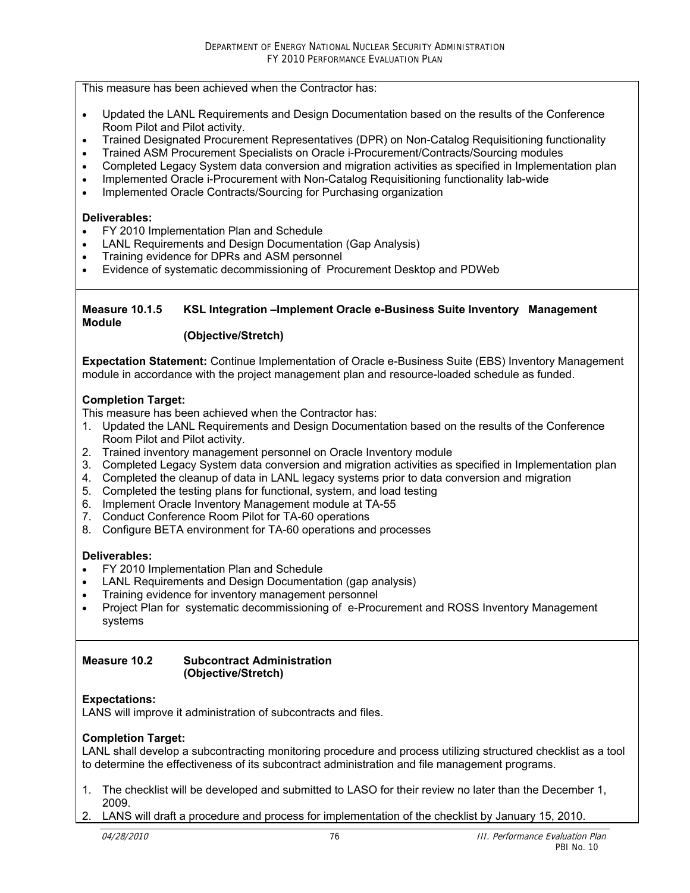This measure has been achieved when the Contractor has:

- Updated the LANL Requirements and Design Documentation based on the results of the Conference Room Pilot and Pilot activity.
- Trained Designated Procurement Representatives (DPR) on Non-Catalog Requisitioning functionality
- Trained ASM Procurement Specialists on Oracle i-Procurement/Contracts/Sourcing modules
- Completed Legacy System data conversion and migration activities as specified in Implementation plan
- Implemented Oracle i-Procurement with Non-Catalog Requisitioning functionality lab-wide
- Implemented Oracle Contracts/Sourcing for Purchasing organization

**Deliverables:**

- FY 2010 Implementation Plan and Schedule
- LANL Requirements and Design Documentation (Gap Analysis)
- Training evidence for DPRs and ASM personnel
- Evidence of systematic decommissioning of Procurement Desktop and PDWeb

**Measure 10.1.5 KSL Integration –Implement Oracle e-Business Suite Inventory Management Module (Objective/Stretch)**

**Expectation Statement:** Continue Implementation of Oracle e-Business Suite (EBS) Inventory Management module in accordance with the project management plan and resource-loaded schedule as funded.

**Completion Target:**
This measure has been achieved when the Contractor has:

1. Updated the LANL Requirements and Design Documentation based on the results of the Conference Room Pilot and Pilot activity.
2. Trained inventory management personnel on Oracle Inventory module
3. Completed Legacy System data conversion and migration activities as specified in Implementation plan
4. Completed the cleanup of data in LANL legacy systems prior to data conversion and migration
5. Completed the testing plans for functional, system, and load testing
6. Implement Oracle Inventory Management module at TA-55
7. Conduct Conference Room Pilot for TA-60 operations
8. Configure BETA environment for TA-60 operations and processes

**Deliverables:**

- FY 2010 Implementation Plan and Schedule
- LANL Requirements and Design Documentation (gap analysis)
- Training evidence for inventory management personnel
- Project Plan for systematic decommissioning of e-Procurement and ROSS Inventory Management systems

**Measure 10.2 Subcontract Administration (Objective/Stretch)**

**Expectations:**
LANS will improve it administration of subcontracts and files.

**Completion Target:**
LANL shall develop a subcontracting monitoring procedure and process utilizing structured checklist as a tool to determine the effectiveness of its subcontract administration and file management programs.

1. The checklist will be developed and submitted to LASO for their review no later than the December 1, 2009.
2. LANS will draft a procedure and process for implementation of the checklist by January 15, 2010.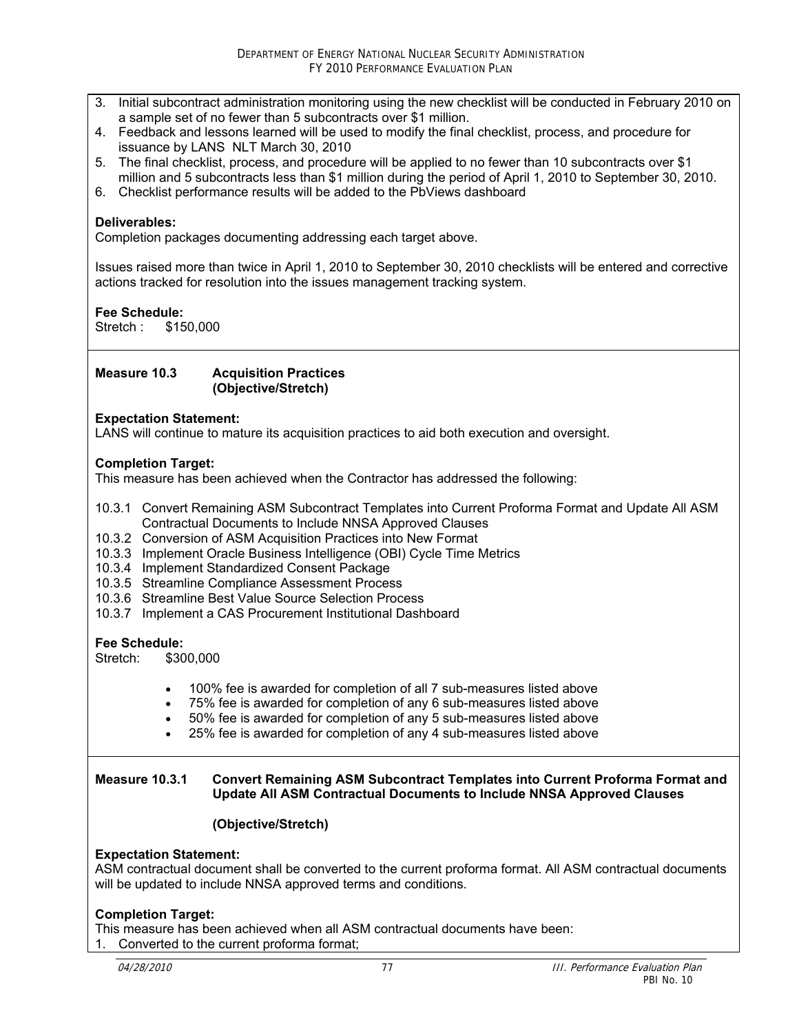3. Initial subcontract administration monitoring using the new checklist will be conducted in February 2010 on a sample set of no fewer than 5 subcontracts over $1 million.
4. Feedback and lessons learned will be used to modify the final checklist, process, and procedure for issuance by LANS NLT March 30, 2010
5. The final checklist, process, and procedure will be applied to no fewer than 10 subcontracts over $1 million and 5 subcontracts less than $1 million during the period of April 1, 2010 to September 30, 2010.
6. Checklist performance results will be added to the PbViews dashboard

**Deliverables:**
Completion packages documenting addressing each target above.

Issues raised more than twice in April 1, 2010 to September 30, 2010 checklists will be entered and corrective actions tracked for resolution into the issues management tracking system.

**Fee Schedule:**
Stretch : $150,000

**Measure 10.3 Acquisition Practices (Objective/Stretch)**

**Expectation Statement:**
LANS will continue to mature its acquisition practices to aid both execution and oversight.

**Completion Target:**
This measure has been achieved when the Contractor has addressed the following:

- 10.3.1 Convert Remaining ASM Subcontract Templates into Current Proforma Format and Update All ASM Contractual Documents to Include NNSA Approved Clauses
- 10.3.2 Conversion of ASM Acquisition Practices into New Format
- 10.3.3 Implement Oracle Business Intelligence (OBI) Cycle Time Metrics
- 10.3.4 Implement Standardized Consent Package
- 10.3.5 Streamline Compliance Assessment Process
- 10.3.6 Streamline Best Value Source Selection Process
- 10.3.7 Implement a CAS Procurement Institutional Dashboard

**Fee Schedule:**
Stretch: $300,000

- 100% fee is awarded for completion of all 7 sub-measures listed above
- 75% fee is awarded for completion of any 6 sub-measures listed above
- 50% fee is awarded for completion of any 5 sub-measures listed above
- 25% fee is awarded for completion of any 4 sub-measures listed above

**Measure 10.3.1 Convert Remaining ASM Subcontract Templates into Current Proforma Format and Update All ASM Contractual Documents to Include NNSA Approved Clauses**

**(Objective/Stretch)**

**Expectation Statement:**
ASM contractual document shall be converted to the current proforma format. All ASM contractual documents will be updated to include NNSA approved terms and conditions.

**Completion Target:**
This measure has been achieved when all ASM contractual documents have been:
1. Converted to the current proforma format;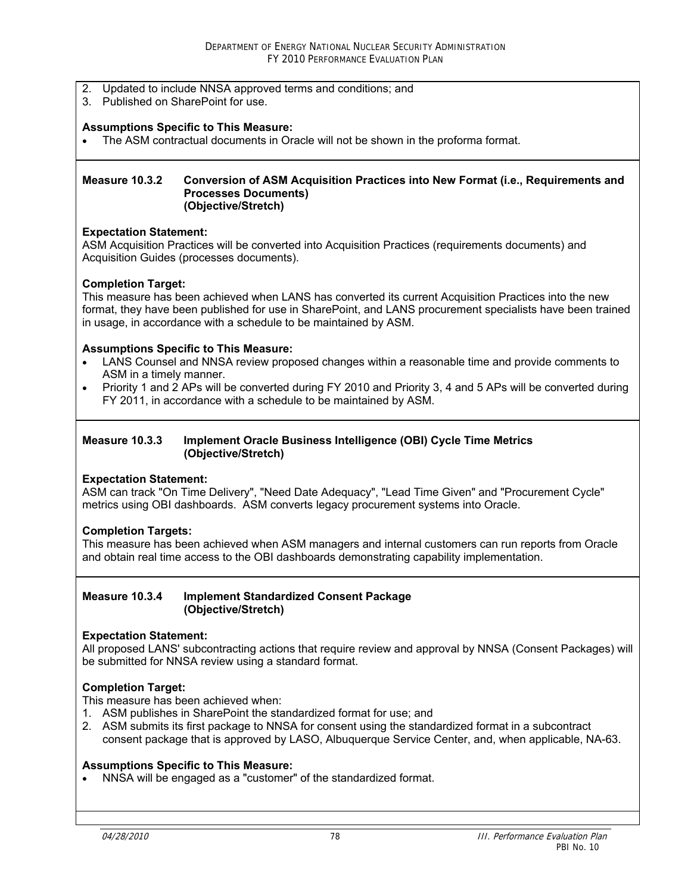2. Updated to include NNSA approved terms and conditions; and
3. Published on SharePoint for use.

**Assumptions Specific to This Measure:**

- The ASM contractual documents in Oracle will not be shown in the proforma format.

**Measure 10.3.2 Conversion of ASM Acquisition Practices into New Format (i.e., Requirements and Processes Documents) (Objective/Stretch)**

**Expectation Statement:**
ASM Acquisition Practices will be converted into Acquisition Practices (requirements documents) and Acquisition Guides (processes documents).

**Completion Target:**
This measure has been achieved when LANS has converted its current Acquisition Practices into the new format, they have been published for use in SharePoint, and LANS procurement specialists have been trained in usage, in accordance with a schedule to be maintained by ASM.

**Assumptions Specific to This Measure:**

- LANS Counsel and NNSA review proposed changes within a reasonable time and provide comments to ASM in a timely manner.
- Priority 1 and 2 APs will be converted during FY 2010 and Priority 3, 4 and 5 APs will be converted during FY 2011, in accordance with a schedule to be maintained by ASM.

**Measure 10.3.3 Implement Oracle Business Intelligence (OBI) Cycle Time Metrics (Objective/Stretch)**

**Expectation Statement:**
ASM can track "On Time Delivery", "Need Date Adequacy", "Lead Time Given" and "Procurement Cycle" metrics using OBI dashboards. ASM converts legacy procurement systems into Oracle.

**Completion Targets:**
This measure has been achieved when ASM managers and internal customers can run reports from Oracle and obtain real time access to the OBI dashboards demonstrating capability implementation.

**Measure 10.3.4 Implement Standardized Consent Package (Objective/Stretch)**

**Expectation Statement:**
All proposed LANS' subcontracting actions that require review and approval by NNSA (Consent Packages) will be submitted for NNSA review using a standard format.

**Completion Target:**
This measure has been achieved when:

1. ASM publishes in SharePoint the standardized format for use; and
2. ASM submits its first package to NNSA for consent using the standardized format in a subcontract consent package that is approved by LASO, Albuquerque Service Center, and, when applicable, NA-63.

**Assumptions Specific to This Measure:**

- NNSA will be engaged as a "customer" of the standardized format.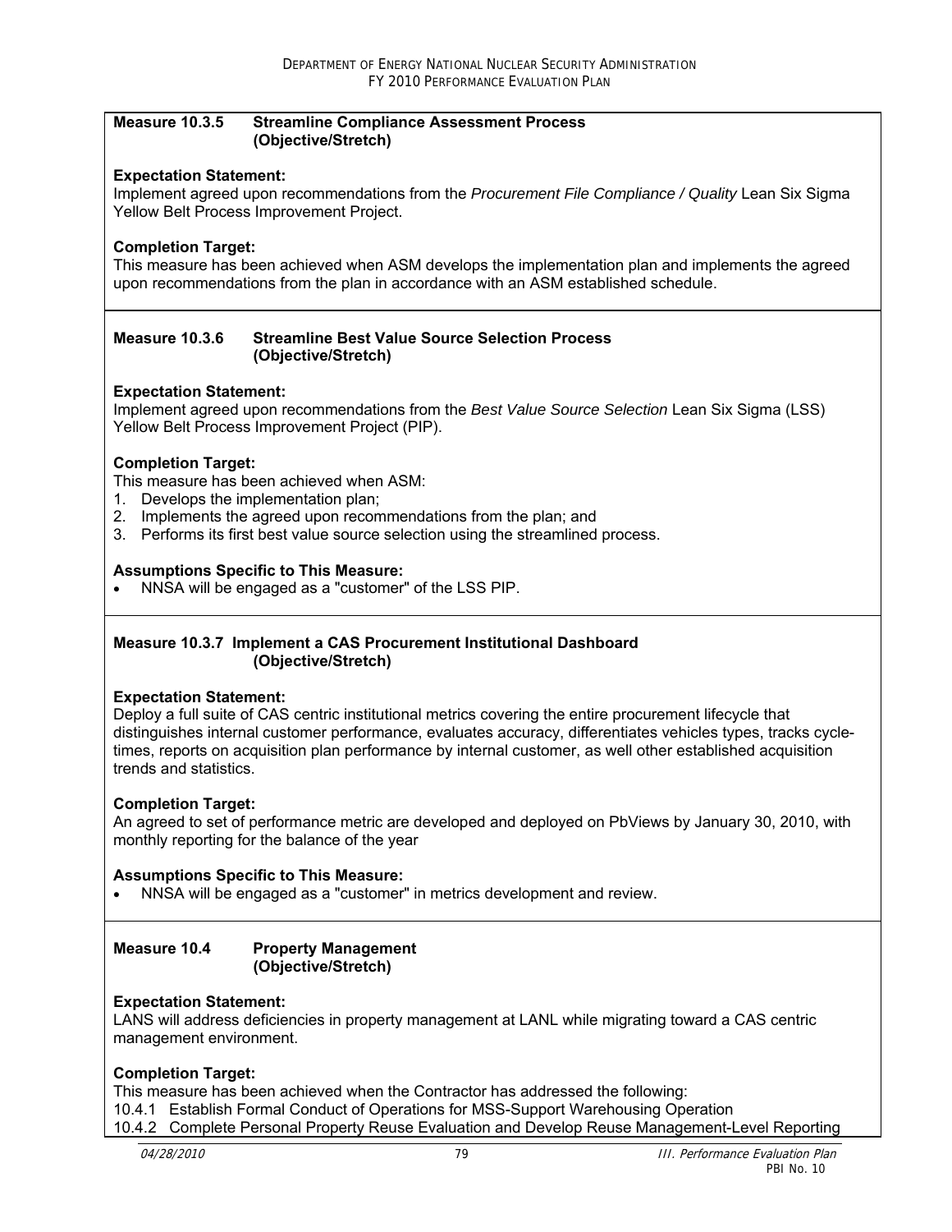**Measure 10.3.5 Streamline Compliance Assessment Process (Objective/Stretch)**

**Expectation Statement:**
Implement agreed upon recommendations from the *Procurement File Compliance / Quality* Lean Six Sigma Yellow Belt Process Improvement Project.

**Completion Target:**
This measure has been achieved when ASM develops the implementation plan and implements the agreed upon recommendations from the plan in accordance with an ASM established schedule.

**Measure 10.3.6 Streamline Best Value Source Selection Process (Objective/Stretch)**

**Expectation Statement:**
Implement agreed upon recommendations from the *Best Value Source Selection* Lean Six Sigma (LSS) Yellow Belt Process Improvement Project (PIP).

**Completion Target:**
This measure has been achieved when ASM:
1. Develops the implementation plan;
2. Implements the agreed upon recommendations from the plan; and
3. Performs its first best value source selection using the streamlined process.

**Assumptions Specific to This Measure:**
- NNSA will be engaged as a "customer" of the LSS PIP.

**Measure 10.3.7 Implement a CAS Procurement Institutional Dashboard (Objective/Stretch)**

**Expectation Statement:**
Deploy a full suite of CAS centric institutional metrics covering the entire procurement lifecycle that distinguishes internal customer performance, evaluates accuracy, differentiates vehicles types, tracks cycle-times, reports on acquisition plan performance by internal customer, as well other established acquisition trends and statistics.

**Completion Target:**
An agreed to set of performance metric are developed and deployed on PbViews by January 30, 2010, with monthly reporting for the balance of the year

**Assumptions Specific to This Measure:**
- NNSA will be engaged as a "customer" in metrics development and review.

**Measure 10.4 Property Management (Objective/Stretch)**

**Expectation Statement:**
LANS will address deficiencies in property management at LANL while migrating toward a CAS centric management environment.

**Completion Target:**
This measure has been achieved when the Contractor has addressed the following:
10.4.1 Establish Formal Conduct of Operations for MSS-Support Warehousing Operation
10.4.2 Complete Personal Property Reuse Evaluation and Develop Reuse Management-Level Reporting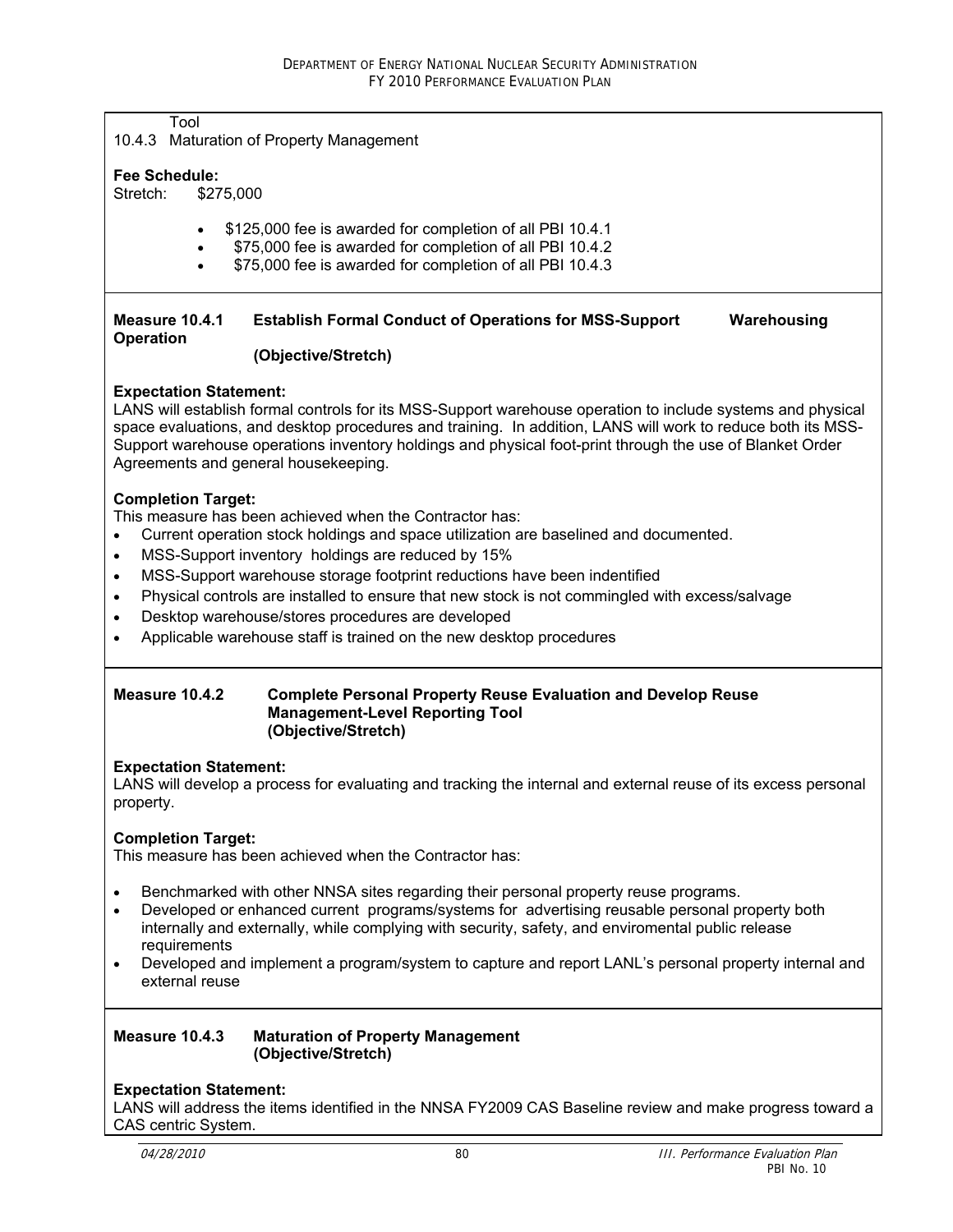Tool

10.4.3 Maturation of Property Management

**Fee Schedule:**

Stretch: $275,000

- $125,000 fee is awarded for completion of all PBI 10.4.1
- $75,000 fee is awarded for completion of all PBI 10.4.2
- $75,000 fee is awarded for completion of all PBI 10.4.3

**Measure 10.4.1 Establish Formal Conduct of Operations for MSS-Support Warehousing Operation (Objective/Stretch)**

**Expectation Statement:**

LANS will establish formal controls for its MSS-Support warehouse operation to include systems and physical space evaluations, and desktop procedures and training. In addition, LANS will work to reduce both its MSS-Support warehouse operations inventory holdings and physical foot-print through the use of Blanket Order Agreements and general housekeeping.

**Completion Target:**

This measure has been achieved when the Contractor has:

- Current operation stock holdings and space utilization are baselined and documented.
- MSS-Support inventory holdings are reduced by 15%
- MSS-Support warehouse storage footprint reductions have been indentified
- Physical controls are installed to ensure that new stock is not commingled with excess/salvage
- Desktop warehouse/stores procedures are developed
- Applicable warehouse staff is trained on the new desktop procedures

**Measure 10.4.2 Complete Personal Property Reuse Evaluation and Develop Reuse Management-Level Reporting Tool (Objective/Stretch)**

**Expectation Statement:**

LANS will develop a process for evaluating and tracking the internal and external reuse of its excess personal property.

**Completion Target:**

This measure has been achieved when the Contractor has:

- Benchmarked with other NNSA sites regarding their personal property reuse programs.
- Developed or enhanced current programs/systems for advertising reusable personal property both internally and externally, while complying with security, safety, and enviromental public release requirements
- Developed and implement a program/system to capture and report LANL's personal property internal and external reuse

**Measure 10.4.3 Maturation of Property Management (Objective/Stretch)**

**Expectation Statement:**

LANS will address the items identified in the NNSA FY2009 CAS Baseline review and make progress toward a CAS centric System.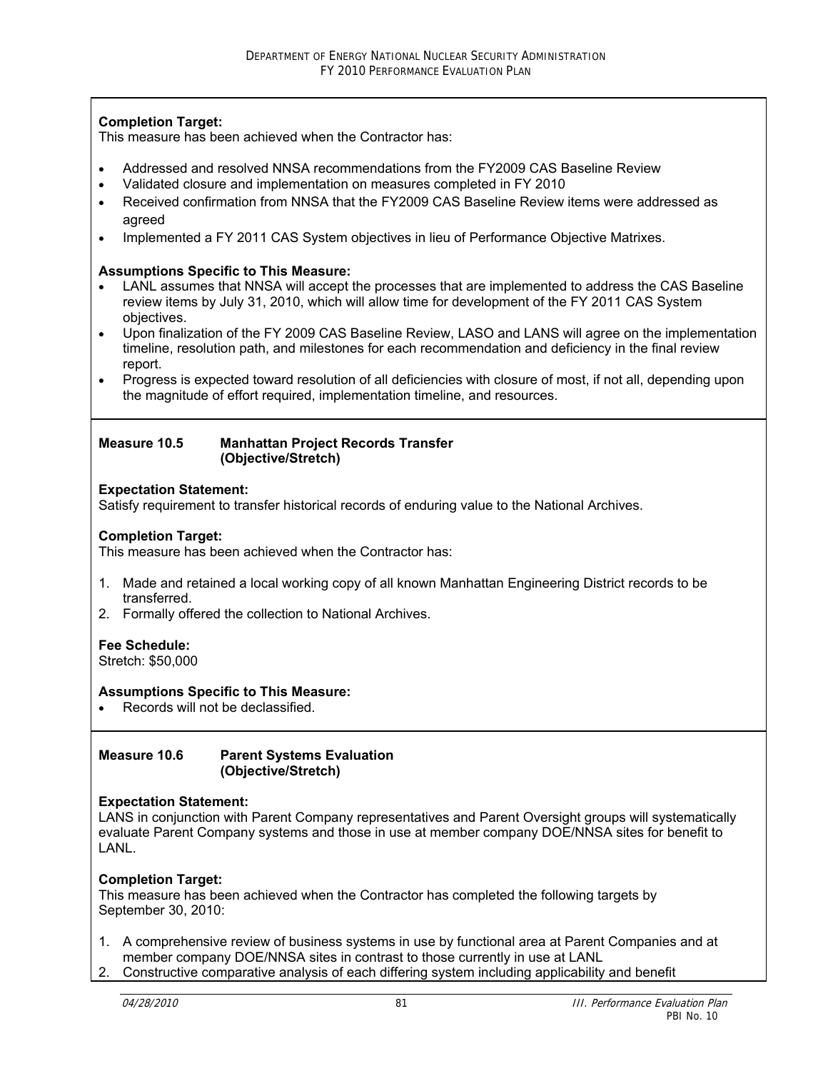**Completion Target:**
This measure has been achieved when the Contractor has:

- Addressed and resolved NNSA recommendations from the FY2009 CAS Baseline Review
- Validated closure and implementation on measures completed in FY 2010
- Received confirmation from NNSA that the FY2009 CAS Baseline Review items were addressed as agreed
- Implemented a FY 2011 CAS System objectives in lieu of Performance Objective Matrixes.

**Assumptions Specific to This Measure:**

- LANL assumes that NNSA will accept the processes that are implemented to address the CAS Baseline review items by July 31, 2010, which will allow time for development of the FY 2011 CAS System objectives.
- Upon finalization of the FY 2009 CAS Baseline Review, LASO and LANS will agree on the implementation timeline, resolution path, and milestones for each recommendation and deficiency in the final review report.
- Progress is expected toward resolution of all deficiencies with closure of most, if not all, depending upon the magnitude of effort required, implementation timeline, and resources.

**Measure 10.5 Manhattan Project Records Transfer (Objective/Stretch)**

**Expectation Statement:**
Satisfy requirement to transfer historical records of enduring value to the National Archives.

**Completion Target:**
This measure has been achieved when the Contractor has:

1. Made and retained a local working copy of all known Manhattan Engineering District records to be transferred.
2. Formally offered the collection to National Archives.

**Fee Schedule:**
Stretch: $50,000

**Assumptions Specific to This Measure:**

- Records will not be declassified.

**Measure 10.6 Parent Systems Evaluation (Objective/Stretch)**

**Expectation Statement:**
LANS in conjunction with Parent Company representatives and Parent Oversight groups will systematically evaluate Parent Company systems and those in use at member company DOE/NNSA sites for benefit to LANL.

**Completion Target:**
This measure has been achieved when the Contractor has completed the following targets by September 30, 2010:

1. A comprehensive review of business systems in use by functional area at Parent Companies and at member company DOE/NNSA sites in contrast to those currently in use at LANL
2. Constructive comparative analysis of each differing system including applicability and benefit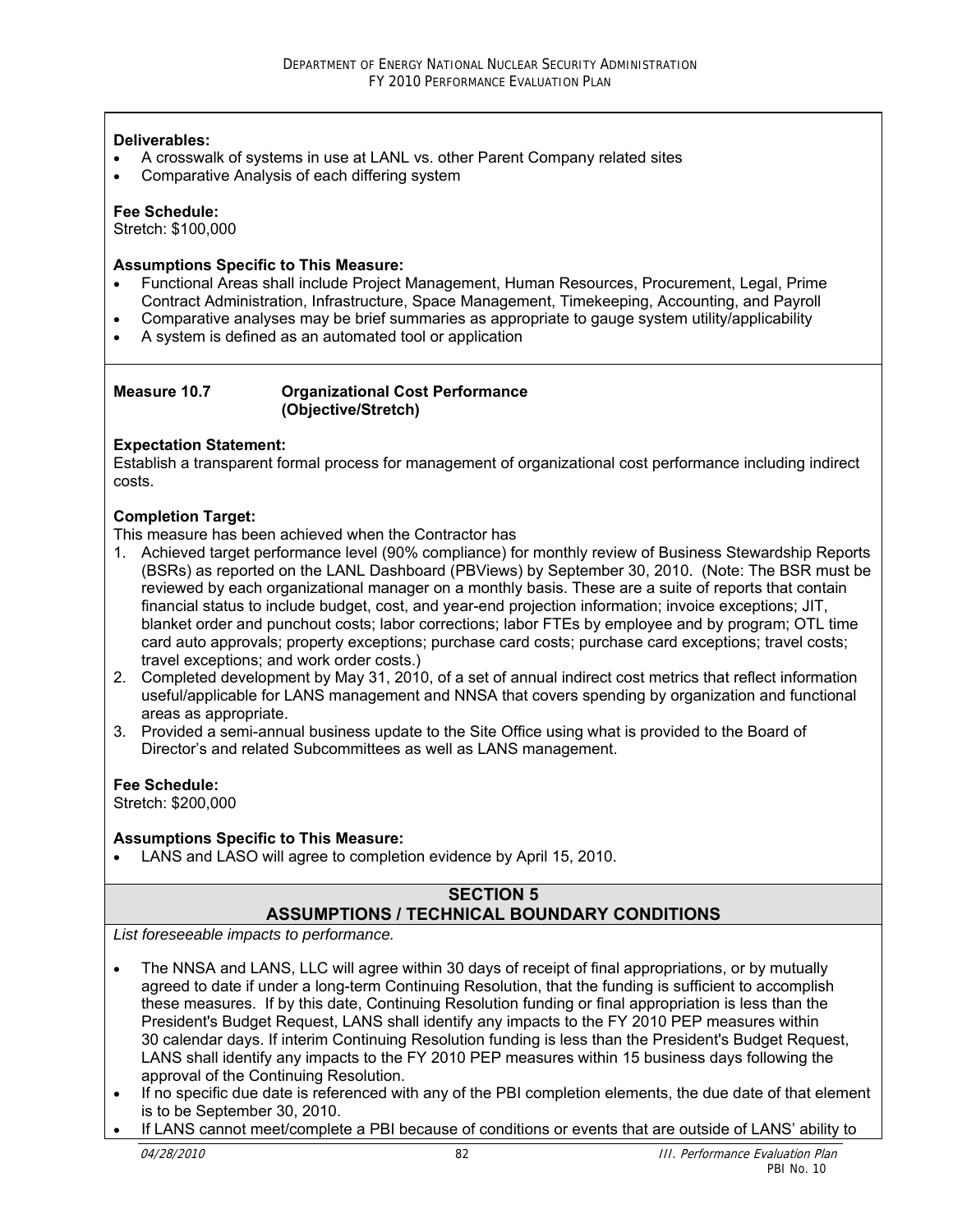**Deliverables:**

- A crosswalk of systems in use at LANL vs. other Parent Company related sites
- Comparative Analysis of each differing system

**Fee Schedule:**
Stretch: $100,000

**Assumptions Specific to This Measure:**

- Functional Areas shall include Project Management, Human Resources, Procurement, Legal, Prime Contract Administration, Infrastructure, Space Management, Timekeeping, Accounting, and Payroll
- Comparative analyses may be brief summaries as appropriate to gauge system utility/applicability
- A system is defined as an automated tool or application

**Measure 10.7 Organizational Cost Performance (Objective/Stretch)**

**Expectation Statement:**
Establish a transparent formal process for management of organizational cost performance including indirect costs.

**Completion Target:**
This measure has been achieved when the Contractor has

1. Achieved target performance level (90% compliance) for monthly review of Business Stewardship Reports (BSRs) as reported on the LANL Dashboard (PBViews) by September 30, 2010. (Note: The BSR must be reviewed by each organizational manager on a monthly basis. These are a suite of reports that contain financial status to include budget, cost, and year-end projection information; invoice exceptions; JIT, blanket order and punchout costs; labor corrections; labor FTEs by employee and by program; OTL time card auto approvals; property exceptions; purchase card costs; purchase card exceptions; travel costs; travel exceptions; and work order costs.)
2. Completed development by May 31, 2010, of a set of annual indirect cost metrics that reflect information useful/applicable for LANS management and NNSA that covers spending by organization and functional areas as appropriate.
3. Provided a semi-annual business update to the Site Office using what is provided to the Board of Director's and related Subcommittees as well as LANS management.

**Fee Schedule:**
Stretch: $200,000

**Assumptions Specific to This Measure:**

- LANS and LASO will agree to completion evidence by April 15, 2010.

## SECTION 5
## ASSUMPTIONS / TECHNICAL BOUNDARY CONDITIONS

*List foreseeable impacts to performance.*

- The NNSA and LANS, LLC will agree within 30 days of receipt of final appropriations, or by mutually agreed to date if under a long-term Continuing Resolution, that the funding is sufficient to accomplish these measures. If by this date, Continuing Resolution funding or final appropriation is less than the President's Budget Request, LANS shall identify any impacts to the FY 2010 PEP measures within 30 calendar days. If interim Continuing Resolution funding is less than the President's Budget Request, LANS shall identify any impacts to the FY 2010 PEP measures within 15 business days following the approval of the Continuing Resolution.
- If no specific due date is referenced with any of the PBI completion elements, the due date of that element is to be September 30, 2010.
- If LANS cannot meet/complete a PBI because of conditions or events that are outside of LANS' ability to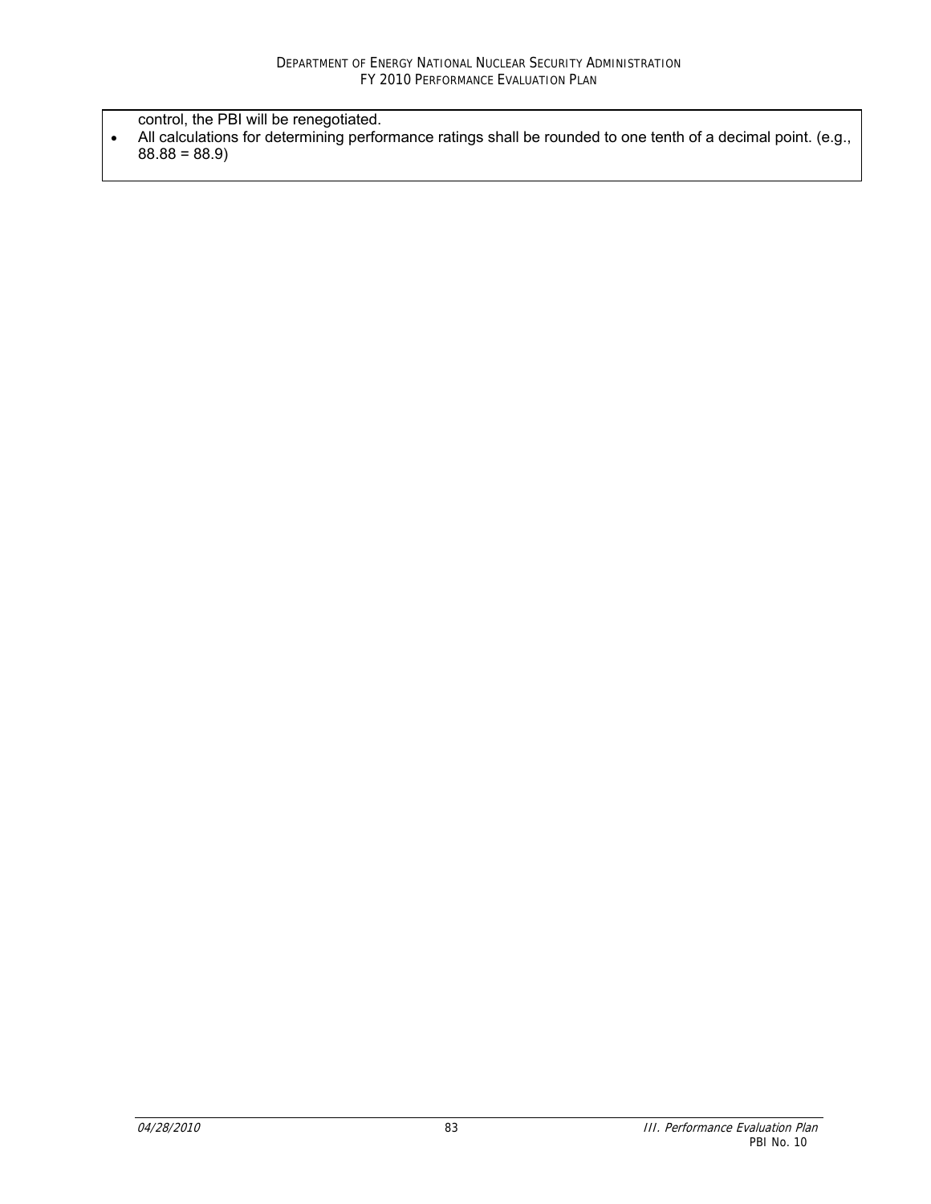control, the PBI will be renegotiated.

- All calculations for determining performance ratings shall be rounded to one tenth of a decimal point. (e.g., 88.88 = 88.9)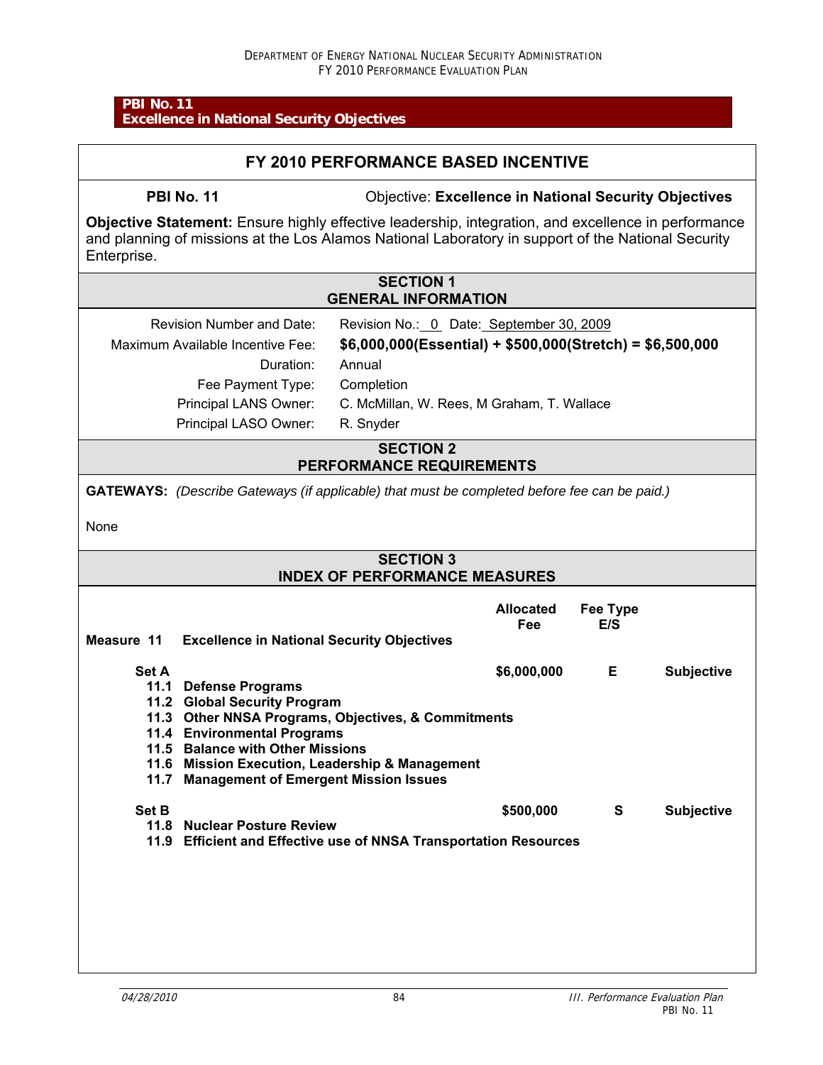**PBI No. 11**
**Excellence in National Security Objectives**

## FY 2010 PERFORMANCE BASED INCENTIVE

**PBI No. 11** Objective: **Excellence in National Security Objectives**

**Objective Statement:** Ensure highly effective leadership, integration, and excellence in performance and planning of missions at the Los Alamos National Laboratory in support of the National Security Enterprise.

### SECTION 1
### GENERAL INFORMATION

| | |
|---|---|
| Revision Number and Date: | Revision No.: 0 Date: September 30, 2009 |
| Maximum Available Incentive Fee: | **$6,000,000(Essential) + $500,000(Stretch) = $6,500,000** |
| Duration: | Annual |
| Fee Payment Type: | Completion |
| Principal LANS Owner: | C. McMillan, W. Rees, M Graham, T. Wallace |
| Principal LASO Owner: | R. Snyder |

### SECTION 2
### PERFORMANCE REQUIREMENTS

**GATEWAYS:** *(Describe Gateways (if applicable) that must be completed before fee can be paid.)*

None

### SECTION 3
### INDEX OF PERFORMANCE MEASURES

| | Allocated Fee | Fee Type E/S | |
|---|---|---|---|
| **Measure 11 Excellence in National Security Objectives** | | | |
| **Set A** | **$6,000,000** | **E** | **Subjective** |
| **11.1 Defense Programs** | | | |
| **11.2 Global Security Program** | | | |
| **11.3 Other NNSA Programs, Objectives, & Commitments** | | | |
| **11.4 Environmental Programs** | | | |
| **11.5 Balance with Other Missions** | | | |
| **11.6 Mission Execution, Leadership & Management** | | | |
| **11.7 Management of Emergent Mission Issues** | | | |
| **Set B** | **$500,000** | **S** | **Subjective** |
| **11.8 Nuclear Posture Review** | | | |
| **11.9 Efficient and Effective use of NNSA Transportation Resources** | | | |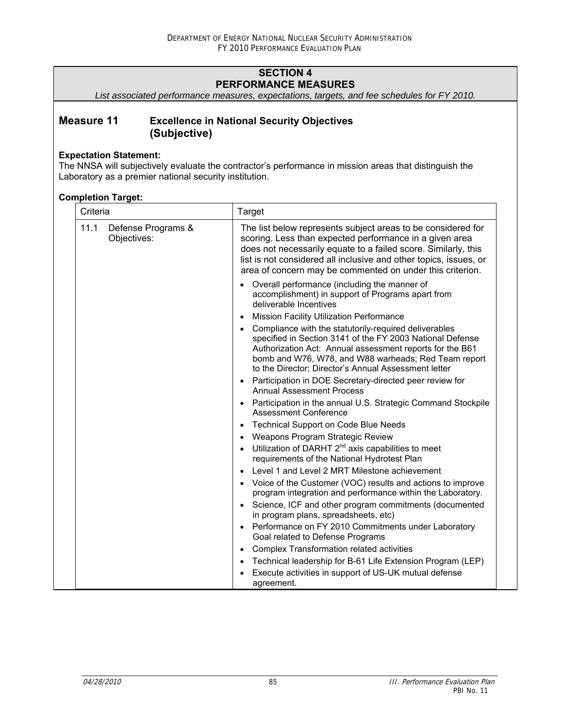## SECTION 4
## PERFORMANCE MEASURES

*List associated performance measures, expectations, targets, and fee schedules for FY 2010.*

### Measure 11 Excellence in National Security Objectives (Subjective)

**Expectation Statement:**
The NNSA will subjectively evaluate the contractor's performance in mission areas that distinguish the Laboratory as a premier national security institution.

**Completion Target:**

| Criteria | Target |
|---|---|
| 11.1 Defense Programs & Objectives: | The list below represents subject areas to be considered for scoring. Less than expected performance in a given area does not necessarily equate to a failed score. Similarly, this list is not considered all inclusive and other topics, issues, or area of concern may be commented on under this criterion.<br>• Overall performance (including the manner of accomplishment) in support of Programs apart from deliverable Incentives<br>• Mission Facility Utilization Performance<br>• Compliance with the statutorily-required deliverables specified in Section 3141 of the FY 2003 National Defense Authorization Act: Annual assessment reports for the B61 bomb and W76, W78, and W88 warheads; Red Team report to the Director; Director's Annual Assessment letter<br>• Participation in DOE Secretary-directed peer review for Annual Assessment Process<br>• Participation in the annual U.S. Strategic Command Stockpile Assessment Conference<br>• Technical Support on Code Blue Needs<br>• Weapons Program Strategic Review<br>• Utilization of DARHT 2nd axis capabilities to meet requirements of the National Hydrotest Plan<br>• Level 1 and Level 2 MRT Milestone achievement<br>• Voice of the Customer (VOC) results and actions to improve program integration and performance within the Laboratory.<br>• Science, ICF and other program commitments (documented in program plans, spreadsheets, etc)<br>• Performance on FY 2010 Commitments under Laboratory Goal related to Defense Programs<br>• Complex Transformation related activities<br>• Technical leadership for B-61 Life Extension Program (LEP)<br>• Execute activities in support of US-UK mutual defense agreement. |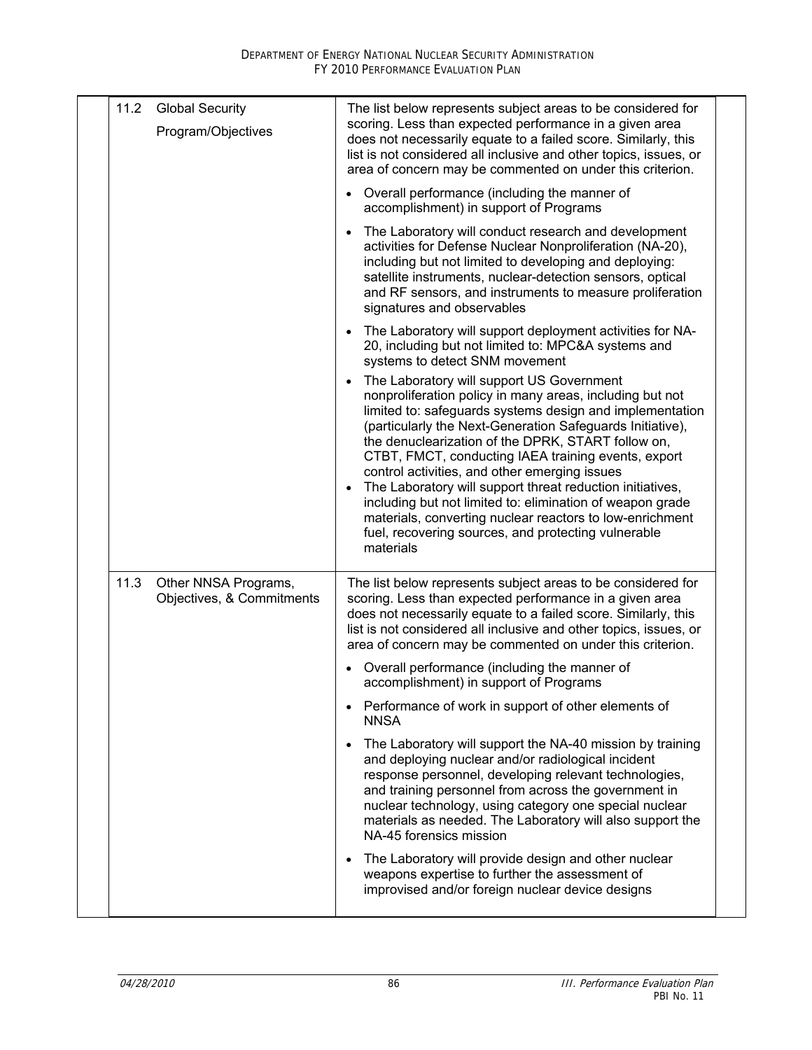| | | |
|---|---|---|
| 11.2 | Global Security Program/Objectives | The list below represents subject areas to be considered for scoring. Less than expected performance in a given area does not necessarily equate to a failed score. Similarly, this list is not considered all inclusive and other topics, issues, or area of concern may be commented on under this criterion.<br><br>• Overall performance (including the manner of accomplishment) in support of Programs<br><br>• The Laboratory will conduct research and development activities for Defense Nuclear Nonproliferation (NA-20), including but not limited to developing and deploying: satellite instruments, nuclear-detection sensors, optical and RF sensors, and instruments to measure proliferation signatures and observables<br><br>• The Laboratory will support deployment activities for NA-20, including but not limited to: MPC&A systems and systems to detect SNM movement<br><br>• The Laboratory will support US Government nonproliferation policy in many areas, including but not limited to: safeguards systems design and implementation (particularly the Next-Generation Safeguards Initiative), the denuclearization of the DPRK, START follow on, CTBT, FMCT, conducting IAEA training events, export control activities, and other emerging issues<br>• The Laboratory will support threat reduction initiatives, including but not limited to: elimination of weapon grade materials, converting nuclear reactors to low-enrichment fuel, recovering sources, and protecting vulnerable materials |
| 11.3 | Other NNSA Programs, Objectives, & Commitments | The list below represents subject areas to be considered for scoring. Less than expected performance in a given area does not necessarily equate to a failed score. Similarly, this list is not considered all inclusive and other topics, issues, or area of concern may be commented on under this criterion.<br><br>• Overall performance (including the manner of accomplishment) in support of Programs<br><br>• Performance of work in support of other elements of NNSA<br><br>• The Laboratory will support the NA-40 mission by training and deploying nuclear and/or radiological incident response personnel, developing relevant technologies, and training personnel from across the government in nuclear technology, using category one special nuclear materials as needed. The Laboratory will also support the NA-45 forensics mission<br><br>• The Laboratory will provide design and other nuclear weapons expertise to further the assessment of improvised and/or foreign nuclear device designs |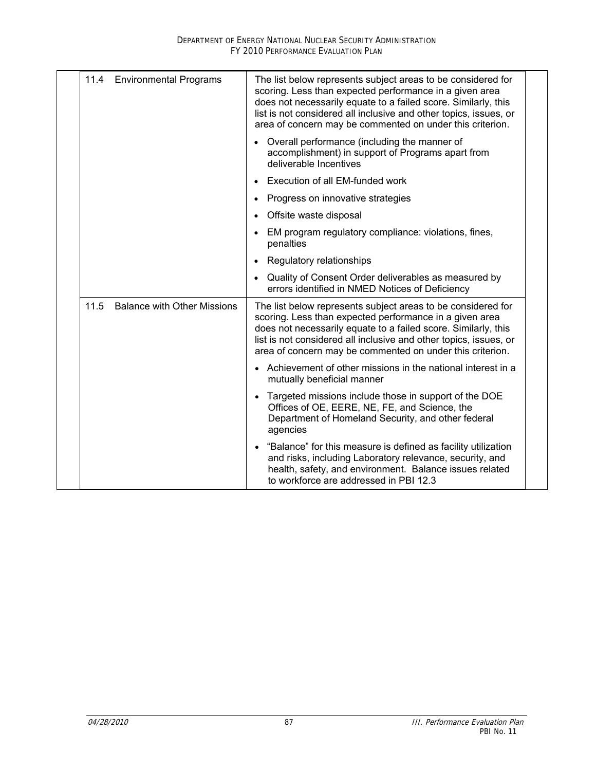| | |
|---|---|
| 11.4 Environmental Programs | The list below represents subject areas to be considered for scoring. Less than expected performance in a given area does not necessarily equate to a failed score. Similarly, this list is not considered all inclusive and other topics, issues, or area of concern may be commented on under this criterion.<br>• Overall performance (including the manner of accomplishment) in support of Programs apart from deliverable Incentives<br>• Execution of all EM-funded work<br>• Progress on innovative strategies<br>• Offsite waste disposal<br>• EM program regulatory compliance: violations, fines, penalties<br>• Regulatory relationships<br>• Quality of Consent Order deliverables as measured by errors identified in NMED Notices of Deficiency |
| 11.5 Balance with Other Missions | The list below represents subject areas to be considered for scoring. Less than expected performance in a given area does not necessarily equate to a failed score. Similarly, this list is not considered all inclusive and other topics, issues, or area of concern may be commented on under this criterion.<br>• Achievement of other missions in the national interest in a mutually beneficial manner<br>• Targeted missions include those in support of the DOE Offices of OE, EERE, NE, FE, and Science, the Department of Homeland Security, and other federal agencies<br>• "Balance" for this measure is defined as facility utilization and risks, including Laboratory relevance, security, and health, safety, and environment. Balance issues related to workforce are addressed in PBI 12.3 |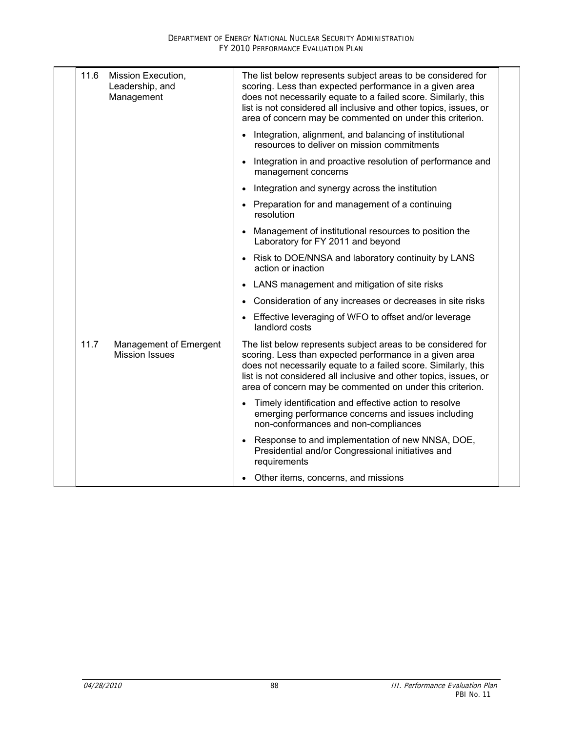| | | |
|---|---|---|
| 11.6 | Mission Execution, Leadership, and Management | The list below represents subject areas to be considered for scoring. Less than expected performance in a given area does not necessarily equate to a failed score. Similarly, this list is not considered all inclusive and other topics, issues, or area of concern may be commented on under this criterion.<br>• Integration, alignment, and balancing of institutional resources to deliver on mission commitments<br>• Integration in and proactive resolution of performance and management concerns<br>• Integration and synergy across the institution<br>• Preparation for and management of a continuing resolution<br>• Management of institutional resources to position the Laboratory for FY 2011 and beyond<br>• Risk to DOE/NNSA and laboratory continuity by LANS action or inaction<br>• LANS management and mitigation of site risks<br>• Consideration of any increases or decreases in site risks<br>• Effective leveraging of WFO to offset and/or leverage landlord costs |
| 11.7 | Management of Emergent Mission Issues | The list below represents subject areas to be considered for scoring. Less than expected performance in a given area does not necessarily equate to a failed score. Similarly, this list is not considered all inclusive and other topics, issues, or area of concern may be commented on under this criterion.<br>• Timely identification and effective action to resolve emerging performance concerns and issues including non-conformances and non-compliances<br>• Response to and implementation of new NNSA, DOE, Presidential and/or Congressional initiatives and requirements<br>• Other items, concerns, and missions |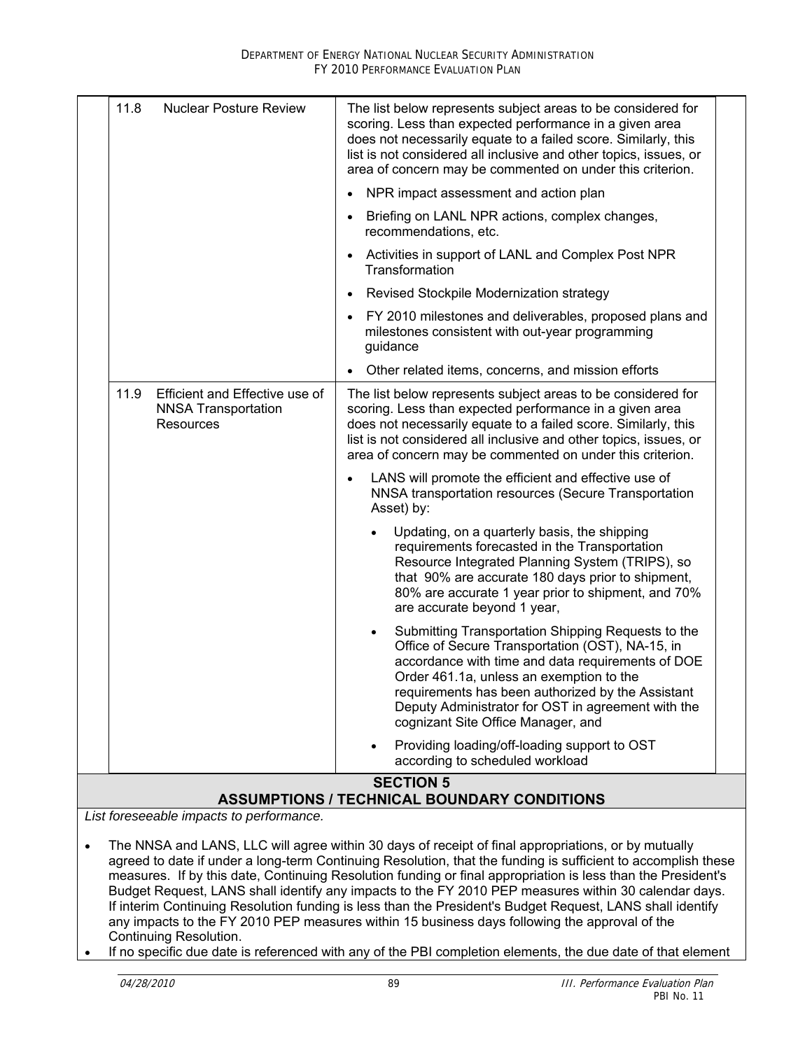| | |
|---|---|
| 11.8 Nuclear Posture Review | The list below represents subject areas to be considered for scoring. Less than expected performance in a given area does not necessarily equate to a failed score. Similarly, this list is not considered all inclusive and other topics, issues, or area of concern may be commented on under this criterion. |
| | • NPR impact assessment and action plan |
| | • Briefing on LANL NPR actions, complex changes, recommendations, etc. |
| | • Activities in support of LANL and Complex Post NPR Transformation |
| | • Revised Stockpile Modernization strategy |
| | • FY 2010 milestones and deliverables, proposed plans and milestones consistent with out-year programming guidance |
| | • Other related items, concerns, and mission efforts |
| 11.9 Efficient and Effective use of NNSA Transportation Resources | The list below represents subject areas to be considered for scoring. Less than expected performance in a given area does not necessarily equate to a failed score. Similarly, this list is not considered all inclusive and other topics, issues, or area of concern may be commented on under this criterion. |
| | • LANS will promote the efficient and effective use of NNSA transportation resources (Secure Transportation Asset) by: |
| | ◦ Updating, on a quarterly basis, the shipping requirements forecasted in the Transportation Resource Integrated Planning System (TRIPS), so that 90% are accurate 180 days prior to shipment, 80% are accurate 1 year prior to shipment, and 70% are accurate beyond 1 year, |
| | ◦ Submitting Transportation Shipping Requests to the Office of Secure Transportation (OST), NA-15, in accordance with time and data requirements of DOE Order 461.1a, unless an exemption to the requirements has been authorized by the Assistant Deputy Administrator for OST in agreement with the cognizant Site Office Manager, and |
| | ◦ Providing loading/off-loading support to OST according to scheduled workload |

## SECTION 5
## ASSUMPTIONS / TECHNICAL BOUNDARY CONDITIONS

*List foreseeable impacts to performance.*

- The NNSA and LANS, LLC will agree within 30 days of receipt of final appropriations, or by mutually agreed to date if under a long-term Continuing Resolution, that the funding is sufficient to accomplish these measures. If by this date, Continuing Resolution funding or final appropriation is less than the President's Budget Request, LANS shall identify any impacts to the FY 2010 PEP measures within 30 calendar days. If interim Continuing Resolution funding is less than the President's Budget Request, LANS shall identify any impacts to the FY 2010 PEP measures within 15 business days following the approval of the Continuing Resolution.
- If no specific due date is referenced with any of the PBI completion elements, the due date of that element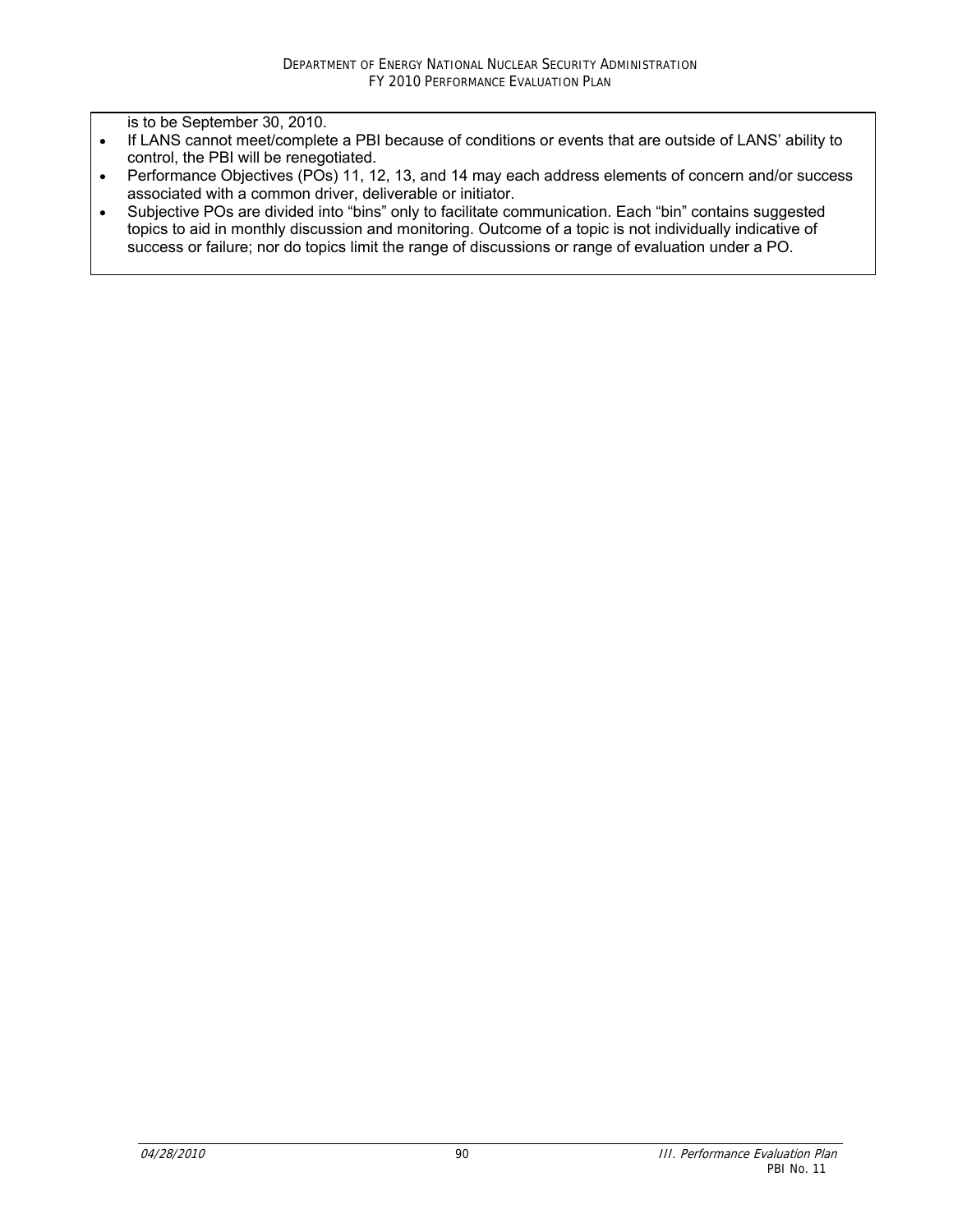is to be September 30, 2010.

- If LANS cannot meet/complete a PBI because of conditions or events that are outside of LANS' ability to control, the PBI will be renegotiated.
- Performance Objectives (POs) 11, 12, 13, and 14 may each address elements of concern and/or success associated with a common driver, deliverable or initiator.
- Subjective POs are divided into "bins" only to facilitate communication. Each "bin" contains suggested topics to aid in monthly discussion and monitoring. Outcome of a topic is not individually indicative of success or failure; nor do topics limit the range of discussions or range of evaluation under a PO.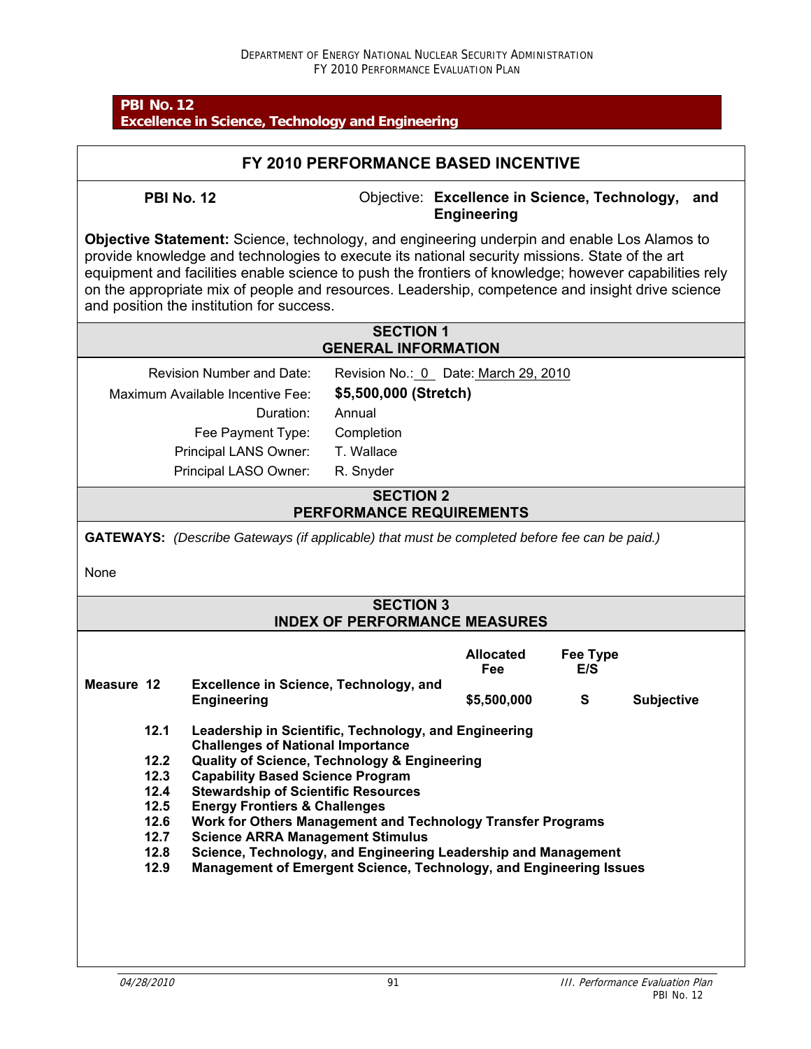**PBI No. 12**
**Excellence in Science, Technology and Engineering**

## FY 2010 PERFORMANCE BASED INCENTIVE

**PBI No. 12** Objective: **Excellence in Science, Technology, and Engineering**

**Objective Statement:** Science, technology, and engineering underpin and enable Los Alamos to provide knowledge and technologies to execute its national security missions. State of the art equipment and facilities enable science to push the frontiers of knowledge; however capabilities rely on the appropriate mix of people and resources. Leadership, competence and insight drive science and position the institution for success.

### SECTION 1
### GENERAL INFORMATION

| | |
|---|---|
| Revision Number and Date: | Revision No.: 0 Date: March 29, 2010 |
| Maximum Available Incentive Fee: | **$5,500,000 (Stretch)** |
| Duration: | Annual |
| Fee Payment Type: | Completion |
| Principal LANS Owner: | T. Wallace |
| Principal LASO Owner: | R. Snyder |

### SECTION 2
### PERFORMANCE REQUIREMENTS

**GATEWAYS:** *(Describe Gateways (if applicable) that must be completed before fee can be paid.)*

None

### SECTION 3
### INDEX OF PERFORMANCE MEASURES

| | | Allocated Fee | Fee Type E/S | |
|---|---|---|---|---|
| **Measure 12** | **Excellence in Science, Technology, and Engineering** | **$5,500,000** | **S** | **Subjective** |
| **12.1** | **Leadership in Scientific, Technology, and Engineering Challenges of National Importance** | | | |
| **12.2** | **Quality of Science, Technology & Engineering** | | | |
| **12.3** | **Capability Based Science Program** | | | |
| **12.4** | **Stewardship of Scientific Resources** | | | |
| **12.5** | **Energy Frontiers & Challenges** | | | |
| **12.6** | **Work for Others Management and Technology Transfer Programs** | | | |
| **12.7** | **Science ARRA Management Stimulus** | | | |
| **12.8** | **Science, Technology, and Engineering Leadership and Management** | | | |
| **12.9** | **Management of Emergent Science, Technology, and Engineering Issues** | | | |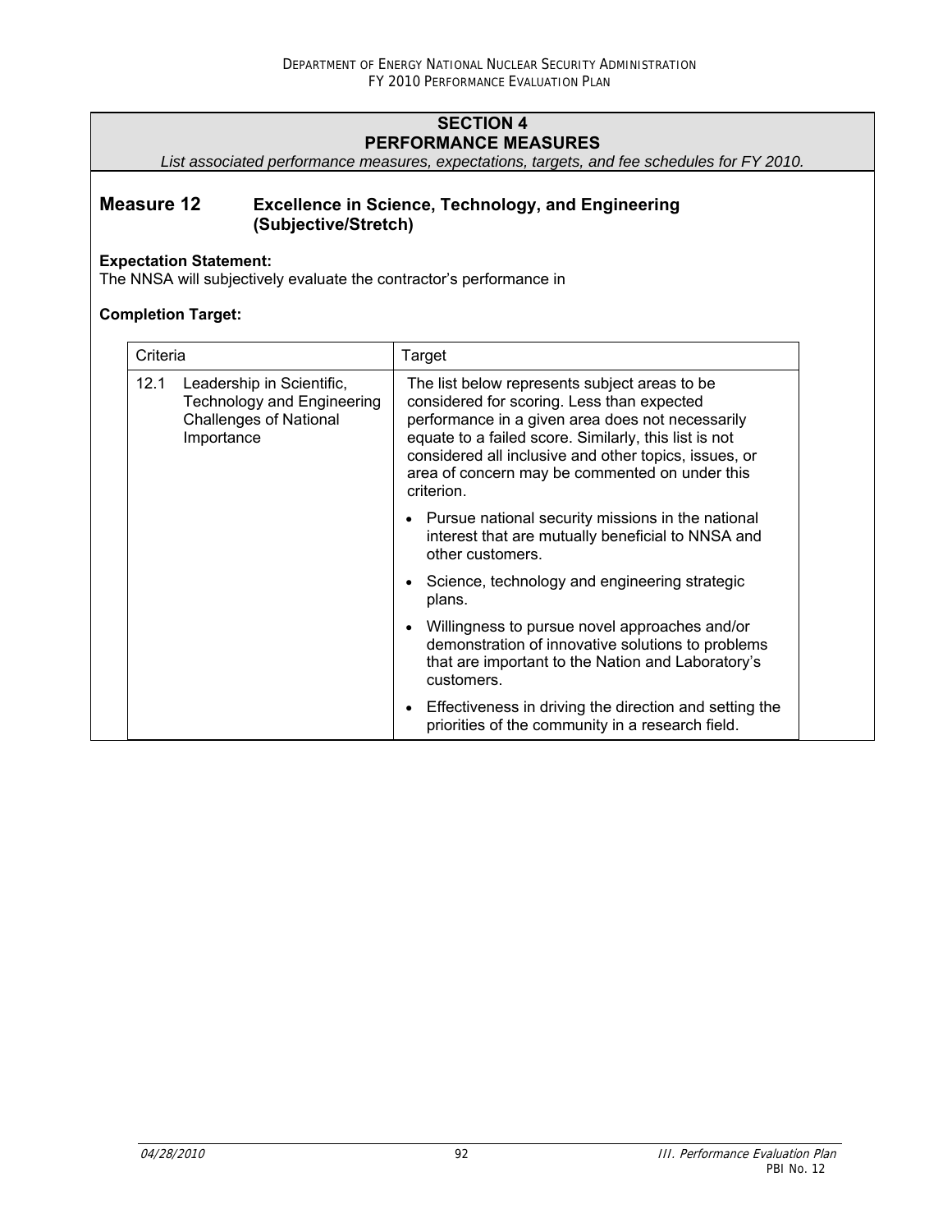## SECTION 4
## PERFORMANCE MEASURES

*List associated performance measures, expectations, targets, and fee schedules for FY 2010.*

### Measure 12 Excellence in Science, Technology, and Engineering (Subjective/Stretch)

**Expectation Statement:**
The NNSA will subjectively evaluate the contractor's performance in

**Completion Target:**

| Criteria | Target |
| --- | --- |
| 12.1 Leadership in Scientific, Technology and Engineering Challenges of National Importance | The list below represents subject areas to be considered for scoring. Less than expected performance in a given area does not necessarily equate to a failed score. Similarly, this list is not considered all inclusive and other topics, issues, or area of concern may be commented on under this criterion.<br><br>• Pursue national security missions in the national interest that are mutually beneficial to NNSA and other customers.<br><br>• Science, technology and engineering strategic plans.<br><br>• Willingness to pursue novel approaches and/or demonstration of innovative solutions to problems that are important to the Nation and Laboratory's customers.<br><br>• Effectiveness in driving the direction and setting the priorities of the community in a research field. |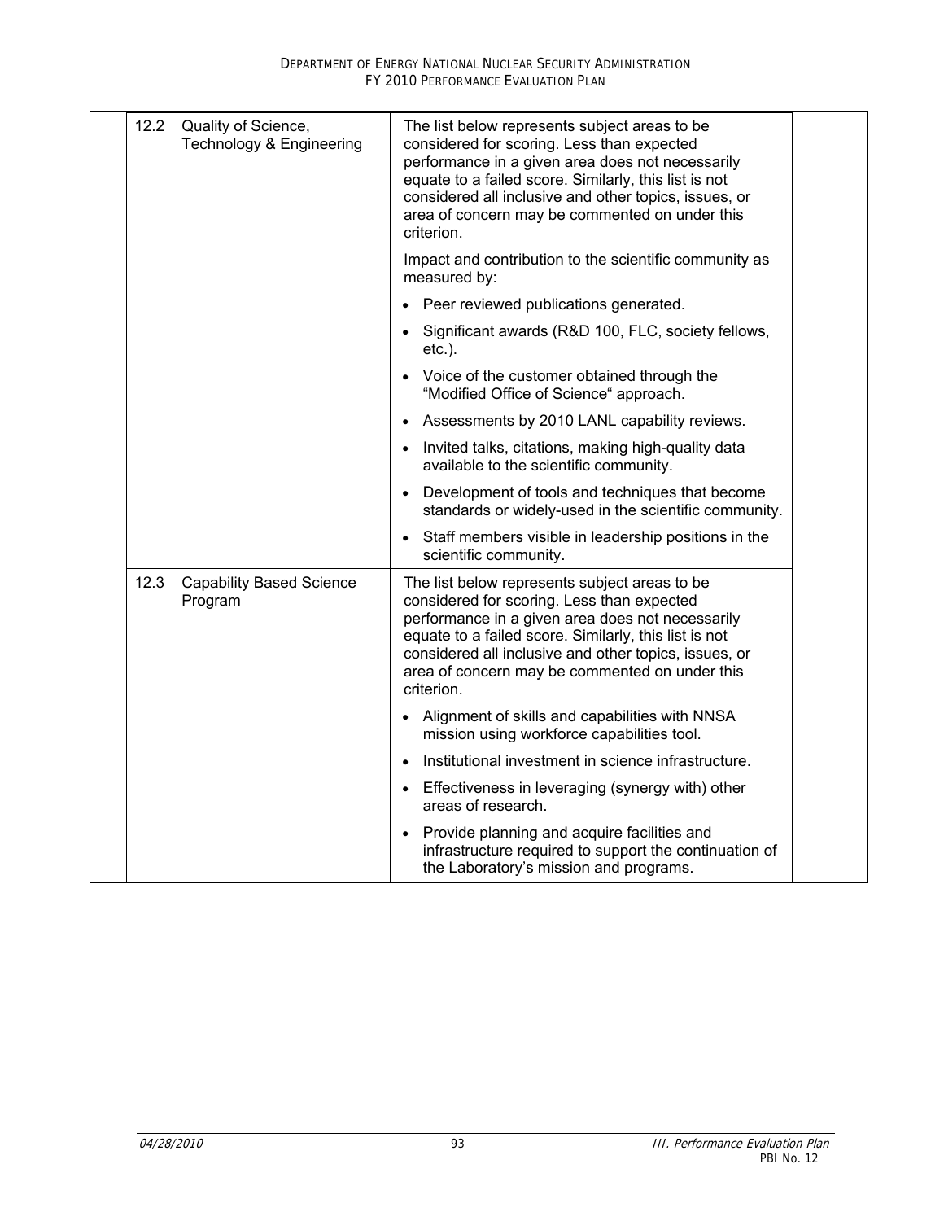| | | | |
|---|---|---|---|
| 12.2 | Quality of Science, Technology & Engineering | The list below represents subject areas to be considered for scoring. Less than expected performance in a given area does not necessarily equate to a failed score. Similarly, this list is not considered all inclusive and other topics, issues, or area of concern may be commented on under this criterion.<br><br>Impact and contribution to the scientific community as measured by:<br><br>• Peer reviewed publications generated.<br>• Significant awards (R&D 100, FLC, society fellows, etc.).<br>• Voice of the customer obtained through the "Modified Office of Science" approach.<br>• Assessments by 2010 LANL capability reviews.<br>• Invited talks, citations, making high-quality data available to the scientific community.<br>• Development of tools and techniques that become standards or widely-used in the scientific community.<br>• Staff members visible in leadership positions in the scientific community. | |
| 12.3 | Capability Based Science Program | The list below represents subject areas to be considered for scoring. Less than expected performance in a given area does not necessarily equate to a failed score. Similarly, this list is not considered all inclusive and other topics, issues, or area of concern may be commented on under this criterion.<br><br>• Alignment of skills and capabilities with NNSA mission using workforce capabilities tool.<br>• Institutional investment in science infrastructure.<br>• Effectiveness in leveraging (synergy with) other areas of research.<br>• Provide planning and acquire facilities and infrastructure required to support the continuation of the Laboratory's mission and programs. | |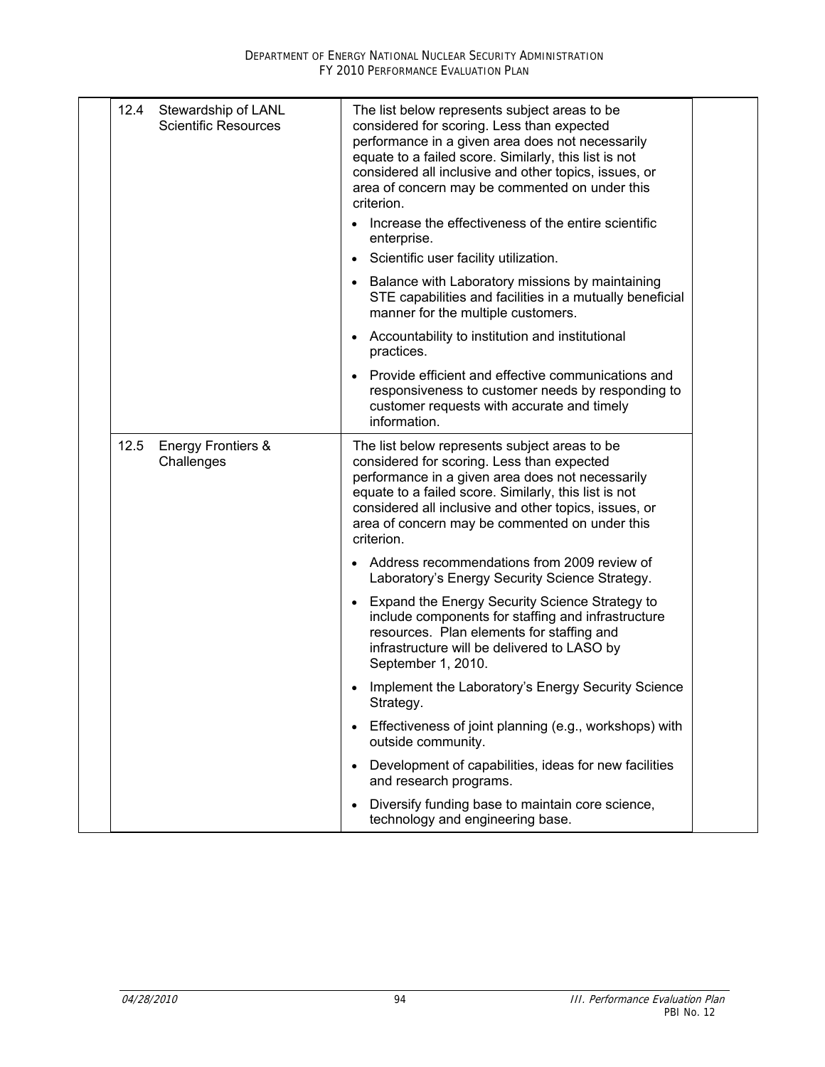| | | | |
|---|---|---|---|
| 12.4 | Stewardship of LANL Scientific Resources | The list below represents subject areas to be considered for scoring. Less than expected performance in a given area does not necessarily equate to a failed score. Similarly, this list is not considered all inclusive and other topics, issues, or area of concern may be commented on under this criterion.<br>• Increase the effectiveness of the entire scientific enterprise.<br>• Scientific user facility utilization.<br>• Balance with Laboratory missions by maintaining STE capabilities and facilities in a mutually beneficial manner for the multiple customers.<br>• Accountability to institution and institutional practices.<br>• Provide efficient and effective communications and responsiveness to customer needs by responding to customer requests with accurate and timely information. | |
| 12.5 | Energy Frontiers & Challenges | The list below represents subject areas to be considered for scoring. Less than expected performance in a given area does not necessarily equate to a failed score. Similarly, this list is not considered all inclusive and other topics, issues, or area of concern may be commented on under this criterion.<br>• Address recommendations from 2009 review of Laboratory's Energy Security Science Strategy.<br>• Expand the Energy Security Science Strategy to include components for staffing and infrastructure resources. Plan elements for staffing and infrastructure will be delivered to LASO by September 1, 2010.<br>• Implement the Laboratory's Energy Security Science Strategy.<br>• Effectiveness of joint planning (e.g., workshops) with outside community.<br>• Development of capabilities, ideas for new facilities and research programs.<br>• Diversify funding base to maintain core science, technology and engineering base. | |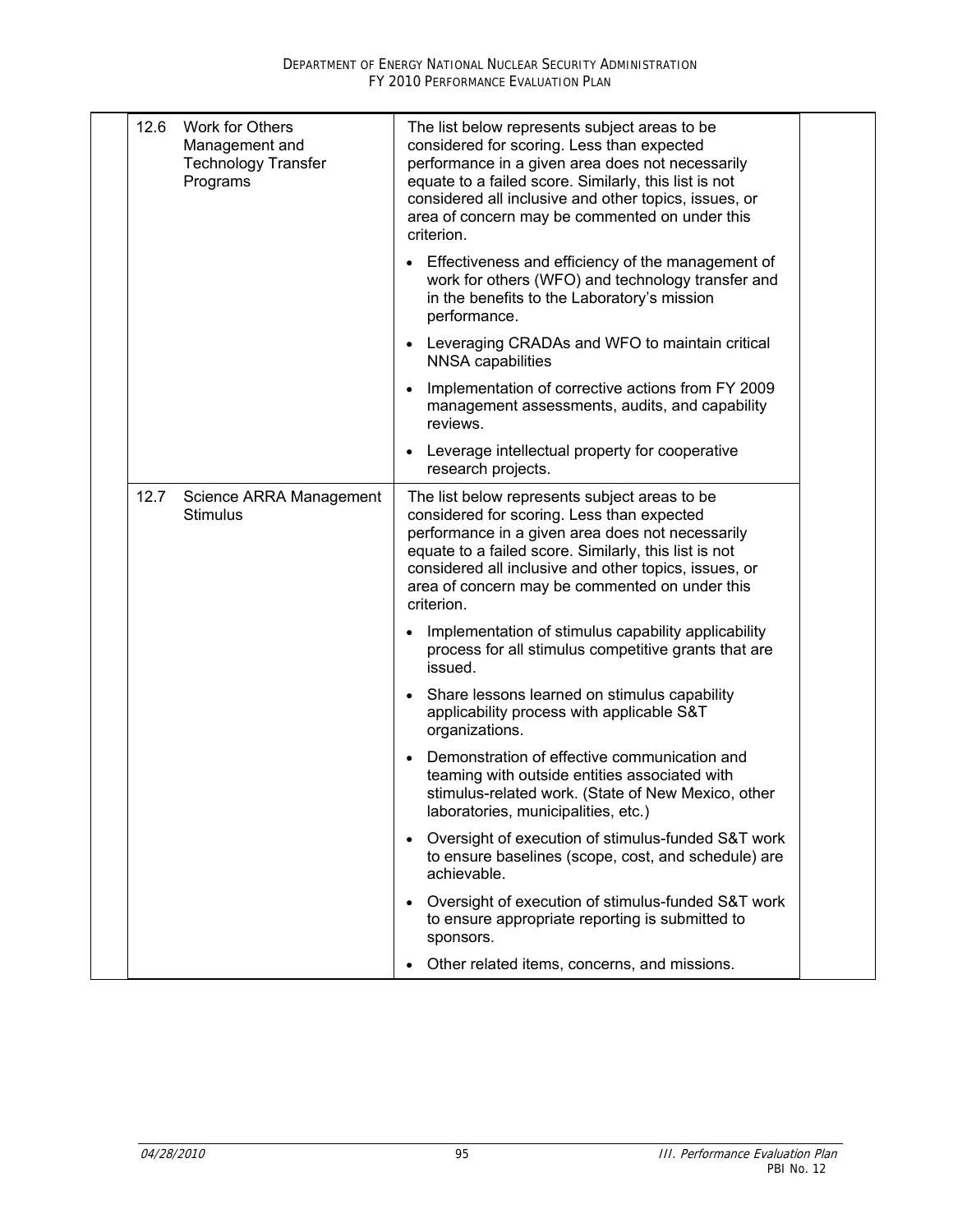| | | |
|---|---|---|
| 12.6 | Work for Others Management and Technology Transfer Programs | The list below represents subject areas to be considered for scoring. Less than expected performance in a given area does not necessarily equate to a failed score. Similarly, this list is not considered all inclusive and other topics, issues, or area of concern may be commented on under this criterion. |
| | | • Effectiveness and efficiency of the management of work for others (WFO) and technology transfer and in the benefits to the Laboratory's mission performance. |
| | | • Leveraging CRADAs and WFO to maintain critical NNSA capabilities |
| | | • Implementation of corrective actions from FY 2009 management assessments, audits, and capability reviews. |
| | | • Leverage intellectual property for cooperative research projects. |
| 12.7 | Science ARRA Management Stimulus | The list below represents subject areas to be considered for scoring. Less than expected performance in a given area does not necessarily equate to a failed score. Similarly, this list is not considered all inclusive and other topics, issues, or area of concern may be commented on under this criterion. |
| | | • Implementation of stimulus capability applicability process for all stimulus competitive grants that are issued. |
| | | • Share lessons learned on stimulus capability applicability process with applicable S&T organizations. |
| | | • Demonstration of effective communication and teaming with outside entities associated with stimulus-related work. (State of New Mexico, other laboratories, municipalities, etc.) |
| | | • Oversight of execution of stimulus-funded S&T work to ensure baselines (scope, cost, and schedule) are achievable. |
| | | • Oversight of execution of stimulus-funded S&T work to ensure appropriate reporting is submitted to sponsors. |
| | | • Other related items, concerns, and missions. |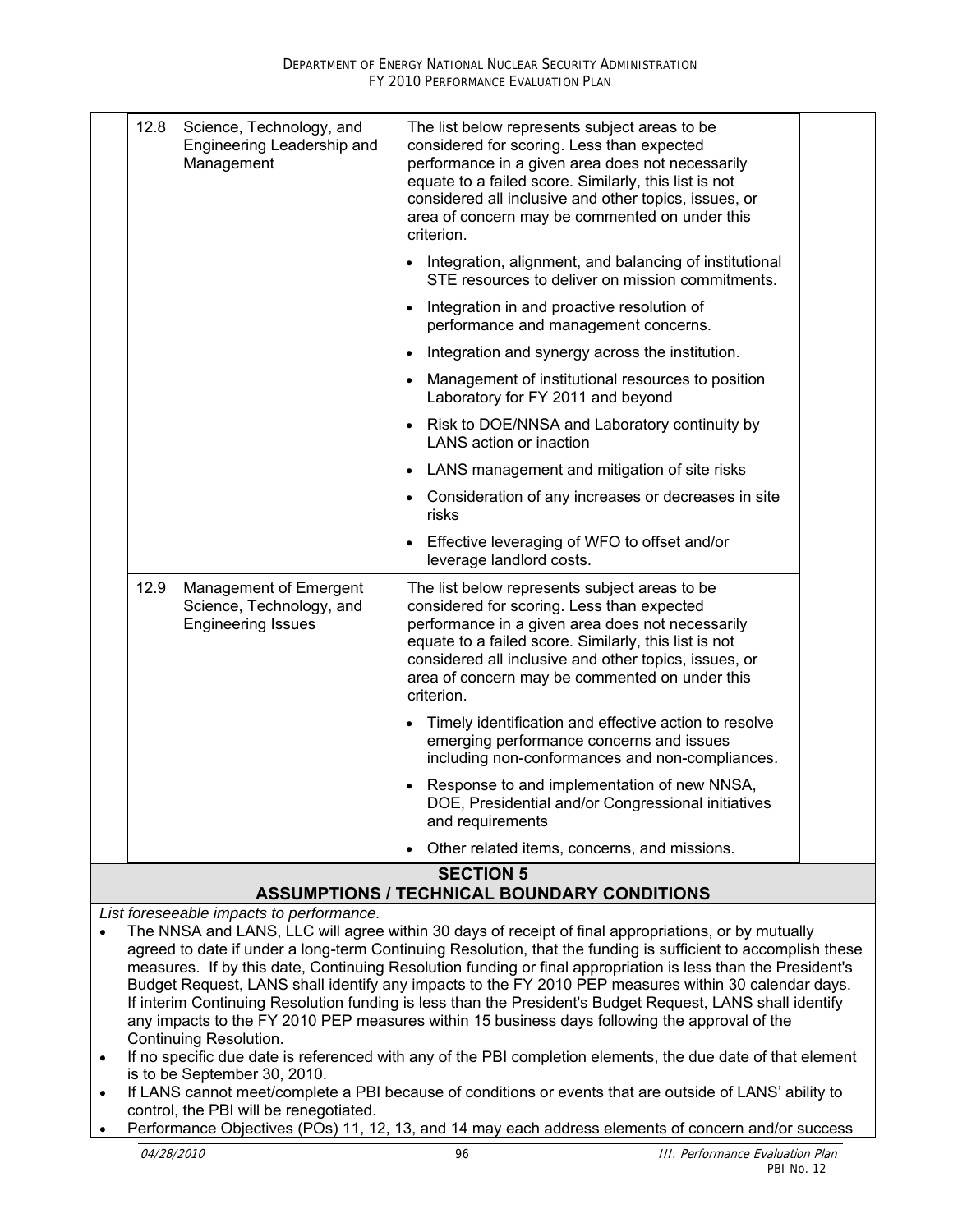| | | | |
|---|---|---|---|
| 12.8 | Science, Technology, and Engineering Leadership and Management | The list below represents subject areas to be considered for scoring. Less than expected performance in a given area does not necessarily equate to a failed score. Similarly, this list is not considered all inclusive and other topics, issues, or area of concern may be commented on under this criterion.<br>• Integration, alignment, and balancing of institutional STE resources to deliver on mission commitments.<br>• Integration in and proactive resolution of performance and management concerns.<br>• Integration and synergy across the institution.<br>• Management of institutional resources to position Laboratory for FY 2011 and beyond<br>• Risk to DOE/NNSA and Laboratory continuity by LANS action or inaction<br>• LANS management and mitigation of site risks<br>• Consideration of any increases or decreases in site risks<br>• Effective leveraging of WFO to offset and/or leverage landlord costs. | |
| 12.9 | Management of Emergent Science, Technology, and Engineering Issues | The list below represents subject areas to be considered for scoring. Less than expected performance in a given area does not necessarily equate to a failed score. Similarly, this list is not considered all inclusive and other topics, issues, or area of concern may be commented on under this criterion.<br>• Timely identification and effective action to resolve emerging performance concerns and issues including non-conformances and non-compliances.<br>• Response to and implementation of new NNSA, DOE, Presidential and/or Congressional initiatives and requirements<br>• Other related items, concerns, and missions. | |

## SECTION 5
## ASSUMPTIONS / TECHNICAL BOUNDARY CONDITIONS

*List foreseeable impacts to performance.*

- The NNSA and LANS, LLC will agree within 30 days of receipt of final appropriations, or by mutually agreed to date if under a long-term Continuing Resolution, that the funding is sufficient to accomplish these measures. If by this date, Continuing Resolution funding or final appropriation is less than the President's Budget Request, LANS shall identify any impacts to the FY 2010 PEP measures within 30 calendar days. If interim Continuing Resolution funding is less than the President's Budget Request, LANS shall identify any impacts to the FY 2010 PEP measures within 15 business days following the approval of the Continuing Resolution.
- If no specific due date is referenced with any of the PBI completion elements, the due date of that element is to be September 30, 2010.
- If LANS cannot meet/complete a PBI because of conditions or events that are outside of LANS' ability to control, the PBI will be renegotiated.
- Performance Objectives (POs) 11, 12, 13, and 14 may each address elements of concern and/or success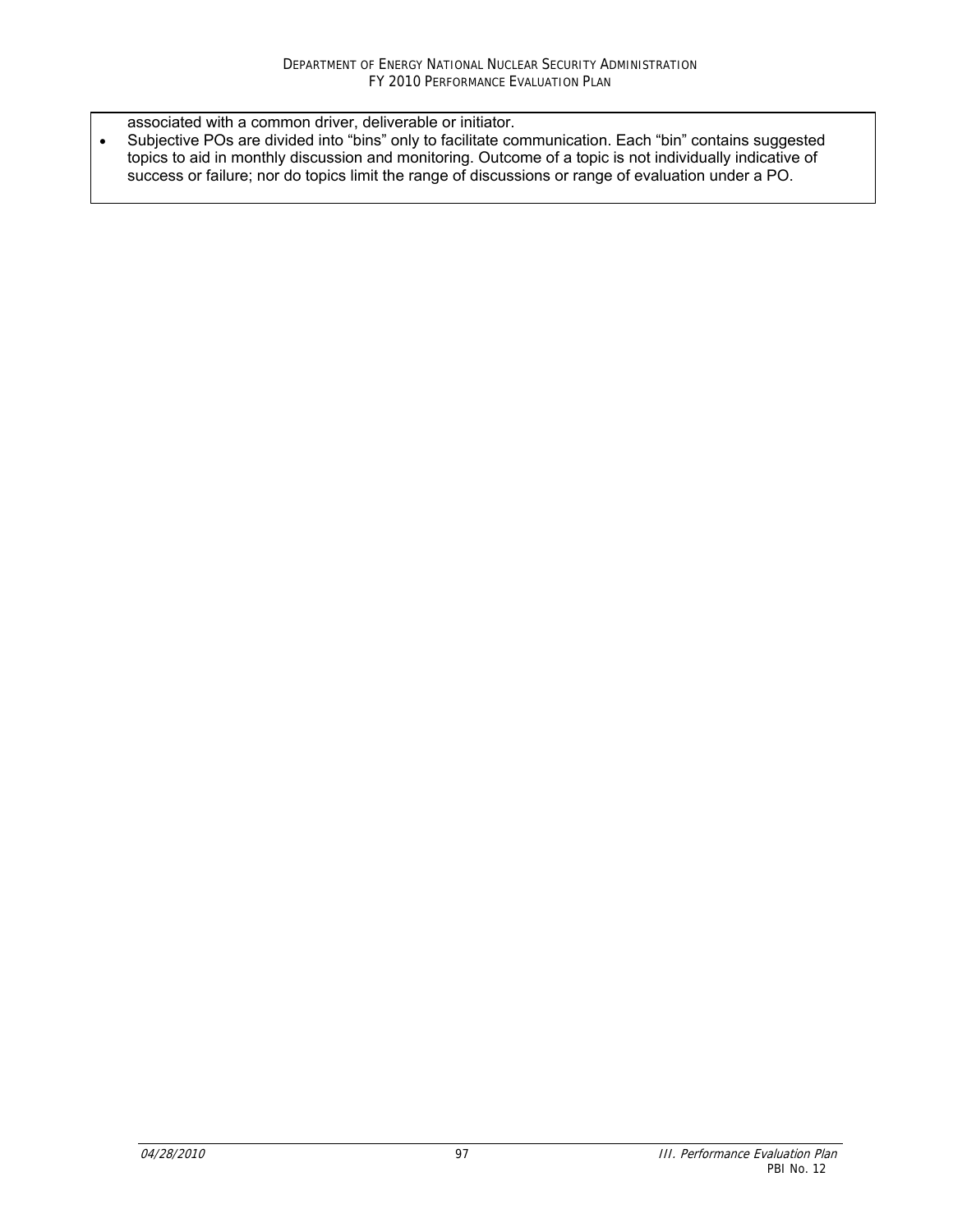associated with a common driver, deliverable or initiator.

- Subjective POs are divided into "bins" only to facilitate communication. Each "bin" contains suggested topics to aid in monthly discussion and monitoring. Outcome of a topic is not individually indicative of success or failure; nor do topics limit the range of discussions or range of evaluation under a PO.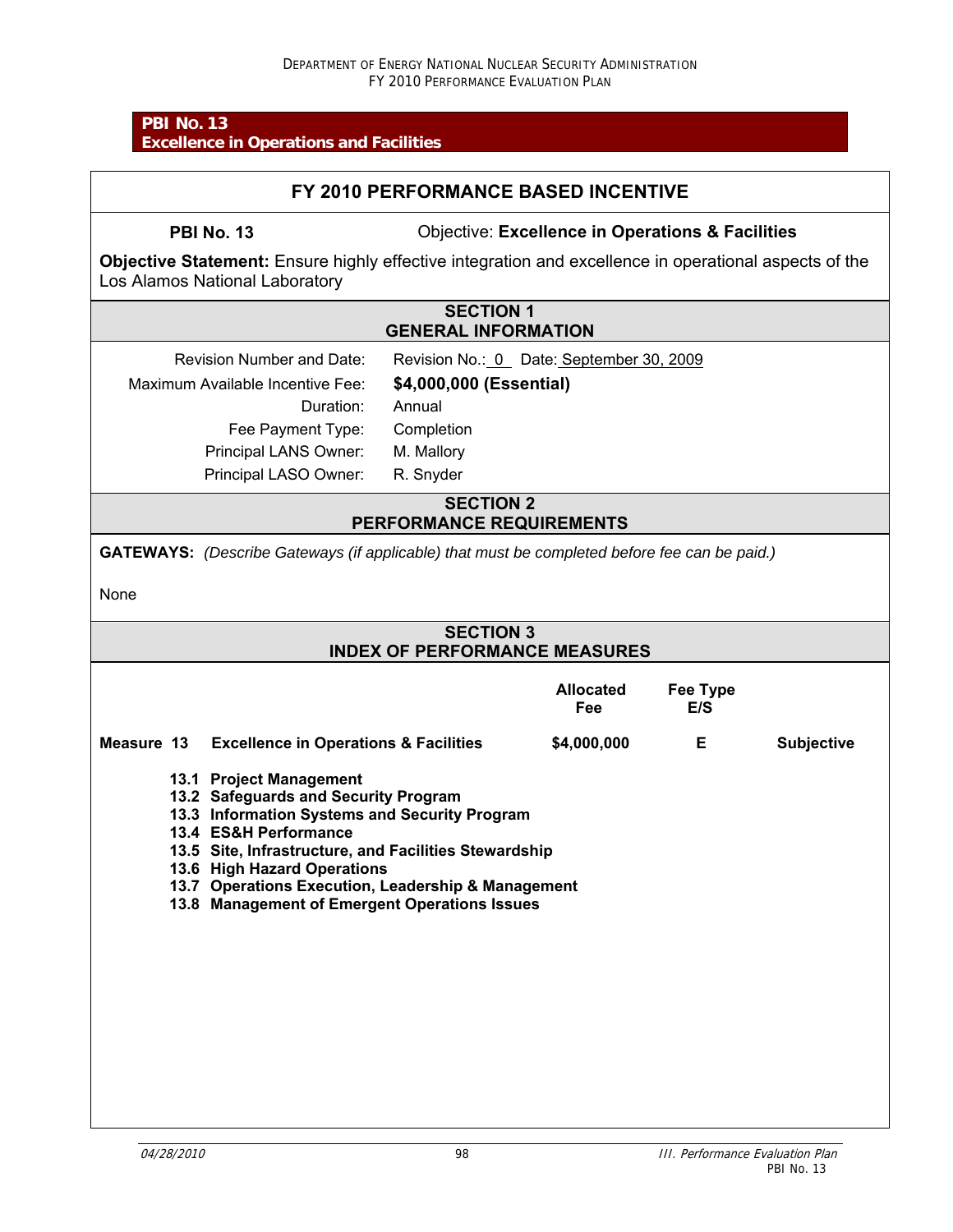**PBI No. 13**
**Excellence in Operations and Facilities**

## FY 2010 PERFORMANCE BASED INCENTIVE

**PBI No. 13** Objective: **Excellence in Operations & Facilities**

**Objective Statement:** Ensure highly effective integration and excellence in operational aspects of the Los Alamos National Laboratory

### SECTION 1
### GENERAL INFORMATION

| | |
|---|---|
| Revision Number and Date: | Revision No.: 0 Date: September 30, 2009 |
| Maximum Available Incentive Fee: | **$4,000,000 (Essential)** |
| Duration: | Annual |
| Fee Payment Type: | Completion |
| Principal LANS Owner: | M. Mallory |
| Principal LASO Owner: | R. Snyder |

### SECTION 2
### PERFORMANCE REQUIREMENTS

**GATEWAYS:** *(Describe Gateways (if applicable) that must be completed before fee can be paid.)*

None

### SECTION 3
### INDEX OF PERFORMANCE MEASURES

| | | Allocated Fee | Fee Type E/S | |
|---|---|---|---|---|
| **Measure 13** | **Excellence in Operations & Facilities** | **$4,000,000** | **E** | **Subjective** |

- **13.1 Project Management**
- **13.2 Safeguards and Security Program**
- **13.3 Information Systems and Security Program**
- **13.4 ES&H Performance**
- **13.5 Site, Infrastructure, and Facilities Stewardship**
- **13.6 High Hazard Operations**
- **13.7 Operations Execution, Leadership & Management**
- **13.8 Management of Emergent Operations Issues**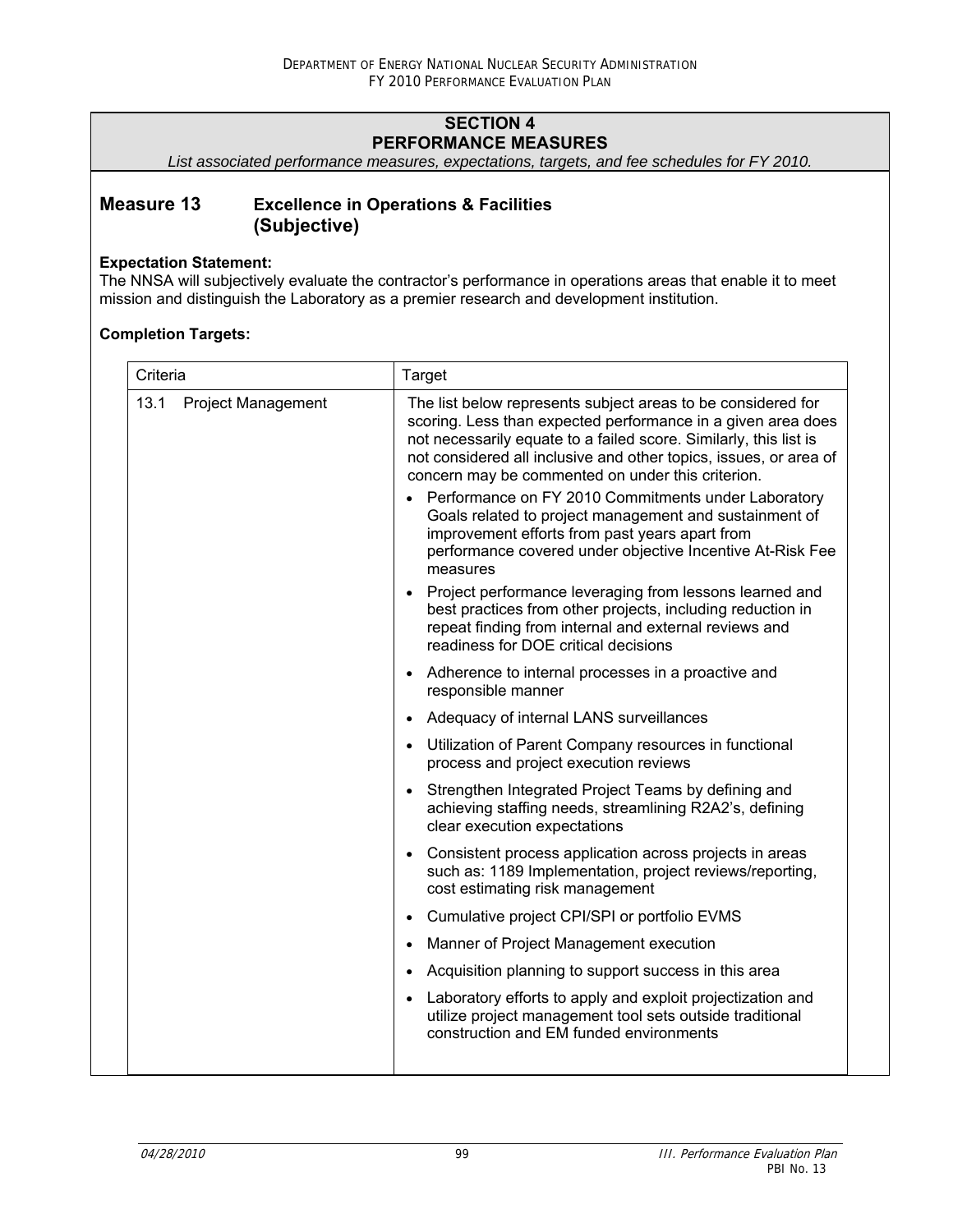## SECTION 4
## PERFORMANCE MEASURES

*List associated performance measures, expectations, targets, and fee schedules for FY 2010.*

### Measure 13 Excellence in Operations & Facilities (Subjective)

**Expectation Statement:**
The NNSA will subjectively evaluate the contractor's performance in operations areas that enable it to meet mission and distinguish the Laboratory as a premier research and development institution.

**Completion Targets:**

| Criteria | Target |
|---|---|
| 13.1 Project Management | The list below represents subject areas to be considered for scoring. Less than expected performance in a given area does not necessarily equate to a failed score. Similarly, this list is not considered all inclusive and other topics, issues, or area of concern may be commented on under this criterion.<br>• Performance on FY 2010 Commitments under Laboratory Goals related to project management and sustainment of improvement efforts from past years apart from performance covered under objective Incentive At-Risk Fee measures<br>• Project performance leveraging from lessons learned and best practices from other projects, including reduction in repeat finding from internal and external reviews and readiness for DOE critical decisions<br>• Adherence to internal processes in a proactive and responsible manner<br>• Adequacy of internal LANS surveillances<br>• Utilization of Parent Company resources in functional process and project execution reviews<br>• Strengthen Integrated Project Teams by defining and achieving staffing needs, streamlining R2A2's, defining clear execution expectations<br>• Consistent process application across projects in areas such as: 1189 Implementation, project reviews/reporting, cost estimating risk management<br>• Cumulative project CPI/SPI or portfolio EVMS<br>• Manner of Project Management execution<br>• Acquisition planning to support success in this area<br>• Laboratory efforts to apply and exploit projectization and utilize project management tool sets outside traditional construction and EM funded environments |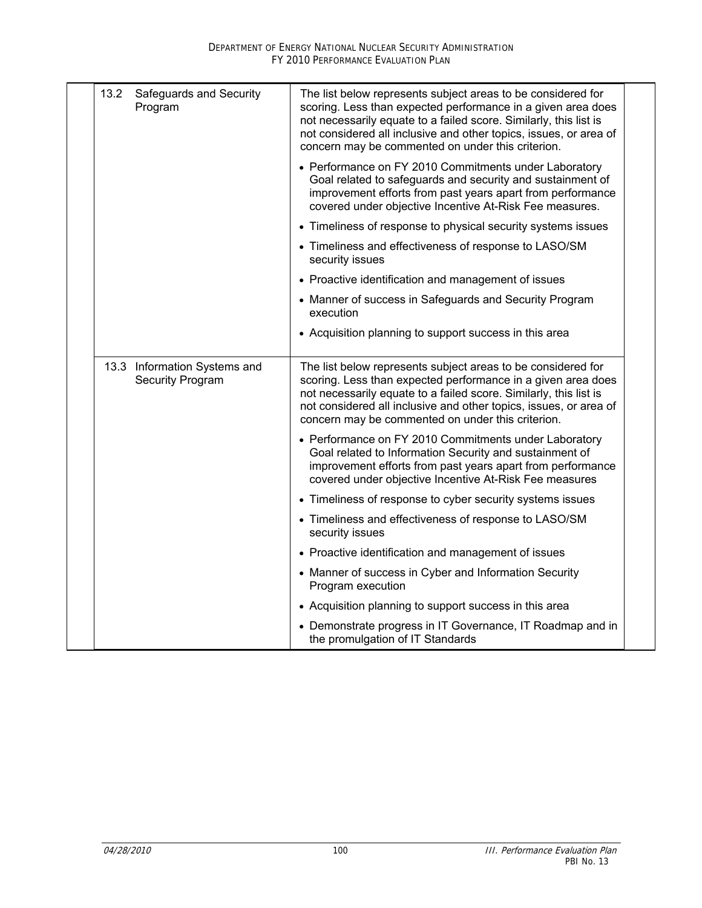| | |
|---|---|
| 13.2 Safeguards and Security Program | The list below represents subject areas to be considered for scoring. Less than expected performance in a given area does not necessarily equate to a failed score. Similarly, this list is not considered all inclusive and other topics, issues, or area of concern may be commented on under this criterion.<br><br>• Performance on FY 2010 Commitments under Laboratory Goal related to safeguards and security and sustainment of improvement efforts from past years apart from performance covered under objective Incentive At-Risk Fee measures.<br>• Timeliness of response to physical security systems issues<br>• Timeliness and effectiveness of response to LASO/SM security issues<br>• Proactive identification and management of issues<br>• Manner of success in Safeguards and Security Program execution<br>• Acquisition planning to support success in this area |
| 13.3 Information Systems and Security Program | The list below represents subject areas to be considered for scoring. Less than expected performance in a given area does not necessarily equate to a failed score. Similarly, this list is not considered all inclusive and other topics, issues, or area of concern may be commented on under this criterion.<br><br>• Performance on FY 2010 Commitments under Laboratory Goal related to Information Security and sustainment of improvement efforts from past years apart from performance covered under objective Incentive At-Risk Fee measures<br>• Timeliness of response to cyber security systems issues<br>• Timeliness and effectiveness of response to LASO/SM security issues<br>• Proactive identification and management of issues<br>• Manner of success in Cyber and Information Security Program execution<br>• Acquisition planning to support success in this area<br>• Demonstrate progress in IT Governance, IT Roadmap and in the promulgation of IT Standards |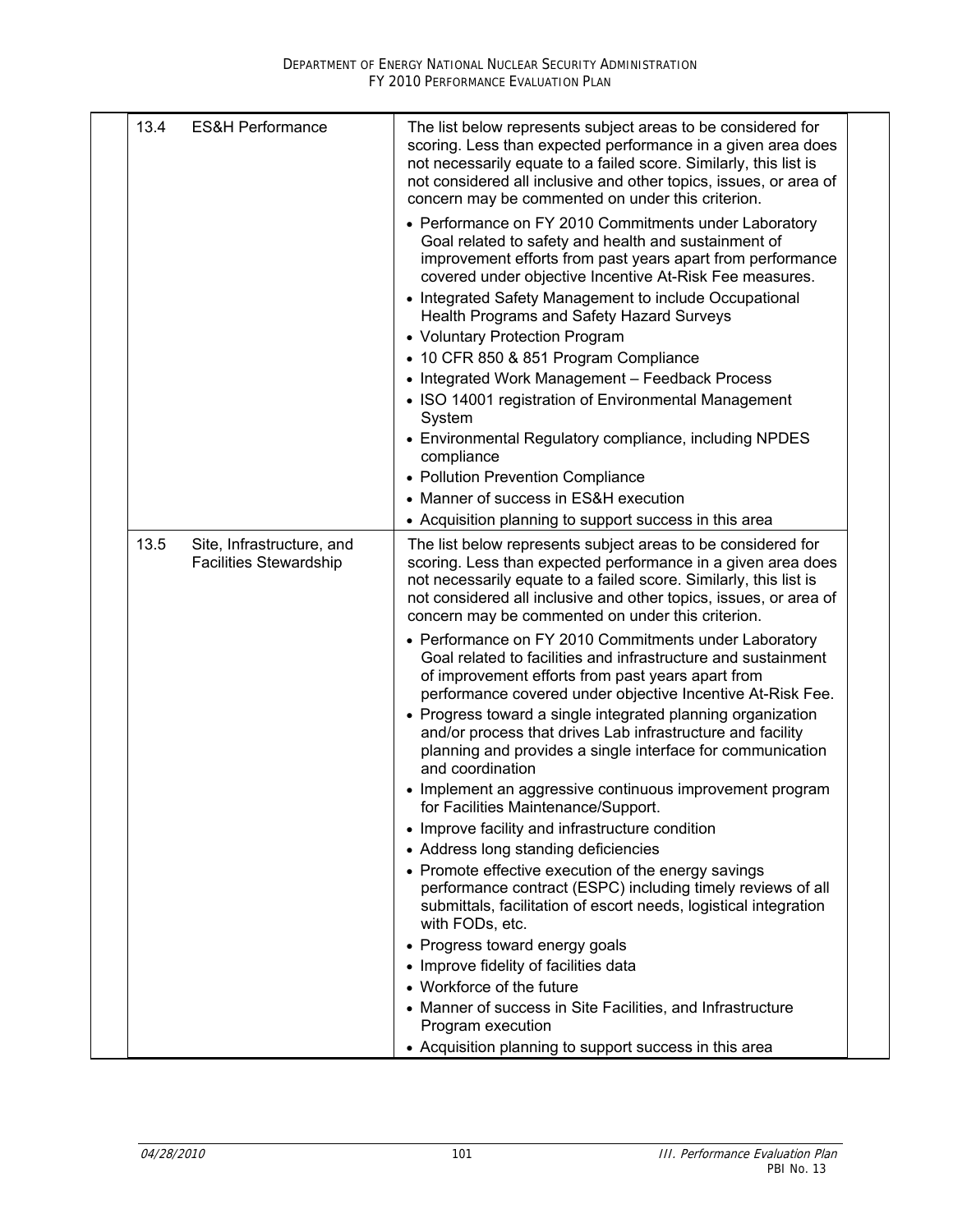| | | |
|---|---|---|
| 13.4 | ES&H Performance | The list below represents subject areas to be considered for scoring. Less than expected performance in a given area does not necessarily equate to a failed score. Similarly, this list is not considered all inclusive and other topics, issues, or area of concern may be commented on under this criterion.<br>• Performance on FY 2010 Commitments under Laboratory Goal related to safety and health and sustainment of improvement efforts from past years apart from performance covered under objective Incentive At-Risk Fee measures.<br>• Integrated Safety Management to include Occupational Health Programs and Safety Hazard Surveys<br>• Voluntary Protection Program<br>• 10 CFR 850 & 851 Program Compliance<br>• Integrated Work Management – Feedback Process<br>• ISO 14001 registration of Environmental Management System<br>• Environmental Regulatory compliance, including NPDES compliance<br>• Pollution Prevention Compliance<br>• Manner of success in ES&H execution<br>• Acquisition planning to support success in this area |
| 13.5 | Site, Infrastructure, and Facilities Stewardship | The list below represents subject areas to be considered for scoring. Less than expected performance in a given area does not necessarily equate to a failed score. Similarly, this list is not considered all inclusive and other topics, issues, or area of concern may be commented on under this criterion.<br>• Performance on FY 2010 Commitments under Laboratory Goal related to facilities and infrastructure and sustainment of improvement efforts from past years apart from performance covered under objective Incentive At-Risk Fee.<br>• Progress toward a single integrated planning organization and/or process that drives Lab infrastructure and facility planning and provides a single interface for communication and coordination<br>• Implement an aggressive continuous improvement program for Facilities Maintenance/Support.<br>• Improve facility and infrastructure condition<br>• Address long standing deficiencies<br>• Promote effective execution of the energy savings performance contract (ESPC) including timely reviews of all submittals, facilitation of escort needs, logistical integration with FODs, etc.<br>• Progress toward energy goals<br>• Improve fidelity of facilities data<br>• Workforce of the future<br>• Manner of success in Site Facilities, and Infrastructure Program execution<br>• Acquisition planning to support success in this area |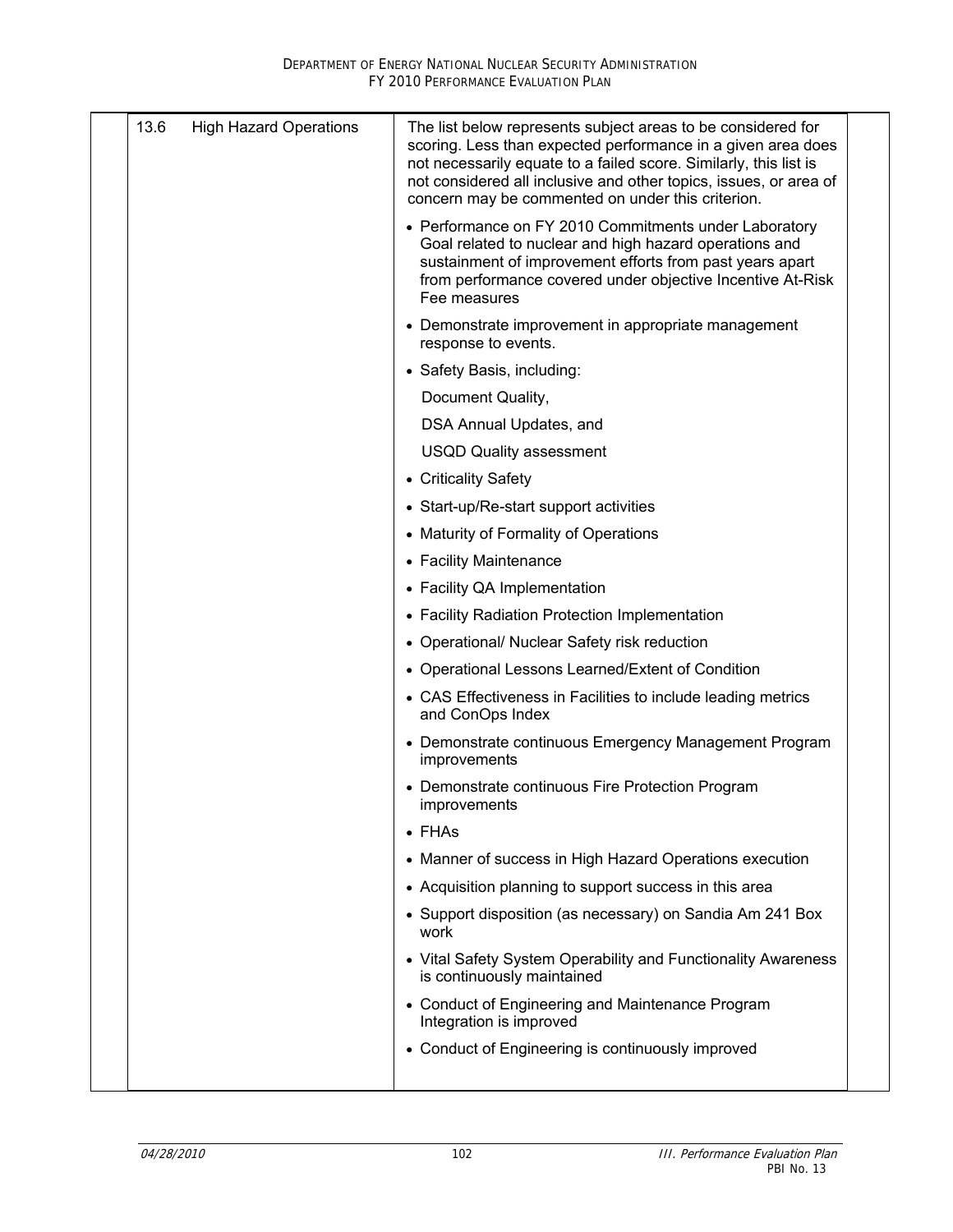| | |
|---|---|
| 13.6 High Hazard Operations | The list below represents subject areas to be considered for scoring. Less than expected performance in a given area does not necessarily equate to a failed score. Similarly, this list is not considered all inclusive and other topics, issues, or area of concern may be commented on under this criterion.<br><br>• Performance on FY 2010 Commitments under Laboratory Goal related to nuclear and high hazard operations and sustainment of improvement efforts from past years apart from performance covered under objective Incentive At-Risk Fee measures<br>• Demonstrate improvement in appropriate management response to events.<br>• Safety Basis, including:<br>Document Quality,<br>DSA Annual Updates, and<br>USQD Quality assessment<br>• Criticality Safety<br>• Start-up/Re-start support activities<br>• Maturity of Formality of Operations<br>• Facility Maintenance<br>• Facility QA Implementation<br>• Facility Radiation Protection Implementation<br>• Operational/ Nuclear Safety risk reduction<br>• Operational Lessons Learned/Extent of Condition<br>• CAS Effectiveness in Facilities to include leading metrics and ConOps Index<br>• Demonstrate continuous Emergency Management Program improvements<br>• Demonstrate continuous Fire Protection Program improvements<br>• FHAs<br>• Manner of success in High Hazard Operations execution<br>• Acquisition planning to support success in this area<br>• Support disposition (as necessary) on Sandia Am 241 Box work<br>• Vital Safety System Operability and Functionality Awareness is continuously maintained<br>• Conduct of Engineering and Maintenance Program Integration is improved<br>• Conduct of Engineering is continuously improved |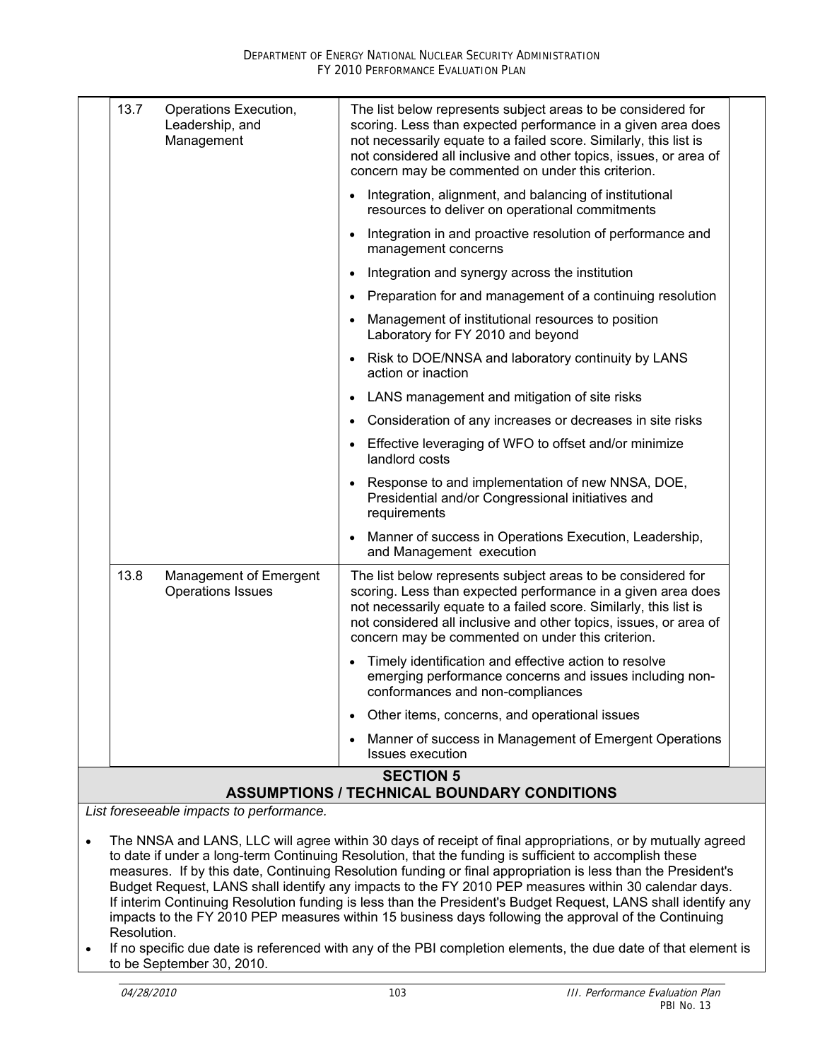| | | |
|---|---|---|
| 13.7 | Operations Execution, Leadership, and Management | The list below represents subject areas to be considered for scoring. Less than expected performance in a given area does not necessarily equate to a failed score. Similarly, this list is not considered all inclusive and other topics, issues, or area of concern may be commented on under this criterion.<br>• Integration, alignment, and balancing of institutional resources to deliver on operational commitments<br>• Integration in and proactive resolution of performance and management concerns<br>• Integration and synergy across the institution<br>• Preparation for and management of a continuing resolution<br>• Management of institutional resources to position Laboratory for FY 2010 and beyond<br>• Risk to DOE/NNSA and laboratory continuity by LANS action or inaction<br>• LANS management and mitigation of site risks<br>• Consideration of any increases or decreases in site risks<br>• Effective leveraging of WFO to offset and/or minimize landlord costs<br>• Response to and implementation of new NNSA, DOE, Presidential and/or Congressional initiatives and requirements<br>• Manner of success in Operations Execution, Leadership, and Management execution |
| 13.8 | Management of Emergent Operations Issues | The list below represents subject areas to be considered for scoring. Less than expected performance in a given area does not necessarily equate to a failed score. Similarly, this list is not considered all inclusive and other topics, issues, or area of concern may be commented on under this criterion.<br>• Timely identification and effective action to resolve emerging performance concerns and issues including non-conformances and non-compliances<br>• Other items, concerns, and operational issues<br>• Manner of success in Management of Emergent Operations Issues execution |

## SECTION 5
## ASSUMPTIONS / TECHNICAL BOUNDARY CONDITIONS

*List foreseeable impacts to performance.*

- The NNSA and LANS, LLC will agree within 30 days of receipt of final appropriations, or by mutually agreed to date if under a long-term Continuing Resolution, that the funding is sufficient to accomplish these measures. If by this date, Continuing Resolution funding or final appropriation is less than the President's Budget Request, LANS shall identify any impacts to the FY 2010 PEP measures within 30 calendar days. If interim Continuing Resolution funding is less than the President's Budget Request, LANS shall identify any impacts to the FY 2010 PEP measures within 15 business days following the approval of the Continuing Resolution.
- If no specific due date is referenced with any of the PBI completion elements, the due date of that element is to be September 30, 2010.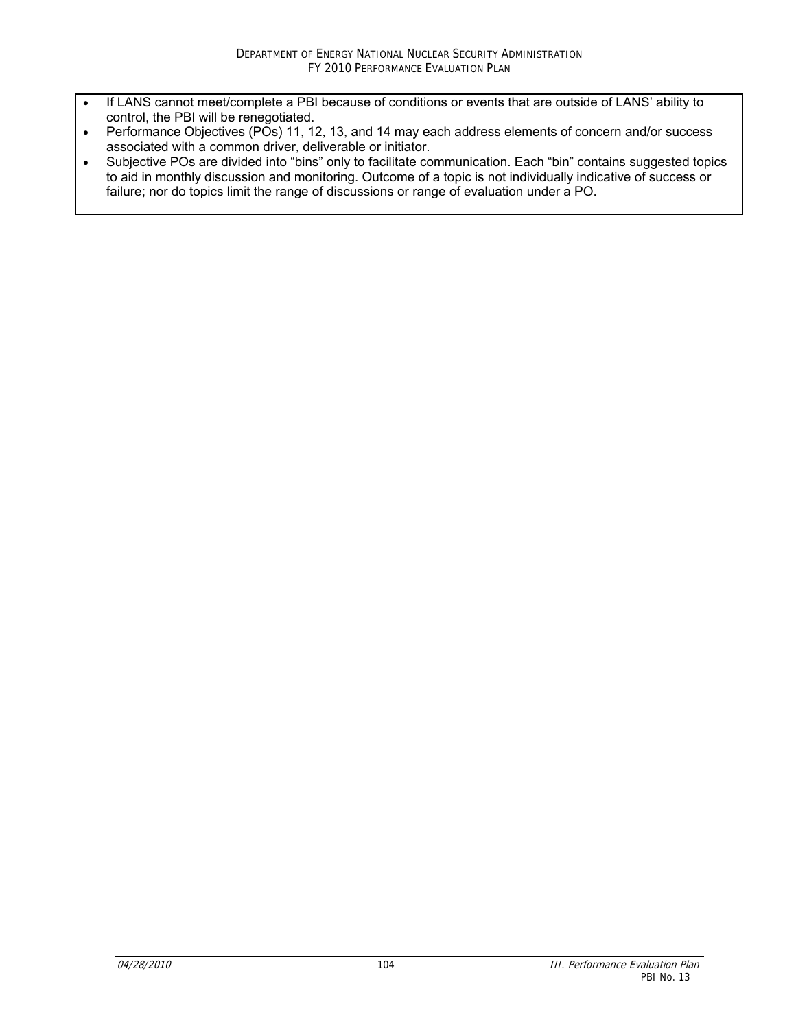- If LANS cannot meet/complete a PBI because of conditions or events that are outside of LANS' ability to control, the PBI will be renegotiated.
- Performance Objectives (POs) 11, 12, 13, and 14 may each address elements of concern and/or success associated with a common driver, deliverable or initiator.
- Subjective POs are divided into "bins" only to facilitate communication. Each "bin" contains suggested topics to aid in monthly discussion and monitoring. Outcome of a topic is not individually indicative of success or failure; nor do topics limit the range of discussions or range of evaluation under a PO.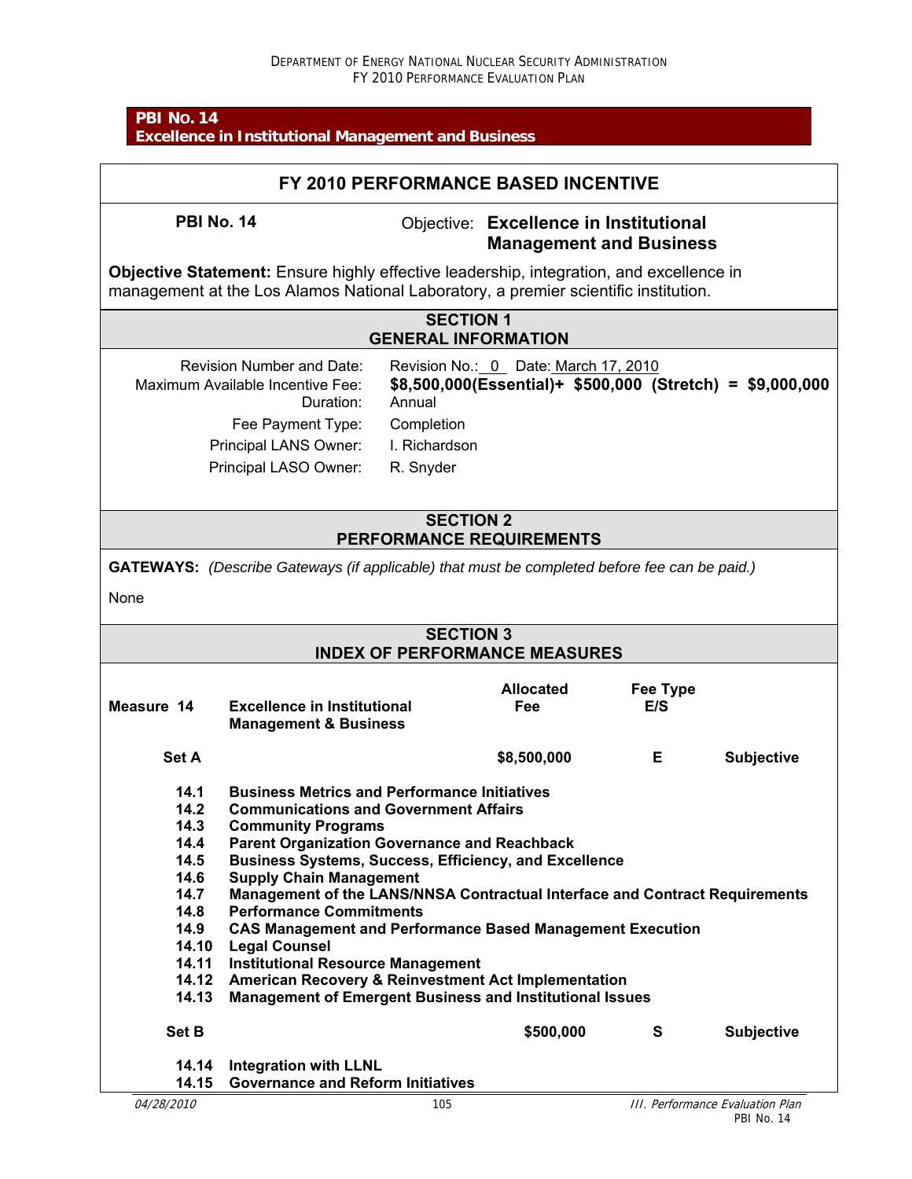**PBI No. 14**
**Excellence in Institutional Management and Business**

## FY 2010 PERFORMANCE BASED INCENTIVE

**PBI No. 14** — Objective: **Excellence in Institutional Management and Business**

**Objective Statement:** Ensure highly effective leadership, integration, and excellence in management at the Los Alamos National Laboratory, a premier scientific institution.

### SECTION 1 GENERAL INFORMATION

| | |
|---|---|
| Revision Number and Date: | Revision No.: 0 Date: March 17, 2010 |
| Maximum Available Incentive Fee: | **$8,500,000(Essential)+ $500,000 (Stretch) = $9,000,000** |
| Duration: | Annual |
| Fee Payment Type: | Completion |
| Principal LANS Owner: | I. Richardson |
| Principal LASO Owner: | R. Snyder |

### SECTION 2 PERFORMANCE REQUIREMENTS

**GATEWAYS:** *(Describe Gateways (if applicable) that must be completed before fee can be paid.)*

None

### SECTION 3 INDEX OF PERFORMANCE MEASURES

| Measure 14 | Excellence in Institutional Management & Business | Allocated Fee | Fee Type E/S | |
|---|---|---|---|---|
| **Set A** | | **$8,500,000** | **E** | **Subjective** |
| **14.1** | **Business Metrics and Performance Initiatives** | | | |
| **14.2** | **Communications and Government Affairs** | | | |
| **14.3** | **Community Programs** | | | |
| **14.4** | **Parent Organization Governance and Reachback** | | | |
| **14.5** | **Business Systems, Success, Efficiency, and Excellence** | | | |
| **14.6** | **Supply Chain Management** | | | |
| **14.7** | **Management of the LANS/NNSA Contractual Interface and Contract Requirements** | | | |
| **14.8** | **Performance Commitments** | | | |
| **14.9** | **CAS Management and Performance Based Management Execution** | | | |
| **14.10** | **Legal Counsel** | | | |
| **14.11** | **Institutional Resource Management** | | | |
| **14.12** | **American Recovery & Reinvestment Act Implementation** | | | |
| **14.13** | **Management of Emergent Business and Institutional Issues** | | | |
| **Set B** | | **$500,000** | **S** | **Subjective** |
| **14.14** | **Integration with LLNL** | | | |
| **14.15** | **Governance and Reform Initiatives** | | | |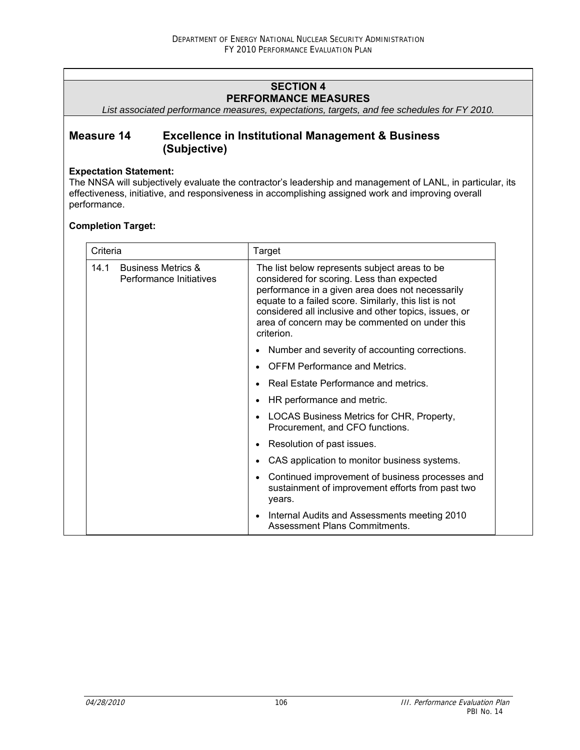## SECTION 4
## PERFORMANCE MEASURES

*List associated performance measures, expectations, targets, and fee schedules for FY 2010.*

### Measure 14 Excellence in Institutional Management & Business (Subjective)

**Expectation Statement:**
The NNSA will subjectively evaluate the contractor's leadership and management of LANL, in particular, its effectiveness, initiative, and responsiveness in accomplishing assigned work and improving overall performance.

**Completion Target:**

| Criteria | Target |
|---|---|
| 14.1 Business Metrics & Performance Initiatives | The list below represents subject areas to be considered for scoring. Less than expected performance in a given area does not necessarily equate to a failed score. Similarly, this list is not considered all inclusive and other topics, issues, or area of concern may be commented on under this criterion. |
| | • Number and severity of accounting corrections. |
| | • OFFM Performance and Metrics. |
| | • Real Estate Performance and metrics. |
| | • HR performance and metric. |
| | • LOCAS Business Metrics for CHR, Property, Procurement, and CFO functions. |
| | • Resolution of past issues. |
| | • CAS application to monitor business systems. |
| | • Continued improvement of business processes and sustainment of improvement efforts from past two years. |
| | • Internal Audits and Assessments meeting 2010 Assessment Plans Commitments. |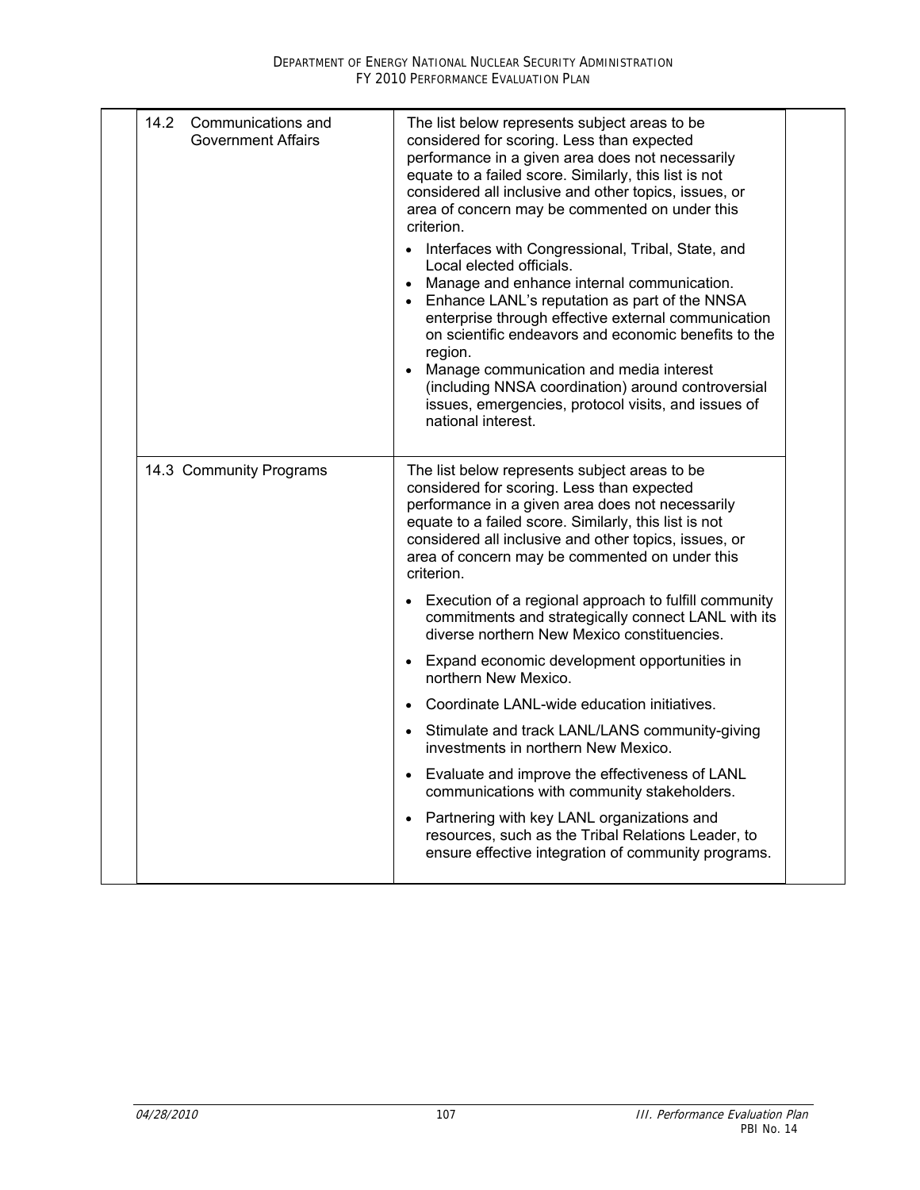| | | | |
|---|---|---|---|
| | 14.2 Communications and Government Affairs | The list below represents subject areas to be considered for scoring. Less than expected performance in a given area does not necessarily equate to a failed score. Similarly, this list is not considered all inclusive and other topics, issues, or area of concern may be commented on under this criterion.<br><br>• Interfaces with Congressional, Tribal, State, and Local elected officials.<br>• Manage and enhance internal communication.<br>• Enhance LANL's reputation as part of the NNSA enterprise through effective external communication on scientific endeavors and economic benefits to the region.<br>• Manage communication and media interest (including NNSA coordination) around controversial issues, emergencies, protocol visits, and issues of national interest. | |
| | 14.3 Community Programs | The list below represents subject areas to be considered for scoring. Less than expected performance in a given area does not necessarily equate to a failed score. Similarly, this list is not considered all inclusive and other topics, issues, or area of concern may be commented on under this criterion.<br><br>• Execution of a regional approach to fulfill community commitments and strategically connect LANL with its diverse northern New Mexico constituencies.<br>• Expand economic development opportunities in northern New Mexico.<br>• Coordinate LANL-wide education initiatives.<br>• Stimulate and track LANL/LANS community-giving investments in northern New Mexico.<br>• Evaluate and improve the effectiveness of LANL communications with community stakeholders.<br>• Partnering with key LANL organizations and resources, such as the Tribal Relations Leader, to ensure effective integration of community programs. | |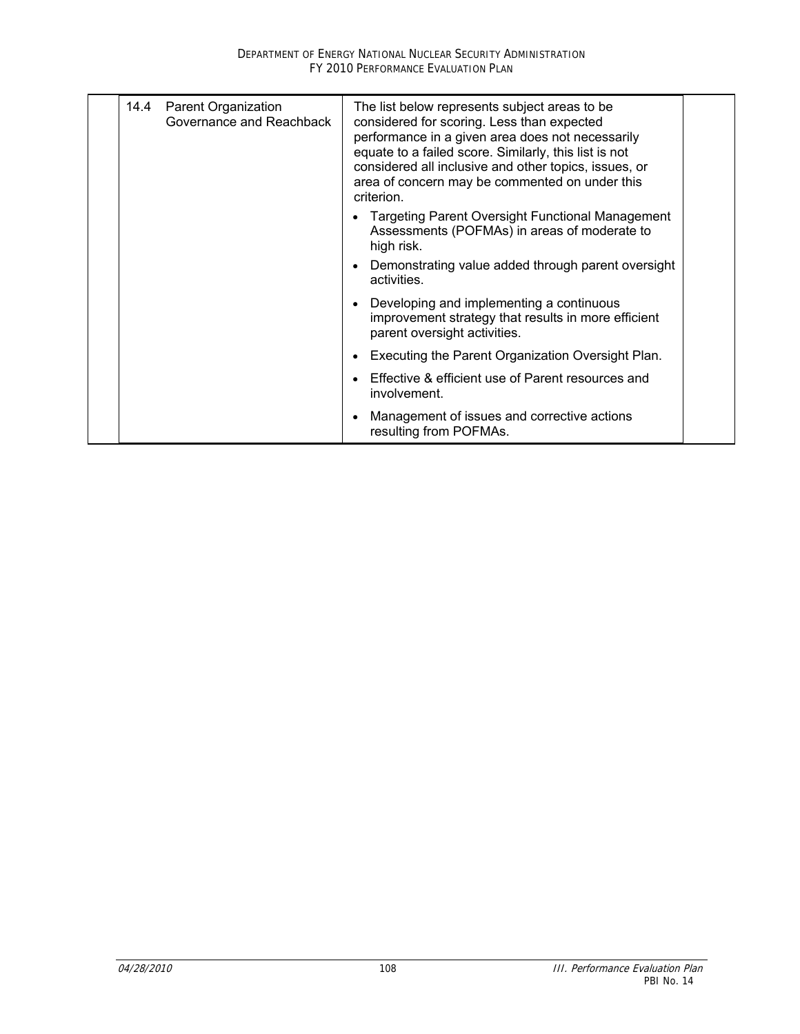| | | | |
|---|---|---|---|
| 14.4 | Parent Organization Governance and Reachback | The list below represents subject areas to be considered for scoring. Less than expected performance in a given area does not necessarily equate to a failed score. Similarly, this list is not considered all inclusive and other topics, issues, or area of concern may be commented on under this criterion.<br>• Targeting Parent Oversight Functional Management Assessments (POFMAs) in areas of moderate to high risk.<br>• Demonstrating value added through parent oversight activities.<br>• Developing and implementing a continuous improvement strategy that results in more efficient parent oversight activities.<br>• Executing the Parent Organization Oversight Plan.<br>• Effective & efficient use of Parent resources and involvement.<br>• Management of issues and corrective actions resulting from POFMAs. | |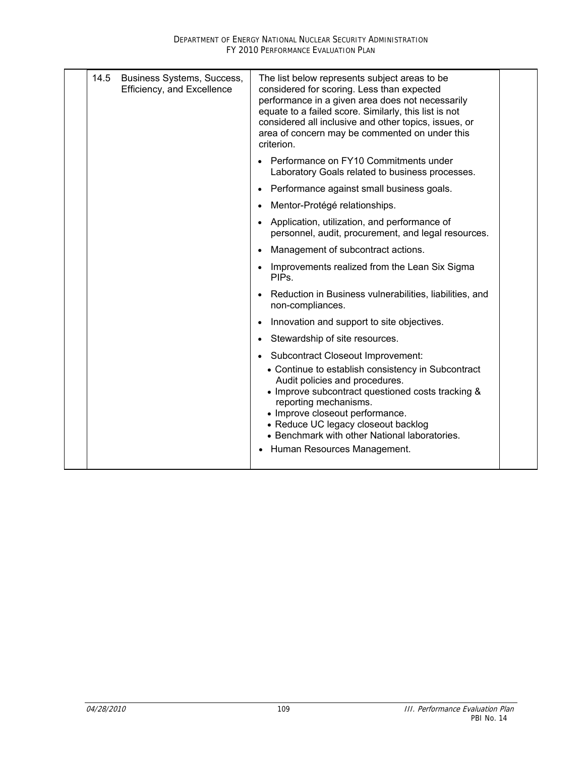| | | | | |
|---|---|---|---|---|
| | 14.5 | Business Systems, Success, Efficiency, and Excellence | The list below represents subject areas to be considered for scoring. Less than expected performance in a given area does not necessarily equate to a failed score. Similarly, this list is not considered all inclusive and other topics, issues, or area of concern may be commented on under this criterion.<br><br>• Performance on FY10 Commitments under Laboratory Goals related to business processes.<br>• Performance against small business goals.<br>• Mentor-Protégé relationships.<br>• Application, utilization, and performance of personnel, audit, procurement, and legal resources.<br>• Management of subcontract actions.<br>• Improvements realized from the Lean Six Sigma PIPs.<br>• Reduction in Business vulnerabilities, liabilities, and non-compliances.<br>• Innovation and support to site objectives.<br>• Stewardship of site resources.<br>• Subcontract Closeout Improvement:<br>&nbsp;&nbsp;• Continue to establish consistency in Subcontract Audit policies and procedures.<br>&nbsp;&nbsp;• Improve subcontract questioned costs tracking & reporting mechanisms.<br>&nbsp;&nbsp;• Improve closeout performance.<br>&nbsp;&nbsp;• Reduce UC legacy closeout backlog<br>&nbsp;&nbsp;• Benchmark with other National laboratories.<br>• Human Resources Management. | |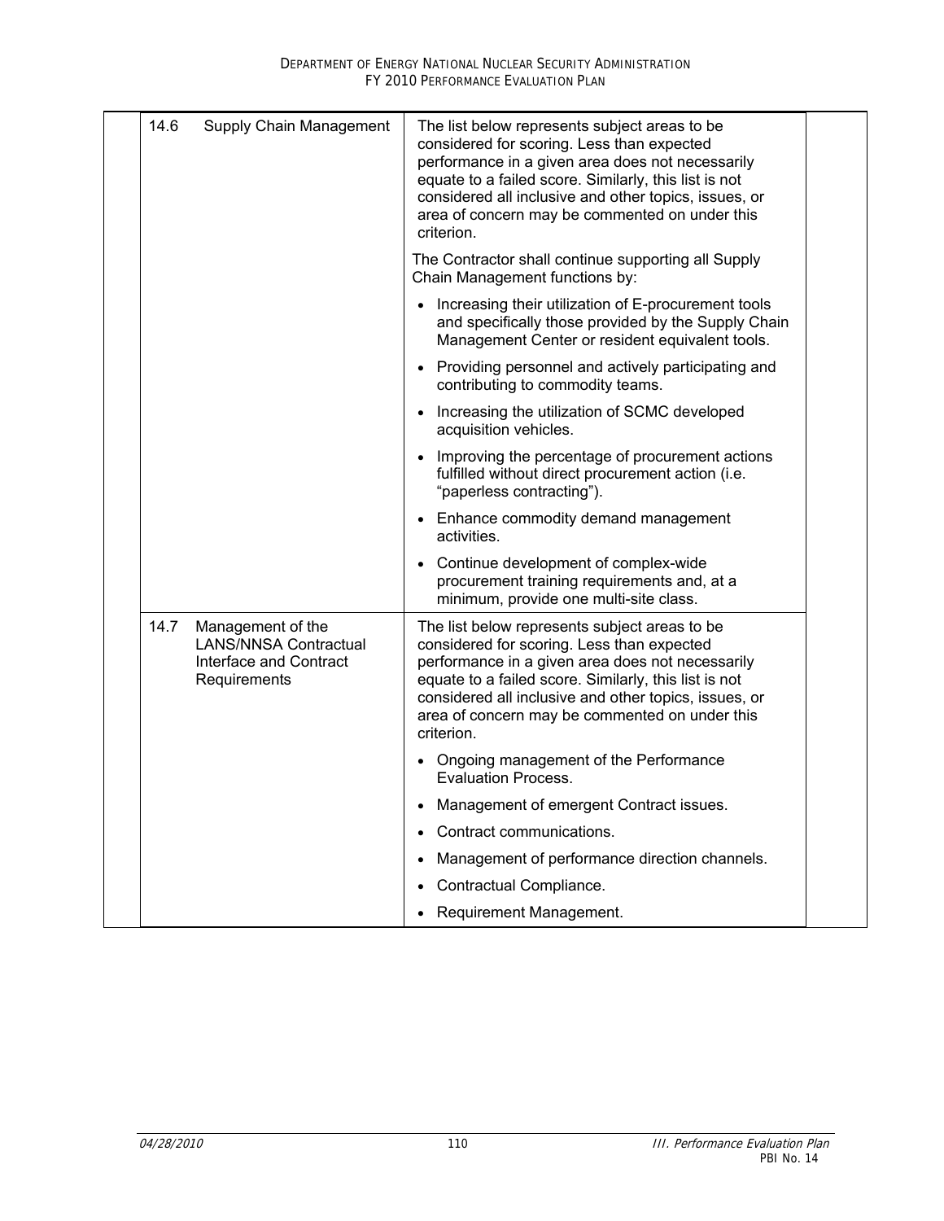| | | | |
|---|---|---|---|
| 14.6 | Supply Chain Management | The list below represents subject areas to be considered for scoring. Less than expected performance in a given area does not necessarily equate to a failed score. Similarly, this list is not considered all inclusive and other topics, issues, or area of concern may be commented on under this criterion.<br><br>The Contractor shall continue supporting all Supply Chain Management functions by:<br><br>• Increasing their utilization of E-procurement tools and specifically those provided by the Supply Chain Management Center or resident equivalent tools.<br>• Providing personnel and actively participating and contributing to commodity teams.<br>• Increasing the utilization of SCMC developed acquisition vehicles.<br>• Improving the percentage of procurement actions fulfilled without direct procurement action (i.e. "paperless contracting").<br>• Enhance commodity demand management activities.<br>• Continue development of complex-wide procurement training requirements and, at a minimum, provide one multi-site class. | |
| 14.7 | Management of the LANS/NNSA Contractual Interface and Contract Requirements | The list below represents subject areas to be considered for scoring. Less than expected performance in a given area does not necessarily equate to a failed score. Similarly, this list is not considered all inclusive and other topics, issues, or area of concern may be commented on under this criterion.<br><br>• Ongoing management of the Performance Evaluation Process.<br>• Management of emergent Contract issues.<br>• Contract communications.<br>• Management of performance direction channels.<br>• Contractual Compliance.<br>• Requirement Management. | |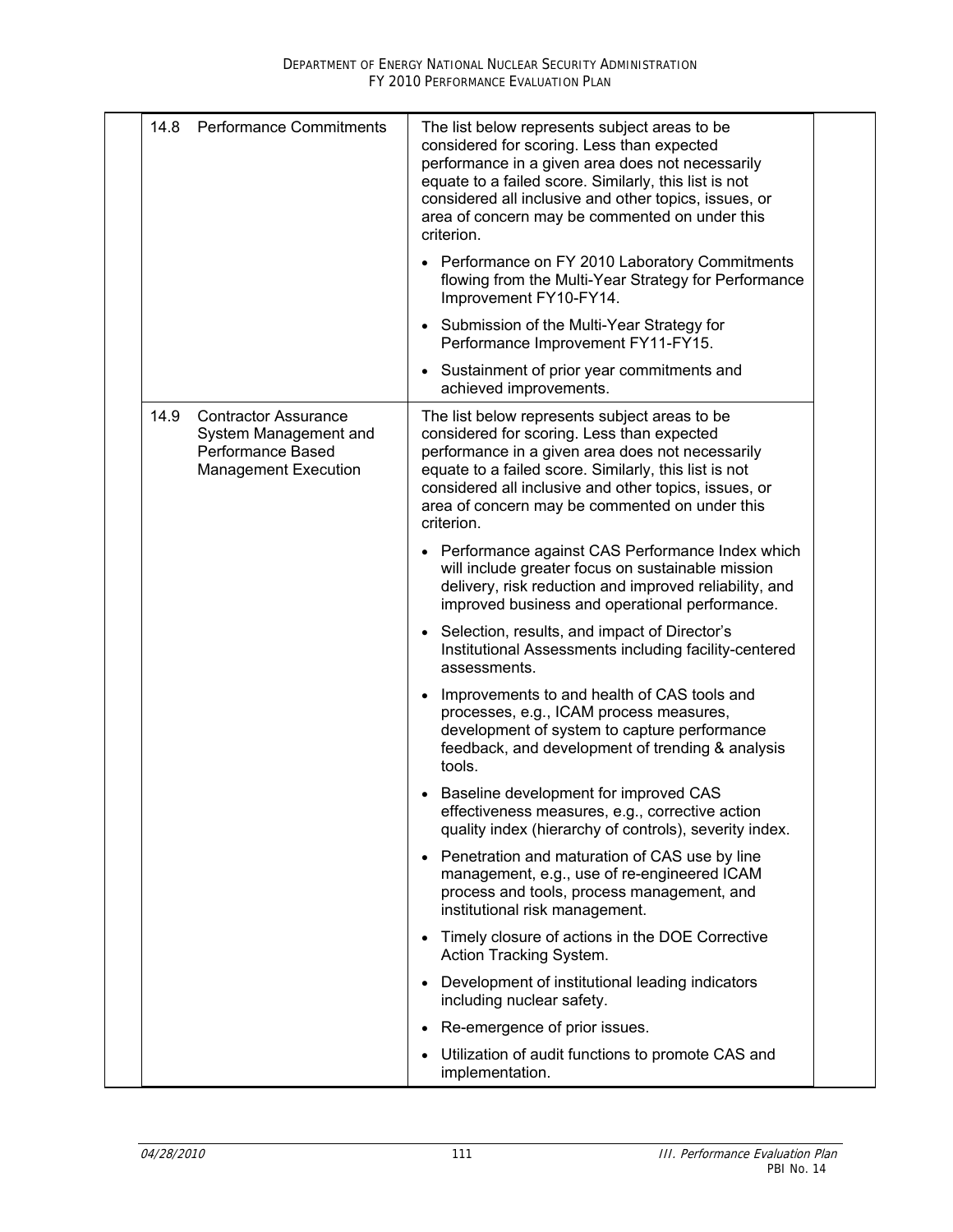| | | | |
|---|---|---|---|
| 14.8 | Performance Commitments | The list below represents subject areas to be considered for scoring. Less than expected performance in a given area does not necessarily equate to a failed score. Similarly, this list is not considered all inclusive and other topics, issues, or area of concern may be commented on under this criterion.<br><br>• Performance on FY 2010 Laboratory Commitments flowing from the Multi-Year Strategy for Performance Improvement FY10-FY14.<br>• Submission of the Multi-Year Strategy for Performance Improvement FY11-FY15.<br>• Sustainment of prior year commitments and achieved improvements. | |
| 14.9 | Contractor Assurance System Management and Performance Based Management Execution | The list below represents subject areas to be considered for scoring. Less than expected performance in a given area does not necessarily equate to a failed score. Similarly, this list is not considered all inclusive and other topics, issues, or area of concern may be commented on under this criterion.<br><br>• Performance against CAS Performance Index which will include greater focus on sustainable mission delivery, risk reduction and improved reliability, and improved business and operational performance.<br>• Selection, results, and impact of Director's Institutional Assessments including facility-centered assessments.<br>• Improvements to and health of CAS tools and processes, e.g., ICAM process measures, development of system to capture performance feedback, and development of trending & analysis tools.<br>• Baseline development for improved CAS effectiveness measures, e.g., corrective action quality index (hierarchy of controls), severity index.<br>• Penetration and maturation of CAS use by line management, e.g., use of re-engineered ICAM process and tools, process management, and institutional risk management.<br>• Timely closure of actions in the DOE Corrective Action Tracking System.<br>• Development of institutional leading indicators including nuclear safety.<br>• Re-emergence of prior issues.<br>• Utilization of audit functions to promote CAS and implementation. | |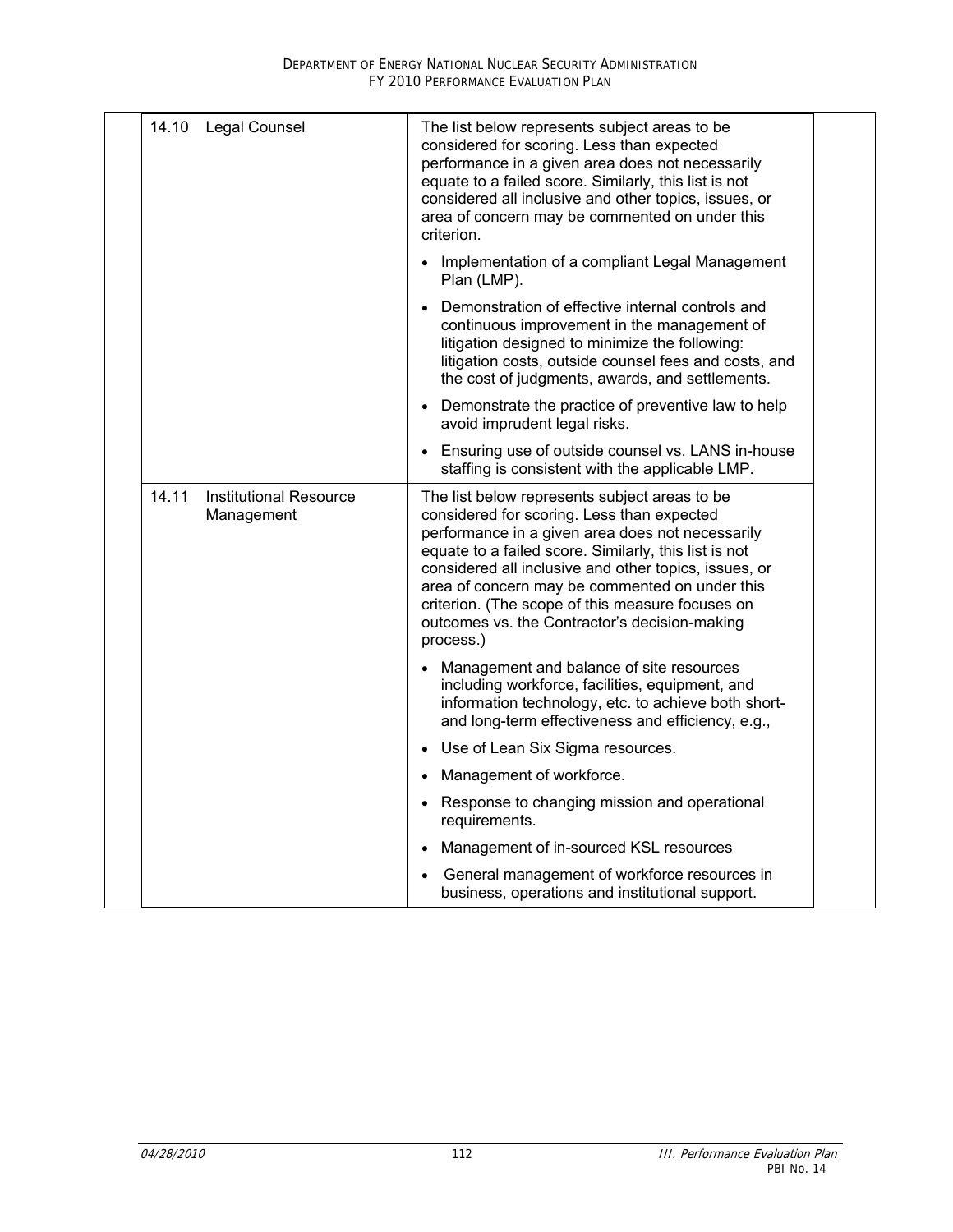| | | |
|---|---|---|
| 14.10 Legal Counsel | The list below represents subject areas to be considered for scoring. Less than expected performance in a given area does not necessarily equate to a failed score. Similarly, this list is not considered all inclusive and other topics, issues, or area of concern may be commented on under this criterion. | |
| | • Implementation of a compliant Legal Management Plan (LMP). | |
| | • Demonstration of effective internal controls and continuous improvement in the management of litigation designed to minimize the following: litigation costs, outside counsel fees and costs, and the cost of judgments, awards, and settlements. | |
| | • Demonstrate the practice of preventive law to help avoid imprudent legal risks. | |
| | • Ensuring use of outside counsel vs. LANS in-house staffing is consistent with the applicable LMP. | |
| 14.11 Institutional Resource Management | The list below represents subject areas to be considered for scoring. Less than expected performance in a given area does not necessarily equate to a failed score. Similarly, this list is not considered all inclusive and other topics, issues, or area of concern may be commented on under this criterion. (The scope of this measure focuses on outcomes vs. the Contractor's decision-making process.) | |
| | • Management and balance of site resources including workforce, facilities, equipment, and information technology, etc. to achieve both short- and long-term effectiveness and efficiency, e.g., | |
| | • Use of Lean Six Sigma resources. | |
| | • Management of workforce. | |
| | • Response to changing mission and operational requirements. | |
| | • Management of in-sourced KSL resources | |
| | • General management of workforce resources in business, operations and institutional support. | |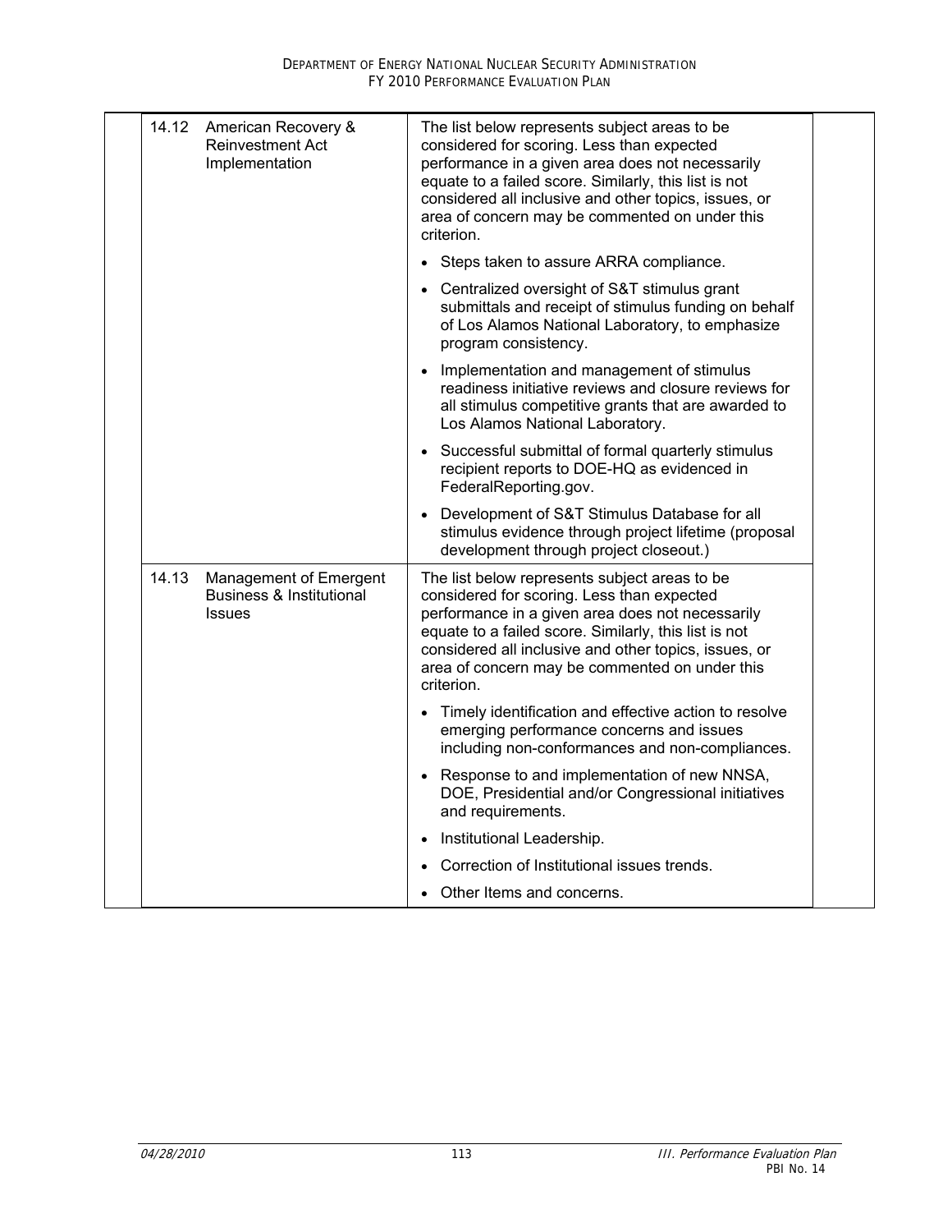| | | | |
|---|---|---|---|
| 14.12 | American Recovery & Reinvestment Act Implementation | The list below represents subject areas to be considered for scoring. Less than expected performance in a given area does not necessarily equate to a failed score. Similarly, this list is not considered all inclusive and other topics, issues, or area of concern may be commented on under this criterion. | |
| | | • Steps taken to assure ARRA compliance. | |
| | | • Centralized oversight of S&T stimulus grant submittals and receipt of stimulus funding on behalf of Los Alamos National Laboratory, to emphasize program consistency. | |
| | | • Implementation and management of stimulus readiness initiative reviews and closure reviews for all stimulus competitive grants that are awarded to Los Alamos National Laboratory. | |
| | | • Successful submittal of formal quarterly stimulus recipient reports to DOE-HQ as evidenced in FederalReporting.gov. | |
| | | • Development of S&T Stimulus Database for all stimulus evidence through project lifetime (proposal development through project closeout.) | |
| 14.13 | Management of Emergent Business & Institutional Issues | The list below represents subject areas to be considered for scoring. Less than expected performance in a given area does not necessarily equate to a failed score. Similarly, this list is not considered all inclusive and other topics, issues, or area of concern may be commented on under this criterion. | |
| | | • Timely identification and effective action to resolve emerging performance concerns and issues including non-conformances and non-compliances. | |
| | | • Response to and implementation of new NNSA, DOE, Presidential and/or Congressional initiatives and requirements. | |
| | | • Institutional Leadership. | |
| | | • Correction of Institutional issues trends. | |
| | | • Other Items and concerns. | |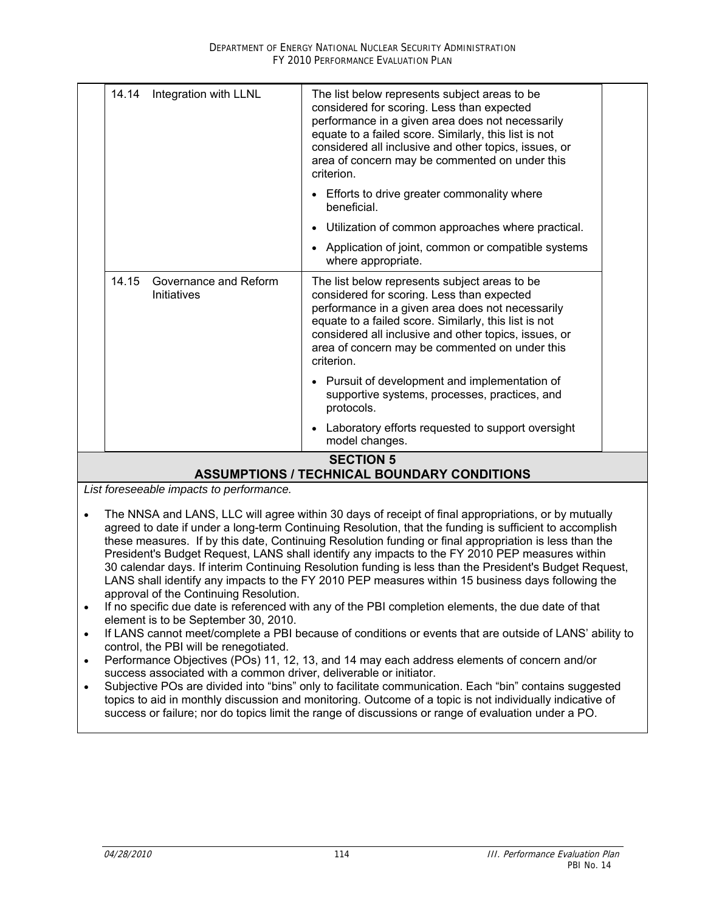| | | |
|---|---|---|
| 14.14 | Integration with LLNL | The list below represents subject areas to be considered for scoring. Less than expected performance in a given area does not necessarily equate to a failed score. Similarly, this list is not considered all inclusive and other topics, issues, or area of concern may be commented on under this criterion.<br>• Efforts to drive greater commonality where beneficial.<br>• Utilization of common approaches where practical.<br>• Application of joint, common or compatible systems where appropriate. |
| 14.15 | Governance and Reform Initiatives | The list below represents subject areas to be considered for scoring. Less than expected performance in a given area does not necessarily equate to a failed score. Similarly, this list is not considered all inclusive and other topics, issues, or area of concern may be commented on under this criterion.<br>• Pursuit of development and implementation of supportive systems, processes, practices, and protocols.<br>• Laboratory efforts requested to support oversight model changes. |

## SECTION 5
## ASSUMPTIONS / TECHNICAL BOUNDARY CONDITIONS

*List foreseeable impacts to performance.*

- The NNSA and LANS, LLC will agree within 30 days of receipt of final appropriations, or by mutually agreed to date if under a long-term Continuing Resolution, that the funding is sufficient to accomplish these measures. If by this date, Continuing Resolution funding or final appropriation is less than the President's Budget Request, LANS shall identify any impacts to the FY 2010 PEP measures within 30 calendar days. If interim Continuing Resolution funding is less than the President's Budget Request, LANS shall identify any impacts to the FY 2010 PEP measures within 15 business days following the approval of the Continuing Resolution.
- If no specific due date is referenced with any of the PBI completion elements, the due date of that element is to be September 30, 2010.
- If LANS cannot meet/complete a PBI because of conditions or events that are outside of LANS' ability to control, the PBI will be renegotiated.
- Performance Objectives (POs) 11, 12, 13, and 14 may each address elements of concern and/or success associated with a common driver, deliverable or initiator.
- Subjective POs are divided into "bins" only to facilitate communication. Each "bin" contains suggested topics to aid in monthly discussion and monitoring. Outcome of a topic is not individually indicative of success or failure; nor do topics limit the range of discussions or range of evaluation under a PO.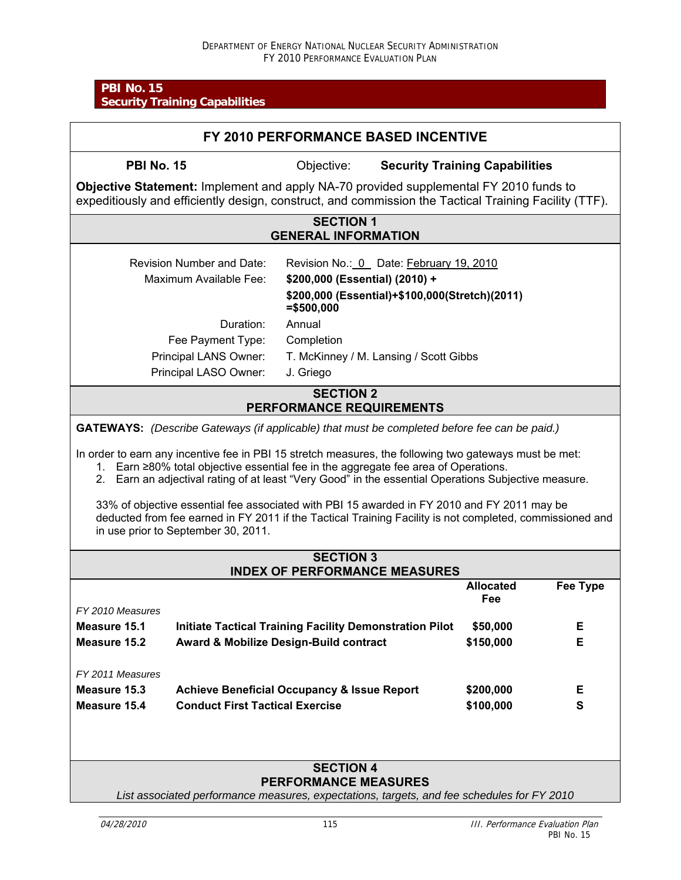**PBI No. 15**
**Security Training Capabilities**

## FY 2010 PERFORMANCE BASED INCENTIVE

**PBI No. 15** Objective: **Security Training Capabilities**

**Objective Statement:** Implement and apply NA-70 provided supplemental FY 2010 funds to expeditiously and efficiently design, construct, and commission the Tactical Training Facility (TTF).

### SECTION 1 GENERAL INFORMATION

| | |
|---|---|
| Revision Number and Date: | Revision No.: 0 Date: February 19, 2010 |
| Maximum Available Fee: | **$200,000 (Essential) (2010) +** **$200,000 (Essential)+$100,000(Stretch)(2011) =$500,000** |
| Duration: | Annual |
| Fee Payment Type: | Completion |
| Principal LANS Owner: | T. McKinney / M. Lansing / Scott Gibbs |
| Principal LASO Owner: | J. Griego |

### SECTION 2 PERFORMANCE REQUIREMENTS

**GATEWAYS:** *(Describe Gateways (if applicable) that must be completed before fee can be paid.)*

In order to earn any incentive fee in PBI 15 stretch measures, the following two gateways must be met:

1. Earn ≥80% total objective essential fee in the aggregate fee area of Operations.
2. Earn an adjectival rating of at least "Very Good" in the essential Operations Subjective measure.

33% of objective essential fee associated with PBI 15 awarded in FY 2010 and FY 2011 may be deducted from fee earned in FY 2011 if the Tactical Training Facility is not completed, commissioned and in use prior to September 30, 2011.

### SECTION 3 INDEX OF PERFORMANCE MEASURES

| | | Allocated Fee | Fee Type |
|---|---|---|---|
| *FY 2010 Measures* | | | |
| **Measure 15.1** | **Initiate Tactical Training Facility Demonstration Pilot** | **$50,000** | **E** |
| **Measure 15.2** | **Award & Mobilize Design-Build contract** | **$150,000** | **E** |
| *FY 2011 Measures* | | | |
| **Measure 15.3** | **Achieve Beneficial Occupancy & Issue Report** | **$200,000** | **E** |
| **Measure 15.4** | **Conduct First Tactical Exercise** | **$100,000** | **S** |

### SECTION 4 PERFORMANCE MEASURES

*List associated performance measures, expectations, targets, and fee schedules for FY 2010*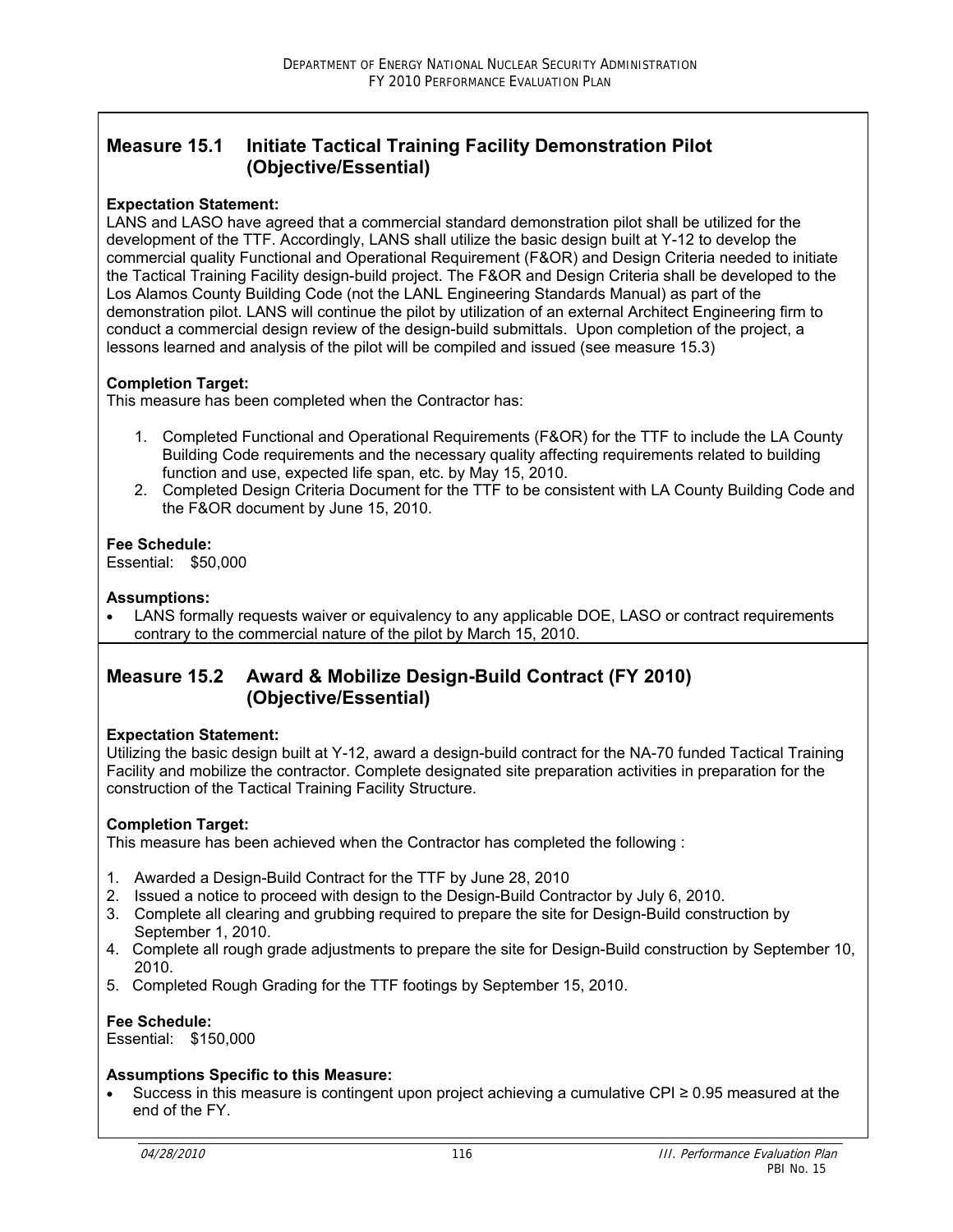## Measure 15.1 Initiate Tactical Training Facility Demonstration Pilot (Objective/Essential)

**Expectation Statement:**
LANS and LASO have agreed that a commercial standard demonstration pilot shall be utilized for the development of the TTF. Accordingly, LANS shall utilize the basic design built at Y-12 to develop the commercial quality Functional and Operational Requirement (F&OR) and Design Criteria needed to initiate the Tactical Training Facility design-build project. The F&OR and Design Criteria shall be developed to the Los Alamos County Building Code (not the LANL Engineering Standards Manual) as part of the demonstration pilot. LANS will continue the pilot by utilization of an external Architect Engineering firm to conduct a commercial design review of the design-build submittals. Upon completion of the project, a lessons learned and analysis of the pilot will be compiled and issued (see measure 15.3)

**Completion Target:**
This measure has been completed when the Contractor has:

1. Completed Functional and Operational Requirements (F&OR) for the TTF to include the LA County Building Code requirements and the necessary quality affecting requirements related to building function and use, expected life span, etc. by May 15, 2010.
2. Completed Design Criteria Document for the TTF to be consistent with LA County Building Code and the F&OR document by June 15, 2010.

**Fee Schedule:**
Essential: $50,000

**Assumptions:**

- LANS formally requests waiver or equivalency to any applicable DOE, LASO or contract requirements contrary to the commercial nature of the pilot by March 15, 2010.

## Measure 15.2 Award & Mobilize Design-Build Contract (FY 2010) (Objective/Essential)

**Expectation Statement:**
Utilizing the basic design built at Y-12, award a design-build contract for the NA-70 funded Tactical Training Facility and mobilize the contractor. Complete designated site preparation activities in preparation for the construction of the Tactical Training Facility Structure.

**Completion Target:**
This measure has been achieved when the Contractor has completed the following :

1. Awarded a Design-Build Contract for the TTF by June 28, 2010
2. Issued a notice to proceed with design to the Design-Build Contractor by July 6, 2010.
3. Complete all clearing and grubbing required to prepare the site for Design-Build construction by September 1, 2010.
4. Complete all rough grade adjustments to prepare the site for Design-Build construction by September 10, 2010.
5. Completed Rough Grading for the TTF footings by September 15, 2010.

**Fee Schedule:**
Essential: $150,000

**Assumptions Specific to this Measure:**

- Success in this measure is contingent upon project achieving a cumulative CPI ≥ 0.95 measured at the end of the FY.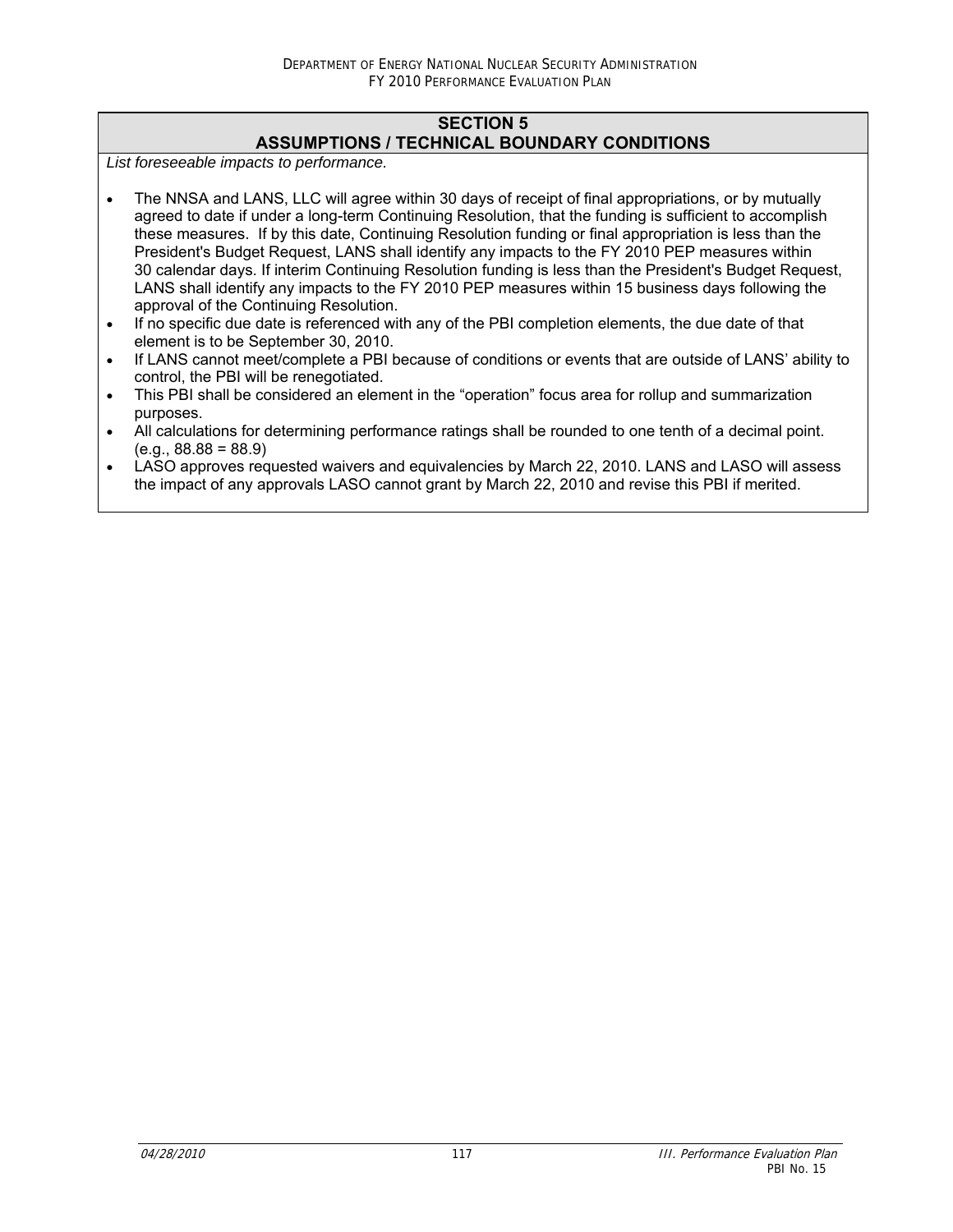## SECTION 5
## ASSUMPTIONS / TECHNICAL BOUNDARY CONDITIONS

*List foreseeable impacts to performance.*

- The NNSA and LANS, LLC will agree within 30 days of receipt of final appropriations, or by mutually agreed to date if under a long-term Continuing Resolution, that the funding is sufficient to accomplish these measures. If by this date, Continuing Resolution funding or final appropriation is less than the President's Budget Request, LANS shall identify any impacts to the FY 2010 PEP measures within 30 calendar days. If interim Continuing Resolution funding is less than the President's Budget Request, LANS shall identify any impacts to the FY 2010 PEP measures within 15 business days following the approval of the Continuing Resolution.
- If no specific due date is referenced with any of the PBI completion elements, the due date of that element is to be September 30, 2010.
- If LANS cannot meet/complete a PBI because of conditions or events that are outside of LANS' ability to control, the PBI will be renegotiated.
- This PBI shall be considered an element in the "operation" focus area for rollup and summarization purposes.
- All calculations for determining performance ratings shall be rounded to one tenth of a decimal point. (e.g., 88.88 = 88.9)
- LASO approves requested waivers and equivalencies by March 22, 2010. LANS and LASO will assess the impact of any approvals LASO cannot grant by March 22, 2010 and revise this PBI if merited.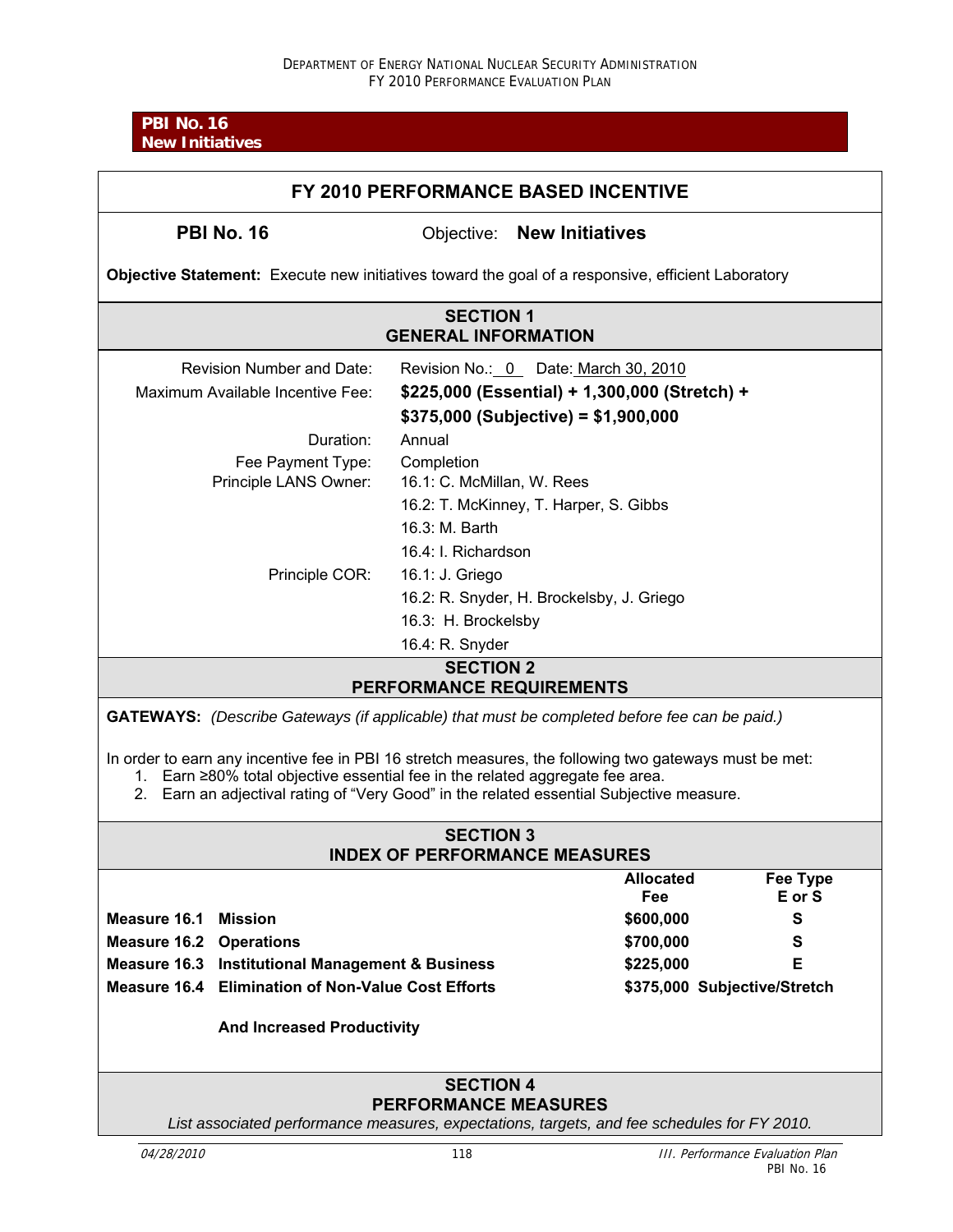**PBI No. 16**
**New Initiatives**

## FY 2010 PERFORMANCE BASED INCENTIVE

**PBI No. 16** Objective: **New Initiatives**

**Objective Statement:** Execute new initiatives toward the goal of a responsive, efficient Laboratory

### SECTION 1
### GENERAL INFORMATION

| | |
|---|---|
| Revision Number and Date: | Revision No.: 0 Date: March 30, 2010 |
| Maximum Available Incentive Fee: | **$225,000 (Essential) + 1,300,000 (Stretch) + $375,000 (Subjective) = $1,900,000** |
| Duration: | Annual |
| Fee Payment Type: | Completion |
| Principle LANS Owner: | 16.1: C. McMillan, W. Rees<br>16.2: T. McKinney, T. Harper, S. Gibbs<br>16.3: M. Barth<br>16.4: I. Richardson |
| Principle COR: | 16.1: J. Griego<br>16.2: R. Snyder, H. Brockelsby, J. Griego<br>16.3: H. Brockelsby<br>16.4: R. Snyder |

### SECTION 2
### PERFORMANCE REQUIREMENTS

**GATEWAYS:** *(Describe Gateways (if applicable) that must be completed before fee can be paid.)*

In order to earn any incentive fee in PBI 16 stretch measures, the following two gateways must be met:

1. Earn ≥80% total objective essential fee in the related aggregate fee area.
2. Earn an adjectival rating of "Very Good" in the related essential Subjective measure.

### SECTION 3
### INDEX OF PERFORMANCE MEASURES

| | | Allocated Fee | Fee Type E or S |
|---|---|---|---|
| **Measure 16.1** | **Mission** | **$600,000** | **S** |
| **Measure 16.2** | **Operations** | **$700,000** | **S** |
| **Measure 16.3** | **Institutional Management & Business** | **$225,000** | **E** |
| **Measure 16.4** | **Elimination of Non-Value Cost Efforts And Increased Productivity** | **$375,000** | **Subjective/Stretch** |

### SECTION 4
### PERFORMANCE MEASURES

*List associated performance measures, expectations, targets, and fee schedules for FY 2010.*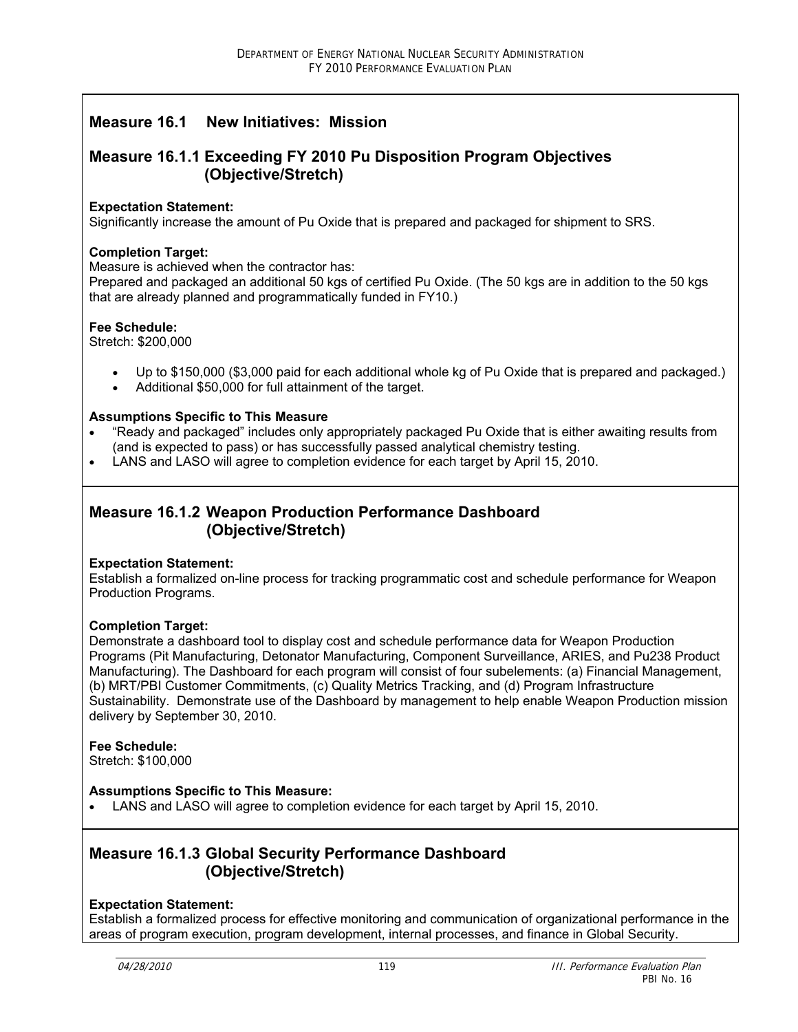## Measure 16.1 New Initiatives: Mission

### Measure 16.1.1 Exceeding FY 2010 Pu Disposition Program Objectives (Objective/Stretch)

**Expectation Statement:**
Significantly increase the amount of Pu Oxide that is prepared and packaged for shipment to SRS.

**Completion Target:**
Measure is achieved when the contractor has:
Prepared and packaged an additional 50 kgs of certified Pu Oxide. (The 50 kgs are in addition to the 50 kgs that are already planned and programmatically funded in FY10.)

**Fee Schedule:**
Stretch: $200,000

- Up to $150,000 ($3,000 paid for each additional whole kg of Pu Oxide that is prepared and packaged.)
- Additional $50,000 for full attainment of the target.

**Assumptions Specific to This Measure**

- "Ready and packaged" includes only appropriately packaged Pu Oxide that is either awaiting results from (and is expected to pass) or has successfully passed analytical chemistry testing.
- LANS and LASO will agree to completion evidence for each target by April 15, 2010.

### Measure 16.1.2 Weapon Production Performance Dashboard (Objective/Stretch)

**Expectation Statement:**
Establish a formalized on-line process for tracking programmatic cost and schedule performance for Weapon Production Programs.

**Completion Target:**
Demonstrate a dashboard tool to display cost and schedule performance data for Weapon Production Programs (Pit Manufacturing, Detonator Manufacturing, Component Surveillance, ARIES, and Pu238 Product Manufacturing). The Dashboard for each program will consist of four subelements: (a) Financial Management, (b) MRT/PBI Customer Commitments, (c) Quality Metrics Tracking, and (d) Program Infrastructure Sustainability. Demonstrate use of the Dashboard by management to help enable Weapon Production mission delivery by September 30, 2010.

**Fee Schedule:**
Stretch: $100,000

**Assumptions Specific to This Measure:**

- LANS and LASO will agree to completion evidence for each target by April 15, 2010.

### Measure 16.1.3 Global Security Performance Dashboard (Objective/Stretch)

**Expectation Statement:**
Establish a formalized process for effective monitoring and communication of organizational performance in the areas of program execution, program development, internal processes, and finance in Global Security.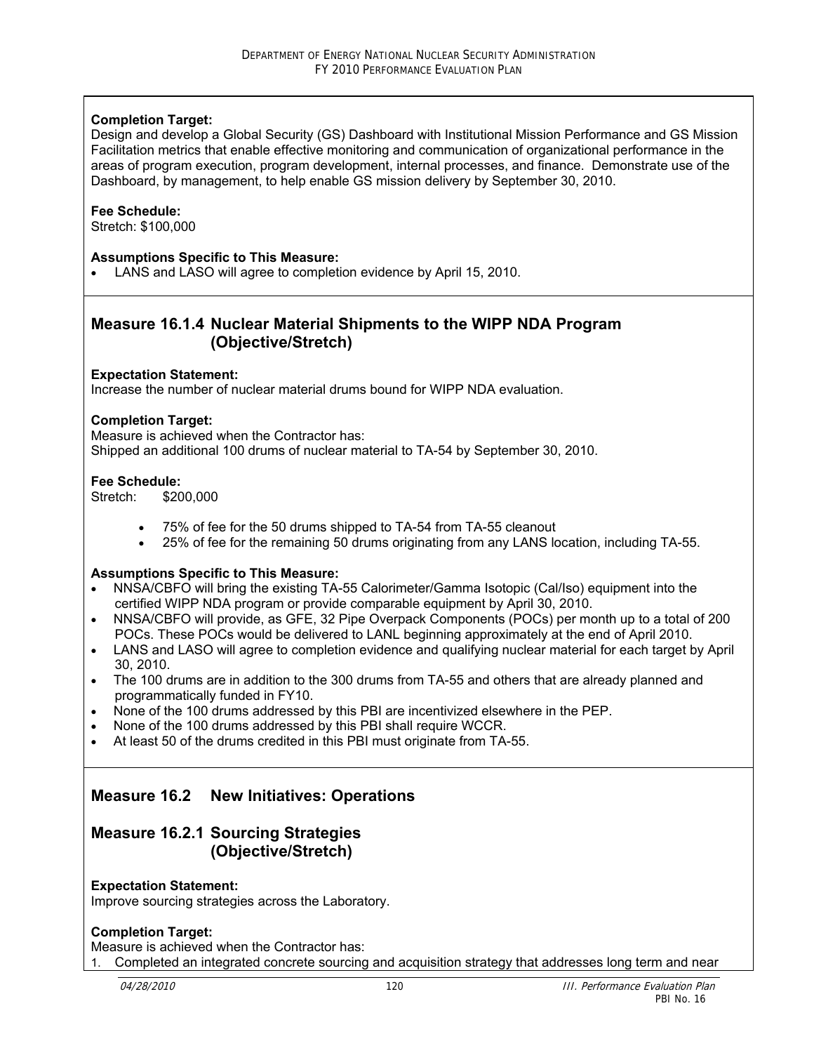**Completion Target:**
Design and develop a Global Security (GS) Dashboard with Institutional Mission Performance and GS Mission Facilitation metrics that enable effective monitoring and communication of organizational performance in the areas of program execution, program development, internal processes, and finance. Demonstrate use of the Dashboard, by management, to help enable GS mission delivery by September 30, 2010.

**Fee Schedule:**
Stretch: $100,000

**Assumptions Specific to This Measure:**
- LANS and LASO will agree to completion evidence by April 15, 2010.

## Measure 16.1.4 Nuclear Material Shipments to the WIPP NDA Program (Objective/Stretch)

**Expectation Statement:**
Increase the number of nuclear material drums bound for WIPP NDA evaluation.

**Completion Target:**
Measure is achieved when the Contractor has:
Shipped an additional 100 drums of nuclear material to TA-54 by September 30, 2010.

**Fee Schedule:**
Stretch: $200,000

- 75% of fee for the 50 drums shipped to TA-54 from TA-55 cleanout
- 25% of fee for the remaining 50 drums originating from any LANS location, including TA-55.

**Assumptions Specific to This Measure:**
- NNSA/CBFO will bring the existing TA-55 Calorimeter/Gamma Isotopic (Cal/Iso) equipment into the certified WIPP NDA program or provide comparable equipment by April 30, 2010.
- NNSA/CBFO will provide, as GFE, 32 Pipe Overpack Components (POCs) per month up to a total of 200 POCs. These POCs would be delivered to LANL beginning approximately at the end of April 2010.
- LANS and LASO will agree to completion evidence and qualifying nuclear material for each target by April 30, 2010.
- The 100 drums are in addition to the 300 drums from TA-55 and others that are already planned and programmatically funded in FY10.
- None of the 100 drums addressed by this PBI are incentivized elsewhere in the PEP.
- None of the 100 drums addressed by this PBI shall require WCCR.
- At least 50 of the drums credited in this PBI must originate from TA-55.

## Measure 16.2 New Initiatives: Operations

## Measure 16.2.1 Sourcing Strategies (Objective/Stretch)

**Expectation Statement:**
Improve sourcing strategies across the Laboratory.

**Completion Target:**
Measure is achieved when the Contractor has:
1. Completed an integrated concrete sourcing and acquisition strategy that addresses long term and near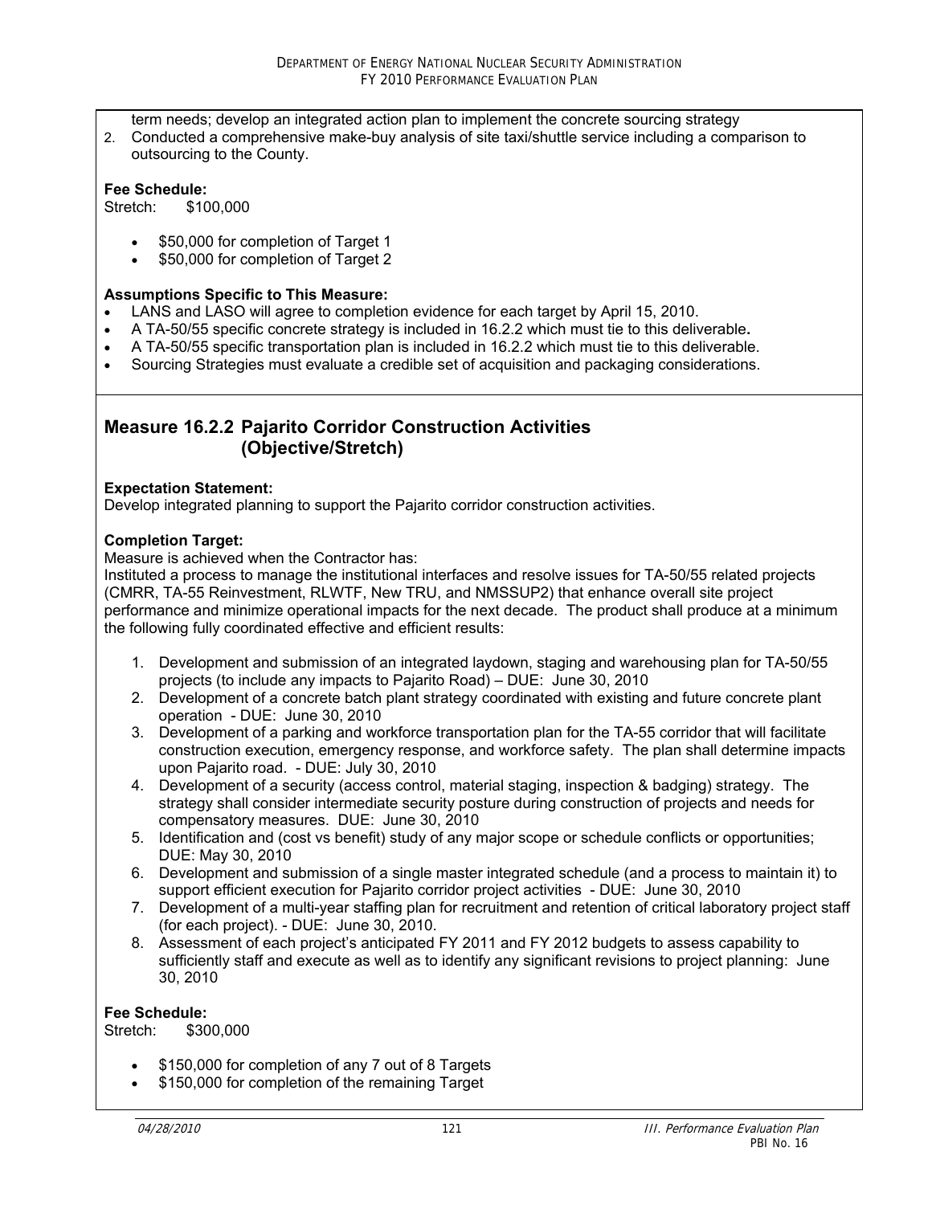term needs; develop an integrated action plan to implement the concrete sourcing strategy

2. Conducted a comprehensive make-buy analysis of site taxi/shuttle service including a comparison to outsourcing to the County.

**Fee Schedule:**
Stretch: $100,000

- $50,000 for completion of Target 1
- $50,000 for completion of Target 2

**Assumptions Specific to This Measure:**

- LANS and LASO will agree to completion evidence for each target by April 15, 2010.
- A TA-50/55 specific concrete strategy is included in 16.2.2 which must tie to this deliverable**.**
- A TA-50/55 specific transportation plan is included in 16.2.2 which must tie to this deliverable.
- Sourcing Strategies must evaluate a credible set of acquisition and packaging considerations.

## Measure 16.2.2 Pajarito Corridor Construction Activities (Objective/Stretch)

**Expectation Statement:**
Develop integrated planning to support the Pajarito corridor construction activities.

**Completion Target:**
Measure is achieved when the Contractor has:
Instituted a process to manage the institutional interfaces and resolve issues for TA-50/55 related projects (CMRR, TA-55 Reinvestment, RLWTF, New TRU, and NMSSUP2) that enhance overall site project performance and minimize operational impacts for the next decade. The product shall produce at a minimum the following fully coordinated effective and efficient results:

1. Development and submission of an integrated laydown, staging and warehousing plan for TA-50/55 projects (to include any impacts to Pajarito Road) – DUE: June 30, 2010
2. Development of a concrete batch plant strategy coordinated with existing and future concrete plant operation - DUE: June 30, 2010
3. Development of a parking and workforce transportation plan for the TA-55 corridor that will facilitate construction execution, emergency response, and workforce safety. The plan shall determine impacts upon Pajarito road. - DUE: July 30, 2010
4. Development of a security (access control, material staging, inspection & badging) strategy. The strategy shall consider intermediate security posture during construction of projects and needs for compensatory measures. DUE: June 30, 2010
5. Identification and (cost vs benefit) study of any major scope or schedule conflicts or opportunities; DUE: May 30, 2010
6. Development and submission of a single master integrated schedule (and a process to maintain it) to support efficient execution for Pajarito corridor project activities - DUE: June 30, 2010
7. Development of a multi-year staffing plan for recruitment and retention of critical laboratory project staff (for each project). - DUE: June 30, 2010.
8. Assessment of each project's anticipated FY 2011 and FY 2012 budgets to assess capability to sufficiently staff and execute as well as to identify any significant revisions to project planning: June 30, 2010

**Fee Schedule:**
Stretch: $300,000

- $150,000 for completion of any 7 out of 8 Targets
- $150,000 for completion of the remaining Target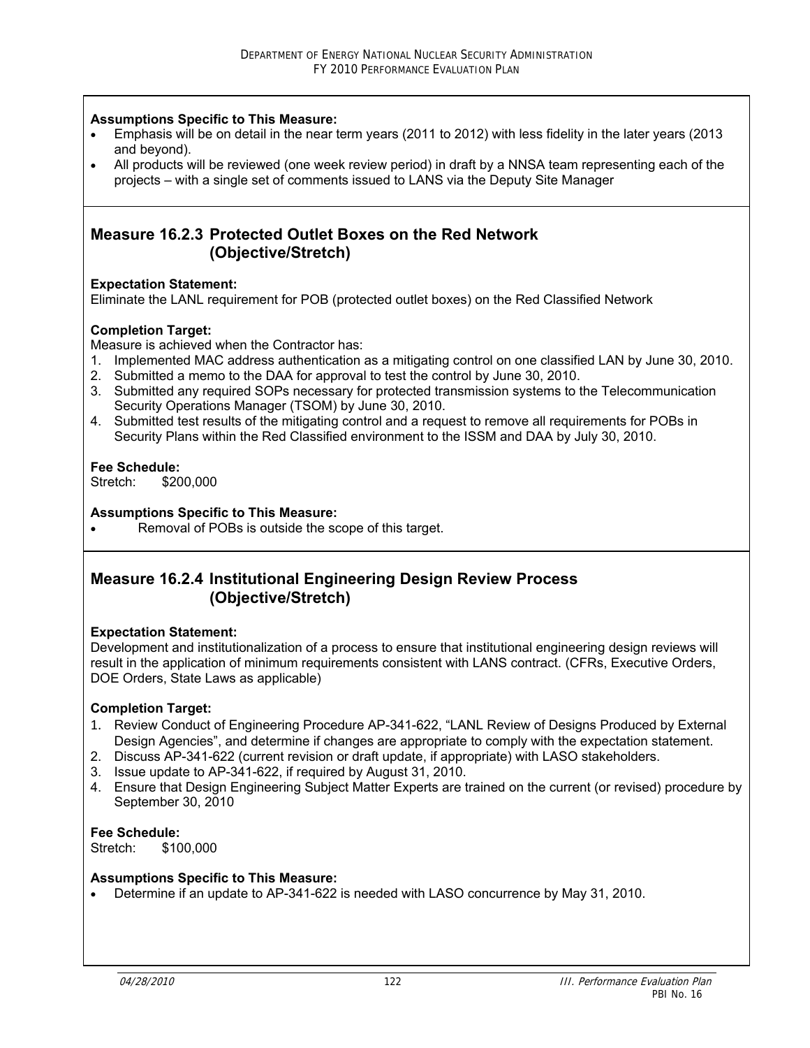**Assumptions Specific to This Measure:**

- Emphasis will be on detail in the near term years (2011 to 2012) with less fidelity in the later years (2013 and beyond).
- All products will be reviewed (one week review period) in draft by a NNSA team representing each of the projects – with a single set of comments issued to LANS via the Deputy Site Manager

## Measure 16.2.3 Protected Outlet Boxes on the Red Network (Objective/Stretch)

**Expectation Statement:**
Eliminate the LANL requirement for POB (protected outlet boxes) on the Red Classified Network

**Completion Target:**
Measure is achieved when the Contractor has:

1. Implemented MAC address authentication as a mitigating control on one classified LAN by June 30, 2010.
2. Submitted a memo to the DAA for approval to test the control by June 30, 2010.
3. Submitted any required SOPs necessary for protected transmission systems to the Telecommunication Security Operations Manager (TSOM) by June 30, 2010.
4. Submitted test results of the mitigating control and a request to remove all requirements for POBs in Security Plans within the Red Classified environment to the ISSM and DAA by July 30, 2010.

**Fee Schedule:**
Stretch: $200,000

**Assumptions Specific to This Measure:**

- Removal of POBs is outside the scope of this target.

## Measure 16.2.4 Institutional Engineering Design Review Process (Objective/Stretch)

**Expectation Statement:**
Development and institutionalization of a process to ensure that institutional engineering design reviews will result in the application of minimum requirements consistent with LANS contract. (CFRs, Executive Orders, DOE Orders, State Laws as applicable)

**Completion Target:**

1. Review Conduct of Engineering Procedure AP-341-622, "LANL Review of Designs Produced by External Design Agencies", and determine if changes are appropriate to comply with the expectation statement.
2. Discuss AP-341-622 (current revision or draft update, if appropriate) with LASO stakeholders.
3. Issue update to AP-341-622, if required by August 31, 2010.
4. Ensure that Design Engineering Subject Matter Experts are trained on the current (or revised) procedure by September 30, 2010

**Fee Schedule:**
Stretch: $100,000

**Assumptions Specific to This Measure:**

- Determine if an update to AP-341-622 is needed with LASO concurrence by May 31, 2010.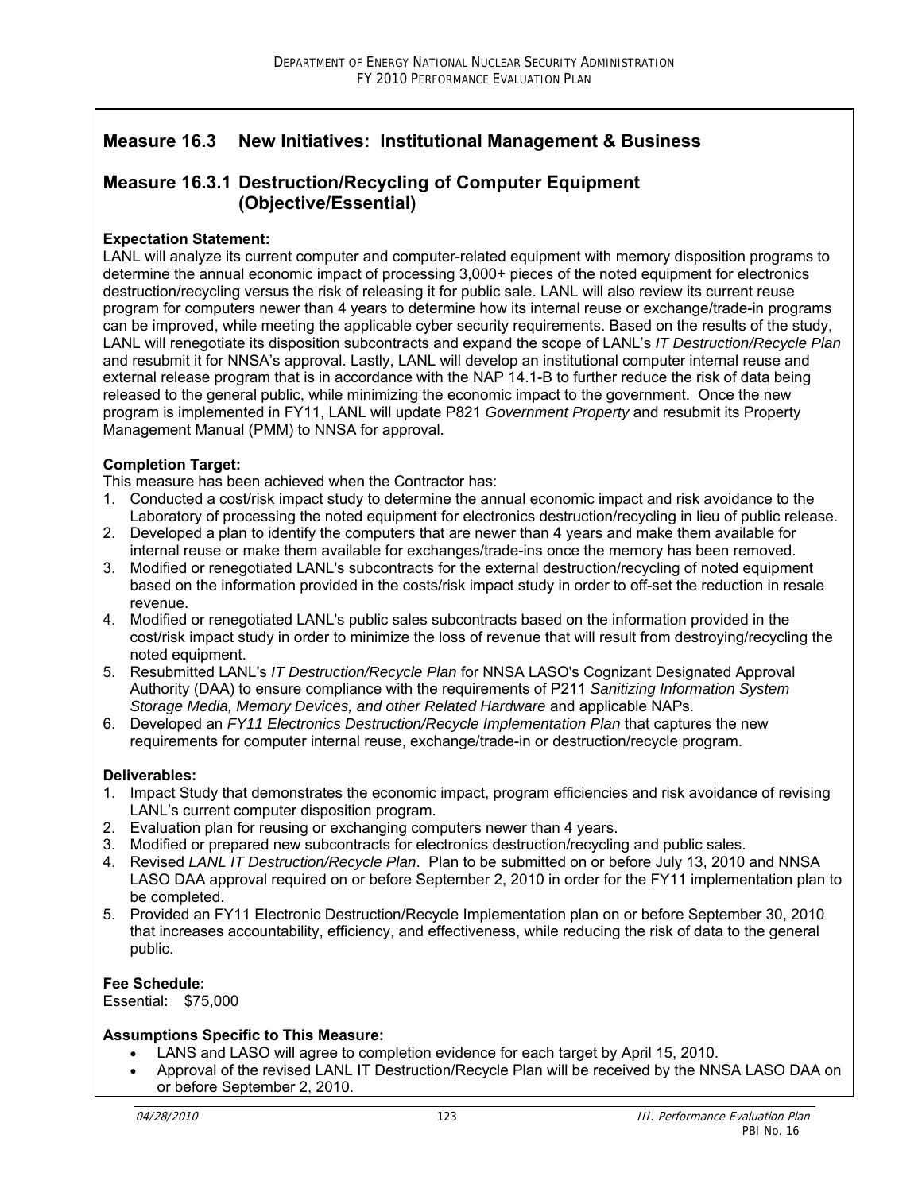## Measure 16.3 New Initiatives: Institutional Management & Business

## Measure 16.3.1 Destruction/Recycling of Computer Equipment (Objective/Essential)

**Expectation Statement:**
LANL will analyze its current computer and computer-related equipment with memory disposition programs to determine the annual economic impact of processing 3,000+ pieces of the noted equipment for electronics destruction/recycling versus the risk of releasing it for public sale. LANL will also review its current reuse program for computers newer than 4 years to determine how its internal reuse or exchange/trade-in programs can be improved, while meeting the applicable cyber security requirements. Based on the results of the study, LANL will renegotiate its disposition subcontracts and expand the scope of LANL's *IT Destruction/Recycle Plan* and resubmit it for NNSA's approval. Lastly, LANL will develop an institutional computer internal reuse and external release program that is in accordance with the NAP 14.1-B to further reduce the risk of data being released to the general public, while minimizing the economic impact to the government. Once the new program is implemented in FY11, LANL will update P821 *Government Property* and resubmit its Property Management Manual (PMM) to NNSA for approval.

**Completion Target:**
This measure has been achieved when the Contractor has:

1. Conducted a cost/risk impact study to determine the annual economic impact and risk avoidance to the Laboratory of processing the noted equipment for electronics destruction/recycling in lieu of public release.
2. Developed a plan to identify the computers that are newer than 4 years and make them available for internal reuse or make them available for exchanges/trade-ins once the memory has been removed.
3. Modified or renegotiated LANL's subcontracts for the external destruction/recycling of noted equipment based on the information provided in the costs/risk impact study in order to off-set the reduction in resale revenue.
4. Modified or renegotiated LANL's public sales subcontracts based on the information provided in the cost/risk impact study in order to minimize the loss of revenue that will result from destroying/recycling the noted equipment.
5. Resubmitted LANL's *IT Destruction/Recycle Plan* for NNSA LASO's Cognizant Designated Approval Authority (DAA) to ensure compliance with the requirements of P211 *Sanitizing Information System Storage Media, Memory Devices, and other Related Hardware* and applicable NAPs.
6. Developed an *FY11 Electronics Destruction/Recycle Implementation Plan* that captures the new requirements for computer internal reuse, exchange/trade-in or destruction/recycle program.

**Deliverables:**

1. Impact Study that demonstrates the economic impact, program efficiencies and risk avoidance of revising LANL's current computer disposition program.
2. Evaluation plan for reusing or exchanging computers newer than 4 years.
3. Modified or prepared new subcontracts for electronics destruction/recycling and public sales.
4. Revised *LANL IT Destruction/Recycle Plan*. Plan to be submitted on or before July 13, 2010 and NNSA LASO DAA approval required on or before September 2, 2010 in order for the FY11 implementation plan to be completed.
5. Provided an FY11 Electronic Destruction/Recycle Implementation plan on or before September 30, 2010 that increases accountability, efficiency, and effectiveness, while reducing the risk of data to the general public.

**Fee Schedule:**
Essential: $75,000

**Assumptions Specific to This Measure:**

- LANS and LASO will agree to completion evidence for each target by April 15, 2010.
- Approval of the revised LANL IT Destruction/Recycle Plan will be received by the NNSA LASO DAA on or before September 2, 2010.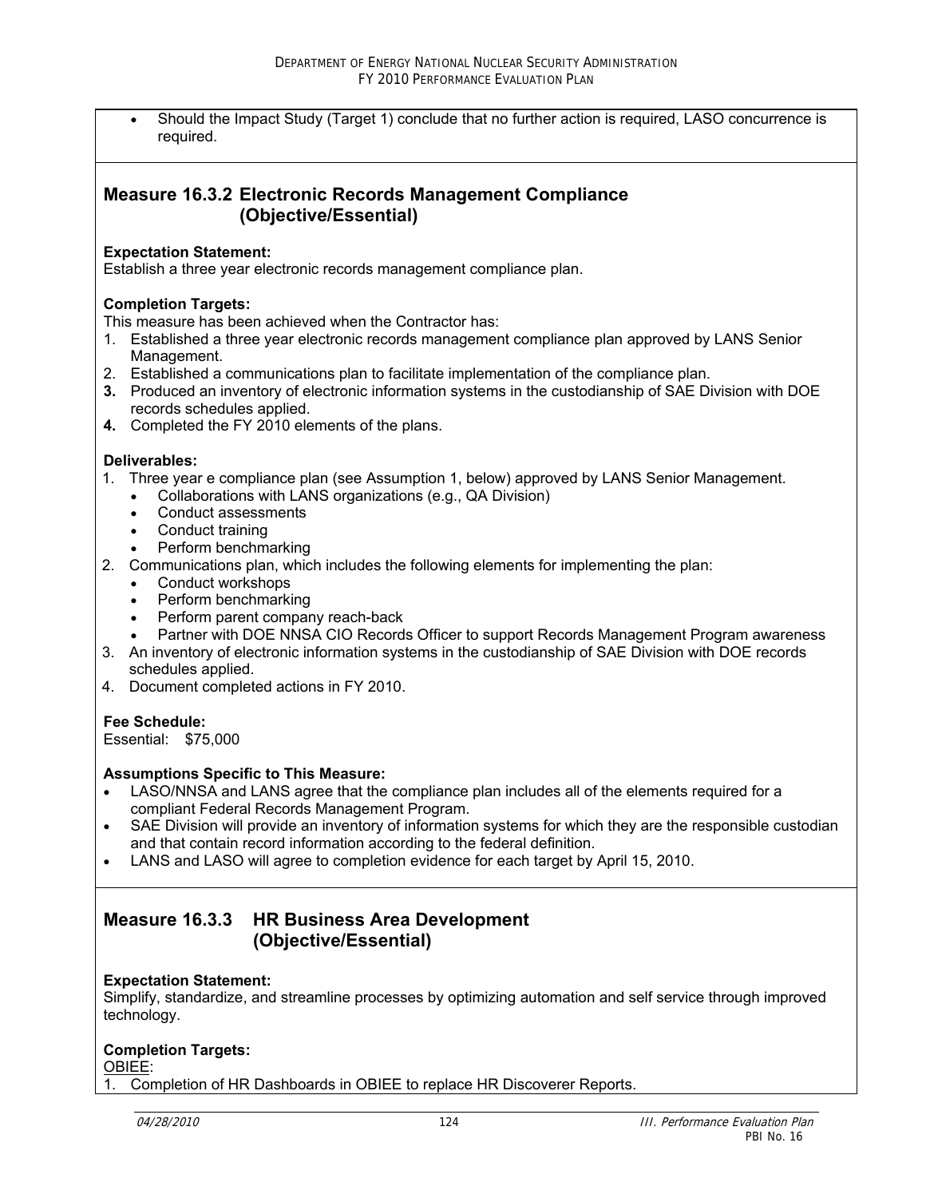- Should the Impact Study (Target 1) conclude that no further action is required, LASO concurrence is required.

## Measure 16.3.2 Electronic Records Management Compliance (Objective/Essential)

**Expectation Statement:**
Establish a three year electronic records management compliance plan.

**Completion Targets:**
This measure has been achieved when the Contractor has:

1. Established a three year electronic records management compliance plan approved by LANS Senior Management.
2. Established a communications plan to facilitate implementation of the compliance plan.
3. Produced an inventory of electronic information systems in the custodianship of SAE Division with DOE records schedules applied.
4. Completed the FY 2010 elements of the plans.

**Deliverables:**

1. Three year e compliance plan (see Assumption 1, below) approved by LANS Senior Management.
   - Collaborations with LANS organizations (e.g., QA Division)
   - Conduct assessments
   - Conduct training
   - Perform benchmarking
2. Communications plan, which includes the following elements for implementing the plan:
   - Conduct workshops
   - Perform benchmarking
   - Perform parent company reach-back
   - Partner with DOE NNSA CIO Records Officer to support Records Management Program awareness
3. An inventory of electronic information systems in the custodianship of SAE Division with DOE records schedules applied.
4. Document completed actions in FY 2010.

**Fee Schedule:**
Essential: $75,000

**Assumptions Specific to This Measure:**

- LASO/NNSA and LANS agree that the compliance plan includes all of the elements required for a compliant Federal Records Management Program.
- SAE Division will provide an inventory of information systems for which they are the responsible custodian and that contain record information according to the federal definition.
- LANS and LASO will agree to completion evidence for each target by April 15, 2010.

## Measure 16.3.3 HR Business Area Development (Objective/Essential)

**Expectation Statement:**
Simplify, standardize, and streamline processes by optimizing automation and self service through improved technology.

**Completion Targets:**
OBIEE:

1. Completion of HR Dashboards in OBIEE to replace HR Discoverer Reports.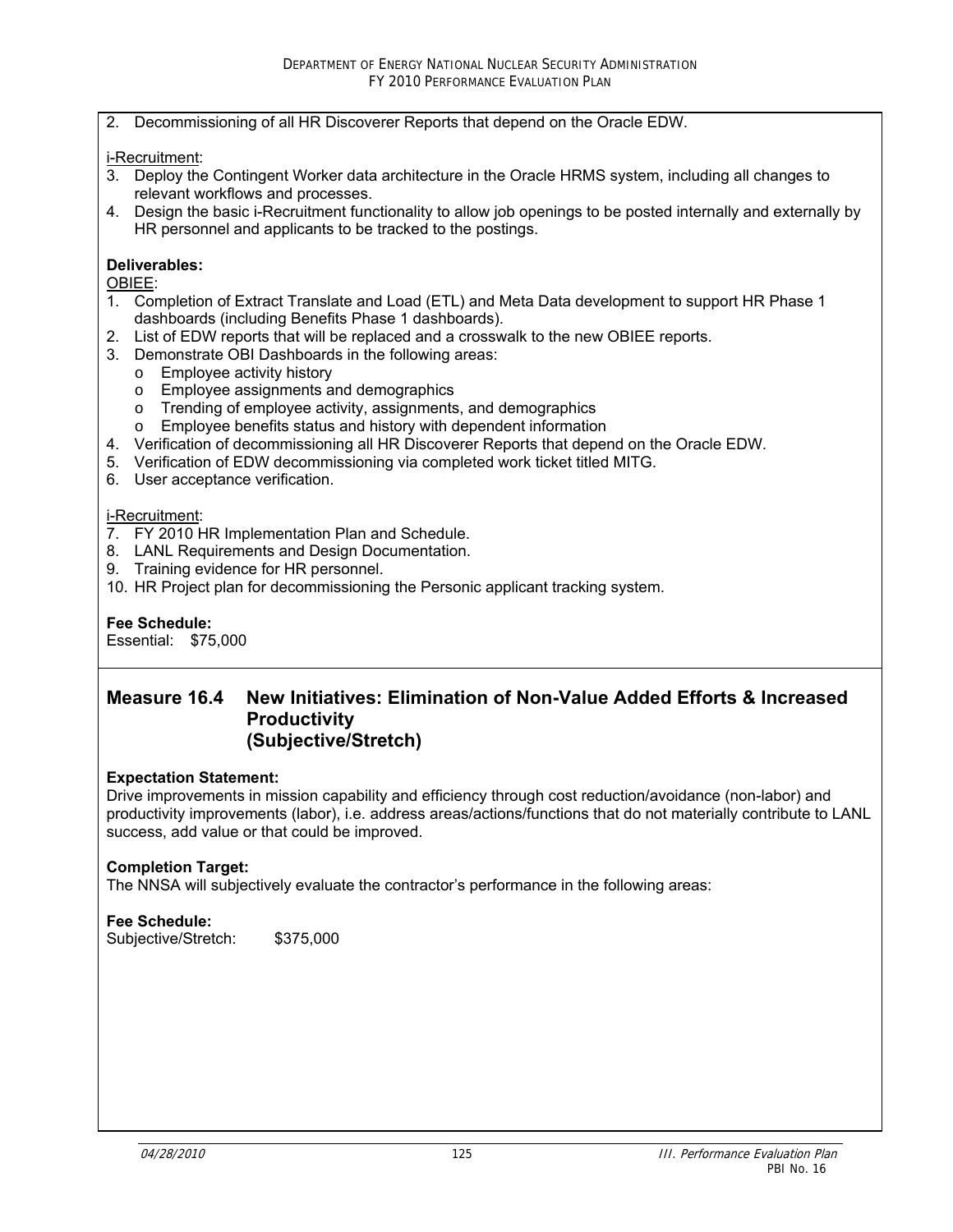2. Decommissioning of all HR Discoverer Reports that depend on the Oracle EDW.

i-Recruitment:

3. Deploy the Contingent Worker data architecture in the Oracle HRMS system, including all changes to relevant workflows and processes.
4. Design the basic i-Recruitment functionality to allow job openings to be posted internally and externally by HR personnel and applicants to be tracked to the postings.

**Deliverables:**

OBIEE:

1. Completion of Extract Translate and Load (ETL) and Meta Data development to support HR Phase 1 dashboards (including Benefits Phase 1 dashboards).
2. List of EDW reports that will be replaced and a crosswalk to the new OBIEE reports.
3. Demonstrate OBI Dashboards in the following areas:
   - Employee activity history
   - Employee assignments and demographics
   - Trending of employee activity, assignments, and demographics
   - Employee benefits status and history with dependent information
4. Verification of decommissioning all HR Discoverer Reports that depend on the Oracle EDW.
5. Verification of EDW decommissioning via completed work ticket titled MITG.
6. User acceptance verification.

i-Recruitment:

7. FY 2010 HR Implementation Plan and Schedule.
8. LANL Requirements and Design Documentation.
9. Training evidence for HR personnel.
10. HR Project plan for decommissioning the Personic applicant tracking system.

**Fee Schedule:**
Essential: $75,000

## Measure 16.4 New Initiatives: Elimination of Non-Value Added Efforts & Increased Productivity (Subjective/Stretch)

**Expectation Statement:**
Drive improvements in mission capability and efficiency through cost reduction/avoidance (non-labor) and productivity improvements (labor), i.e. address areas/actions/functions that do not materially contribute to LANL success, add value or that could be improved.

**Completion Target:**
The NNSA will subjectively evaluate the contractor's performance in the following areas:

**Fee Schedule:**
Subjective/Stretch: $375,000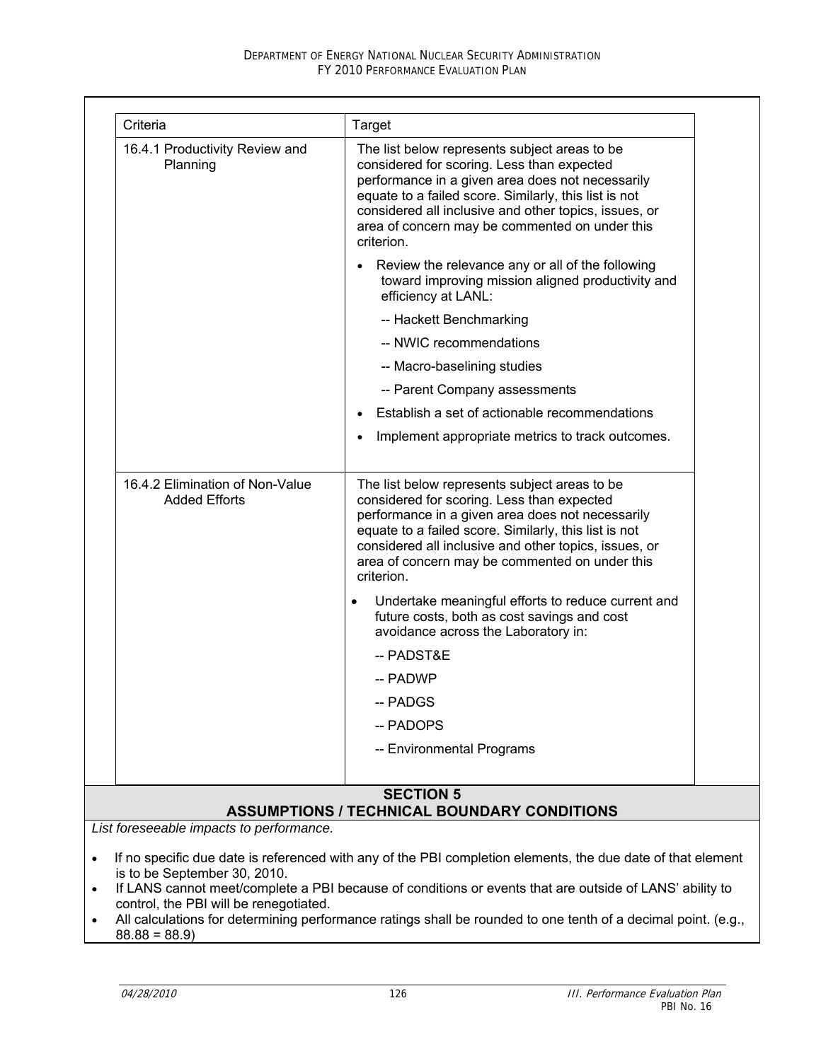| Criteria | Target |
|---|---|
| 16.4.1 Productivity Review and Planning | The list below represents subject areas to be considered for scoring. Less than expected performance in a given area does not necessarily equate to a failed score. Similarly, this list is not considered all inclusive and other topics, issues, or area of concern may be commented on under this criterion.<br><br>• Review the relevance any or all of the following toward improving mission aligned productivity and efficiency at LANL:<br>-- Hackett Benchmarking<br>-- NWIC recommendations<br>-- Macro-baselining studies<br>-- Parent Company assessments<br>• Establish a set of actionable recommendations<br>• Implement appropriate metrics to track outcomes. |
| 16.4.2 Elimination of Non-Value Added Efforts | The list below represents subject areas to be considered for scoring. Less than expected performance in a given area does not necessarily equate to a failed score. Similarly, this list is not considered all inclusive and other topics, issues, or area of concern may be commented on under this criterion.<br><br>• Undertake meaningful efforts to reduce current and future costs, both as cost savings and cost avoidance across the Laboratory in:<br>-- PADST&E<br>-- PADWP<br>-- PADGS<br>-- PADOPS<br>-- Environmental Programs |

## SECTION 5
## ASSUMPTIONS / TECHNICAL BOUNDARY CONDITIONS

*List foreseeable impacts to performance.*

- If no specific due date is referenced with any of the PBI completion elements, the due date of that element is to be September 30, 2010.
- If LANS cannot meet/complete a PBI because of conditions or events that are outside of LANS' ability to control, the PBI will be renegotiated.
- All calculations for determining performance ratings shall be rounded to one tenth of a decimal point. (e.g., 88.88 = 88.9)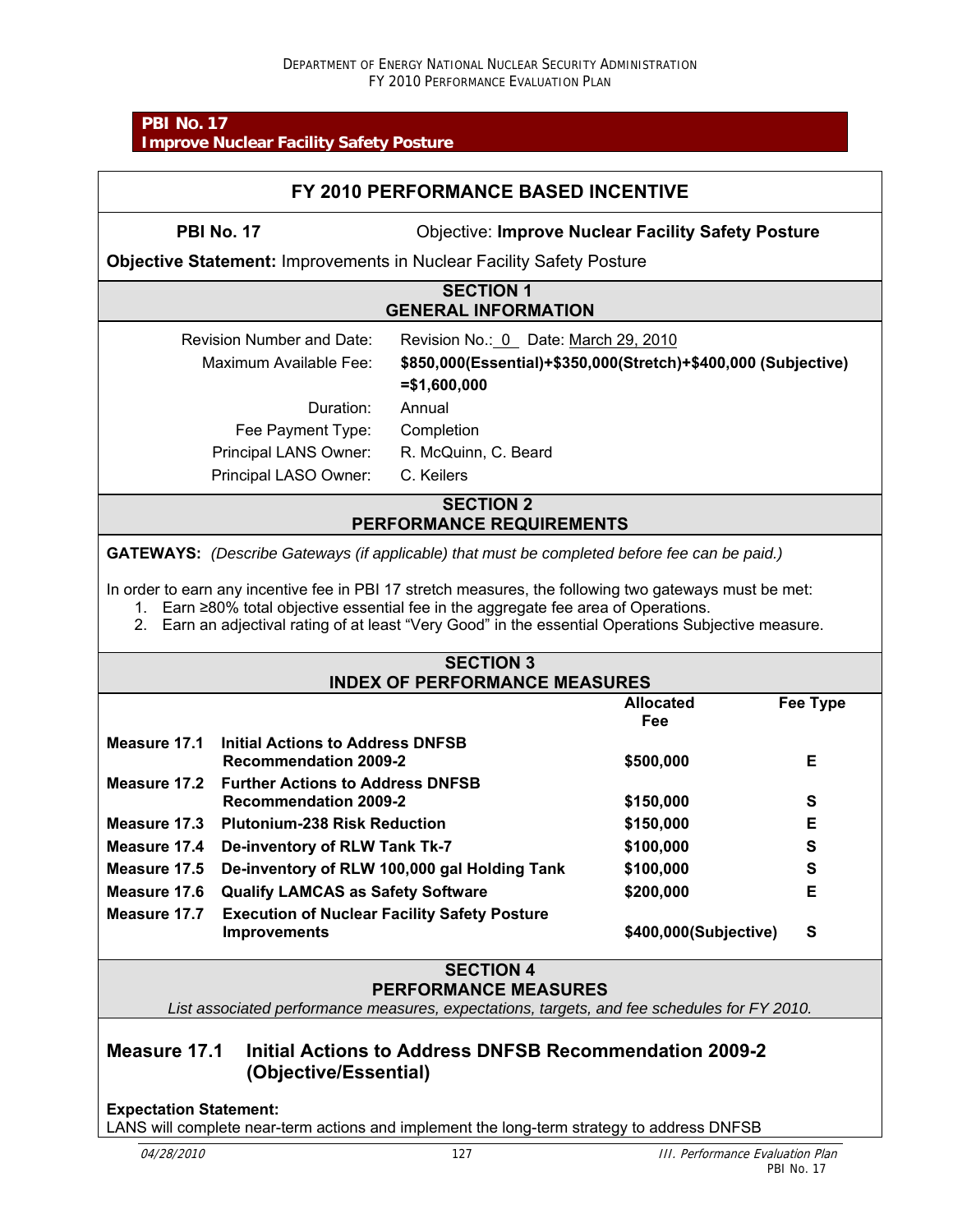## PBI No. 17
**Improve Nuclear Facility Safety Posture**

## FY 2010 PERFORMANCE BASED INCENTIVE

**PBI No. 17** Objective: **Improve Nuclear Facility Safety Posture**

**Objective Statement:** Improvements in Nuclear Facility Safety Posture

### SECTION 1
### GENERAL INFORMATION

| | |
|---|---|
| Revision Number and Date: | Revision No.: 0 Date: March 29, 2010 |
| Maximum Available Fee: | **$850,000(Essential)+$350,000(Stretch)+$400,000 (Subjective) =$1,600,000** |
| Duration: | Annual |
| Fee Payment Type: | Completion |
| Principal LANS Owner: | R. McQuinn, C. Beard |
| Principal LASO Owner: | C. Keilers |

### SECTION 2
### PERFORMANCE REQUIREMENTS

**GATEWAYS:** *(Describe Gateways (if applicable) that must be completed before fee can be paid.)*

In order to earn any incentive fee in PBI 17 stretch measures, the following two gateways must be met:

1. Earn ≥80% total objective essential fee in the aggregate fee area of Operations.
2. Earn an adjectival rating of at least "Very Good" in the essential Operations Subjective measure.

### SECTION 3
### INDEX OF PERFORMANCE MEASURES

| | | Allocated Fee | Fee Type |
|---|---|---|---|
| Measure 17.1 | Initial Actions to Address DNFSB Recommendation 2009-2 | $500,000 | E |
| Measure 17.2 | Further Actions to Address DNFSB Recommendation 2009-2 | $150,000 | S |
| Measure 17.3 | Plutonium-238 Risk Reduction | $150,000 | E |
| Measure 17.4 | De-inventory of RLW Tank Tk-7 | $100,000 | S |
| Measure 17.5 | De-inventory of RLW 100,000 gal Holding Tank | $100,000 | S |
| Measure 17.6 | Qualify LAMCAS as Safety Software | $200,000 | E |
| Measure 17.7 | Execution of Nuclear Facility Safety Posture Improvements | $400,000(Subjective) | S |

### SECTION 4
### PERFORMANCE MEASURES

*List associated performance measures, expectations, targets, and fee schedules for FY 2010.*

## Measure 17.1 Initial Actions to Address DNFSB Recommendation 2009-2 (Objective/Essential)

**Expectation Statement:**

LANS will complete near-term actions and implement the long-term strategy to address DNFSB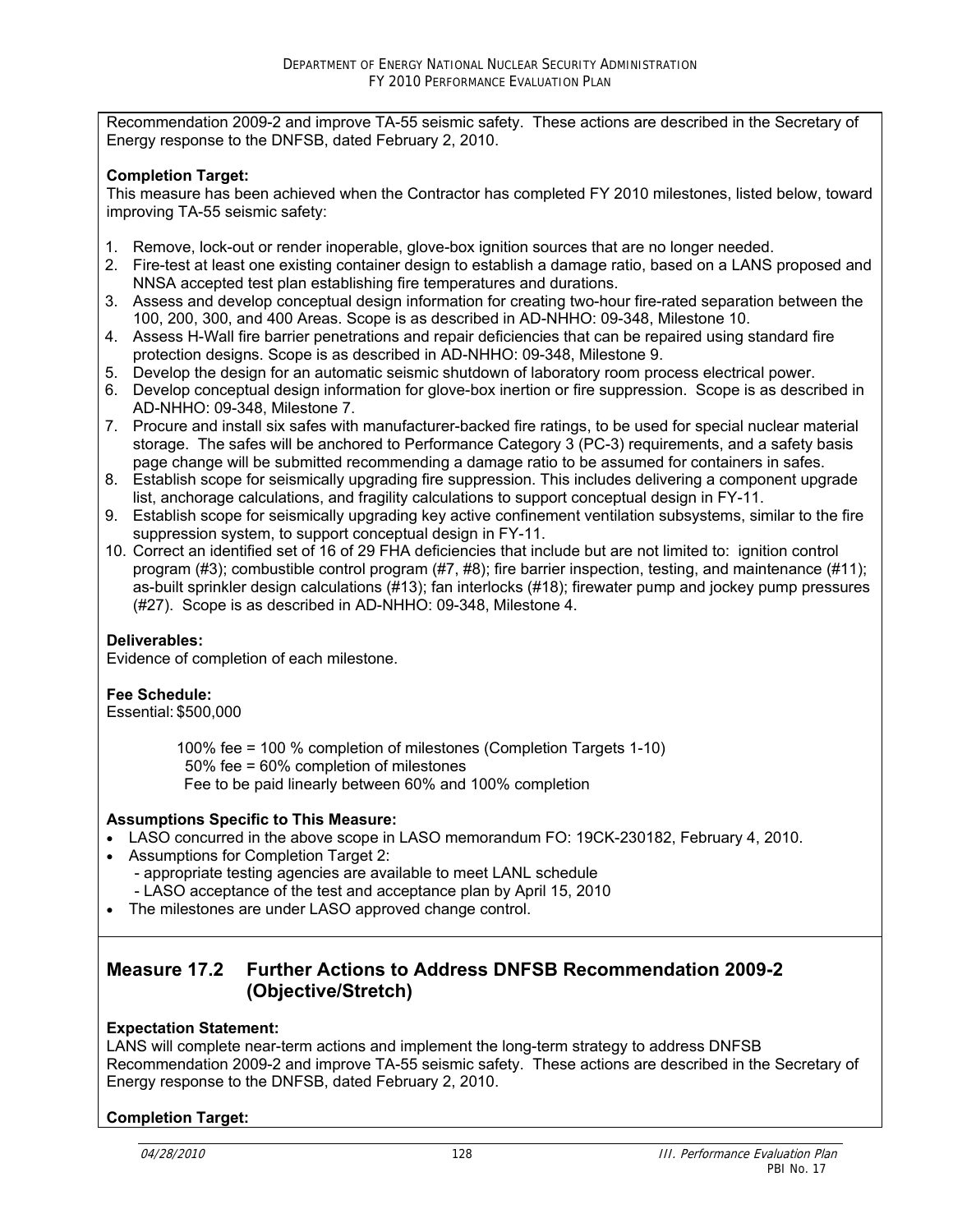Recommendation 2009-2 and improve TA-55 seismic safety. These actions are described in the Secretary of Energy response to the DNFSB, dated February 2, 2010.

**Completion Target:**
This measure has been achieved when the Contractor has completed FY 2010 milestones, listed below, toward improving TA-55 seismic safety:

1. Remove, lock-out or render inoperable, glove-box ignition sources that are no longer needed.
2. Fire-test at least one existing container design to establish a damage ratio, based on a LANS proposed and NNSA accepted test plan establishing fire temperatures and durations.
3. Assess and develop conceptual design information for creating two-hour fire-rated separation between the 100, 200, 300, and 400 Areas. Scope is as described in AD-NHHO: 09-348, Milestone 10.
4. Assess H-Wall fire barrier penetrations and repair deficiencies that can be repaired using standard fire protection designs. Scope is as described in AD-NHHO: 09-348, Milestone 9.
5. Develop the design for an automatic seismic shutdown of laboratory room process electrical power.
6. Develop conceptual design information for glove-box inertion or fire suppression. Scope is as described in AD-NHHO: 09-348, Milestone 7.
7. Procure and install six safes with manufacturer-backed fire ratings, to be used for special nuclear material storage. The safes will be anchored to Performance Category 3 (PC-3) requirements, and a safety basis page change will be submitted recommending a damage ratio to be assumed for containers in safes.
8. Establish scope for seismically upgrading fire suppression. This includes delivering a component upgrade list, anchorage calculations, and fragility calculations to support conceptual design in FY-11.
9. Establish scope for seismically upgrading key active confinement ventilation subsystems, similar to the fire suppression system, to support conceptual design in FY-11.
10. Correct an identified set of 16 of 29 FHA deficiencies that include but are not limited to: ignition control program (#3); combustible control program (#7, #8); fire barrier inspection, testing, and maintenance (#11); as-built sprinkler design calculations (#13); fan interlocks (#18); firewater pump and jockey pump pressures (#27). Scope is as described in AD-NHHO: 09-348, Milestone 4.

**Deliverables:**
Evidence of completion of each milestone.

**Fee Schedule:**
Essential: $500,000

100% fee = 100 % completion of milestones (Completion Targets 1-10)
50% fee = 60% completion of milestones
Fee to be paid linearly between 60% and 100% completion

**Assumptions Specific to This Measure:**

- LASO concurred in the above scope in LASO memorandum FO: 19CK-230182, February 4, 2010.
- Assumptions for Completion Target 2:
  - appropriate testing agencies are available to meet LANL schedule
  - LASO acceptance of the test and acceptance plan by April 15, 2010
- The milestones are under LASO approved change control.

## Measure 17.2 Further Actions to Address DNFSB Recommendation 2009-2 (Objective/Stretch)

**Expectation Statement:**
LANS will complete near-term actions and implement the long-term strategy to address DNFSB Recommendation 2009-2 and improve TA-55 seismic safety. These actions are described in the Secretary of Energy response to the DNFSB, dated February 2, 2010.

**Completion Target:**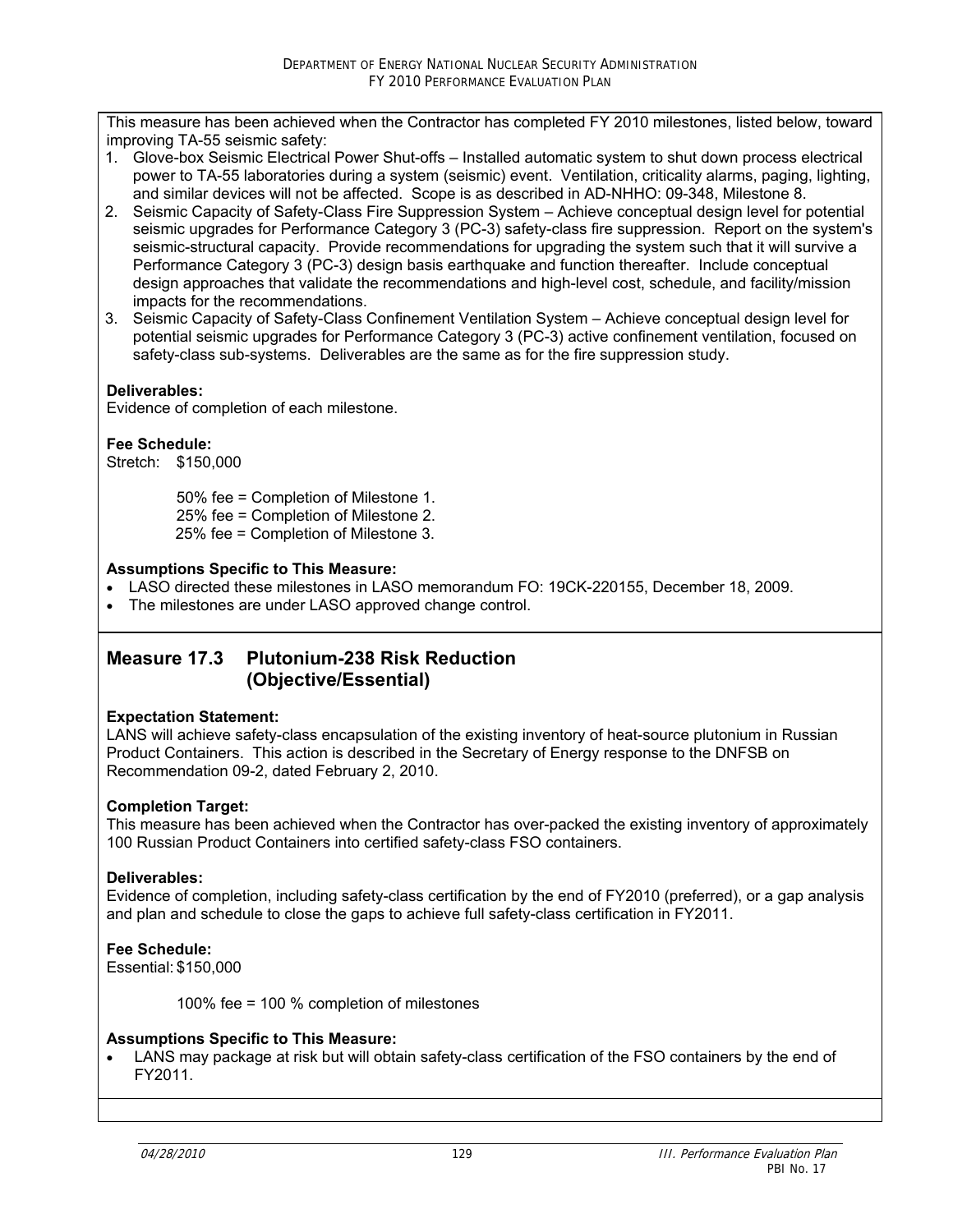This measure has been achieved when the Contractor has completed FY 2010 milestones, listed below, toward improving TA-55 seismic safety:

1. Glove-box Seismic Electrical Power Shut-offs – Installed automatic system to shut down process electrical power to TA-55 laboratories during a system (seismic) event. Ventilation, criticality alarms, paging, lighting, and similar devices will not be affected. Scope is as described in AD-NHHO: 09-348, Milestone 8.
2. Seismic Capacity of Safety-Class Fire Suppression System – Achieve conceptual design level for potential seismic upgrades for Performance Category 3 (PC-3) safety-class fire suppression. Report on the system's seismic-structural capacity. Provide recommendations for upgrading the system such that it will survive a Performance Category 3 (PC-3) design basis earthquake and function thereafter. Include conceptual design approaches that validate the recommendations and high-level cost, schedule, and facility/mission impacts for the recommendations.
3. Seismic Capacity of Safety-Class Confinement Ventilation System – Achieve conceptual design level for potential seismic upgrades for Performance Category 3 (PC-3) active confinement ventilation, focused on safety-class sub-systems. Deliverables are the same as for the fire suppression study.

**Deliverables:**
Evidence of completion of each milestone.

**Fee Schedule:**
Stretch: $150,000

50% fee = Completion of Milestone 1.
25% fee = Completion of Milestone 2.
25% fee = Completion of Milestone 3.

**Assumptions Specific to This Measure:**

- LASO directed these milestones in LASO memorandum FO: 19CK-220155, December 18, 2009.
- The milestones are under LASO approved change control.

## Measure 17.3 Plutonium-238 Risk Reduction (Objective/Essential)

**Expectation Statement:**
LANS will achieve safety-class encapsulation of the existing inventory of heat-source plutonium in Russian Product Containers. This action is described in the Secretary of Energy response to the DNFSB on Recommendation 09-2, dated February 2, 2010.

**Completion Target:**
This measure has been achieved when the Contractor has over-packed the existing inventory of approximately 100 Russian Product Containers into certified safety-class FSO containers.

**Deliverables:**
Evidence of completion, including safety-class certification by the end of FY2010 (preferred), or a gap analysis and plan and schedule to close the gaps to achieve full safety-class certification in FY2011.

**Fee Schedule:**
Essential: $150,000

100% fee = 100 % completion of milestones

**Assumptions Specific to This Measure:**

- LANS may package at risk but will obtain safety-class certification of the FSO containers by the end of FY2011.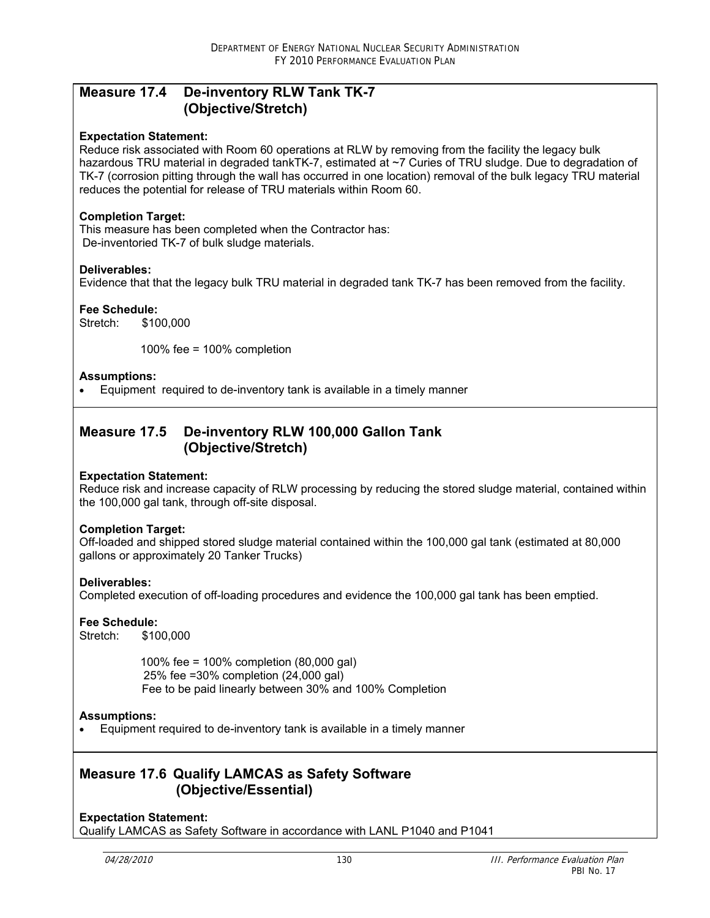## Measure 17.4 De-inventory RLW Tank TK-7 (Objective/Stretch)

**Expectation Statement:**
Reduce risk associated with Room 60 operations at RLW by removing from the facility the legacy bulk hazardous TRU material in degraded tankTK-7, estimated at ~7 Curies of TRU sludge. Due to degradation of TK-7 (corrosion pitting through the wall has occurred in one location) removal of the bulk legacy TRU material reduces the potential for release of TRU materials within Room 60.

**Completion Target:**
This measure has been completed when the Contractor has:
De-inventoried TK-7 of bulk sludge materials.

**Deliverables:**
Evidence that that the legacy bulk TRU material in degraded tank TK-7 has been removed from the facility.

**Fee Schedule:**
Stretch: $100,000

100% fee = 100% completion

**Assumptions:**
- Equipment required to de-inventory tank is available in a timely manner

## Measure 17.5 De-inventory RLW 100,000 Gallon Tank (Objective/Stretch)

**Expectation Statement:**
Reduce risk and increase capacity of RLW processing by reducing the stored sludge material, contained within the 100,000 gal tank, through off-site disposal.

**Completion Target:**
Off-loaded and shipped stored sludge material contained within the 100,000 gal tank (estimated at 80,000 gallons or approximately 20 Tanker Trucks)

**Deliverables:**
Completed execution of off-loading procedures and evidence the 100,000 gal tank has been emptied.

**Fee Schedule:**
Stretch: $100,000

100% fee = 100% completion (80,000 gal)
25% fee =30% completion (24,000 gal)
Fee to be paid linearly between 30% and 100% Completion

**Assumptions:**
- Equipment required to de-inventory tank is available in a timely manner

## Measure 17.6 Qualify LAMCAS as Safety Software (Objective/Essential)

**Expectation Statement:**
Qualify LAMCAS as Safety Software in accordance with LANL P1040 and P1041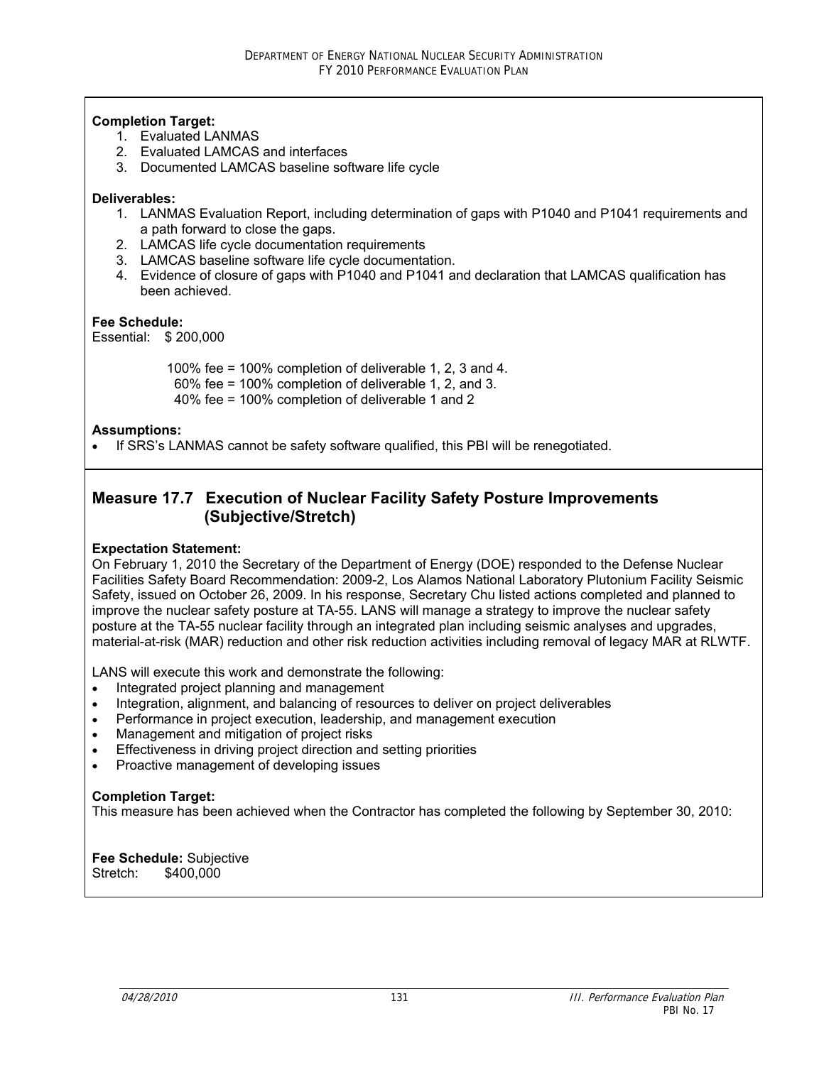**Completion Target:**

1. Evaluated LANMAS
2. Evaluated LAMCAS and interfaces
3. Documented LAMCAS baseline software life cycle

**Deliverables:**

1. LANMAS Evaluation Report, including determination of gaps with P1040 and P1041 requirements and a path forward to close the gaps.
2. LAMCAS life cycle documentation requirements
3. LAMCAS baseline software life cycle documentation.
4. Evidence of closure of gaps with P1040 and P1041 and declaration that LAMCAS qualification has been achieved.

**Fee Schedule:**

Essential: $ 200,000

100% fee = 100% completion of deliverable 1, 2, 3 and 4.
60% fee = 100% completion of deliverable 1, 2, and 3.
40% fee = 100% completion of deliverable 1 and 2

**Assumptions:**

- If SRS's LANMAS cannot be safety software qualified, this PBI will be renegotiated.

## Measure 17.7 Execution of Nuclear Facility Safety Posture Improvements (Subjective/Stretch)

**Expectation Statement:**

On February 1, 2010 the Secretary of the Department of Energy (DOE) responded to the Defense Nuclear Facilities Safety Board Recommendation: 2009-2, Los Alamos National Laboratory Plutonium Facility Seismic Safety, issued on October 26, 2009. In his response, Secretary Chu listed actions completed and planned to improve the nuclear safety posture at TA-55. LANS will manage a strategy to improve the nuclear safety posture at the TA-55 nuclear facility through an integrated plan including seismic analyses and upgrades, material-at-risk (MAR) reduction and other risk reduction activities including removal of legacy MAR at RLWTF.

LANS will execute this work and demonstrate the following:

- Integrated project planning and management
- Integration, alignment, and balancing of resources to deliver on project deliverables
- Performance in project execution, leadership, and management execution
- Management and mitigation of project risks
- Effectiveness in driving project direction and setting priorities
- Proactive management of developing issues

**Completion Target:**

This measure has been achieved when the Contractor has completed the following by September 30, 2010:

**Fee Schedule:** Subjective

Stretch: $400,000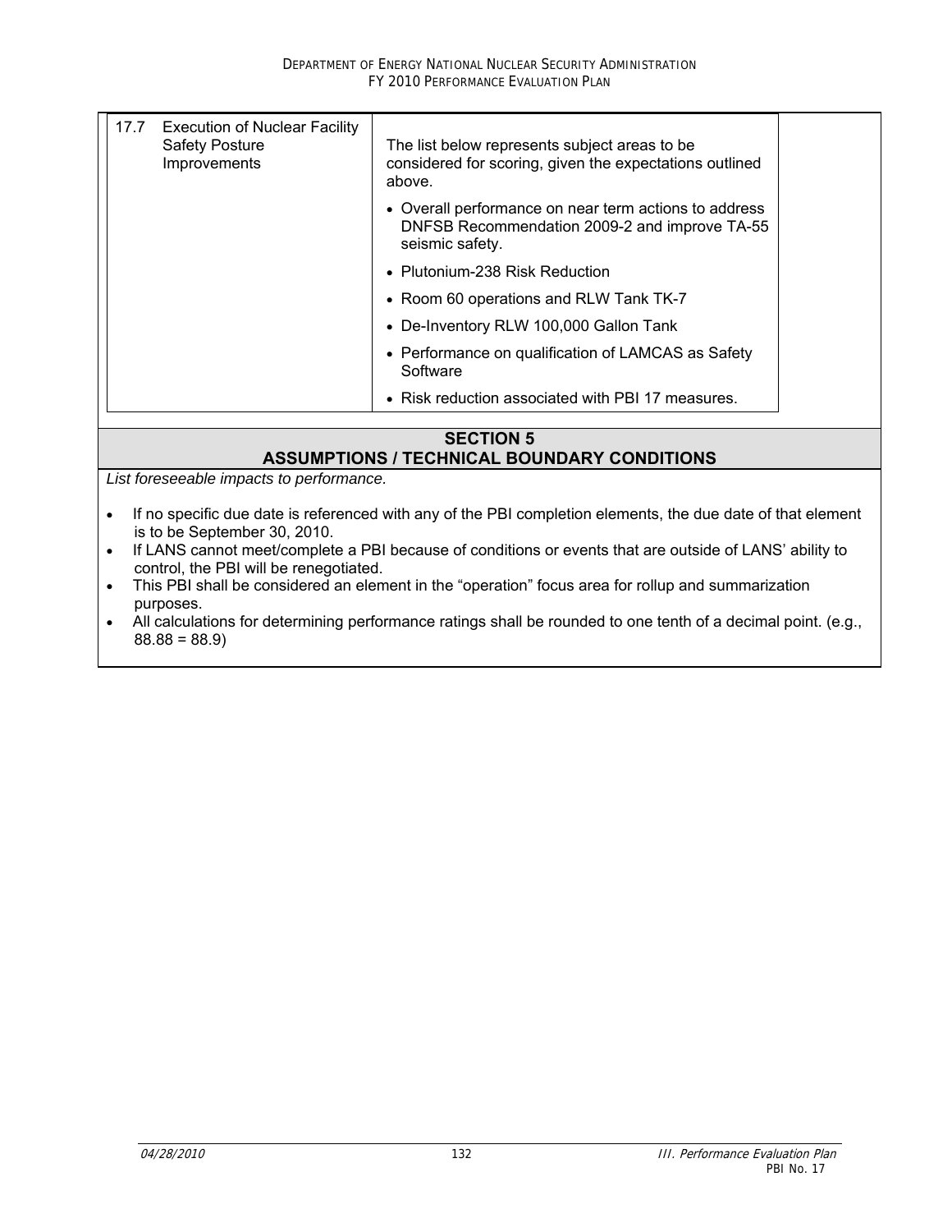| 17.7 | Execution of Nuclear Facility Safety Posture Improvements | The list below represents subject areas to be considered for scoring, given the expectations outlined above.<br>• Overall performance on near term actions to address DNFSB Recommendation 2009-2 and improve TA-55 seismic safety.<br>• Plutonium-238 Risk Reduction<br>• Room 60 operations and RLW Tank TK-7<br>• De-Inventory RLW 100,000 Gallon Tank<br>• Performance on qualification of LAMCAS as Safety Software<br>• Risk reduction associated with PBI 17 measures. |
|---|---|---|

## SECTION 5
## ASSUMPTIONS / TECHNICAL BOUNDARY CONDITIONS

*List foreseeable impacts to performance.*

- If no specific due date is referenced with any of the PBI completion elements, the due date of that element is to be September 30, 2010.
- If LANS cannot meet/complete a PBI because of conditions or events that are outside of LANS' ability to control, the PBI will be renegotiated.
- This PBI shall be considered an element in the "operation" focus area for rollup and summarization purposes.
- All calculations for determining performance ratings shall be rounded to one tenth of a decimal point. (e.g., 88.88 = 88.9)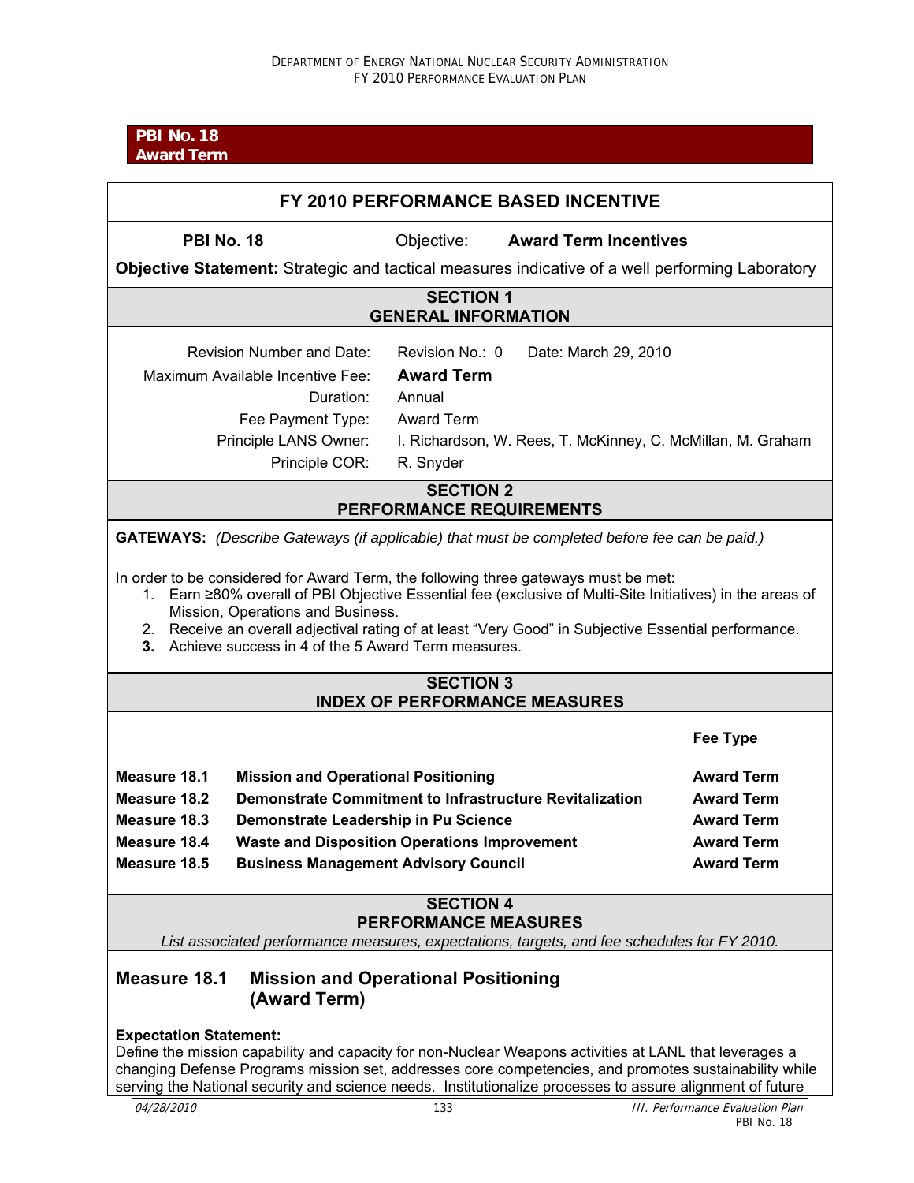**PBI No. 18**
**Award Term**

## FY 2010 PERFORMANCE BASED INCENTIVE

**PBI No. 18** Objective: **Award Term Incentives**

**Objective Statement:** Strategic and tactical measures indicative of a well performing Laboratory

### SECTION 1
### GENERAL INFORMATION

| | |
|---|---|
| Revision Number and Date: | Revision No.: 0 Date: March 29, 2010 |
| Maximum Available Incentive Fee: | **Award Term** |
| Duration: | Annual |
| Fee Payment Type: | Award Term |
| Principle LANS Owner: | I. Richardson, W. Rees, T. McKinney, C. McMillan, M. Graham |
| Principle COR: | R. Snyder |

### SECTION 2
### PERFORMANCE REQUIREMENTS

**GATEWAYS:** *(Describe Gateways (if applicable) that must be completed before fee can be paid.)*

In order to be considered for Award Term, the following three gateways must be met:

1. Earn ≥80% overall of PBI Objective Essential fee (exclusive of Multi-Site Initiatives) in the areas of Mission, Operations and Business.
2. Receive an overall adjectival rating of at least "Very Good" in Subjective Essential performance.
3. Achieve success in 4 of the 5 Award Term measures.

### SECTION 3
### INDEX OF PERFORMANCE MEASURES

| | | Fee Type |
|---|---|---|
| **Measure 18.1** | **Mission and Operational Positioning** | **Award Term** |
| **Measure 18.2** | **Demonstrate Commitment to Infrastructure Revitalization** | **Award Term** |
| **Measure 18.3** | **Demonstrate Leadership in Pu Science** | **Award Term** |
| **Measure 18.4** | **Waste and Disposition Operations Improvement** | **Award Term** |
| **Measure 18.5** | **Business Management Advisory Council** | **Award Term** |

### SECTION 4
### PERFORMANCE MEASURES

*List associated performance measures, expectations, targets, and fee schedules for FY 2010.*

### Measure 18.1 Mission and Operational Positioning (Award Term)

**Expectation Statement:**
Define the mission capability and capacity for non-Nuclear Weapons activities at LANL that leverages a changing Defense Programs mission set, addresses core competencies, and promotes sustainability while serving the National security and science needs. Institutionalize processes to assure alignment of future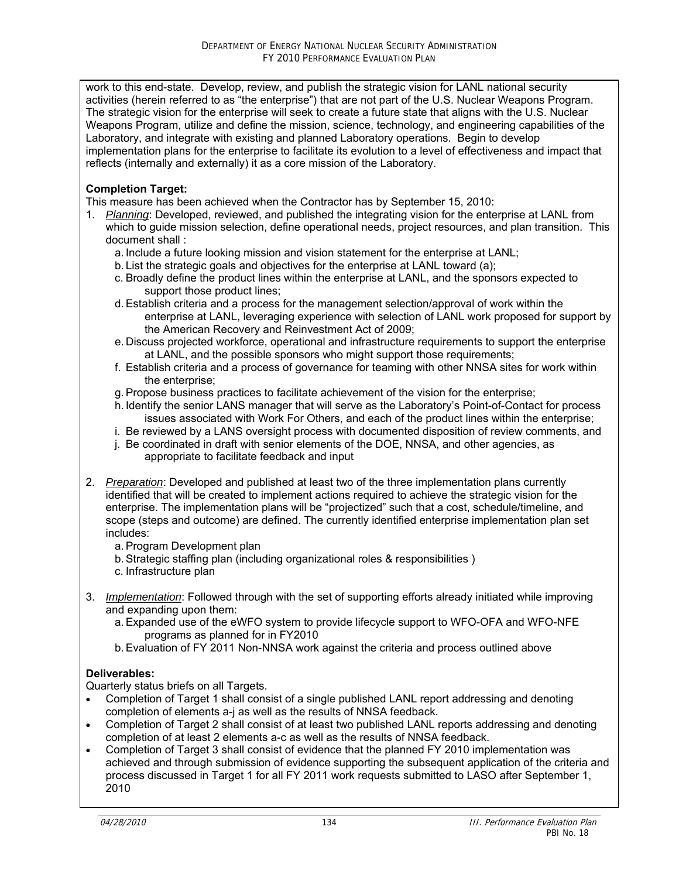work to this end-state. Develop, review, and publish the strategic vision for LANL national security activities (herein referred to as "the enterprise") that are not part of the U.S. Nuclear Weapons Program. The strategic vision for the enterprise will seek to create a future state that aligns with the U.S. Nuclear Weapons Program, utilize and define the mission, science, technology, and engineering capabilities of the Laboratory, and integrate with existing and planned Laboratory operations. Begin to develop implementation plans for the enterprise to facilitate its evolution to a level of effectiveness and impact that reflects (internally and externally) it as a core mission of the Laboratory.

**Completion Target:**

This measure has been achieved when the Contractor has by September 15, 2010:

1. *Planning*: Developed, reviewed, and published the integrating vision for the enterprise at LANL from which to guide mission selection, define operational needs, project resources, and plan transition. This document shall :
   a. Include a future looking mission and vision statement for the enterprise at LANL;
   b. List the strategic goals and objectives for the enterprise at LANL toward (a);
   c. Broadly define the product lines within the enterprise at LANL, and the sponsors expected to support those product lines;
   d. Establish criteria and a process for the management selection/approval of work within the enterprise at LANL, leveraging experience with selection of LANL work proposed for support by the American Recovery and Reinvestment Act of 2009;
   e. Discuss projected workforce, operational and infrastructure requirements to support the enterprise at LANL, and the possible sponsors who might support those requirements;
   f. Establish criteria and a process of governance for teaming with other NNSA sites for work within the enterprise;
   g. Propose business practices to facilitate achievement of the vision for the enterprise;
   h. Identify the senior LANS manager that will serve as the Laboratory's Point-of-Contact for process issues associated with Work For Others, and each of the product lines within the enterprise;
   i. Be reviewed by a LANS oversight process with documented disposition of review comments, and
   j. Be coordinated in draft with senior elements of the DOE, NNSA, and other agencies, as appropriate to facilitate feedback and input

2. *Preparation*: Developed and published at least two of the three implementation plans currently identified that will be created to implement actions required to achieve the strategic vision for the enterprise. The implementation plans will be "projectized" such that a cost, schedule/timeline, and scope (steps and outcome) are defined. The currently identified enterprise implementation plan set includes:
   a. Program Development plan
   b. Strategic staffing plan (including organizational roles & responsibilities )
   c. Infrastructure plan

3. *Implementation*: Followed through with the set of supporting efforts already initiated while improving and expanding upon them:
   a. Expanded use of the eWFO system to provide lifecycle support to WFO-OFA and WFO-NFE programs as planned for in FY2010
   b. Evaluation of FY 2011 Non-NNSA work against the criteria and process outlined above

**Deliverables:**

Quarterly status briefs on all Targets.

- Completion of Target 1 shall consist of a single published LANL report addressing and denoting completion of elements a-j as well as the results of NNSA feedback.
- Completion of Target 2 shall consist of at least two published LANL reports addressing and denoting completion of at least 2 elements a-c as well as the results of NNSA feedback.
- Completion of Target 3 shall consist of evidence that the planned FY 2010 implementation was achieved and through submission of evidence supporting the subsequent application of the criteria and process discussed in Target 1 for all FY 2011 work requests submitted to LASO after September 1, 2010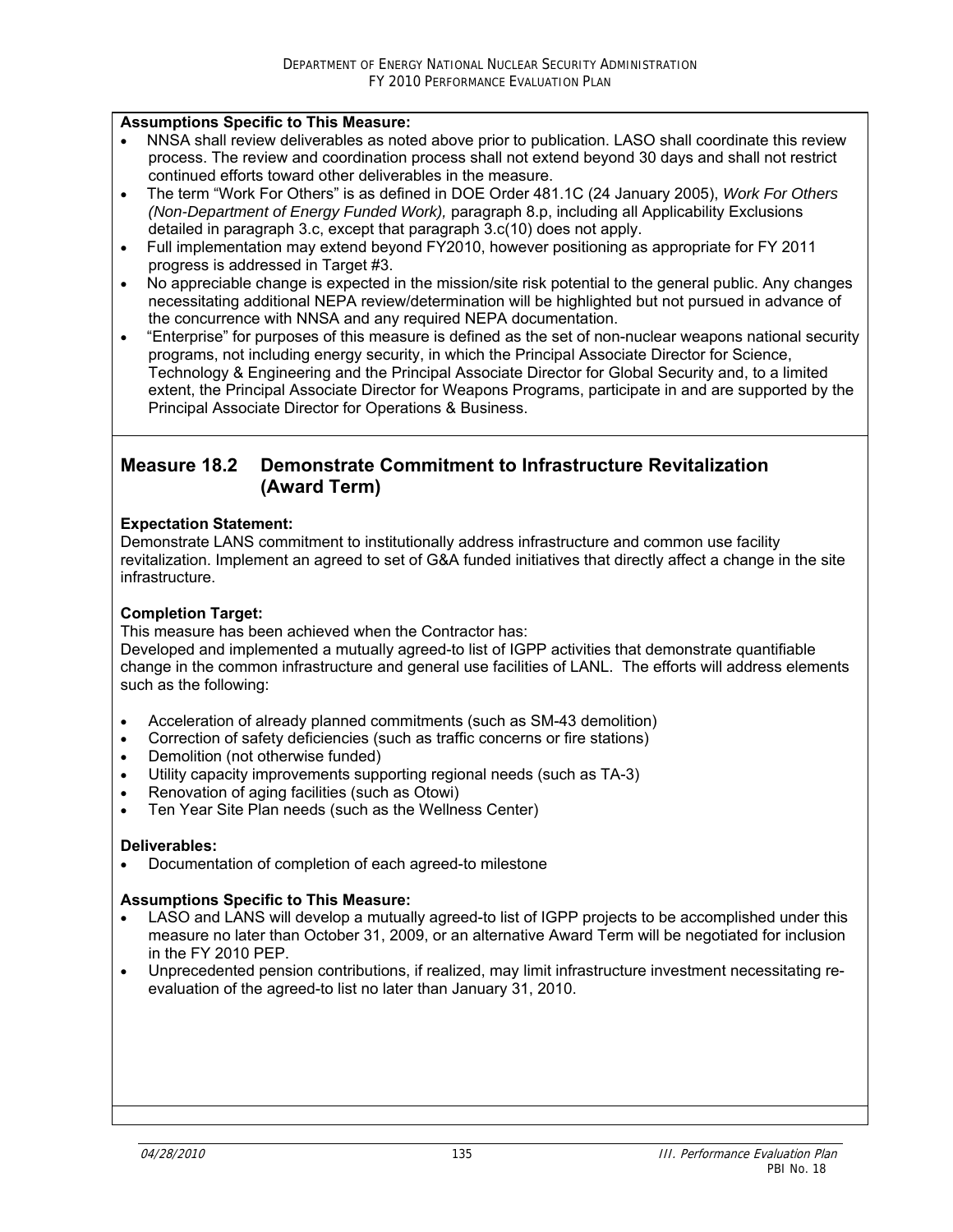**Assumptions Specific to This Measure:**

- NNSA shall review deliverables as noted above prior to publication. LASO shall coordinate this review process. The review and coordination process shall not extend beyond 30 days and shall not restrict continued efforts toward other deliverables in the measure.
- The term "Work For Others" is as defined in DOE Order 481.1C (24 January 2005), *Work For Others (Non-Department of Energy Funded Work),* paragraph 8.p, including all Applicability Exclusions detailed in paragraph 3.c, except that paragraph 3.c(10) does not apply.
- Full implementation may extend beyond FY2010, however positioning as appropriate for FY 2011 progress is addressed in Target #3.
- No appreciable change is expected in the mission/site risk potential to the general public. Any changes necessitating additional NEPA review/determination will be highlighted but not pursued in advance of the concurrence with NNSA and any required NEPA documentation.
- "Enterprise" for purposes of this measure is defined as the set of non-nuclear weapons national security programs, not including energy security, in which the Principal Associate Director for Science, Technology & Engineering and the Principal Associate Director for Global Security and, to a limited extent, the Principal Associate Director for Weapons Programs, participate in and are supported by the Principal Associate Director for Operations & Business.

## Measure 18.2 Demonstrate Commitment to Infrastructure Revitalization (Award Term)

**Expectation Statement:**
Demonstrate LANS commitment to institutionally address infrastructure and common use facility revitalization. Implement an agreed to set of G&A funded initiatives that directly affect a change in the site infrastructure.

**Completion Target:**
This measure has been achieved when the Contractor has:
Developed and implemented a mutually agreed-to list of IGPP activities that demonstrate quantifiable change in the common infrastructure and general use facilities of LANL. The efforts will address elements such as the following:

- Acceleration of already planned commitments (such as SM-43 demolition)
- Correction of safety deficiencies (such as traffic concerns or fire stations)
- Demolition (not otherwise funded)
- Utility capacity improvements supporting regional needs (such as TA-3)
- Renovation of aging facilities (such as Otowi)
- Ten Year Site Plan needs (such as the Wellness Center)

**Deliverables:**

- Documentation of completion of each agreed-to milestone

**Assumptions Specific to This Measure:**

- LASO and LANS will develop a mutually agreed-to list of IGPP projects to be accomplished under this measure no later than October 31, 2009, or an alternative Award Term will be negotiated for inclusion in the FY 2010 PEP.
- Unprecedented pension contributions, if realized, may limit infrastructure investment necessitating re-evaluation of the agreed-to list no later than January 31, 2010.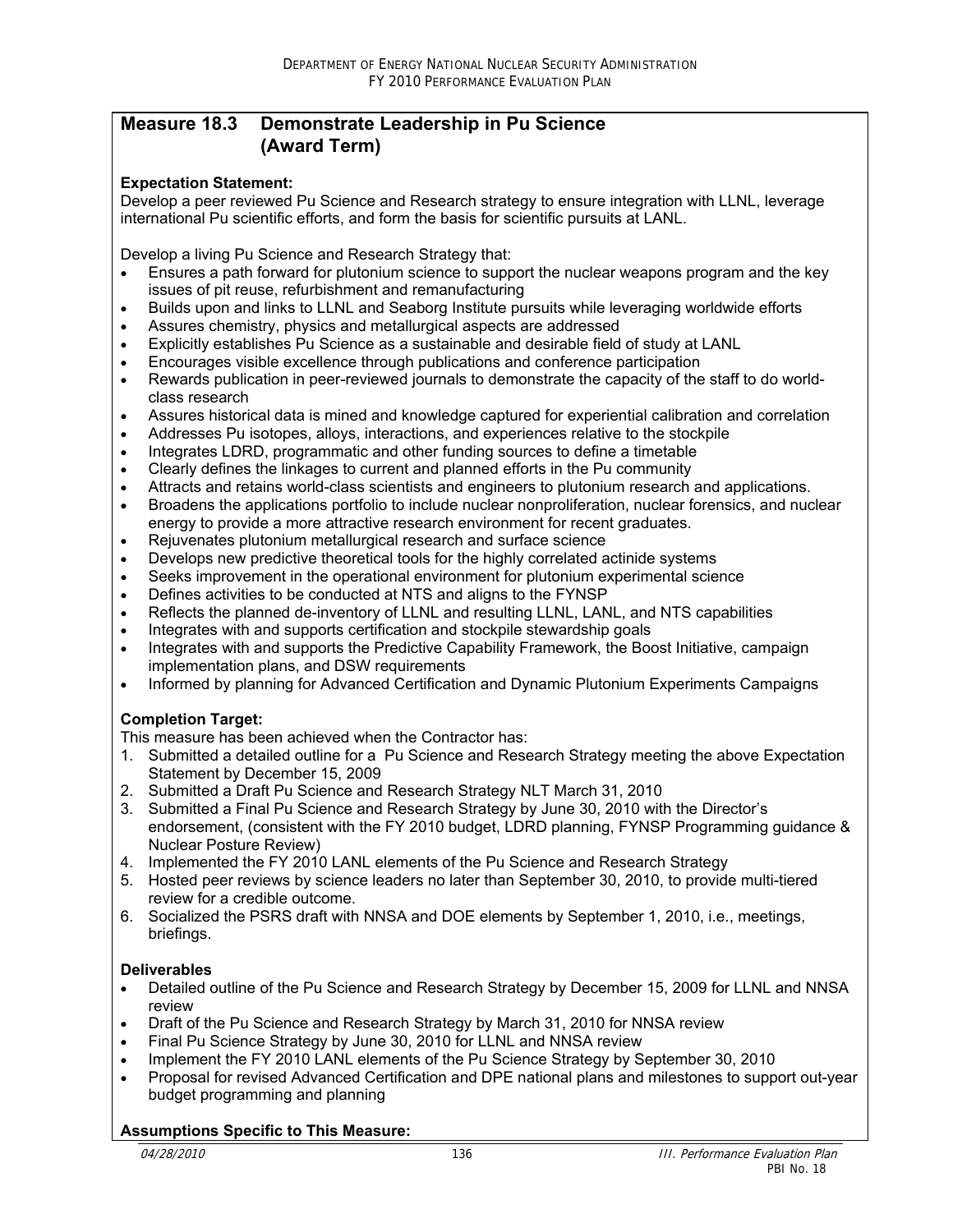## Measure 18.3 Demonstrate Leadership in Pu Science (Award Term)

**Expectation Statement:**
Develop a peer reviewed Pu Science and Research strategy to ensure integration with LLNL, leverage international Pu scientific efforts, and form the basis for scientific pursuits at LANL.

Develop a living Pu Science and Research Strategy that:

- Ensures a path forward for plutonium science to support the nuclear weapons program and the key issues of pit reuse, refurbishment and remanufacturing
- Builds upon and links to LLNL and Seaborg Institute pursuits while leveraging worldwide efforts
- Assures chemistry, physics and metallurgical aspects are addressed
- Explicitly establishes Pu Science as a sustainable and desirable field of study at LANL
- Encourages visible excellence through publications and conference participation
- Rewards publication in peer-reviewed journals to demonstrate the capacity of the staff to do world-class research
- Assures historical data is mined and knowledge captured for experiential calibration and correlation
- Addresses Pu isotopes, alloys, interactions, and experiences relative to the stockpile
- Integrates LDRD, programmatic and other funding sources to define a timetable
- Clearly defines the linkages to current and planned efforts in the Pu community
- Attracts and retains world-class scientists and engineers to plutonium research and applications.
- Broadens the applications portfolio to include nuclear nonproliferation, nuclear forensics, and nuclear energy to provide a more attractive research environment for recent graduates.
- Rejuvenates plutonium metallurgical research and surface science
- Develops new predictive theoretical tools for the highly correlated actinide systems
- Seeks improvement in the operational environment for plutonium experimental science
- Defines activities to be conducted at NTS and aligns to the FYNSP
- Reflects the planned de-inventory of LLNL and resulting LLNL, LANL, and NTS capabilities
- Integrates with and supports certification and stockpile stewardship goals
- Integrates with and supports the Predictive Capability Framework, the Boost Initiative, campaign implementation plans, and DSW requirements
- Informed by planning for Advanced Certification and Dynamic Plutonium Experiments Campaigns

**Completion Target:**
This measure has been achieved when the Contractor has:

1. Submitted a detailed outline for a Pu Science and Research Strategy meeting the above Expectation Statement by December 15, 2009
2. Submitted a Draft Pu Science and Research Strategy NLT March 31, 2010
3. Submitted a Final Pu Science and Research Strategy by June 30, 2010 with the Director's endorsement, (consistent with the FY 2010 budget, LDRD planning, FYNSP Programming guidance & Nuclear Posture Review)
4. Implemented the FY 2010 LANL elements of the Pu Science and Research Strategy
5. Hosted peer reviews by science leaders no later than September 30, 2010, to provide multi-tiered review for a credible outcome.
6. Socialized the PSRS draft with NNSA and DOE elements by September 1, 2010, i.e., meetings, briefings.

**Deliverables**

- Detailed outline of the Pu Science and Research Strategy by December 15, 2009 for LLNL and NNSA review
- Draft of the Pu Science and Research Strategy by March 31, 2010 for NNSA review
- Final Pu Science Strategy by June 30, 2010 for LLNL and NNSA review
- Implement the FY 2010 LANL elements of the Pu Science Strategy by September 30, 2010
- Proposal for revised Advanced Certification and DPE national plans and milestones to support out-year budget programming and planning

**Assumptions Specific to This Measure:**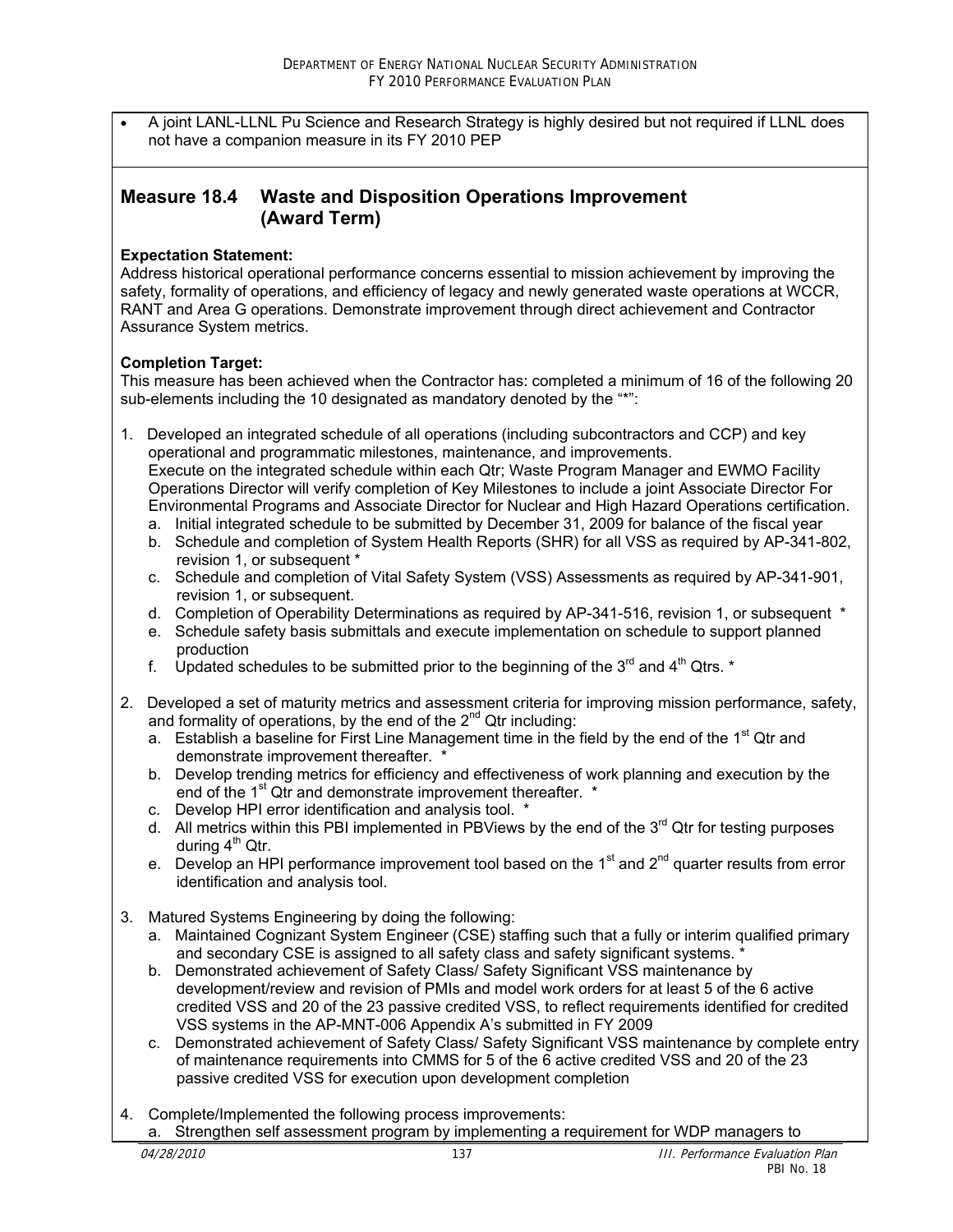- A joint LANL-LLNL Pu Science and Research Strategy is highly desired but not required if LLNL does not have a companion measure in its FY 2010 PEP

## Measure 18.4 Waste and Disposition Operations Improvement (Award Term)

**Expectation Statement:**
Address historical operational performance concerns essential to mission achievement by improving the safety, formality of operations, and efficiency of legacy and newly generated waste operations at WCCR, RANT and Area G operations. Demonstrate improvement through direct achievement and Contractor Assurance System metrics.

**Completion Target:**
This measure has been achieved when the Contractor has: completed a minimum of 16 of the following 20 sub-elements including the 10 designated as mandatory denoted by the "*":

1. Developed an integrated schedule of all operations (including subcontractors and CCP) and key operational and programmatic milestones, maintenance, and improvements.
   Execute on the integrated schedule within each Qtr; Waste Program Manager and EWMO Facility Operations Director will verify completion of Key Milestones to include a joint Associate Director For Environmental Programs and Associate Director for Nuclear and High Hazard Operations certification.
   a. Initial integrated schedule to be submitted by December 31, 2009 for balance of the fiscal year
   b. Schedule and completion of System Health Reports (SHR) for all VSS as required by AP-341-802, revision 1, or subsequent *
   c. Schedule and completion of Vital Safety System (VSS) Assessments as required by AP-341-901, revision 1, or subsequent.
   d. Completion of Operability Determinations as required by AP-341-516, revision 1, or subsequent *
   e. Schedule safety basis submittals and execute implementation on schedule to support planned production
   f. Updated schedules to be submitted prior to the beginning of the 3rd and 4th Qtrs. *

2. Developed a set of maturity metrics and assessment criteria for improving mission performance, safety, and formality of operations, by the end of the 2nd Qtr including:
   a. Establish a baseline for First Line Management time in the field by the end of the 1st Qtr and demonstrate improvement thereafter. *
   b. Develop trending metrics for efficiency and effectiveness of work planning and execution by the end of the 1st Qtr and demonstrate improvement thereafter. *
   c. Develop HPI error identification and analysis tool. *
   d. All metrics within this PBI implemented in PBViews by the end of the 3rd Qtr for testing purposes during 4th Qtr.
   e. Develop an HPI performance improvement tool based on the 1st and 2nd quarter results from error identification and analysis tool.

3. Matured Systems Engineering by doing the following:
   a. Maintained Cognizant System Engineer (CSE) staffing such that a fully or interim qualified primary and secondary CSE is assigned to all safety class and safety significant systems. *
   b. Demonstrated achievement of Safety Class/ Safety Significant VSS maintenance by development/review and revision of PMIs and model work orders for at least 5 of the 6 active credited VSS and 20 of the 23 passive credited VSS, to reflect requirements identified for credited VSS systems in the AP-MNT-006 Appendix A's submitted in FY 2009
   c. Demonstrated achievement of Safety Class/ Safety Significant VSS maintenance by complete entry of maintenance requirements into CMMS for 5 of the 6 active credited VSS and 20 of the 23 passive credited VSS for execution upon development completion

4. Complete/Implemented the following process improvements:
   a. Strengthen self assessment program by implementing a requirement for WDP managers to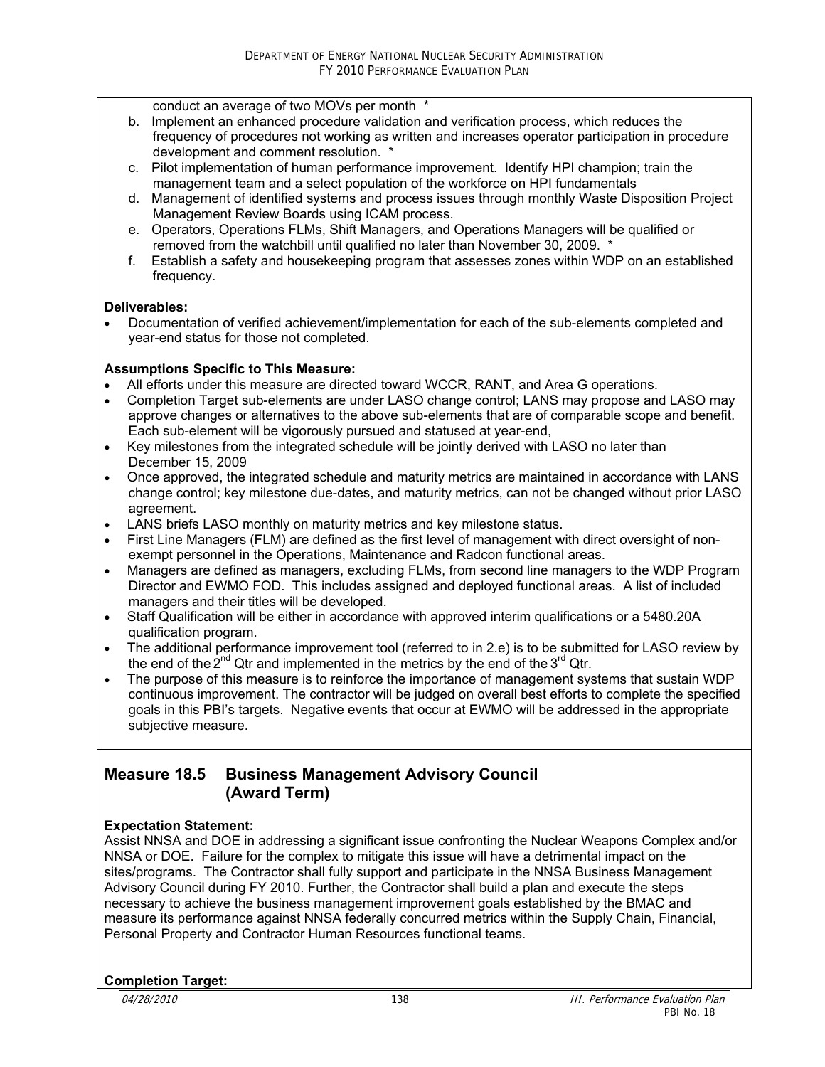conduct an average of two MOVs per month *

b. Implement an enhanced procedure validation and verification process, which reduces the frequency of procedures not working as written and increases operator participation in procedure development and comment resolution. *

c. Pilot implementation of human performance improvement. Identify HPI champion; train the management team and a select population of the workforce on HPI fundamentals

d. Management of identified systems and process issues through monthly Waste Disposition Project Management Review Boards using ICAM process.

e. Operators, Operations FLMs, Shift Managers, and Operations Managers will be qualified or removed from the watchbill until qualified no later than November 30, 2009. *

f. Establish a safety and housekeeping program that assesses zones within WDP on an established frequency.

**Deliverables:**

- Documentation of verified achievement/implementation for each of the sub-elements completed and year-end status for those not completed.

**Assumptions Specific to This Measure:**

- All efforts under this measure are directed toward WCCR, RANT, and Area G operations.
- Completion Target sub-elements are under LASO change control; LANS may propose and LASO may approve changes or alternatives to the above sub-elements that are of comparable scope and benefit. Each sub-element will be vigorously pursued and statused at year-end,
- Key milestones from the integrated schedule will be jointly derived with LASO no later than December 15, 2009
- Once approved, the integrated schedule and maturity metrics are maintained in accordance with LANS change control; key milestone due-dates, and maturity metrics, can not be changed without prior LASO agreement.
- LANS briefs LASO monthly on maturity metrics and key milestone status.
- First Line Managers (FLM) are defined as the first level of management with direct oversight of non-exempt personnel in the Operations, Maintenance and Radcon functional areas.
- Managers are defined as managers, excluding FLMs, from second line managers to the WDP Program Director and EWMO FOD. This includes assigned and deployed functional areas. A list of included managers and their titles will be developed.
- Staff Qualification will be either in accordance with approved interim qualifications or a 5480.20A qualification program.
- The additional performance improvement tool (referred to in 2.e) is to be submitted for LASO review by the end of the 2nd Qtr and implemented in the metrics by the end of the 3rd Qtr.
- The purpose of this measure is to reinforce the importance of management systems that sustain WDP continuous improvement. The contractor will be judged on overall best efforts to complete the specified goals in this PBI's targets. Negative events that occur at EWMO will be addressed in the appropriate subjective measure.

## Measure 18.5 Business Management Advisory Council (Award Term)

**Expectation Statement:**

Assist NNSA and DOE in addressing a significant issue confronting the Nuclear Weapons Complex and/or NNSA or DOE. Failure for the complex to mitigate this issue will have a detrimental impact on the sites/programs. The Contractor shall fully support and participate in the NNSA Business Management Advisory Council during FY 2010. Further, the Contractor shall build a plan and execute the steps necessary to achieve the business management improvement goals established by the BMAC and measure its performance against NNSA federally concurred metrics within the Supply Chain, Financial, Personal Property and Contractor Human Resources functional teams.

**Completion Target:**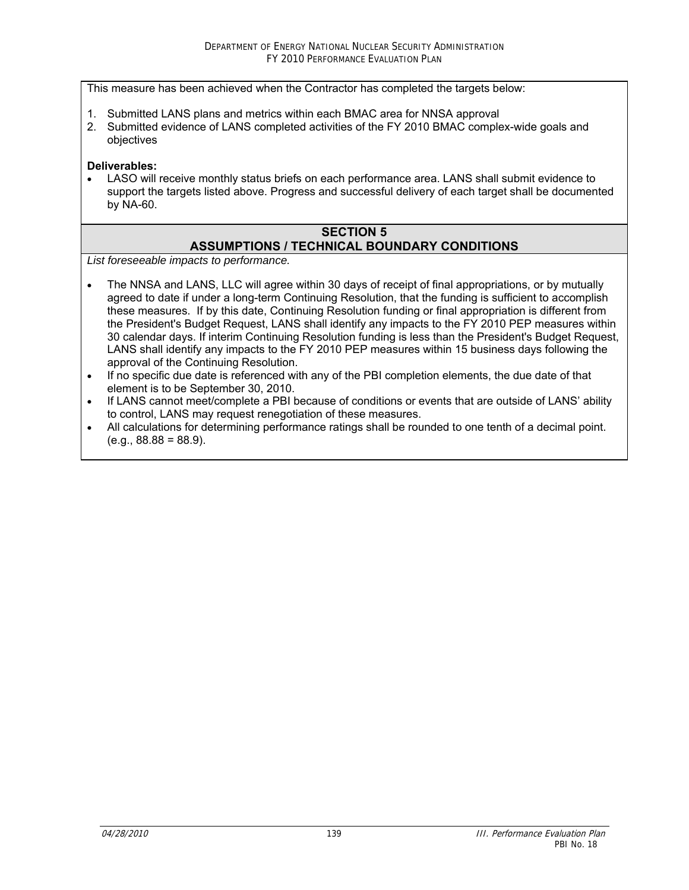This measure has been achieved when the Contractor has completed the targets below:

1. Submitted LANS plans and metrics within each BMAC area for NNSA approval
2. Submitted evidence of LANS completed activities of the FY 2010 BMAC complex-wide goals and objectives

**Deliverables:**

- LASO will receive monthly status briefs on each performance area. LANS shall submit evidence to support the targets listed above. Progress and successful delivery of each target shall be documented by NA-60.

## SECTION 5
## ASSUMPTIONS / TECHNICAL BOUNDARY CONDITIONS

*List foreseeable impacts to performance.*

- The NNSA and LANS, LLC will agree within 30 days of receipt of final appropriations, or by mutually agreed to date if under a long-term Continuing Resolution, that the funding is sufficient to accomplish these measures. If by this date, Continuing Resolution funding or final appropriation is different from the President's Budget Request, LANS shall identify any impacts to the FY 2010 PEP measures within 30 calendar days. If interim Continuing Resolution funding is less than the President's Budget Request, LANS shall identify any impacts to the FY 2010 PEP measures within 15 business days following the approval of the Continuing Resolution.
- If no specific due date is referenced with any of the PBI completion elements, the due date of that element is to be September 30, 2010.
- If LANS cannot meet/complete a PBI because of conditions or events that are outside of LANS' ability to control, LANS may request renegotiation of these measures.
- All calculations for determining performance ratings shall be rounded to one tenth of a decimal point. (e.g., 88.88 = 88.9).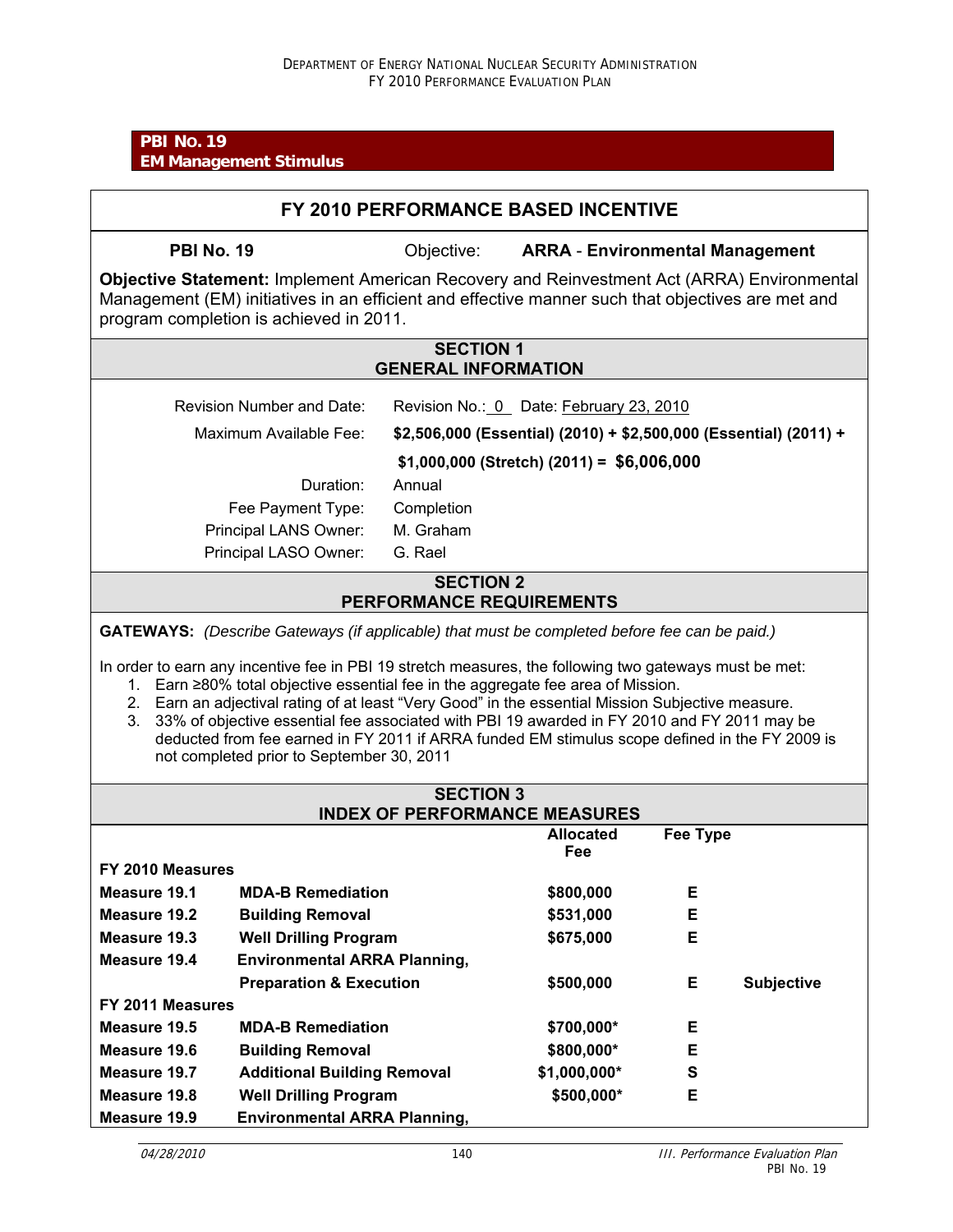**PBI No. 19**
**EM Management Stimulus**

## FY 2010 PERFORMANCE BASED INCENTIVE

**PBI No. 19** Objective: **ARRA - Environmental Management**

**Objective Statement:** Implement American Recovery and Reinvestment Act (ARRA) Environmental Management (EM) initiatives in an efficient and effective manner such that objectives are met and program completion is achieved in 2011.

### SECTION 1
### GENERAL INFORMATION

| | |
|---|---|
| Revision Number and Date: | Revision No.: 0 Date: February 23, 2010 |
| Maximum Available Fee: | **$2,506,000 (Essential) (2010) + $2,500,000 (Essential) (2011) + $1,000,000 (Stretch) (2011) = $6,006,000** |
| Duration: | Annual |
| Fee Payment Type: | Completion |
| Principal LANS Owner: | M. Graham |
| Principal LASO Owner: | G. Rael |

### SECTION 2
### PERFORMANCE REQUIREMENTS

**GATEWAYS:** *(Describe Gateways (if applicable) that must be completed before fee can be paid.)*

In order to earn any incentive fee in PBI 19 stretch measures, the following two gateways must be met:

1. Earn ≥80% total objective essential fee in the aggregate fee area of Mission.
2. Earn an adjectival rating of at least "Very Good" in the essential Mission Subjective measure.
3. 33% of objective essential fee associated with PBI 19 awarded in FY 2010 and FY 2011 may be deducted from fee earned in FY 2011 if ARRA funded EM stimulus scope defined in the FY 2009 is not completed prior to September 30, 2011

### SECTION 3
### INDEX OF PERFORMANCE MEASURES

| | | Allocated Fee | Fee Type | |
|---|---|---|---|---|
| **FY 2010 Measures** | | | | |
| **Measure 19.1** | **MDA-B Remediation** | **$800,000** | **E** | |
| **Measure 19.2** | **Building Removal** | **$531,000** | **E** | |
| **Measure 19.3** | **Well Drilling Program** | **$675,000** | **E** | |
| **Measure 19.4** | **Environmental ARRA Planning, Preparation & Execution** | **$500,000** | **E** | **Subjective** |
| **FY 2011 Measures** | | | | |
| **Measure 19.5** | **MDA-B Remediation** | **$700,000*** | **E** | |
| **Measure 19.6** | **Building Removal** | **$800,000*** | **E** | |
| **Measure 19.7** | **Additional Building Removal** | **$1,000,000*** | **S** | |
| **Measure 19.8** | **Well Drilling Program** | **$500,000*** | **E** | |
| **Measure 19.9** | **Environmental ARRA Planning,** | | | |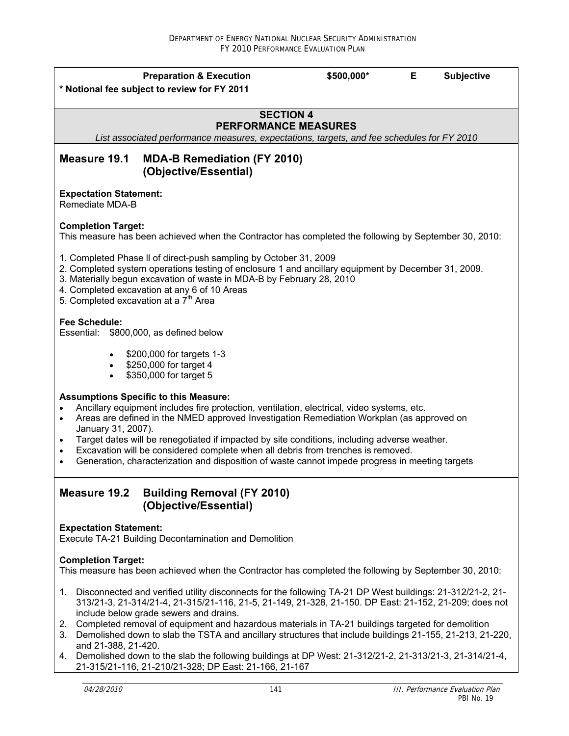| Preparation & Execution | $500,000* | E | Subjective |
|---|---|---|---|

**\* Notional fee subject to review for FY 2011**

## SECTION 4
## PERFORMANCE MEASURES

*List associated performance measures, expectations, targets, and fee schedules for FY 2010*

## Measure 19.1 MDA-B Remediation (FY 2010) (Objective/Essential)

**Expectation Statement:**
Remediate MDA-B

**Completion Target:**
This measure has been achieved when the Contractor has completed the following by September 30, 2010:

1. Completed Phase ll of direct-push sampling by October 31, 2009
2. Completed system operations testing of enclosure 1 and ancillary equipment by December 31, 2009.
3. Materially begun excavation of waste in MDA-B by February 28, 2010
4. Completed excavation at any 6 of 10 Areas
5. Completed excavation at a 7th Area

**Fee Schedule:**
Essential: $800,000, as defined below

- $200,000 for targets 1-3
- $250,000 for target 4
- $350,000 for target 5

**Assumptions Specific to this Measure:**

- Ancillary equipment includes fire protection, ventilation, electrical, video systems, etc.
- Areas are defined in the NMED approved Investigation Remediation Workplan (as approved on January 31, 2007).
- Target dates will be renegotiated if impacted by site conditions, including adverse weather.
- Excavation will be considered complete when all debris from trenches is removed.
- Generation, characterization and disposition of waste cannot impede progress in meeting targets

## Measure 19.2 Building Removal (FY 2010) (Objective/Essential)

**Expectation Statement:**
Execute TA-21 Building Decontamination and Demolition

**Completion Target:**
This measure has been achieved when the Contractor has completed the following by September 30, 2010:

1. Disconnected and verified utility disconnects for the following TA-21 DP West buildings: 21-312/21-2, 21-313/21-3, 21-314/21-4, 21-315/21-116, 21-5, 21-149, 21-328, 21-150. DP East: 21-152, 21-209; does not include below grade sewers and drains.
2. Completed removal of equipment and hazardous materials in TA-21 buildings targeted for demolition
3. Demolished down to slab the TSTA and ancillary structures that include buildings 21-155, 21-213, 21-220, and 21-388, 21-420.
4. Demolished down to the slab the following buildings at DP West: 21-312/21-2, 21-313/21-3, 21-314/21-4, 21-315/21-116, 21-210/21-328; DP East: 21-166, 21-167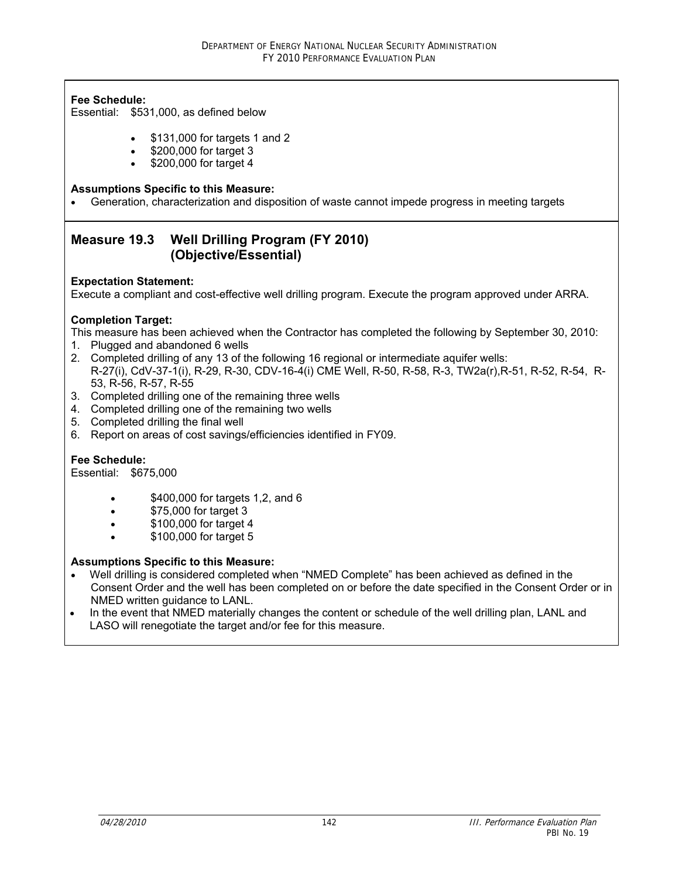**Fee Schedule:**
Essential: $531,000, as defined below

- $131,000 for targets 1 and 2
- $200,000 for target 3
- $200,000 for target 4

**Assumptions Specific to this Measure:**

- Generation, characterization and disposition of waste cannot impede progress in meeting targets

## Measure 19.3 Well Drilling Program (FY 2010) (Objective/Essential)

**Expectation Statement:**
Execute a compliant and cost-effective well drilling program. Execute the program approved under ARRA.

**Completion Target:**
This measure has been achieved when the Contractor has completed the following by September 30, 2010:

1. Plugged and abandoned 6 wells
2. Completed drilling of any 13 of the following 16 regional or intermediate aquifer wells: R-27(i), CdV-37-1(i), R-29, R-30, CDV-16-4(i) CME Well, R-50, R-58, R-3, TW2a(r),R-51, R-52, R-54, R-53, R-56, R-57, R-55
3. Completed drilling one of the remaining three wells
4. Completed drilling one of the remaining two wells
5. Completed drilling the final well
6. Report on areas of cost savings/efficiencies identified in FY09.

**Fee Schedule:**
Essential: $675,000

- $400,000 for targets 1,2, and 6
- $75,000 for target 3
- $100,000 for target 4
- $100,000 for target 5

**Assumptions Specific to this Measure:**

- Well drilling is considered completed when "NMED Complete" has been achieved as defined in the Consent Order and the well has been completed on or before the date specified in the Consent Order or in NMED written guidance to LANL.
- In the event that NMED materially changes the content or schedule of the well drilling plan, LANL and LASO will renegotiate the target and/or fee for this measure.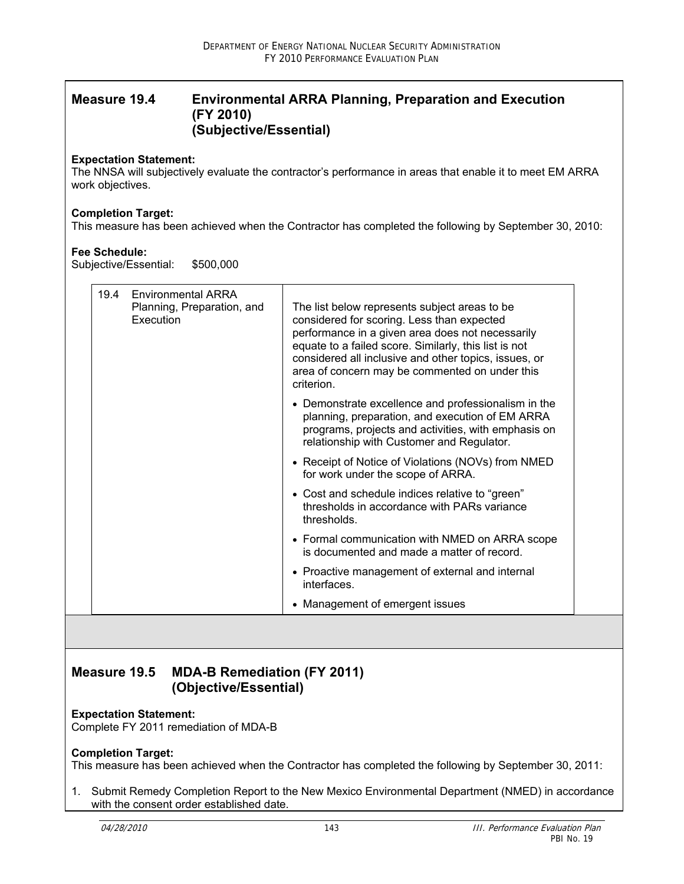## Measure 19.4 Environmental ARRA Planning, Preparation and Execution (FY 2010) (Subjective/Essential)

**Expectation Statement:**
The NNSA will subjectively evaluate the contractor's performance in areas that enable it to meet EM ARRA work objectives.

**Completion Target:**
This measure has been achieved when the Contractor has completed the following by September 30, 2010:

**Fee Schedule:**
Subjective/Essential: $500,000

| 19.4 Environmental ARRA Planning, Preparation, and Execution | The list below represents subject areas to be considered for scoring. Less than expected performance in a given area does not necessarily equate to a failed score. Similarly, this list is not considered all inclusive and other topics, issues, or area of concern may be commented on under this criterion. |
|---|---|
| | • Demonstrate excellence and professionalism in the planning, preparation, and execution of EM ARRA programs, projects and activities, with emphasis on relationship with Customer and Regulator. |
| | • Receipt of Notice of Violations (NOVs) from NMED for work under the scope of ARRA. |
| | • Cost and schedule indices relative to "green" thresholds in accordance with PARs variance thresholds. |
| | • Formal communication with NMED on ARRA scope is documented and made a matter of record. |
| | • Proactive management of external and internal interfaces. |
| | • Management of emergent issues |

## Measure 19.5 MDA-B Remediation (FY 2011) (Objective/Essential)

**Expectation Statement:**
Complete FY 2011 remediation of MDA-B

**Completion Target:**
This measure has been achieved when the Contractor has completed the following by September 30, 2011:

1. Submit Remedy Completion Report to the New Mexico Environmental Department (NMED) in accordance with the consent order established date.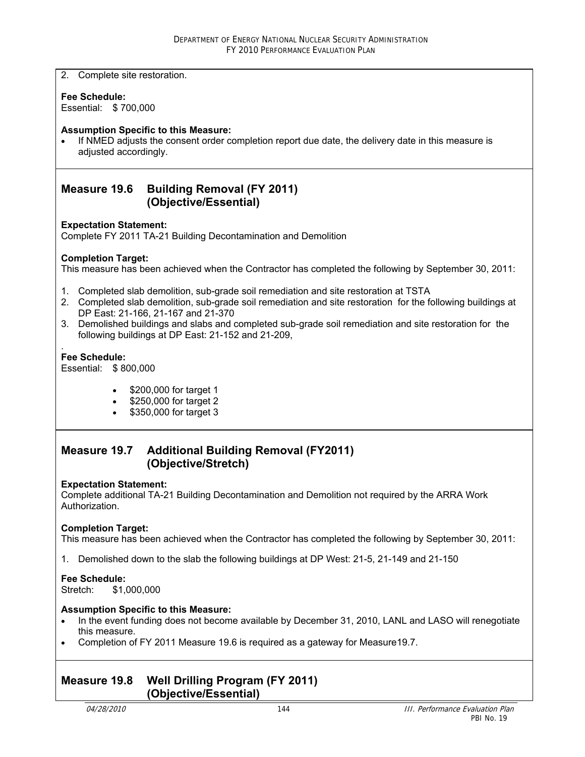2. Complete site restoration.

**Fee Schedule:**
Essential: $ 700,000

**Assumption Specific to this Measure:**

- If NMED adjusts the consent order completion report due date, the delivery date in this measure is adjusted accordingly.

## Measure 19.6 Building Removal (FY 2011) (Objective/Essential)

**Expectation Statement:**
Complete FY 2011 TA-21 Building Decontamination and Demolition

**Completion Target:**
This measure has been achieved when the Contractor has completed the following by September 30, 2011:

1. Completed slab demolition, sub-grade soil remediation and site restoration at TSTA
2. Completed slab demolition, sub-grade soil remediation and site restoration for the following buildings at DP East: 21-166, 21-167 and 21-370
3. Demolished buildings and slabs and completed sub-grade soil remediation and site restoration for the following buildings at DP East: 21-152 and 21-209,

.

**Fee Schedule:**
Essential: $ 800,000

- $200,000 for target 1
- $250,000 for target 2
- $350,000 for target 3

## Measure 19.7 Additional Building Removal (FY2011) (Objective/Stretch)

**Expectation Statement:**
Complete additional TA-21 Building Decontamination and Demolition not required by the ARRA Work Authorization.

**Completion Target:**
This measure has been achieved when the Contractor has completed the following by September 30, 2011:

1. Demolished down to the slab the following buildings at DP West: 21-5, 21-149 and 21-150

**Fee Schedule:**
Stretch: $1,000,000

**Assumption Specific to this Measure:**

- In the event funding does not become available by December 31, 2010, LANL and LASO will renegotiate this measure.
- Completion of FY 2011 Measure 19.6 is required as a gateway for Measure19.7.

## Measure 19.8 Well Drilling Program (FY 2011) (Objective/Essential)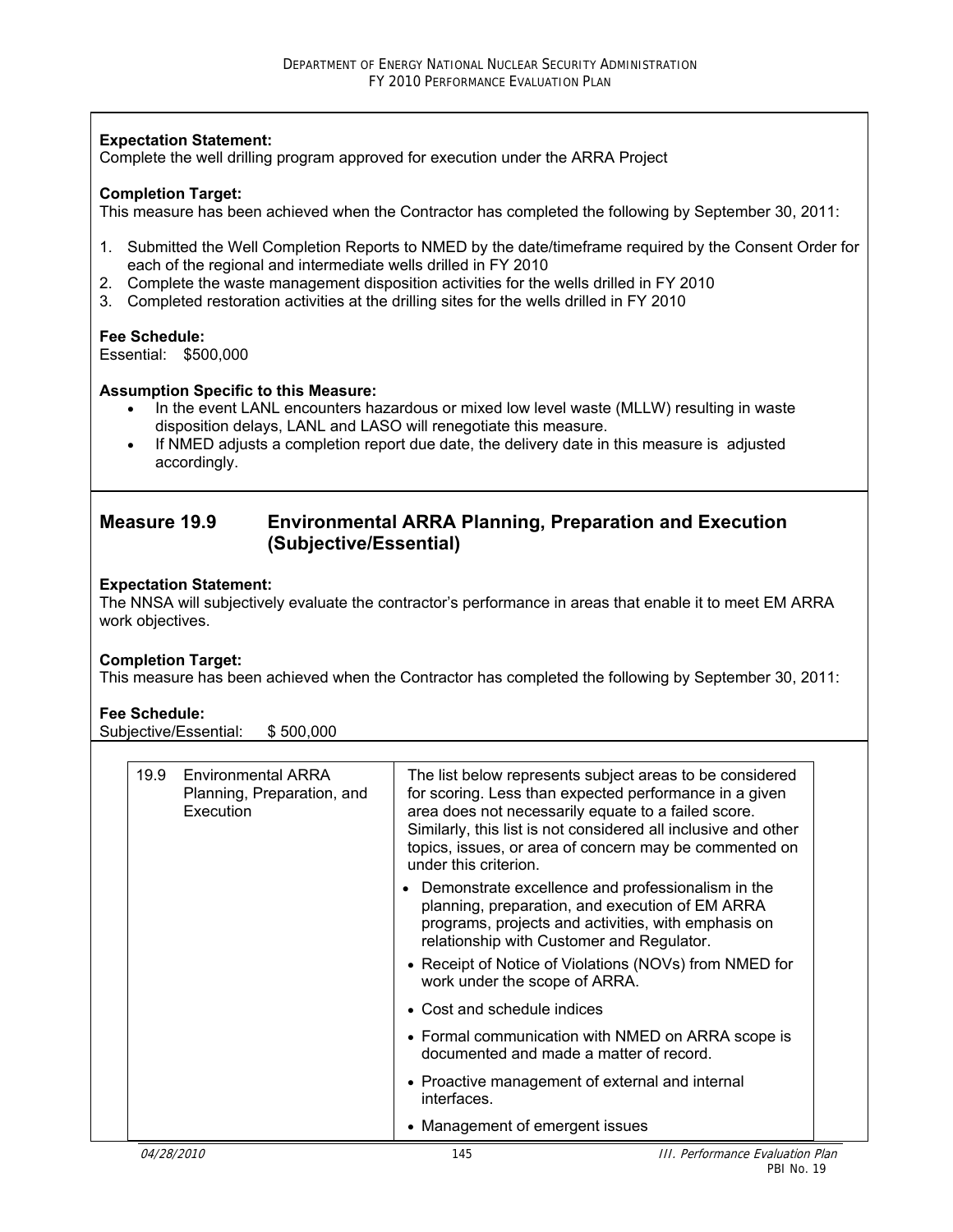**Expectation Statement:**
Complete the well drilling program approved for execution under the ARRA Project

**Completion Target:**
This measure has been achieved when the Contractor has completed the following by September 30, 2011:

1. Submitted the Well Completion Reports to NMED by the date/timeframe required by the Consent Order for each of the regional and intermediate wells drilled in FY 2010
2. Complete the waste management disposition activities for the wells drilled in FY 2010
3. Completed restoration activities at the drilling sites for the wells drilled in FY 2010

**Fee Schedule:**
Essential: $500,000

**Assumption Specific to this Measure:**

- In the event LANL encounters hazardous or mixed low level waste (MLLW) resulting in waste disposition delays, LANL and LASO will renegotiate this measure.
- If NMED adjusts a completion report due date, the delivery date in this measure is adjusted accordingly.

## Measure 19.9 Environmental ARRA Planning, Preparation and Execution (Subjective/Essential)

**Expectation Statement:**
The NNSA will subjectively evaluate the contractor's performance in areas that enable it to meet EM ARRA work objectives.

**Completion Target:**
This measure has been achieved when the Contractor has completed the following by September 30, 2011:

**Fee Schedule:**
Subjective/Essential: $ 500,000

| | | |
|---|---|---|
| 19.9 | Environmental ARRA Planning, Preparation, and Execution | The list below represents subject areas to be considered for scoring. Less than expected performance in a given area does not necessarily equate to a failed score. Similarly, this list is not considered all inclusive and other topics, issues, or area of concern may be commented on under this criterion.<br>• Demonstrate excellence and professionalism in the planning, preparation, and execution of EM ARRA programs, projects and activities, with emphasis on relationship with Customer and Regulator.<br>• Receipt of Notice of Violations (NOVs) from NMED for work under the scope of ARRA.<br>• Cost and schedule indices<br>• Formal communication with NMED on ARRA scope is documented and made a matter of record.<br>• Proactive management of external and internal interfaces.<br>• Management of emergent issues |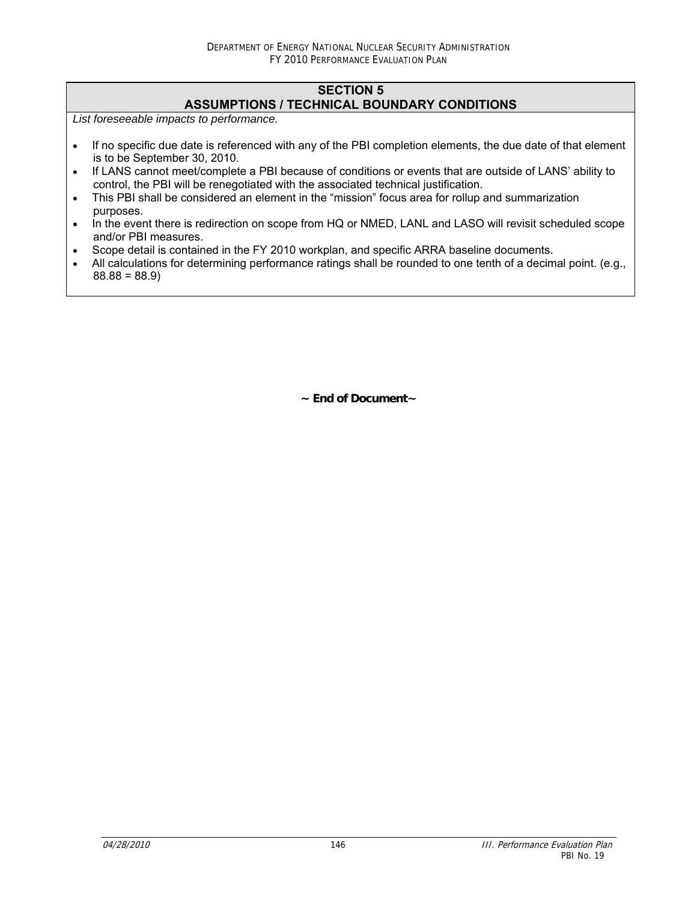## SECTION 5
## ASSUMPTIONS / TECHNICAL BOUNDARY CONDITIONS

*List foreseeable impacts to performance.*

- If no specific due date is referenced with any of the PBI completion elements, the due date of that element is to be September 30, 2010.
- If LANS cannot meet/complete a PBI because of conditions or events that are outside of LANS' ability to control, the PBI will be renegotiated with the associated technical justification.
- This PBI shall be considered an element in the "mission" focus area for rollup and summarization purposes.
- In the event there is redirection on scope from HQ or NMED, LANL and LASO will revisit scheduled scope and/or PBI measures.
- Scope detail is contained in the FY 2010 workplan, and specific ARRA baseline documents.
- All calculations for determining performance ratings shall be rounded to one tenth of a decimal point. (e.g., 88.88 = 88.9)

**~ End of Document~**